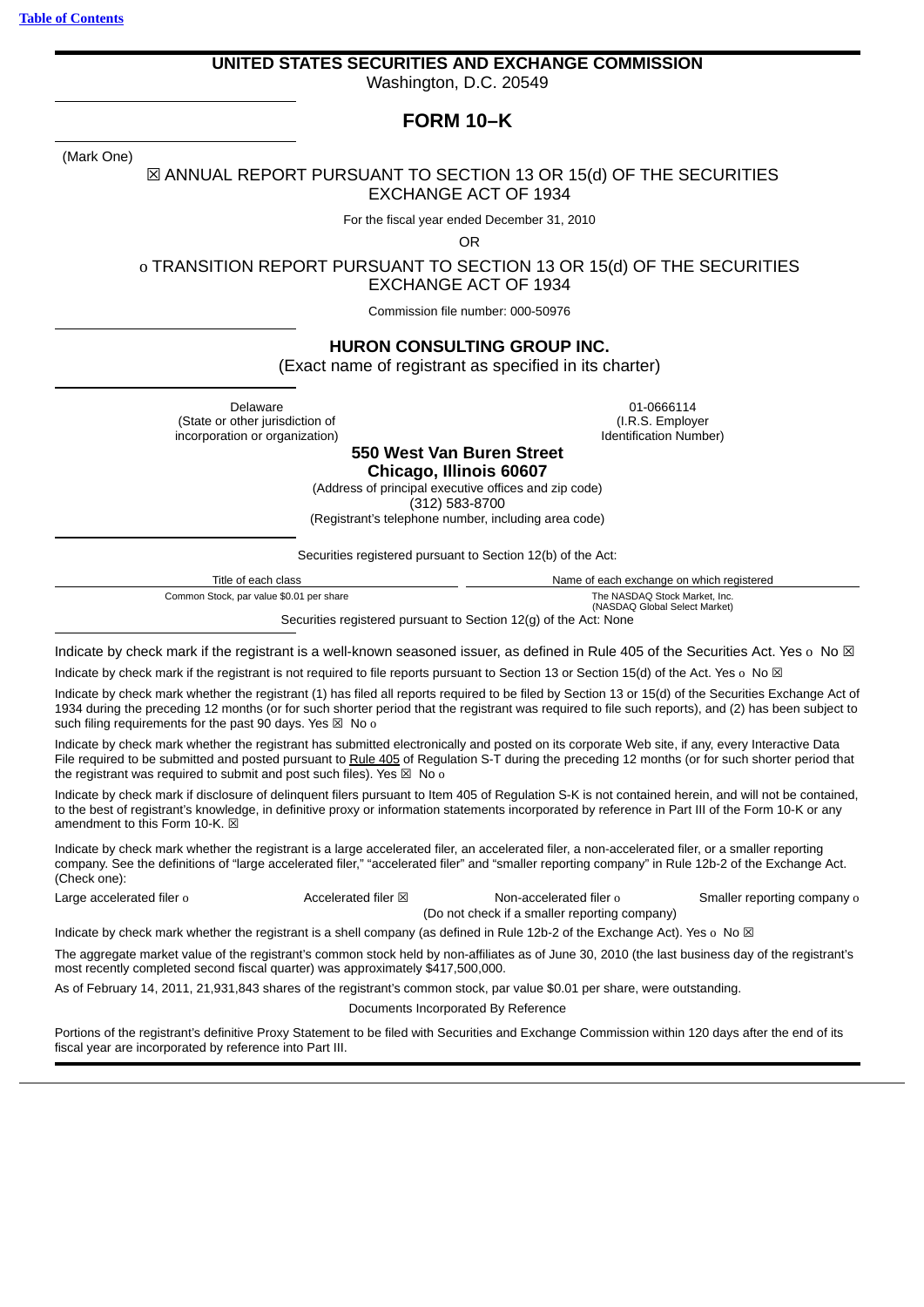[Table of Contents](#)

**UNITED STATES SECURITIES AND EXCHANGE COMMISSION**

Washington, D.C. 20549

# FORM 10–K

(Mark One)

☒ ANNUAL REPORT PURSUANT TO SECTION 13 OR 15(d) OF THE SECURITIES EXCHANGE ACT OF 1934

For the fiscal year ended December 31, 2010

OR

o TRANSITION REPORT PURSUANT TO SECTION 13 OR 15(d) OF THE SECURITIES EXCHANGE ACT OF 1934

Commission file number: 000-50976

**HURON CONSULTING GROUP INC.**

(Exact name of registrant as specified in its charter)

| Delaware | 01-0666114 |
|---|---|
| (State or other jurisdiction of incorporation or organization) | (I.R.S. Employer Identification Number) |

**550 West Van Buren Street**
**Chicago, Illinois 60607**

(Address of principal executive offices and zip code)

(312) 583-8700

(Registrant's telephone number, including area code)

Securities registered pursuant to Section 12(b) of the Act:

| Title of each class | Name of each exchange on which registered |
|---|---|
| Common Stock, par value $0.01 per share | The NASDAQ Stock Market, Inc. (NASDAQ Global Select Market) |

Securities registered pursuant to Section 12(g) of the Act: None

Indicate by check mark if the registrant is a well-known seasoned issuer, as defined in Rule 405 of the Securities Act. Yes o No ☒

Indicate by check mark if the registrant is not required to file reports pursuant to Section 13 or Section 15(d) of the Act. Yes o No ☒

Indicate by check mark whether the registrant (1) has filed all reports required to be filed by Section 13 or 15(d) of the Securities Exchange Act of 1934 during the preceding 12 months (or for such shorter period that the registrant was required to file such reports), and (2) has been subject to such filing requirements for the past 90 days. Yes ☒ No o

Indicate by check mark whether the registrant has submitted electronically and posted on its corporate Web site, if any, every Interactive Data File required to be submitted and posted pursuant to Rule 405 of Regulation S-T during the preceding 12 months (or for such shorter period that the registrant was required to submit and post such files). Yes ☒ No o

Indicate by check mark if disclosure of delinquent filers pursuant to Item 405 of Regulation S-K is not contained herein, and will not be contained, to the best of registrant's knowledge, in definitive proxy or information statements incorporated by reference in Part III of the Form 10-K or any amendment to this Form 10-K. ☒

Indicate by check mark whether the registrant is a large accelerated filer, an accelerated filer, a non-accelerated filer, or a smaller reporting company. See the definitions of "large accelerated filer," "accelerated filer" and "smaller reporting company" in Rule 12b-2 of the Exchange Act. (Check one):

| Large accelerated filer o | Accelerated filer ☒ | Non-accelerated filer o (Do not check if a smaller reporting company) | Smaller reporting company o |
|---|---|---|---|

Indicate by check mark whether the registrant is a shell company (as defined in Rule 12b-2 of the Exchange Act). Yes o No ☒

The aggregate market value of the registrant's common stock held by non-affiliates as of June 30, 2010 (the last business day of the registrant's most recently completed second fiscal quarter) was approximately $417,500,000.

As of February 14, 2011, 21,931,843 shares of the registrant's common stock, par value $0.01 per share, were outstanding.

Documents Incorporated By Reference

Portions of the registrant's definitive Proxy Statement to be filed with Securities and Exchange Commission within 120 days after the end of its fiscal year are incorporated by reference into Part III.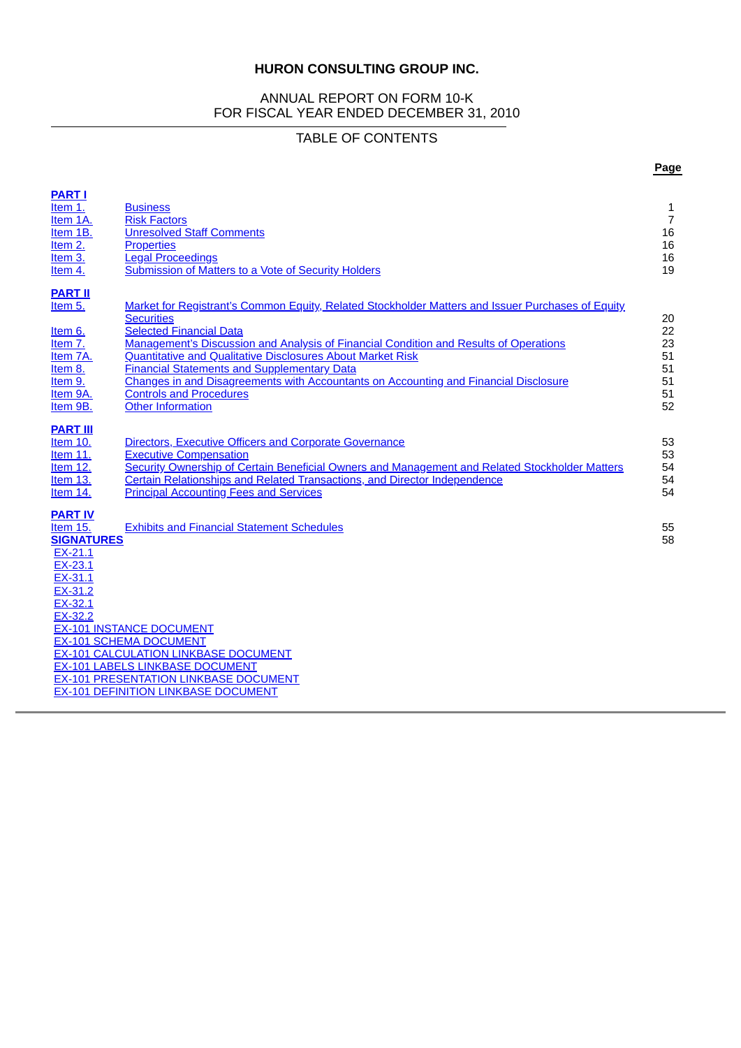**HURON CONSULTING GROUP INC.**

ANNUAL REPORT ON FORM 10-K
FOR FISCAL YEAR ENDED DECEMBER 31, 2010

TABLE OF CONTENTS

| | | Page |
|---|---|---|
| **PART I** | | |
| Item 1. | Business | 1 |
| Item 1A. | Risk Factors | 7 |
| Item 1B. | Unresolved Staff Comments | 16 |
| Item 2. | Properties | 16 |
| Item 3. | Legal Proceedings | 16 |
| Item 4. | Submission of Matters to a Vote of Security Holders | 19 |
| **PART II** | | |
| Item 5. | Market for Registrant's Common Equity, Related Stockholder Matters and Issuer Purchases of Equity Securities | 20 |
| Item 6. | Selected Financial Data | 22 |
| Item 7. | Management's Discussion and Analysis of Financial Condition and Results of Operations | 23 |
| Item 7A. | Quantitative and Qualitative Disclosures About Market Risk | 51 |
| Item 8. | Financial Statements and Supplementary Data | 51 |
| Item 9. | Changes in and Disagreements with Accountants on Accounting and Financial Disclosure | 51 |
| Item 9A. | Controls and Procedures | 51 |
| Item 9B. | Other Information | 52 |
| **PART III** | | |
| Item 10. | Directors, Executive Officers and Corporate Governance | 53 |
| Item 11. | Executive Compensation | 53 |
| Item 12. | Security Ownership of Certain Beneficial Owners and Management and Related Stockholder Matters | 54 |
| Item 13. | Certain Relationships and Related Transactions, and Director Independence | 54 |
| Item 14. | Principal Accounting Fees and Services | 54 |
| **PART IV** | | |
| Item 15. | Exhibits and Financial Statement Schedules | 55 |
| **SIGNATURES** | | 58 |

EX-21.1
EX-23.1
EX-31.1
EX-31.2
EX-32.1
EX-32.2
EX-101 INSTANCE DOCUMENT
EX-101 SCHEMA DOCUMENT
EX-101 CALCULATION LINKBASE DOCUMENT
EX-101 LABELS LINKBASE DOCUMENT
EX-101 PRESENTATION LINKBASE DOCUMENT
EX-101 DEFINITION LINKBASE DOCUMENT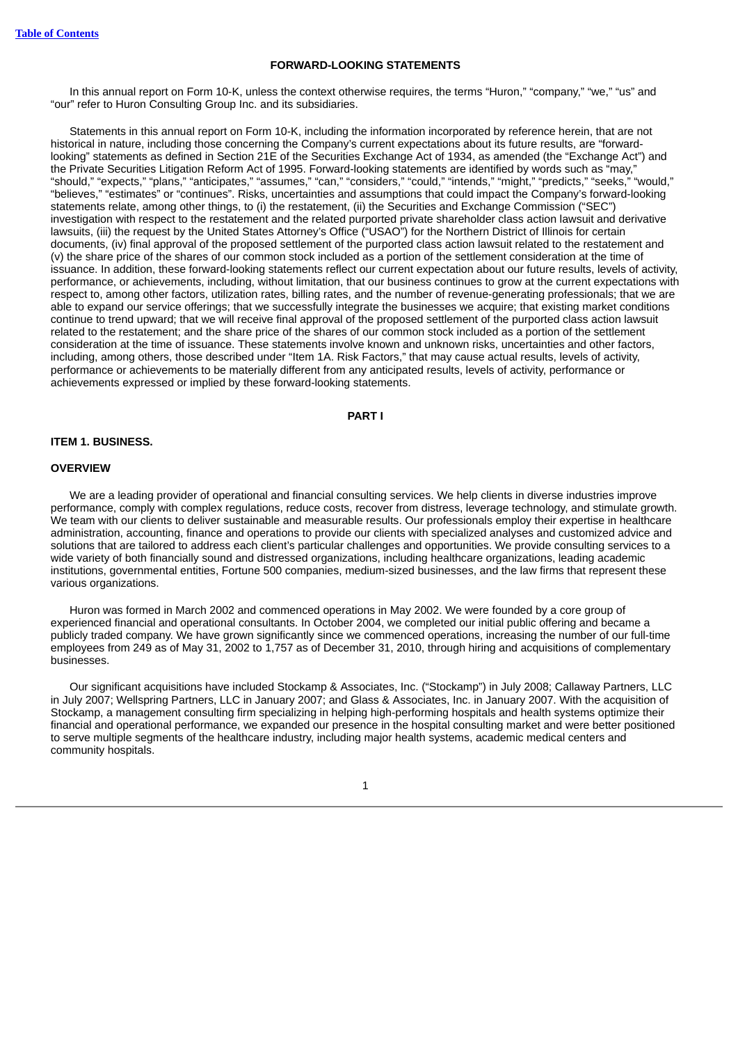## FORWARD-LOOKING STATEMENTS

In this annual report on Form 10-K, unless the context otherwise requires, the terms "Huron," "company," "we," "us" and "our" refer to Huron Consulting Group Inc. and its subsidiaries.

Statements in this annual report on Form 10-K, including the information incorporated by reference herein, that are not historical in nature, including those concerning the Company's current expectations about its future results, are "forward-looking" statements as defined in Section 21E of the Securities Exchange Act of 1934, as amended (the "Exchange Act") and the Private Securities Litigation Reform Act of 1995. Forward-looking statements are identified by words such as "may," "should," "expects," "plans," "anticipates," "assumes," "can," "considers," "could," "intends," "might," "predicts," "seeks," "would," "believes," "estimates" or "continues". Risks, uncertainties and assumptions that could impact the Company's forward-looking statements relate, among other things, to (i) the restatement, (ii) the Securities and Exchange Commission ("SEC") investigation with respect to the restatement and the related purported private shareholder class action lawsuit and derivative lawsuits, (iii) the request by the United States Attorney's Office ("USAO") for the Northern District of Illinois for certain documents, (iv) final approval of the proposed settlement of the purported class action lawsuit related to the restatement and (v) the share price of the shares of our common stock included as a portion of the settlement consideration at the time of issuance. In addition, these forward-looking statements reflect our current expectation about our future results, levels of activity, performance, or achievements, including, without limitation, that our business continues to grow at the current expectations with respect to, among other factors, utilization rates, billing rates, and the number of revenue-generating professionals; that we are able to expand our service offerings; that we successfully integrate the businesses we acquire; that existing market conditions continue to trend upward; that we will receive final approval of the proposed settlement of the purported class action lawsuit related to the restatement; and the share price of the shares of our common stock included as a portion of the settlement consideration at the time of issuance. These statements involve known and unknown risks, uncertainties and other factors, including, among others, those described under "Item 1A. Risk Factors," that may cause actual results, levels of activity, performance or achievements to be materially different from any anticipated results, levels of activity, performance or achievements expressed or implied by these forward-looking statements.

# PART I

## ITEM 1. BUSINESS.

### OVERVIEW

We are a leading provider of operational and financial consulting services. We help clients in diverse industries improve performance, comply with complex regulations, reduce costs, recover from distress, leverage technology, and stimulate growth. We team with our clients to deliver sustainable and measurable results. Our professionals employ their expertise in healthcare administration, accounting, finance and operations to provide our clients with specialized analyses and customized advice and solutions that are tailored to address each client's particular challenges and opportunities. We provide consulting services to a wide variety of both financially sound and distressed organizations, including healthcare organizations, leading academic institutions, governmental entities, Fortune 500 companies, medium-sized businesses, and the law firms that represent these various organizations.

Huron was formed in March 2002 and commenced operations in May 2002. We were founded by a core group of experienced financial and operational consultants. In October 2004, we completed our initial public offering and became a publicly traded company. We have grown significantly since we commenced operations, increasing the number of our full-time employees from 249 as of May 31, 2002 to 1,757 as of December 31, 2010, through hiring and acquisitions of complementary businesses.

Our significant acquisitions have included Stockamp & Associates, Inc. ("Stockamp") in July 2008; Callaway Partners, LLC in July 2007; Wellspring Partners, LLC in January 2007; and Glass & Associates, Inc. in January 2007. With the acquisition of Stockamp, a management consulting firm specializing in helping high-performing hospitals and health systems optimize their financial and operational performance, we expanded our presence in the hospital consulting market and were better positioned to serve multiple segments of the healthcare industry, including major health systems, academic medical centers and community hospitals.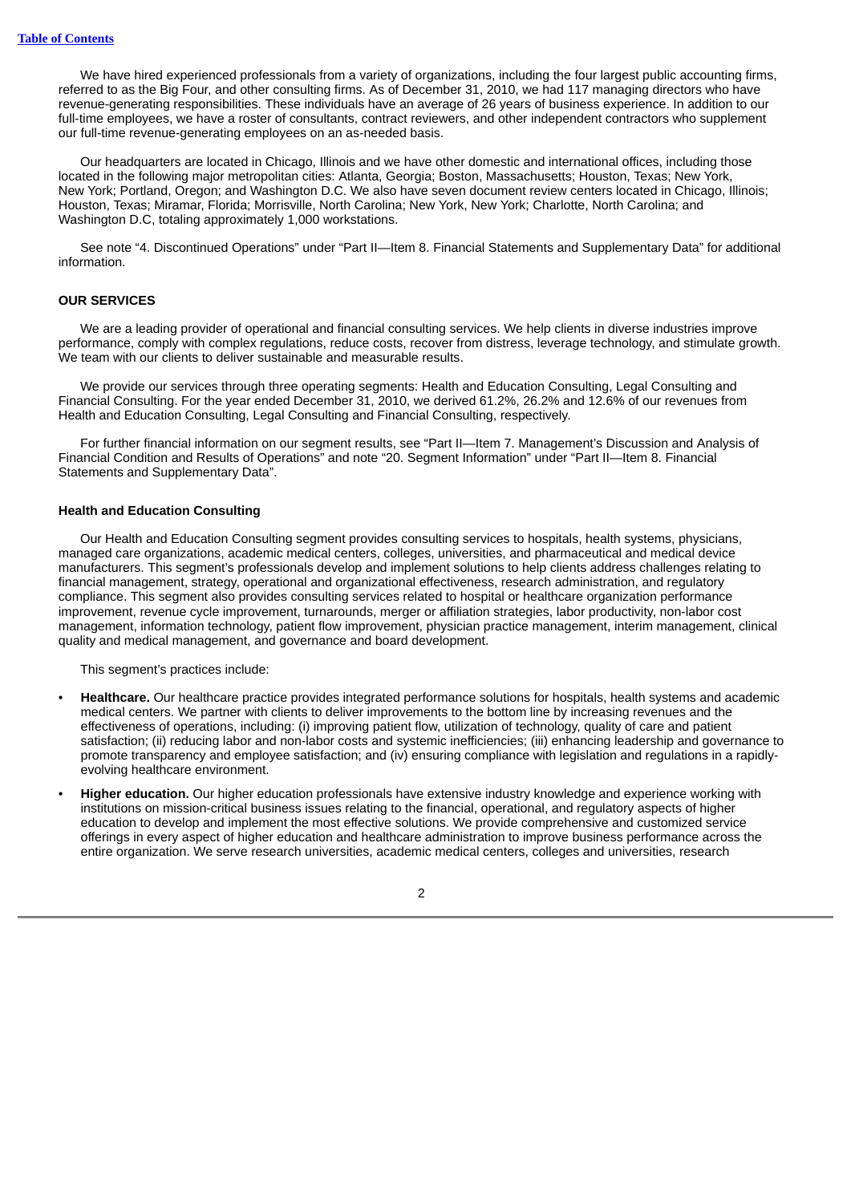We have hired experienced professionals from a variety of organizations, including the four largest public accounting firms, referred to as the Big Four, and other consulting firms. As of December 31, 2010, we had 117 managing directors who have revenue-generating responsibilities. These individuals have an average of 26 years of business experience. In addition to our full-time employees, we have a roster of consultants, contract reviewers, and other independent contractors who supplement our full-time revenue-generating employees on an as-needed basis.

Our headquarters are located in Chicago, Illinois and we have other domestic and international offices, including those located in the following major metropolitan cities: Atlanta, Georgia; Boston, Massachusetts; Houston, Texas; New York, New York; Portland, Oregon; and Washington D.C. We also have seven document review centers located in Chicago, Illinois; Houston, Texas; Miramar, Florida; Morrisville, North Carolina; New York, New York; Charlotte, North Carolina; and Washington D.C, totaling approximately 1,000 workstations.

See note "4. Discontinued Operations" under "Part II—Item 8. Financial Statements and Supplementary Data" for additional information.

## OUR SERVICES

We are a leading provider of operational and financial consulting services. We help clients in diverse industries improve performance, comply with complex regulations, reduce costs, recover from distress, leverage technology, and stimulate growth. We team with our clients to deliver sustainable and measurable results.

We provide our services through three operating segments: Health and Education Consulting, Legal Consulting and Financial Consulting. For the year ended December 31, 2010, we derived 61.2%, 26.2% and 12.6% of our revenues from Health and Education Consulting, Legal Consulting and Financial Consulting, respectively.

For further financial information on our segment results, see "Part II—Item 7. Management's Discussion and Analysis of Financial Condition and Results of Operations" and note "20. Segment Information" under "Part II—Item 8. Financial Statements and Supplementary Data".

### Health and Education Consulting

Our Health and Education Consulting segment provides consulting services to hospitals, health systems, physicians, managed care organizations, academic medical centers, colleges, universities, and pharmaceutical and medical device manufacturers. This segment's professionals develop and implement solutions to help clients address challenges relating to financial management, strategy, operational and organizational effectiveness, research administration, and regulatory compliance. This segment also provides consulting services related to hospital or healthcare organization performance improvement, revenue cycle improvement, turnarounds, merger or affiliation strategies, labor productivity, non-labor cost management, information technology, patient flow improvement, physician practice management, interim management, clinical quality and medical management, and governance and board development.

This segment's practices include:

- **Healthcare.** Our healthcare practice provides integrated performance solutions for hospitals, health systems and academic medical centers. We partner with clients to deliver improvements to the bottom line by increasing revenues and the effectiveness of operations, including: (i) improving patient flow, utilization of technology, quality of care and patient satisfaction; (ii) reducing labor and non-labor costs and systemic inefficiencies; (iii) enhancing leadership and governance to promote transparency and employee satisfaction; and (iv) ensuring compliance with legislation and regulations in a rapidly-evolving healthcare environment.
- **Higher education.** Our higher education professionals have extensive industry knowledge and experience working with institutions on mission-critical business issues relating to the financial, operational, and regulatory aspects of higher education to develop and implement the most effective solutions. We provide comprehensive and customized service offerings in every aspect of higher education and healthcare administration to improve business performance across the entire organization. We serve research universities, academic medical centers, colleges and universities, research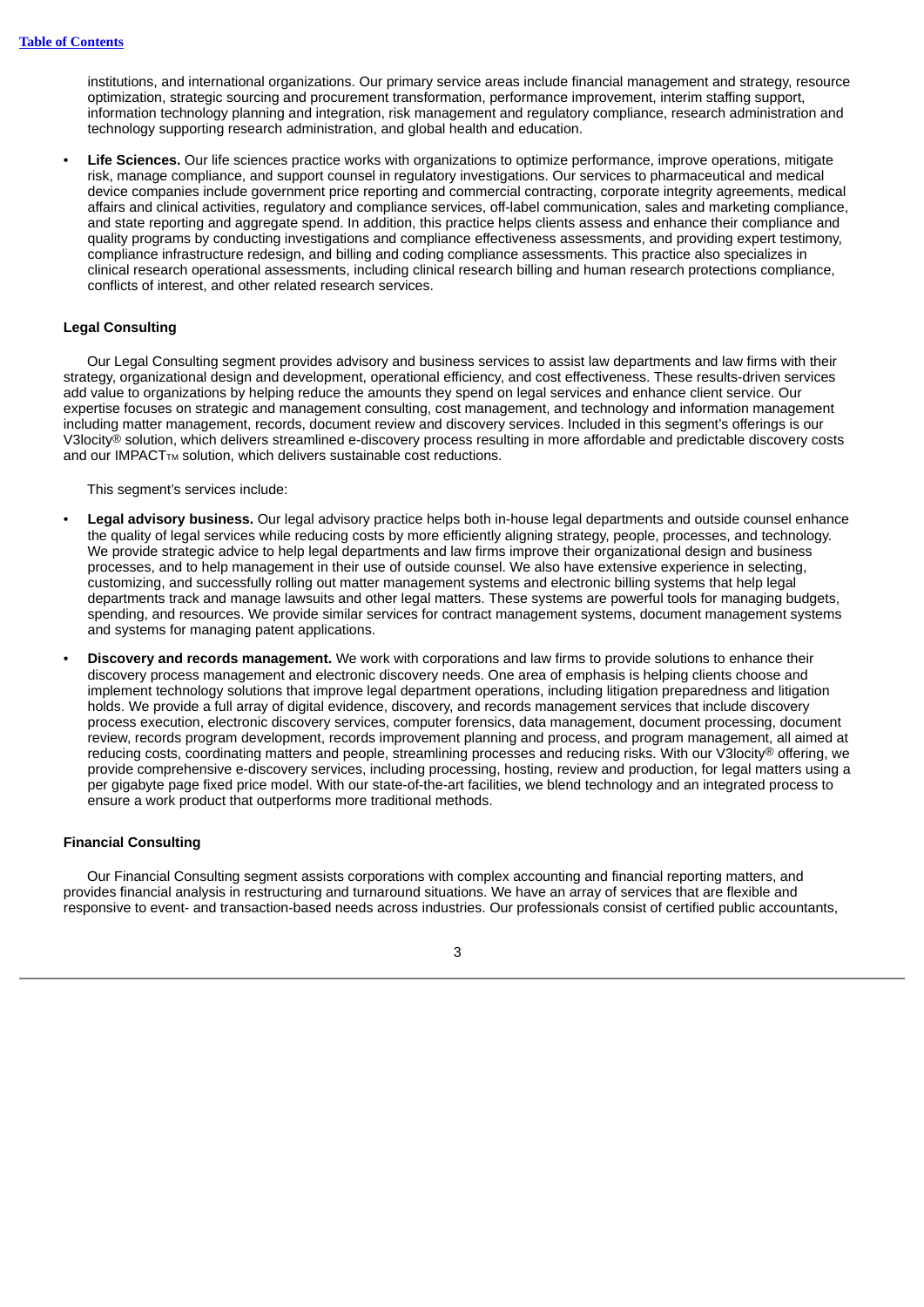institutions, and international organizations. Our primary service areas include financial management and strategy, resource optimization, strategic sourcing and procurement transformation, performance improvement, interim staffing support, information technology planning and integration, risk management and regulatory compliance, research administration and technology supporting research administration, and global health and education.

- **Life Sciences.** Our life sciences practice works with organizations to optimize performance, improve operations, mitigate risk, manage compliance, and support counsel in regulatory investigations. Our services to pharmaceutical and medical device companies include government price reporting and commercial contracting, corporate integrity agreements, medical affairs and clinical activities, regulatory and compliance services, off-label communication, sales and marketing compliance, and state reporting and aggregate spend. In addition, this practice helps clients assess and enhance their compliance and quality programs by conducting investigations and compliance effectiveness assessments, and providing expert testimony, compliance infrastructure redesign, and billing and coding compliance assessments. This practice also specializes in clinical research operational assessments, including clinical research billing and human research protections compliance, conflicts of interest, and other related research services.

### Legal Consulting

Our Legal Consulting segment provides advisory and business services to assist law departments and law firms with their strategy, organizational design and development, operational efficiency, and cost effectiveness. These results-driven services add value to organizations by helping reduce the amounts they spend on legal services and enhance client service. Our expertise focuses on strategic and management consulting, cost management, and technology and information management including matter management, records, document review and discovery services. Included in this segment's offerings is our V3locity® solution, which delivers streamlined e-discovery process resulting in more affordable and predictable discovery costs and our IMPACT™ solution, which delivers sustainable cost reductions.

This segment's services include:

- **Legal advisory business.** Our legal advisory practice helps both in-house legal departments and outside counsel enhance the quality of legal services while reducing costs by more efficiently aligning strategy, people, processes, and technology. We provide strategic advice to help legal departments and law firms improve their organizational design and business processes, and to help management in their use of outside counsel. We also have extensive experience in selecting, customizing, and successfully rolling out matter management systems and electronic billing systems that help legal departments track and manage lawsuits and other legal matters. These systems are powerful tools for managing budgets, spending, and resources. We provide similar services for contract management systems, document management systems and systems for managing patent applications.
- **Discovery and records management.** We work with corporations and law firms to provide solutions to enhance their discovery process management and electronic discovery needs. One area of emphasis is helping clients choose and implement technology solutions that improve legal department operations, including litigation preparedness and litigation holds. We provide a full array of digital evidence, discovery, and records management services that include discovery process execution, electronic discovery services, computer forensics, data management, document processing, document review, records program development, records improvement planning and process, and program management, all aimed at reducing costs, coordinating matters and people, streamlining processes and reducing risks. With our V3locity® offering, we provide comprehensive e-discovery services, including processing, hosting, review and production, for legal matters using a per gigabyte page fixed price model. With our state-of-the-art facilities, we blend technology and an integrated process to ensure a work product that outperforms more traditional methods.

### Financial Consulting

Our Financial Consulting segment assists corporations with complex accounting and financial reporting matters, and provides financial analysis in restructuring and turnaround situations. We have an array of services that are flexible and responsive to event- and transaction-based needs across industries. Our professionals consist of certified public accountants,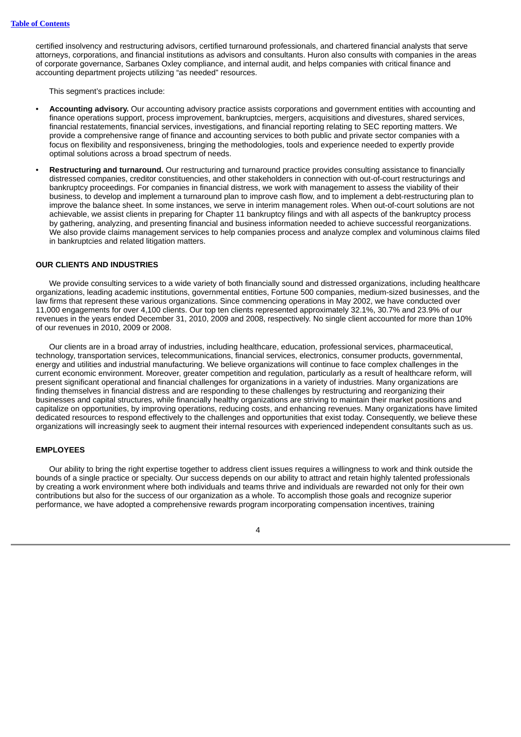certified insolvency and restructuring advisors, certified turnaround professionals, and chartered financial analysts that serve attorneys, corporations, and financial institutions as advisors and consultants. Huron also consults with companies in the areas of corporate governance, Sarbanes Oxley compliance, and internal audit, and helps companies with critical finance and accounting department projects utilizing "as needed" resources.

This segment's practices include:

- **Accounting advisory.** Our accounting advisory practice assists corporations and government entities with accounting and finance operations support, process improvement, bankruptcies, mergers, acquisitions and divestures, shared services, financial restatements, financial services, investigations, and financial reporting relating to SEC reporting matters. We provide a comprehensive range of finance and accounting services to both public and private sector companies with a focus on flexibility and responsiveness, bringing the methodologies, tools and experience needed to expertly provide optimal solutions across a broad spectrum of needs.
- **Restructuring and turnaround.** Our restructuring and turnaround practice provides consulting assistance to financially distressed companies, creditor constituencies, and other stakeholders in connection with out-of-court restructurings and bankruptcy proceedings. For companies in financial distress, we work with management to assess the viability of their business, to develop and implement a turnaround plan to improve cash flow, and to implement a debt-restructuring plan to improve the balance sheet. In some instances, we serve in interim management roles. When out-of-court solutions are not achievable, we assist clients in preparing for Chapter 11 bankruptcy filings and with all aspects of the bankruptcy process by gathering, analyzing, and presenting financial and business information needed to achieve successful reorganizations. We also provide claims management services to help companies process and analyze complex and voluminous claims filed in bankruptcies and related litigation matters.

## OUR CLIENTS AND INDUSTRIES

We provide consulting services to a wide variety of both financially sound and distressed organizations, including healthcare organizations, leading academic institutions, governmental entities, Fortune 500 companies, medium-sized businesses, and the law firms that represent these various organizations. Since commencing operations in May 2002, we have conducted over 11,000 engagements for over 4,100 clients. Our top ten clients represented approximately 32.1%, 30.7% and 23.9% of our revenues in the years ended December 31, 2010, 2009 and 2008, respectively. No single client accounted for more than 10% of our revenues in 2010, 2009 or 2008.

Our clients are in a broad array of industries, including healthcare, education, professional services, pharmaceutical, technology, transportation services, telecommunications, financial services, electronics, consumer products, governmental, energy and utilities and industrial manufacturing. We believe organizations will continue to face complex challenges in the current economic environment. Moreover, greater competition and regulation, particularly as a result of healthcare reform, will present significant operational and financial challenges for organizations in a variety of industries. Many organizations are finding themselves in financial distress and are responding to these challenges by restructuring and reorganizing their businesses and capital structures, while financially healthy organizations are striving to maintain their market positions and capitalize on opportunities, by improving operations, reducing costs, and enhancing revenues. Many organizations have limited dedicated resources to respond effectively to the challenges and opportunities that exist today. Consequently, we believe these organizations will increasingly seek to augment their internal resources with experienced independent consultants such as us.

## EMPLOYEES

Our ability to bring the right expertise together to address client issues requires a willingness to work and think outside the bounds of a single practice or specialty. Our success depends on our ability to attract and retain highly talented professionals by creating a work environment where both individuals and teams thrive and individuals are rewarded not only for their own contributions but also for the success of our organization as a whole. To accomplish those goals and recognize superior performance, we have adopted a comprehensive rewards program incorporating compensation incentives, training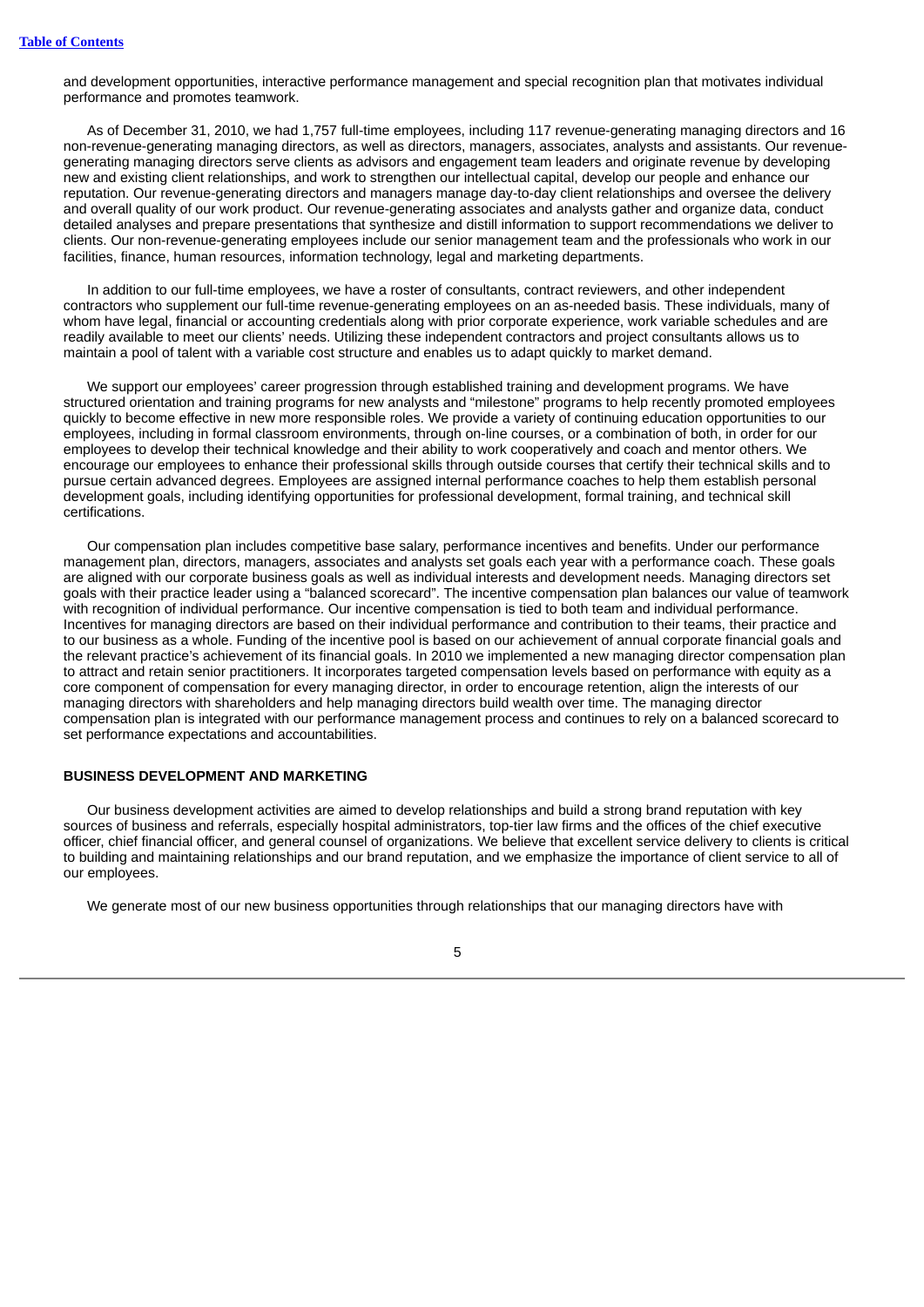and development opportunities, interactive performance management and special recognition plan that motivates individual performance and promotes teamwork.

As of December 31, 2010, we had 1,757 full-time employees, including 117 revenue-generating managing directors and 16 non-revenue-generating managing directors, as well as directors, managers, associates, analysts and assistants. Our revenue-generating managing directors serve clients as advisors and engagement team leaders and originate revenue by developing new and existing client relationships, and work to strengthen our intellectual capital, develop our people and enhance our reputation. Our revenue-generating directors and managers manage day-to-day client relationships and oversee the delivery and overall quality of our work product. Our revenue-generating associates and analysts gather and organize data, conduct detailed analyses and prepare presentations that synthesize and distill information to support recommendations we deliver to clients. Our non-revenue-generating employees include our senior management team and the professionals who work in our facilities, finance, human resources, information technology, legal and marketing departments.

In addition to our full-time employees, we have a roster of consultants, contract reviewers, and other independent contractors who supplement our full-time revenue-generating employees on an as-needed basis. These individuals, many of whom have legal, financial or accounting credentials along with prior corporate experience, work variable schedules and are readily available to meet our clients' needs. Utilizing these independent contractors and project consultants allows us to maintain a pool of talent with a variable cost structure and enables us to adapt quickly to market demand.

We support our employees' career progression through established training and development programs. We have structured orientation and training programs for new analysts and "milestone" programs to help recently promoted employees quickly to become effective in new more responsible roles. We provide a variety of continuing education opportunities to our employees, including in formal classroom environments, through on-line courses, or a combination of both, in order for our employees to develop their technical knowledge and their ability to work cooperatively and coach and mentor others. We encourage our employees to enhance their professional skills through outside courses that certify their technical skills and to pursue certain advanced degrees. Employees are assigned internal performance coaches to help them establish personal development goals, including identifying opportunities for professional development, formal training, and technical skill certifications.

Our compensation plan includes competitive base salary, performance incentives and benefits. Under our performance management plan, directors, managers, associates and analysts set goals each year with a performance coach. These goals are aligned with our corporate business goals as well as individual interests and development needs. Managing directors set goals with their practice leader using a "balanced scorecard". The incentive compensation plan balances our value of teamwork with recognition of individual performance. Our incentive compensation is tied to both team and individual performance. Incentives for managing directors are based on their individual performance and contribution to their teams, their practice and to our business as a whole. Funding of the incentive pool is based on our achievement of annual corporate financial goals and the relevant practice's achievement of its financial goals. In 2010 we implemented a new managing director compensation plan to attract and retain senior practitioners. It incorporates targeted compensation levels based on performance with equity as a core component of compensation for every managing director, in order to encourage retention, align the interests of our managing directors with shareholders and help managing directors build wealth over time. The managing director compensation plan is integrated with our performance management process and continues to rely on a balanced scorecard to set performance expectations and accountabilities.

## BUSINESS DEVELOPMENT AND MARKETING

Our business development activities are aimed to develop relationships and build a strong brand reputation with key sources of business and referrals, especially hospital administrators, top-tier law firms and the offices of the chief executive officer, chief financial officer, and general counsel of organizations. We believe that excellent service delivery to clients is critical to building and maintaining relationships and our brand reputation, and we emphasize the importance of client service to all of our employees.

We generate most of our new business opportunities through relationships that our managing directors have with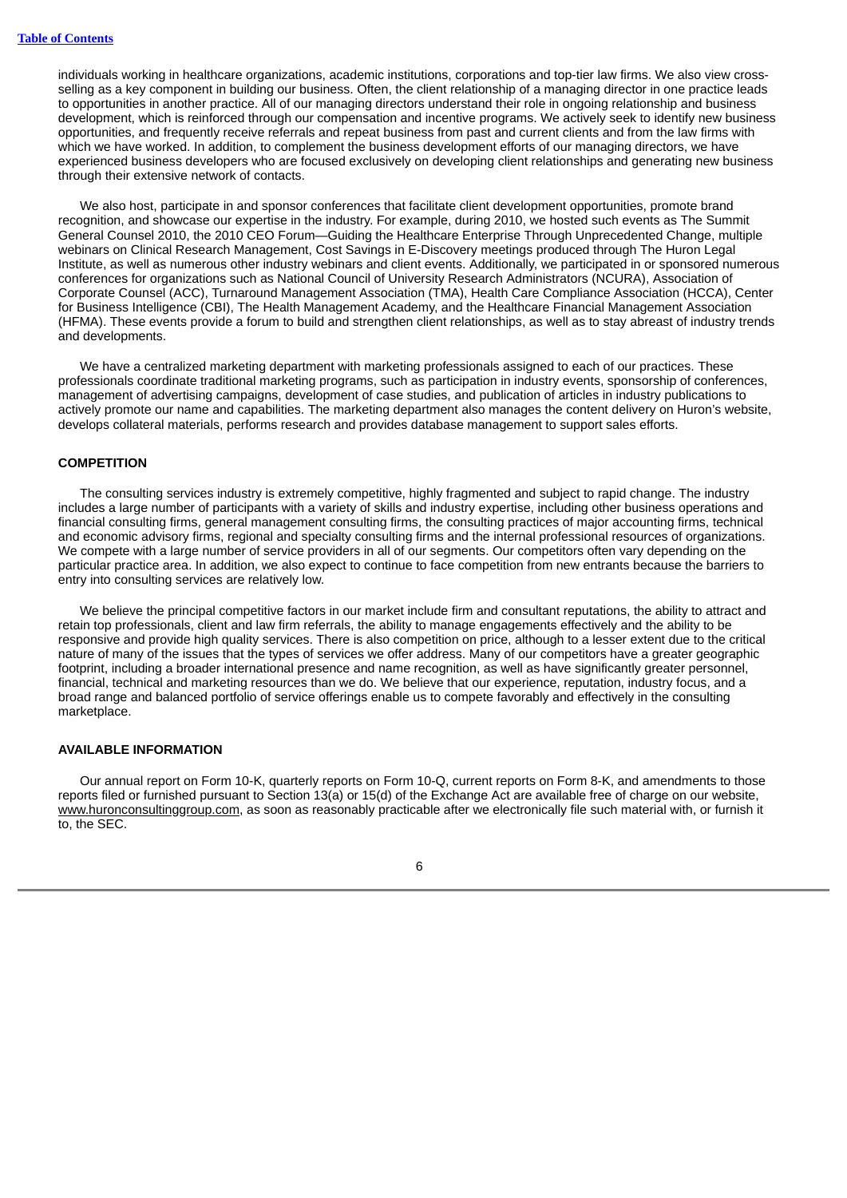individuals working in healthcare organizations, academic institutions, corporations and top-tier law firms. We also view cross-selling as a key component in building our business. Often, the client relationship of a managing director in one practice leads to opportunities in another practice. All of our managing directors understand their role in ongoing relationship and business development, which is reinforced through our compensation and incentive programs. We actively seek to identify new business opportunities, and frequently receive referrals and repeat business from past and current clients and from the law firms with which we have worked. In addition, to complement the business development efforts of our managing directors, we have experienced business developers who are focused exclusively on developing client relationships and generating new business through their extensive network of contacts.

We also host, participate in and sponsor conferences that facilitate client development opportunities, promote brand recognition, and showcase our expertise in the industry. For example, during 2010, we hosted such events as The Summit General Counsel 2010, the 2010 CEO Forum—Guiding the Healthcare Enterprise Through Unprecedented Change, multiple webinars on Clinical Research Management, Cost Savings in E-Discovery meetings produced through The Huron Legal Institute, as well as numerous other industry webinars and client events. Additionally, we participated in or sponsored numerous conferences for organizations such as National Council of University Research Administrators (NCURA), Association of Corporate Counsel (ACC), Turnaround Management Association (TMA), Health Care Compliance Association (HCCA), Center for Business Intelligence (CBI), The Health Management Academy, and the Healthcare Financial Management Association (HFMA). These events provide a forum to build and strengthen client relationships, as well as to stay abreast of industry trends and developments.

We have a centralized marketing department with marketing professionals assigned to each of our practices. These professionals coordinate traditional marketing programs, such as participation in industry events, sponsorship of conferences, management of advertising campaigns, development of case studies, and publication of articles in industry publications to actively promote our name and capabilities. The marketing department also manages the content delivery on Huron's website, develops collateral materials, performs research and provides database management to support sales efforts.

## COMPETITION

The consulting services industry is extremely competitive, highly fragmented and subject to rapid change. The industry includes a large number of participants with a variety of skills and industry expertise, including other business operations and financial consulting firms, general management consulting firms, the consulting practices of major accounting firms, technical and economic advisory firms, regional and specialty consulting firms and the internal professional resources of organizations. We compete with a large number of service providers in all of our segments. Our competitors often vary depending on the particular practice area. In addition, we also expect to continue to face competition from new entrants because the barriers to entry into consulting services are relatively low.

We believe the principal competitive factors in our market include firm and consultant reputations, the ability to attract and retain top professionals, client and law firm referrals, the ability to manage engagements effectively and the ability to be responsive and provide high quality services. There is also competition on price, although to a lesser extent due to the critical nature of many of the issues that the types of services we offer address. Many of our competitors have a greater geographic footprint, including a broader international presence and name recognition, as well as have significantly greater personnel, financial, technical and marketing resources than we do. We believe that our experience, reputation, industry focus, and a broad range and balanced portfolio of service offerings enable us to compete favorably and effectively in the consulting marketplace.

## AVAILABLE INFORMATION

Our annual report on Form 10-K, quarterly reports on Form 10-Q, current reports on Form 8-K, and amendments to those reports filed or furnished pursuant to Section 13(a) or 15(d) of the Exchange Act are available free of charge on our website, www.huronconsultinggroup.com, as soon as reasonably practicable after we electronically file such material with, or furnish it to, the SEC.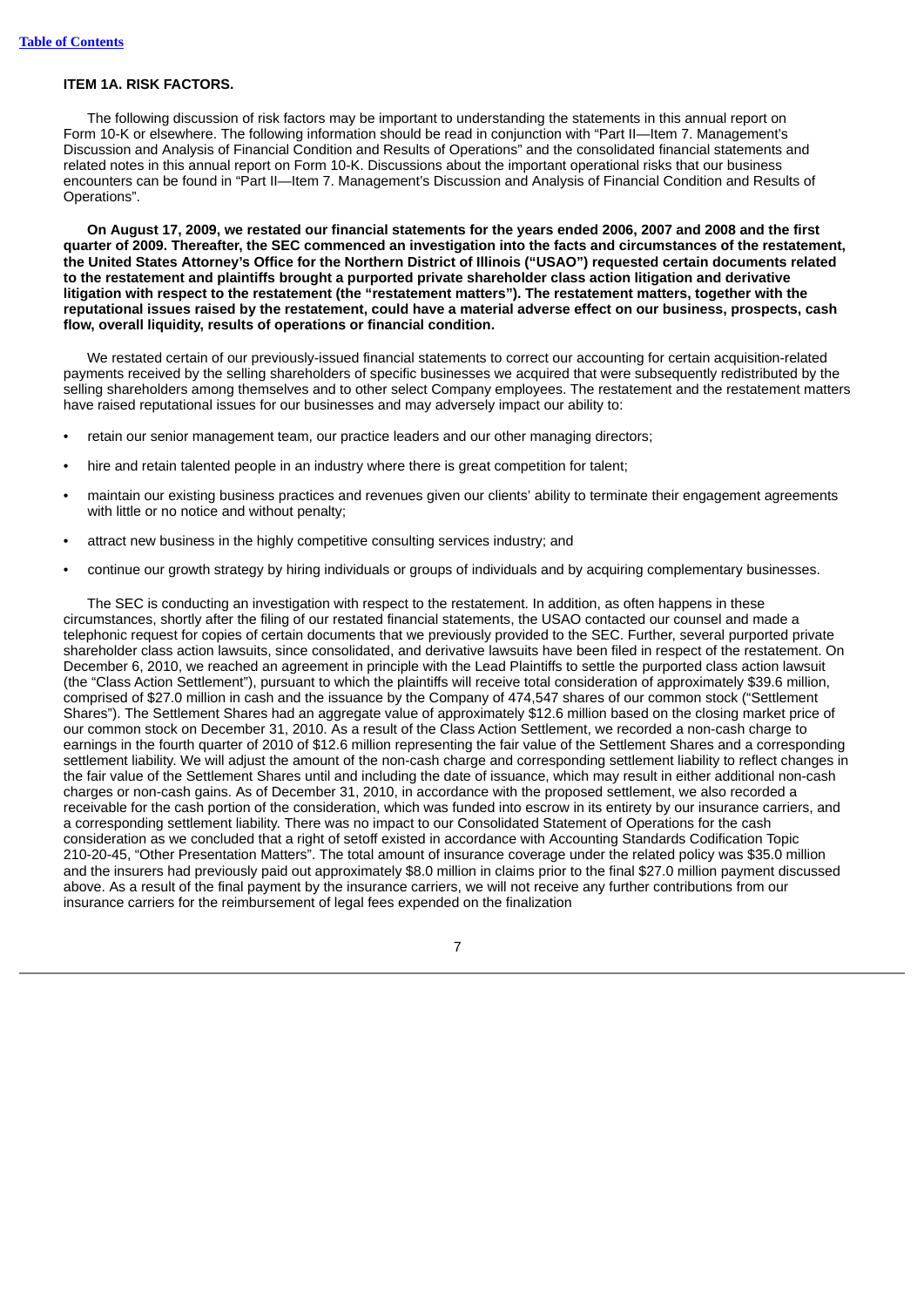## ITEM 1A. RISK FACTORS.

The following discussion of risk factors may be important to understanding the statements in this annual report on Form 10-K or elsewhere. The following information should be read in conjunction with "Part II—Item 7. Management's Discussion and Analysis of Financial Condition and Results of Operations" and the consolidated financial statements and related notes in this annual report on Form 10-K. Discussions about the important operational risks that our business encounters can be found in "Part II—Item 7. Management's Discussion and Analysis of Financial Condition and Results of Operations".

**On August 17, 2009, we restated our financial statements for the years ended 2006, 2007 and 2008 and the first quarter of 2009. Thereafter, the SEC commenced an investigation into the facts and circumstances of the restatement, the United States Attorney's Office for the Northern District of Illinois ("USAO") requested certain documents related to the restatement and plaintiffs brought a purported private shareholder class action litigation and derivative litigation with respect to the restatement (the "restatement matters"). The restatement matters, together with the reputational issues raised by the restatement, could have a material adverse effect on our business, prospects, cash flow, overall liquidity, results of operations or financial condition.**

We restated certain of our previously-issued financial statements to correct our accounting for certain acquisition-related payments received by the selling shareholders of specific businesses we acquired that were subsequently redistributed by the selling shareholders among themselves and to other select Company employees. The restatement and the restatement matters have raised reputational issues for our businesses and may adversely impact our ability to:

- retain our senior management team, our practice leaders and our other managing directors;
- hire and retain talented people in an industry where there is great competition for talent;
- maintain our existing business practices and revenues given our clients' ability to terminate their engagement agreements with little or no notice and without penalty;
- attract new business in the highly competitive consulting services industry; and
- continue our growth strategy by hiring individuals or groups of individuals and by acquiring complementary businesses.

The SEC is conducting an investigation with respect to the restatement. In addition, as often happens in these circumstances, shortly after the filing of our restated financial statements, the USAO contacted our counsel and made a telephonic request for copies of certain documents that we previously provided to the SEC. Further, several purported private shareholder class action lawsuits, since consolidated, and derivative lawsuits have been filed in respect of the restatement. On December 6, 2010, we reached an agreement in principle with the Lead Plaintiffs to settle the purported class action lawsuit (the "Class Action Settlement"), pursuant to which the plaintiffs will receive total consideration of approximately $39.6 million, comprised of $27.0 million in cash and the issuance by the Company of 474,547 shares of our common stock ("Settlement Shares"). The Settlement Shares had an aggregate value of approximately $12.6 million based on the closing market price of our common stock on December 31, 2010. As a result of the Class Action Settlement, we recorded a non-cash charge to earnings in the fourth quarter of 2010 of $12.6 million representing the fair value of the Settlement Shares and a corresponding settlement liability. We will adjust the amount of the non-cash charge and corresponding settlement liability to reflect changes in the fair value of the Settlement Shares until and including the date of issuance, which may result in either additional non-cash charges or non-cash gains. As of December 31, 2010, in accordance with the proposed settlement, we also recorded a receivable for the cash portion of the consideration, which was funded into escrow in its entirety by our insurance carriers, and a corresponding settlement liability. There was no impact to our Consolidated Statement of Operations for the cash consideration as we concluded that a right of setoff existed in accordance with Accounting Standards Codification Topic 210-20-45, "Other Presentation Matters". The total amount of insurance coverage under the related policy was $35.0 million and the insurers had previously paid out approximately $8.0 million in claims prior to the final $27.0 million payment discussed above. As a result of the final payment by the insurance carriers, we will not receive any further contributions from our insurance carriers for the reimbursement of legal fees expended on the finalization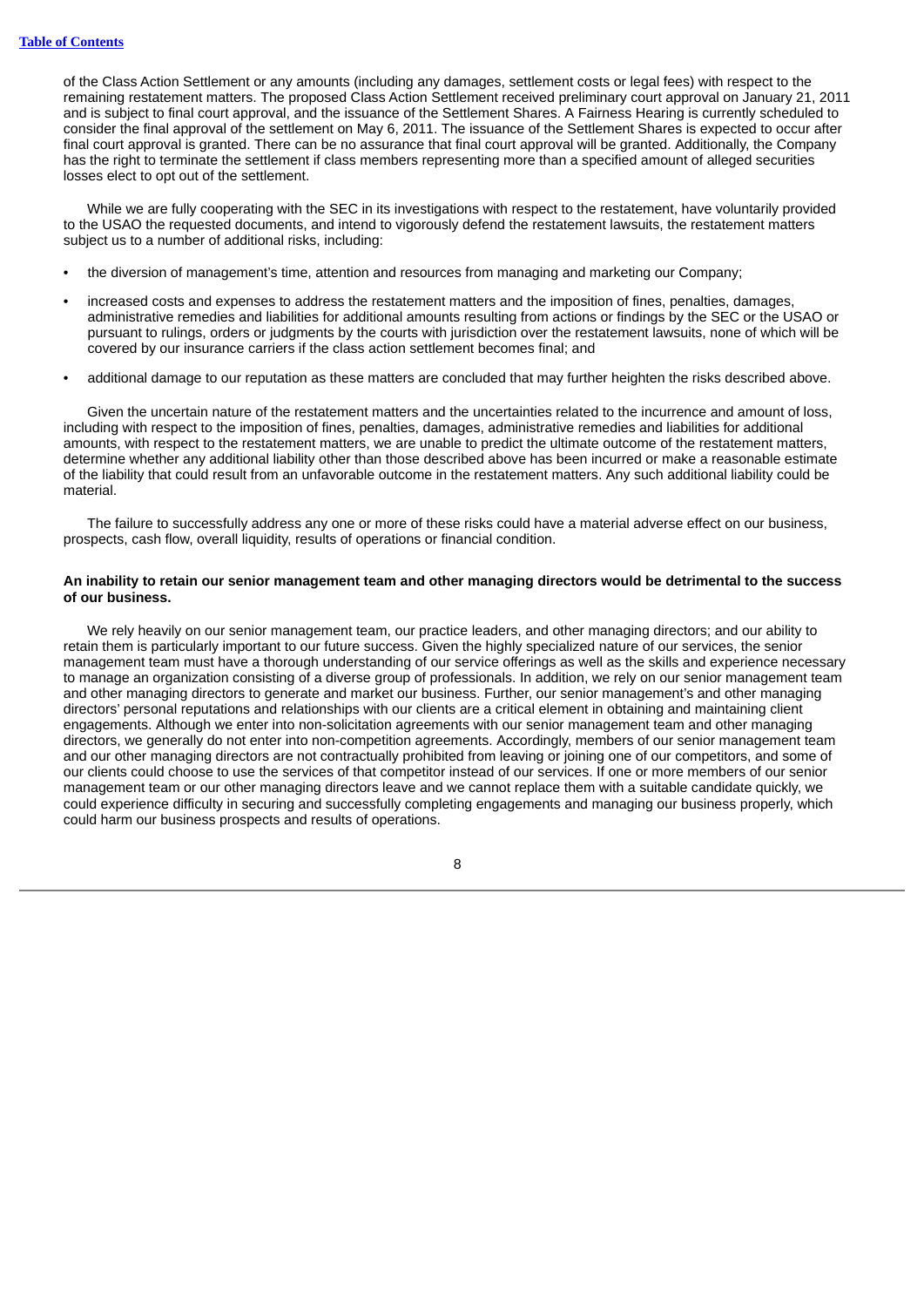of the Class Action Settlement or any amounts (including any damages, settlement costs or legal fees) with respect to the remaining restatement matters. The proposed Class Action Settlement received preliminary court approval on January 21, 2011 and is subject to final court approval, and the issuance of the Settlement Shares. A Fairness Hearing is currently scheduled to consider the final approval of the settlement on May 6, 2011. The issuance of the Settlement Shares is expected to occur after final court approval is granted. There can be no assurance that final court approval will be granted. Additionally, the Company has the right to terminate the settlement if class members representing more than a specified amount of alleged securities losses elect to opt out of the settlement.

While we are fully cooperating with the SEC in its investigations with respect to the restatement, have voluntarily provided to the USAO the requested documents, and intend to vigorously defend the restatement lawsuits, the restatement matters subject us to a number of additional risks, including:

- the diversion of management's time, attention and resources from managing and marketing our Company;
- increased costs and expenses to address the restatement matters and the imposition of fines, penalties, damages, administrative remedies and liabilities for additional amounts resulting from actions or findings by the SEC or the USAO or pursuant to rulings, orders or judgments by the courts with jurisdiction over the restatement lawsuits, none of which will be covered by our insurance carriers if the class action settlement becomes final; and
- additional damage to our reputation as these matters are concluded that may further heighten the risks described above.

Given the uncertain nature of the restatement matters and the uncertainties related to the incurrence and amount of loss, including with respect to the imposition of fines, penalties, damages, administrative remedies and liabilities for additional amounts, with respect to the restatement matters, we are unable to predict the ultimate outcome of the restatement matters, determine whether any additional liability other than those described above has been incurred or make a reasonable estimate of the liability that could result from an unfavorable outcome in the restatement matters. Any such additional liability could be material.

The failure to successfully address any one or more of these risks could have a material adverse effect on our business, prospects, cash flow, overall liquidity, results of operations or financial condition.

**An inability to retain our senior management team and other managing directors would be detrimental to the success of our business.**

We rely heavily on our senior management team, our practice leaders, and other managing directors; and our ability to retain them is particularly important to our future success. Given the highly specialized nature of our services, the senior management team must have a thorough understanding of our service offerings as well as the skills and experience necessary to manage an organization consisting of a diverse group of professionals. In addition, we rely on our senior management team and other managing directors to generate and market our business. Further, our senior management's and other managing directors' personal reputations and relationships with our clients are a critical element in obtaining and maintaining client engagements. Although we enter into non-solicitation agreements with our senior management team and other managing directors, we generally do not enter into non-competition agreements. Accordingly, members of our senior management team and our other managing directors are not contractually prohibited from leaving or joining one of our competitors, and some of our clients could choose to use the services of that competitor instead of our services. If one or more members of our senior management team or our other managing directors leave and we cannot replace them with a suitable candidate quickly, we could experience difficulty in securing and successfully completing engagements and managing our business properly, which could harm our business prospects and results of operations.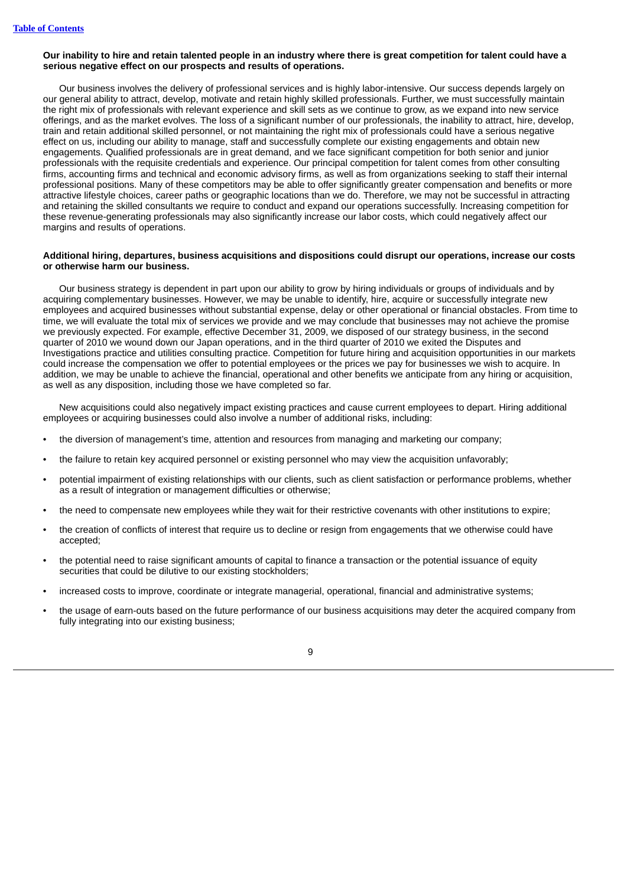**Our inability to hire and retain talented people in an industry where there is great competition for talent could have a serious negative effect on our prospects and results of operations.**

Our business involves the delivery of professional services and is highly labor-intensive. Our success depends largely on our general ability to attract, develop, motivate and retain highly skilled professionals. Further, we must successfully maintain the right mix of professionals with relevant experience and skill sets as we continue to grow, as we expand into new service offerings, and as the market evolves. The loss of a significant number of our professionals, the inability to attract, hire, develop, train and retain additional skilled personnel, or not maintaining the right mix of professionals could have a serious negative effect on us, including our ability to manage, staff and successfully complete our existing engagements and obtain new engagements. Qualified professionals are in great demand, and we face significant competition for both senior and junior professionals with the requisite credentials and experience. Our principal competition for talent comes from other consulting firms, accounting firms and technical and economic advisory firms, as well as from organizations seeking to staff their internal professional positions. Many of these competitors may be able to offer significantly greater compensation and benefits or more attractive lifestyle choices, career paths or geographic locations than we do. Therefore, we may not be successful in attracting and retaining the skilled consultants we require to conduct and expand our operations successfully. Increasing competition for these revenue-generating professionals may also significantly increase our labor costs, which could negatively affect our margins and results of operations.

**Additional hiring, departures, business acquisitions and dispositions could disrupt our operations, increase our costs or otherwise harm our business.**

Our business strategy is dependent in part upon our ability to grow by hiring individuals or groups of individuals and by acquiring complementary businesses. However, we may be unable to identify, hire, acquire or successfully integrate new employees and acquired businesses without substantial expense, delay or other operational or financial obstacles. From time to time, we will evaluate the total mix of services we provide and we may conclude that businesses may not achieve the promise we previously expected. For example, effective December 31, 2009, we disposed of our strategy business, in the second quarter of 2010 we wound down our Japan operations, and in the third quarter of 2010 we exited the Disputes and Investigations practice and utilities consulting practice. Competition for future hiring and acquisition opportunities in our markets could increase the compensation we offer to potential employees or the prices we pay for businesses we wish to acquire. In addition, we may be unable to achieve the financial, operational and other benefits we anticipate from any hiring or acquisition, as well as any disposition, including those we have completed so far.

New acquisitions could also negatively impact existing practices and cause current employees to depart. Hiring additional employees or acquiring businesses could also involve a number of additional risks, including:

- the diversion of management's time, attention and resources from managing and marketing our company;
- the failure to retain key acquired personnel or existing personnel who may view the acquisition unfavorably;
- potential impairment of existing relationships with our clients, such as client satisfaction or performance problems, whether as a result of integration or management difficulties or otherwise;
- the need to compensate new employees while they wait for their restrictive covenants with other institutions to expire;
- the creation of conflicts of interest that require us to decline or resign from engagements that we otherwise could have accepted;
- the potential need to raise significant amounts of capital to finance a transaction or the potential issuance of equity securities that could be dilutive to our existing stockholders;
- increased costs to improve, coordinate or integrate managerial, operational, financial and administrative systems;
- the usage of earn-outs based on the future performance of our business acquisitions may deter the acquired company from fully integrating into our existing business;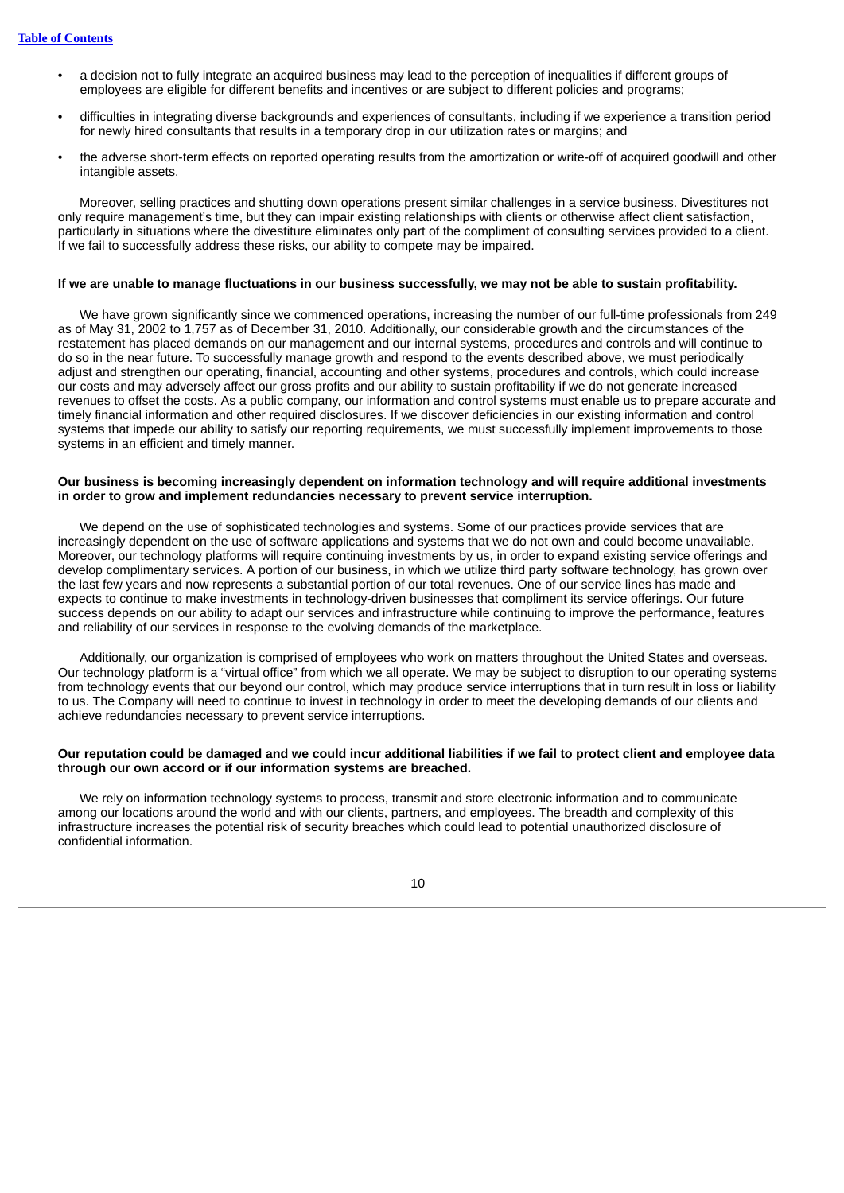- a decision not to fully integrate an acquired business may lead to the perception of inequalities if different groups of employees are eligible for different benefits and incentives or are subject to different policies and programs;
- difficulties in integrating diverse backgrounds and experiences of consultants, including if we experience a transition period for newly hired consultants that results in a temporary drop in our utilization rates or margins; and
- the adverse short-term effects on reported operating results from the amortization or write-off of acquired goodwill and other intangible assets.

Moreover, selling practices and shutting down operations present similar challenges in a service business. Divestitures not only require management's time, but they can impair existing relationships with clients or otherwise affect client satisfaction, particularly in situations where the divestiture eliminates only part of the compliment of consulting services provided to a client. If we fail to successfully address these risks, our ability to compete may be impaired.

**If we are unable to manage fluctuations in our business successfully, we may not be able to sustain profitability.**

We have grown significantly since we commenced operations, increasing the number of our full-time professionals from 249 as of May 31, 2002 to 1,757 as of December 31, 2010. Additionally, our considerable growth and the circumstances of the restatement has placed demands on our management and our internal systems, procedures and controls and will continue to do so in the near future. To successfully manage growth and respond to the events described above, we must periodically adjust and strengthen our operating, financial, accounting and other systems, procedures and controls, which could increase our costs and may adversely affect our gross profits and our ability to sustain profitability if we do not generate increased revenues to offset the costs. As a public company, our information and control systems must enable us to prepare accurate and timely financial information and other required disclosures. If we discover deficiencies in our existing information and control systems that impede our ability to satisfy our reporting requirements, we must successfully implement improvements to those systems in an efficient and timely manner.

**Our business is becoming increasingly dependent on information technology and will require additional investments in order to grow and implement redundancies necessary to prevent service interruption.**

We depend on the use of sophisticated technologies and systems. Some of our practices provide services that are increasingly dependent on the use of software applications and systems that we do not own and could become unavailable. Moreover, our technology platforms will require continuing investments by us, in order to expand existing service offerings and develop complimentary services. A portion of our business, in which we utilize third party software technology, has grown over the last few years and now represents a substantial portion of our total revenues. One of our service lines has made and expects to continue to make investments in technology-driven businesses that compliment its service offerings. Our future success depends on our ability to adapt our services and infrastructure while continuing to improve the performance, features and reliability of our services in response to the evolving demands of the marketplace.

Additionally, our organization is comprised of employees who work on matters throughout the United States and overseas. Our technology platform is a "virtual office" from which we all operate. We may be subject to disruption to our operating systems from technology events that our beyond our control, which may produce service interruptions that in turn result in loss or liability to us. The Company will need to continue to invest in technology in order to meet the developing demands of our clients and achieve redundancies necessary to prevent service interruptions.

**Our reputation could be damaged and we could incur additional liabilities if we fail to protect client and employee data through our own accord or if our information systems are breached.**

We rely on information technology systems to process, transmit and store electronic information and to communicate among our locations around the world and with our clients, partners, and employees. The breadth and complexity of this infrastructure increases the potential risk of security breaches which could lead to potential unauthorized disclosure of confidential information.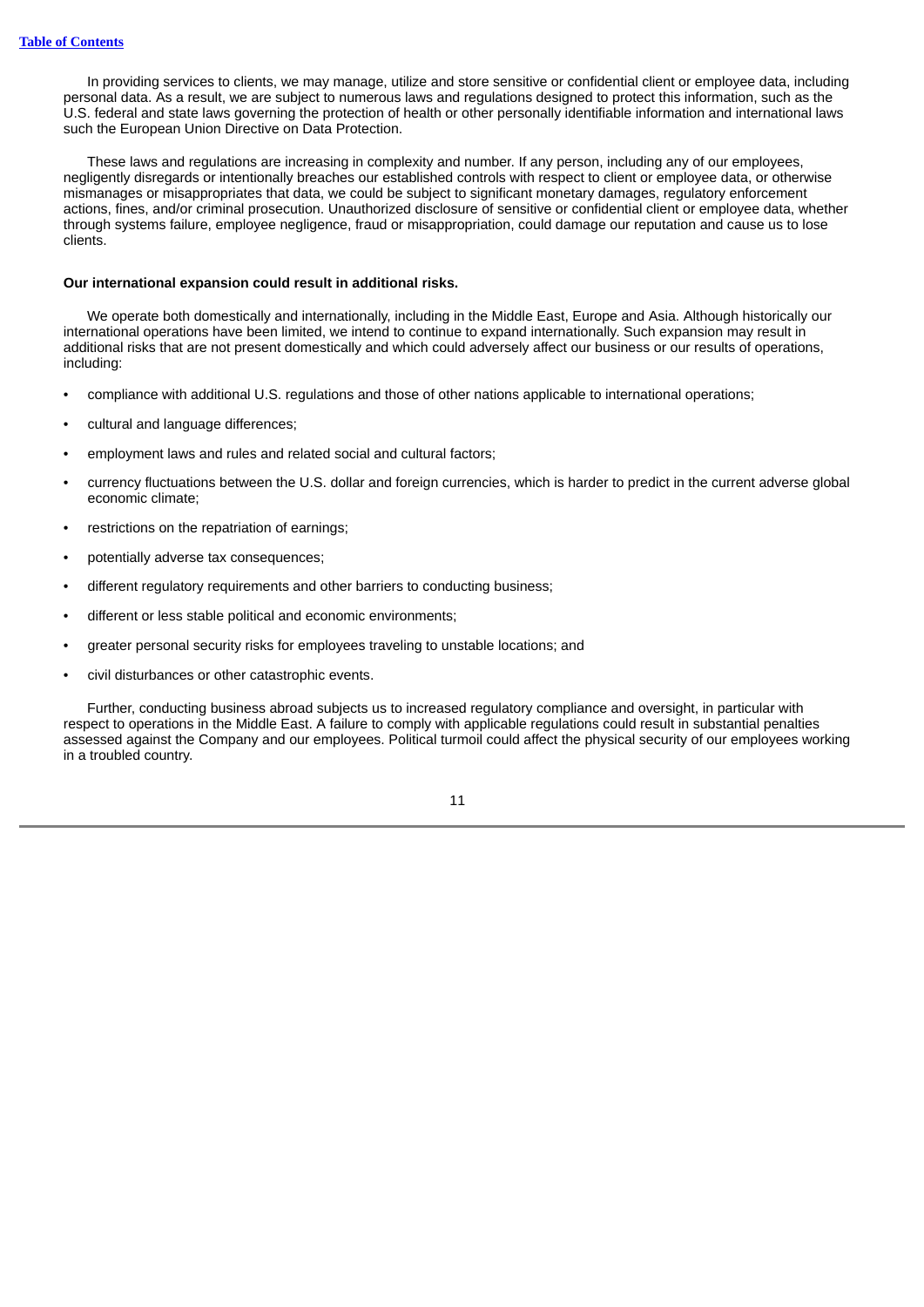In providing services to clients, we may manage, utilize and store sensitive or confidential client or employee data, including personal data. As a result, we are subject to numerous laws and regulations designed to protect this information, such as the U.S. federal and state laws governing the protection of health or other personally identifiable information and international laws such the European Union Directive on Data Protection.

These laws and regulations are increasing in complexity and number. If any person, including any of our employees, negligently disregards or intentionally breaches our established controls with respect to client or employee data, or otherwise mismanages or misappropriates that data, we could be subject to significant monetary damages, regulatory enforcement actions, fines, and/or criminal prosecution. Unauthorized disclosure of sensitive or confidential client or employee data, whether through systems failure, employee negligence, fraud or misappropriation, could damage our reputation and cause us to lose clients.

**Our international expansion could result in additional risks.**

We operate both domestically and internationally, including in the Middle East, Europe and Asia. Although historically our international operations have been limited, we intend to continue to expand internationally. Such expansion may result in additional risks that are not present domestically and which could adversely affect our business or our results of operations, including:

- compliance with additional U.S. regulations and those of other nations applicable to international operations;
- cultural and language differences;
- employment laws and rules and related social and cultural factors;
- currency fluctuations between the U.S. dollar and foreign currencies, which is harder to predict in the current adverse global economic climate;
- restrictions on the repatriation of earnings;
- potentially adverse tax consequences;
- different regulatory requirements and other barriers to conducting business;
- different or less stable political and economic environments;
- greater personal security risks for employees traveling to unstable locations; and
- civil disturbances or other catastrophic events.

Further, conducting business abroad subjects us to increased regulatory compliance and oversight, in particular with respect to operations in the Middle East. A failure to comply with applicable regulations could result in substantial penalties assessed against the Company and our employees. Political turmoil could affect the physical security of our employees working in a troubled country.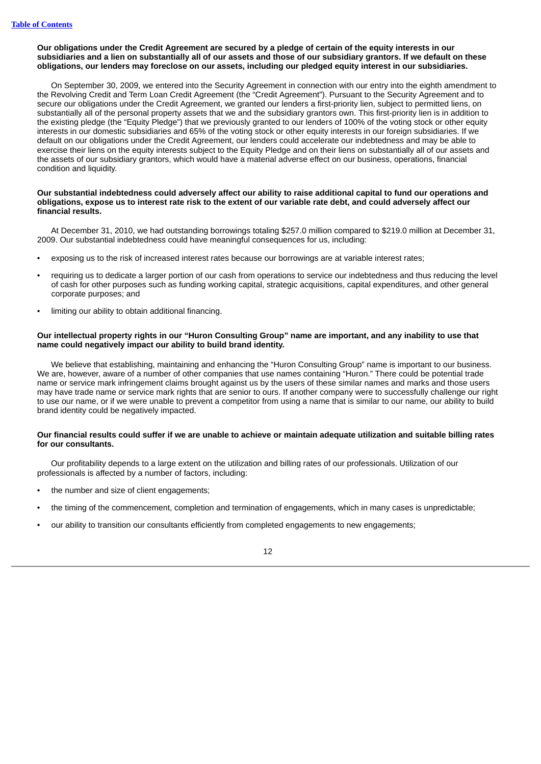**Our obligations under the Credit Agreement are secured by a pledge of certain of the equity interests in our subsidiaries and a lien on substantially all of our assets and those of our subsidiary grantors. If we default on these obligations, our lenders may foreclose on our assets, including our pledged equity interest in our subsidiaries.**

On September 30, 2009, we entered into the Security Agreement in connection with our entry into the eighth amendment to the Revolving Credit and Term Loan Credit Agreement (the "Credit Agreement"). Pursuant to the Security Agreement and to secure our obligations under the Credit Agreement, we granted our lenders a first-priority lien, subject to permitted liens, on substantially all of the personal property assets that we and the subsidiary grantors own. This first-priority lien is in addition to the existing pledge (the "Equity Pledge") that we previously granted to our lenders of 100% of the voting stock or other equity interests in our domestic subsidiaries and 65% of the voting stock or other equity interests in our foreign subsidiaries. If we default on our obligations under the Credit Agreement, our lenders could accelerate our indebtedness and may be able to exercise their liens on the equity interests subject to the Equity Pledge and on their liens on substantially all of our assets and the assets of our subsidiary grantors, which would have a material adverse effect on our business, operations, financial condition and liquidity.

**Our substantial indebtedness could adversely affect our ability to raise additional capital to fund our operations and obligations, expose us to interest rate risk to the extent of our variable rate debt, and could adversely affect our financial results.**

At December 31, 2010, we had outstanding borrowings totaling $257.0 million compared to $219.0 million at December 31, 2009. Our substantial indebtedness could have meaningful consequences for us, including:

- exposing us to the risk of increased interest rates because our borrowings are at variable interest rates;
- requiring us to dedicate a larger portion of our cash from operations to service our indebtedness and thus reducing the level of cash for other purposes such as funding working capital, strategic acquisitions, capital expenditures, and other general corporate purposes; and
- limiting our ability to obtain additional financing.

**Our intellectual property rights in our "Huron Consulting Group" name are important, and any inability to use that name could negatively impact our ability to build brand identity.**

We believe that establishing, maintaining and enhancing the "Huron Consulting Group" name is important to our business. We are, however, aware of a number of other companies that use names containing "Huron." There could be potential trade name or service mark infringement claims brought against us by the users of these similar names and marks and those users may have trade name or service mark rights that are senior to ours. If another company were to successfully challenge our right to use our name, or if we were unable to prevent a competitor from using a name that is similar to our name, our ability to build brand identity could be negatively impacted.

**Our financial results could suffer if we are unable to achieve or maintain adequate utilization and suitable billing rates for our consultants.**

Our profitability depends to a large extent on the utilization and billing rates of our professionals. Utilization of our professionals is affected by a number of factors, including:

- the number and size of client engagements;
- the timing of the commencement, completion and termination of engagements, which in many cases is unpredictable;
- our ability to transition our consultants efficiently from completed engagements to new engagements;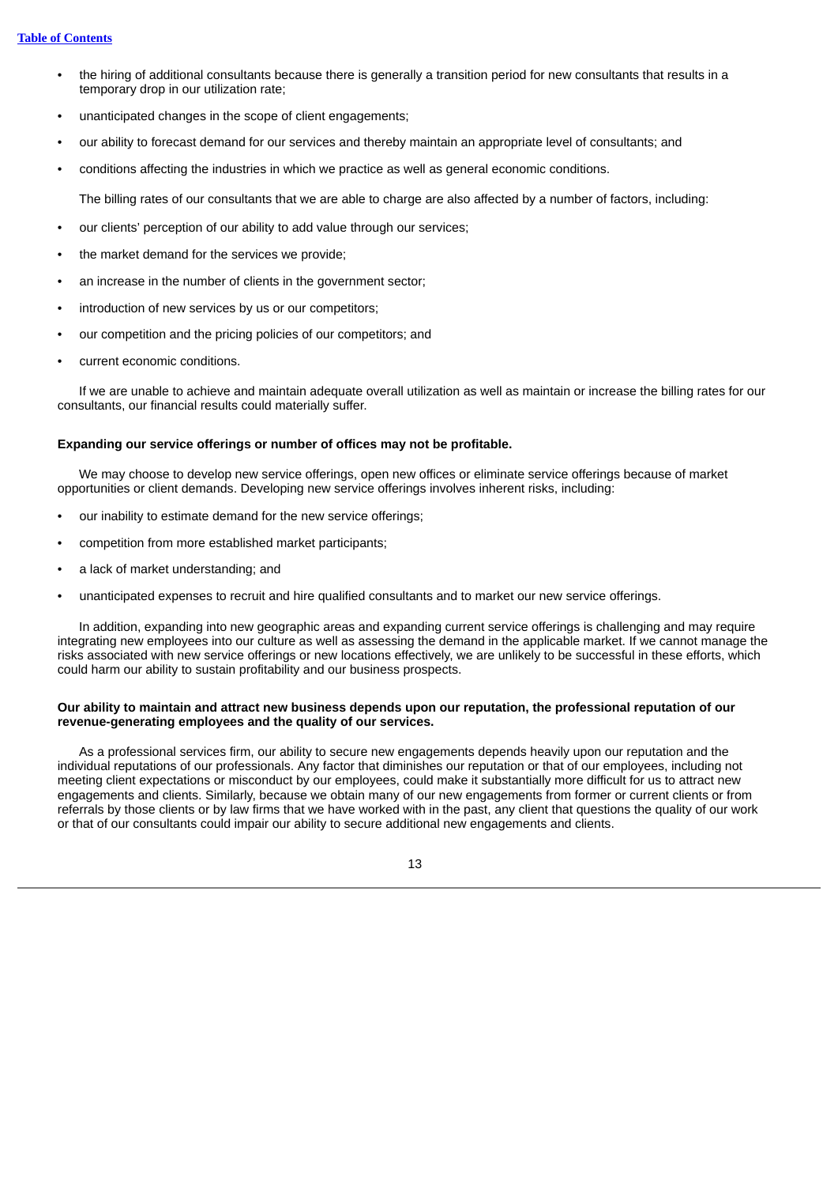- the hiring of additional consultants because there is generally a transition period for new consultants that results in a temporary drop in our utilization rate;
- unanticipated changes in the scope of client engagements;
- our ability to forecast demand for our services and thereby maintain an appropriate level of consultants; and
- conditions affecting the industries in which we practice as well as general economic conditions.

The billing rates of our consultants that we are able to charge are also affected by a number of factors, including:

- our clients' perception of our ability to add value through our services;
- the market demand for the services we provide;
- an increase in the number of clients in the government sector;
- introduction of new services by us or our competitors;
- our competition and the pricing policies of our competitors; and
- current economic conditions.

If we are unable to achieve and maintain adequate overall utilization as well as maintain or increase the billing rates for our consultants, our financial results could materially suffer.

**Expanding our service offerings or number of offices may not be profitable.**

We may choose to develop new service offerings, open new offices or eliminate service offerings because of market opportunities or client demands. Developing new service offerings involves inherent risks, including:

- our inability to estimate demand for the new service offerings;
- competition from more established market participants;
- a lack of market understanding; and
- unanticipated expenses to recruit and hire qualified consultants and to market our new service offerings.

In addition, expanding into new geographic areas and expanding current service offerings is challenging and may require integrating new employees into our culture as well as assessing the demand in the applicable market. If we cannot manage the risks associated with new service offerings or new locations effectively, we are unlikely to be successful in these efforts, which could harm our ability to sustain profitability and our business prospects.

**Our ability to maintain and attract new business depends upon our reputation, the professional reputation of our revenue-generating employees and the quality of our services.**

As a professional services firm, our ability to secure new engagements depends heavily upon our reputation and the individual reputations of our professionals. Any factor that diminishes our reputation or that of our employees, including not meeting client expectations or misconduct by our employees, could make it substantially more difficult for us to attract new engagements and clients. Similarly, because we obtain many of our new engagements from former or current clients or from referrals by those clients or by law firms that we have worked with in the past, any client that questions the quality of our work or that of our consultants could impair our ability to secure additional new engagements and clients.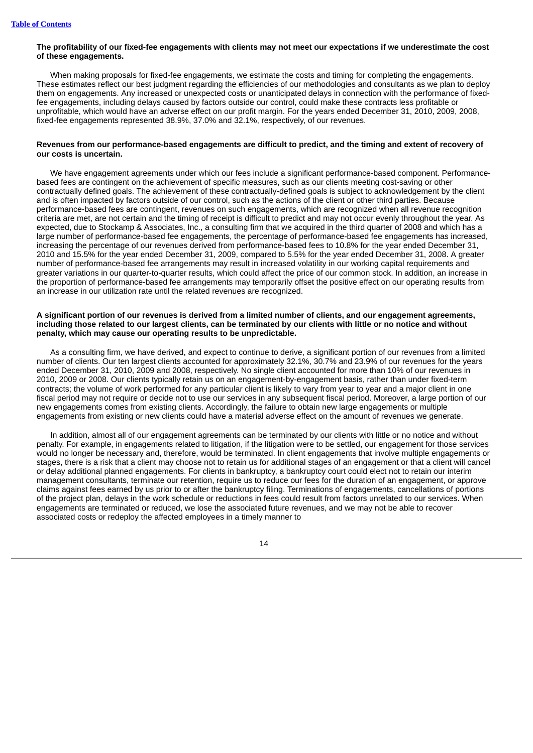**The profitability of our fixed-fee engagements with clients may not meet our expectations if we underestimate the cost of these engagements.**

When making proposals for fixed-fee engagements, we estimate the costs and timing for completing the engagements. These estimates reflect our best judgment regarding the efficiencies of our methodologies and consultants as we plan to deploy them on engagements. Any increased or unexpected costs or unanticipated delays in connection with the performance of fixed-fee engagements, including delays caused by factors outside our control, could make these contracts less profitable or unprofitable, which would have an adverse effect on our profit margin. For the years ended December 31, 2010, 2009, 2008, fixed-fee engagements represented 38.9%, 37.0% and 32.1%, respectively, of our revenues.

**Revenues from our performance-based engagements are difficult to predict, and the timing and extent of recovery of our costs is uncertain.**

We have engagement agreements under which our fees include a significant performance-based component. Performance-based fees are contingent on the achievement of specific measures, such as our clients meeting cost-saving or other contractually defined goals. The achievement of these contractually-defined goals is subject to acknowledgement by the client and is often impacted by factors outside of our control, such as the actions of the client or other third parties. Because performance-based fees are contingent, revenues on such engagements, which are recognized when all revenue recognition criteria are met, are not certain and the timing of receipt is difficult to predict and may not occur evenly throughout the year. As expected, due to Stockamp & Associates, Inc., a consulting firm that we acquired in the third quarter of 2008 and which has a large number of performance-based fee engagements, the percentage of performance-based fee engagements has increased, increasing the percentage of our revenues derived from performance-based fees to 10.8% for the year ended December 31, 2010 and 15.5% for the year ended December 31, 2009, compared to 5.5% for the year ended December 31, 2008. A greater number of performance-based fee arrangements may result in increased volatility in our working capital requirements and greater variations in our quarter-to-quarter results, which could affect the price of our common stock. In addition, an increase in the proportion of performance-based fee arrangements may temporarily offset the positive effect on our operating results from an increase in our utilization rate until the related revenues are recognized.

**A significant portion of our revenues is derived from a limited number of clients, and our engagement agreements, including those related to our largest clients, can be terminated by our clients with little or no notice and without penalty, which may cause our operating results to be unpredictable.**

As a consulting firm, we have derived, and expect to continue to derive, a significant portion of our revenues from a limited number of clients. Our ten largest clients accounted for approximately 32.1%, 30.7% and 23.9% of our revenues for the years ended December 31, 2010, 2009 and 2008, respectively. No single client accounted for more than 10% of our revenues in 2010, 2009 or 2008. Our clients typically retain us on an engagement-by-engagement basis, rather than under fixed-term contracts; the volume of work performed for any particular client is likely to vary from year to year and a major client in one fiscal period may not require or decide not to use our services in any subsequent fiscal period. Moreover, a large portion of our new engagements comes from existing clients. Accordingly, the failure to obtain new large engagements or multiple engagements from existing or new clients could have a material adverse effect on the amount of revenues we generate.

In addition, almost all of our engagement agreements can be terminated by our clients with little or no notice and without penalty. For example, in engagements related to litigation, if the litigation were to be settled, our engagement for those services would no longer be necessary and, therefore, would be terminated. In client engagements that involve multiple engagements or stages, there is a risk that a client may choose not to retain us for additional stages of an engagement or that a client will cancel or delay additional planned engagements. For clients in bankruptcy, a bankruptcy court could elect not to retain our interim management consultants, terminate our retention, require us to reduce our fees for the duration of an engagement, or approve claims against fees earned by us prior to or after the bankruptcy filing. Terminations of engagements, cancellations of portions of the project plan, delays in the work schedule or reductions in fees could result from factors unrelated to our services. When engagements are terminated or reduced, we lose the associated future revenues, and we may not be able to recover associated costs or redeploy the affected employees in a timely manner to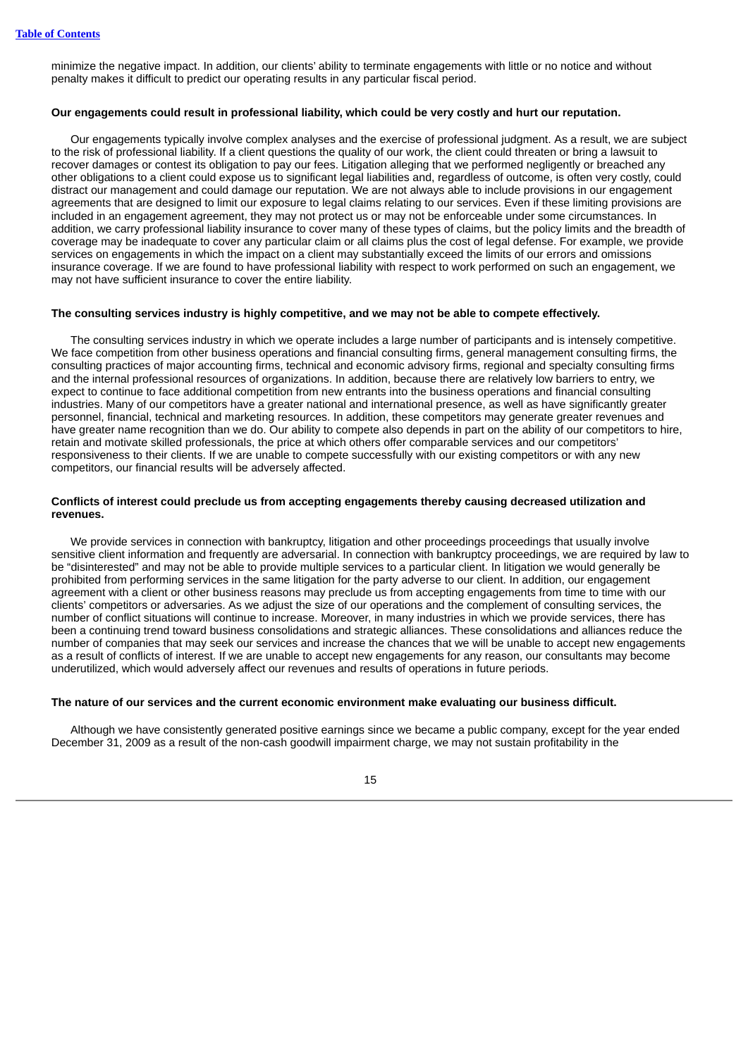minimize the negative impact. In addition, our clients' ability to terminate engagements with little or no notice and without penalty makes it difficult to predict our operating results in any particular fiscal period.

**Our engagements could result in professional liability, which could be very costly and hurt our reputation.**

Our engagements typically involve complex analyses and the exercise of professional judgment. As a result, we are subject to the risk of professional liability. If a client questions the quality of our work, the client could threaten or bring a lawsuit to recover damages or contest its obligation to pay our fees. Litigation alleging that we performed negligently or breached any other obligations to a client could expose us to significant legal liabilities and, regardless of outcome, is often very costly, could distract our management and could damage our reputation. We are not always able to include provisions in our engagement agreements that are designed to limit our exposure to legal claims relating to our services. Even if these limiting provisions are included in an engagement agreement, they may not protect us or may not be enforceable under some circumstances. In addition, we carry professional liability insurance to cover many of these types of claims, but the policy limits and the breadth of coverage may be inadequate to cover any particular claim or all claims plus the cost of legal defense. For example, we provide services on engagements in which the impact on a client may substantially exceed the limits of our errors and omissions insurance coverage. If we are found to have professional liability with respect to work performed on such an engagement, we may not have sufficient insurance to cover the entire liability.

**The consulting services industry is highly competitive, and we may not be able to compete effectively.**

The consulting services industry in which we operate includes a large number of participants and is intensely competitive. We face competition from other business operations and financial consulting firms, general management consulting firms, the consulting practices of major accounting firms, technical and economic advisory firms, regional and specialty consulting firms and the internal professional resources of organizations. In addition, because there are relatively low barriers to entry, we expect to continue to face additional competition from new entrants into the business operations and financial consulting industries. Many of our competitors have a greater national and international presence, as well as have significantly greater personnel, financial, technical and marketing resources. In addition, these competitors may generate greater revenues and have greater name recognition than we do. Our ability to compete also depends in part on the ability of our competitors to hire, retain and motivate skilled professionals, the price at which others offer comparable services and our competitors' responsiveness to their clients. If we are unable to compete successfully with our existing competitors or with any new competitors, our financial results will be adversely affected.

**Conflicts of interest could preclude us from accepting engagements thereby causing decreased utilization and revenues.**

We provide services in connection with bankruptcy, litigation and other proceedings proceedings that usually involve sensitive client information and frequently are adversarial. In connection with bankruptcy proceedings, we are required by law to be "disinterested" and may not be able to provide multiple services to a particular client. In litigation we would generally be prohibited from performing services in the same litigation for the party adverse to our client. In addition, our engagement agreement with a client or other business reasons may preclude us from accepting engagements from time to time with our clients' competitors or adversaries. As we adjust the size of our operations and the complement of consulting services, the number of conflict situations will continue to increase. Moreover, in many industries in which we provide services, there has been a continuing trend toward business consolidations and strategic alliances. These consolidations and alliances reduce the number of companies that may seek our services and increase the chances that we will be unable to accept new engagements as a result of conflicts of interest. If we are unable to accept new engagements for any reason, our consultants may become underutilized, which would adversely affect our revenues and results of operations in future periods.

**The nature of our services and the current economic environment make evaluating our business difficult.**

Although we have consistently generated positive earnings since we became a public company, except for the year ended December 31, 2009 as a result of the non-cash goodwill impairment charge, we may not sustain profitability in the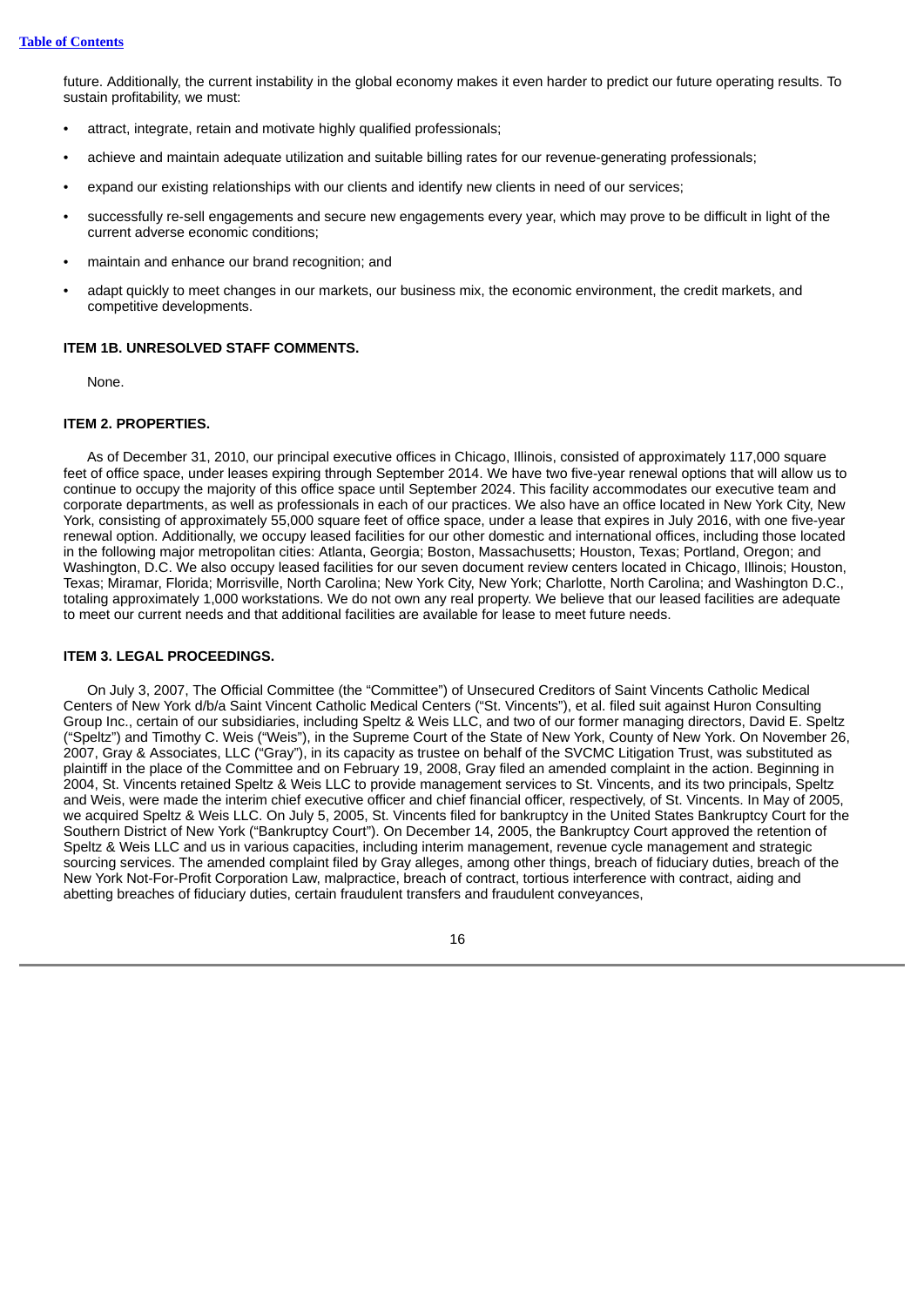future. Additionally, the current instability in the global economy makes it even harder to predict our future operating results. To sustain profitability, we must:

- attract, integrate, retain and motivate highly qualified professionals;
- achieve and maintain adequate utilization and suitable billing rates for our revenue-generating professionals;
- expand our existing relationships with our clients and identify new clients in need of our services;
- successfully re-sell engagements and secure new engagements every year, which may prove to be difficult in light of the current adverse economic conditions;
- maintain and enhance our brand recognition; and
- adapt quickly to meet changes in our markets, our business mix, the economic environment, the credit markets, and competitive developments.

### ITEM 1B. UNRESOLVED STAFF COMMENTS.

None.

### ITEM 2. PROPERTIES.

As of December 31, 2010, our principal executive offices in Chicago, Illinois, consisted of approximately 117,000 square feet of office space, under leases expiring through September 2014. We have two five-year renewal options that will allow us to continue to occupy the majority of this office space until September 2024. This facility accommodates our executive team and corporate departments, as well as professionals in each of our practices. We also have an office located in New York City, New York, consisting of approximately 55,000 square feet of office space, under a lease that expires in July 2016, with one five-year renewal option. Additionally, we occupy leased facilities for our other domestic and international offices, including those located in the following major metropolitan cities: Atlanta, Georgia; Boston, Massachusetts; Houston, Texas; Portland, Oregon; and Washington, D.C. We also occupy leased facilities for our seven document review centers located in Chicago, Illinois; Houston, Texas; Miramar, Florida; Morrisville, North Carolina; New York City, New York; Charlotte, North Carolina; and Washington D.C., totaling approximately 1,000 workstations. We do not own any real property. We believe that our leased facilities are adequate to meet our current needs and that additional facilities are available for lease to meet future needs.

### ITEM 3. LEGAL PROCEEDINGS.

On July 3, 2007, The Official Committee (the "Committee") of Unsecured Creditors of Saint Vincents Catholic Medical Centers of New York d/b/a Saint Vincent Catholic Medical Centers ("St. Vincents"), et al. filed suit against Huron Consulting Group Inc., certain of our subsidiaries, including Speltz & Weis LLC, and two of our former managing directors, David E. Speltz ("Speltz") and Timothy C. Weis ("Weis"), in the Supreme Court of the State of New York, County of New York. On November 26, 2007, Gray & Associates, LLC ("Gray"), in its capacity as trustee on behalf of the SVCMC Litigation Trust, was substituted as plaintiff in the place of the Committee and on February 19, 2008, Gray filed an amended complaint in the action. Beginning in 2004, St. Vincents retained Speltz & Weis LLC to provide management services to St. Vincents, and its two principals, Speltz and Weis, were made the interim chief executive officer and chief financial officer, respectively, of St. Vincents. In May of 2005, we acquired Speltz & Weis LLC. On July 5, 2005, St. Vincents filed for bankruptcy in the United States Bankruptcy Court for the Southern District of New York ("Bankruptcy Court"). On December 14, 2005, the Bankruptcy Court approved the retention of Speltz & Weis LLC and us in various capacities, including interim management, revenue cycle management and strategic sourcing services. The amended complaint filed by Gray alleges, among other things, breach of fiduciary duties, breach of the New York Not-For-Profit Corporation Law, malpractice, breach of contract, tortious interference with contract, aiding and abetting breaches of fiduciary duties, certain fraudulent transfers and fraudulent conveyances,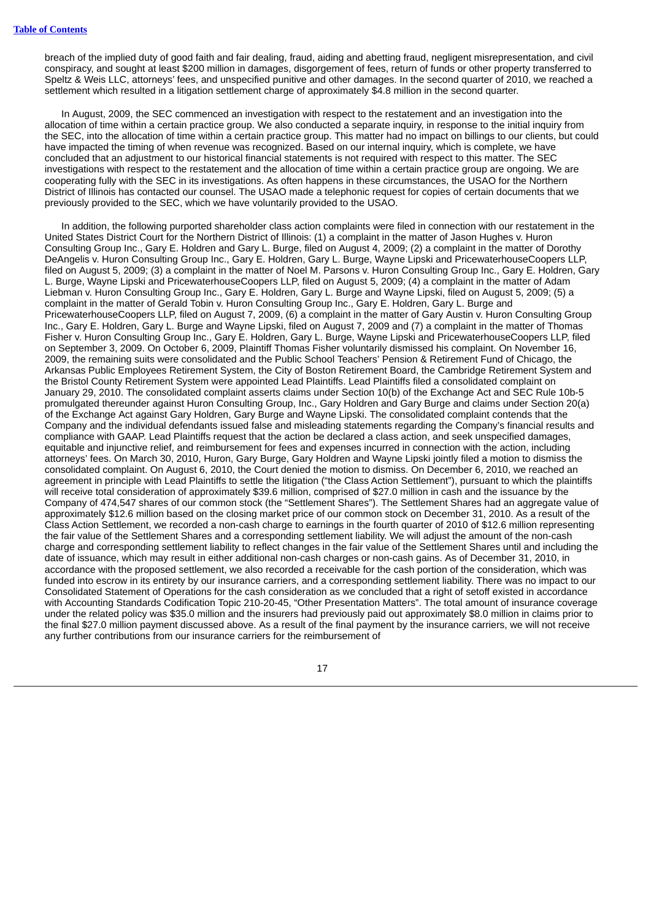breach of the implied duty of good faith and fair dealing, fraud, aiding and abetting fraud, negligent misrepresentation, and civil conspiracy, and sought at least $200 million in damages, disgorgement of fees, return of funds or other property transferred to Speltz & Weis LLC, attorneys' fees, and unspecified punitive and other damages. In the second quarter of 2010, we reached a settlement which resulted in a litigation settlement charge of approximately $4.8 million in the second quarter.

In August, 2009, the SEC commenced an investigation with respect to the restatement and an investigation into the allocation of time within a certain practice group. We also conducted a separate inquiry, in response to the initial inquiry from the SEC, into the allocation of time within a certain practice group. This matter had no impact on billings to our clients, but could have impacted the timing of when revenue was recognized. Based on our internal inquiry, which is complete, we have concluded that an adjustment to our historical financial statements is not required with respect to this matter. The SEC investigations with respect to the restatement and the allocation of time within a certain practice group are ongoing. We are cooperating fully with the SEC in its investigations. As often happens in these circumstances, the USAO for the Northern District of Illinois has contacted our counsel. The USAO made a telephonic request for copies of certain documents that we previously provided to the SEC, which we have voluntarily provided to the USAO.

In addition, the following purported shareholder class action complaints were filed in connection with our restatement in the United States District Court for the Northern District of Illinois: (1) a complaint in the matter of Jason Hughes v. Huron Consulting Group Inc., Gary E. Holdren and Gary L. Burge, filed on August 4, 2009; (2) a complaint in the matter of Dorothy DeAngelis v. Huron Consulting Group Inc., Gary E. Holdren, Gary L. Burge, Wayne Lipski and PricewaterhouseCoopers LLP, filed on August 5, 2009; (3) a complaint in the matter of Noel M. Parsons v. Huron Consulting Group Inc., Gary E. Holdren, Gary L. Burge, Wayne Lipski and PricewaterhouseCoopers LLP, filed on August 5, 2009; (4) a complaint in the matter of Adam Liebman v. Huron Consulting Group Inc., Gary E. Holdren, Gary L. Burge and Wayne Lipski, filed on August 5, 2009; (5) a complaint in the matter of Gerald Tobin v. Huron Consulting Group Inc., Gary E. Holdren, Gary L. Burge and PricewaterhouseCoopers LLP, filed on August 7, 2009, (6) a complaint in the matter of Gary Austin v. Huron Consulting Group Inc., Gary E. Holdren, Gary L. Burge and Wayne Lipski, filed on August 7, 2009 and (7) a complaint in the matter of Thomas Fisher v. Huron Consulting Group Inc., Gary E. Holdren, Gary L. Burge, Wayne Lipski and PricewaterhouseCoopers LLP, filed on September 3, 2009. On October 6, 2009, Plaintiff Thomas Fisher voluntarily dismissed his complaint. On November 16, 2009, the remaining suits were consolidated and the Public School Teachers' Pension & Retirement Fund of Chicago, the Arkansas Public Employees Retirement System, the City of Boston Retirement Board, the Cambridge Retirement System and the Bristol County Retirement System were appointed Lead Plaintiffs. Lead Plaintiffs filed a consolidated complaint on January 29, 2010. The consolidated complaint asserts claims under Section 10(b) of the Exchange Act and SEC Rule 10b-5 promulgated thereunder against Huron Consulting Group, Inc., Gary Holdren and Gary Burge and claims under Section 20(a) of the Exchange Act against Gary Holdren, Gary Burge and Wayne Lipski. The consolidated complaint contends that the Company and the individual defendants issued false and misleading statements regarding the Company's financial results and compliance with GAAP. Lead Plaintiffs request that the action be declared a class action, and seek unspecified damages, equitable and injunctive relief, and reimbursement for fees and expenses incurred in connection with the action, including attorneys' fees. On March 30, 2010, Huron, Gary Burge, Gary Holdren and Wayne Lipski jointly filed a motion to dismiss the consolidated complaint. On August 6, 2010, the Court denied the motion to dismiss. On December 6, 2010, we reached an agreement in principle with Lead Plaintiffs to settle the litigation ("the Class Action Settlement"), pursuant to which the plaintiffs will receive total consideration of approximately $39.6 million, comprised of $27.0 million in cash and the issuance by the Company of 474,547 shares of our common stock (the "Settlement Shares"). The Settlement Shares had an aggregate value of approximately $12.6 million based on the closing market price of our common stock on December 31, 2010. As a result of the Class Action Settlement, we recorded a non-cash charge to earnings in the fourth quarter of 2010 of $12.6 million representing the fair value of the Settlement Shares and a corresponding settlement liability. We will adjust the amount of the non-cash charge and corresponding settlement liability to reflect changes in the fair value of the Settlement Shares until and including the date of issuance, which may result in either additional non-cash charges or non-cash gains. As of December 31, 2010, in accordance with the proposed settlement, we also recorded a receivable for the cash portion of the consideration, which was funded into escrow in its entirety by our insurance carriers, and a corresponding settlement liability. There was no impact to our Consolidated Statement of Operations for the cash consideration as we concluded that a right of setoff existed in accordance with Accounting Standards Codification Topic 210-20-45, "Other Presentation Matters". The total amount of insurance coverage under the related policy was $35.0 million and the insurers had previously paid out approximately $8.0 million in claims prior to the final $27.0 million payment discussed above. As a result of the final payment by the insurance carriers, we will not receive any further contributions from our insurance carriers for the reimbursement of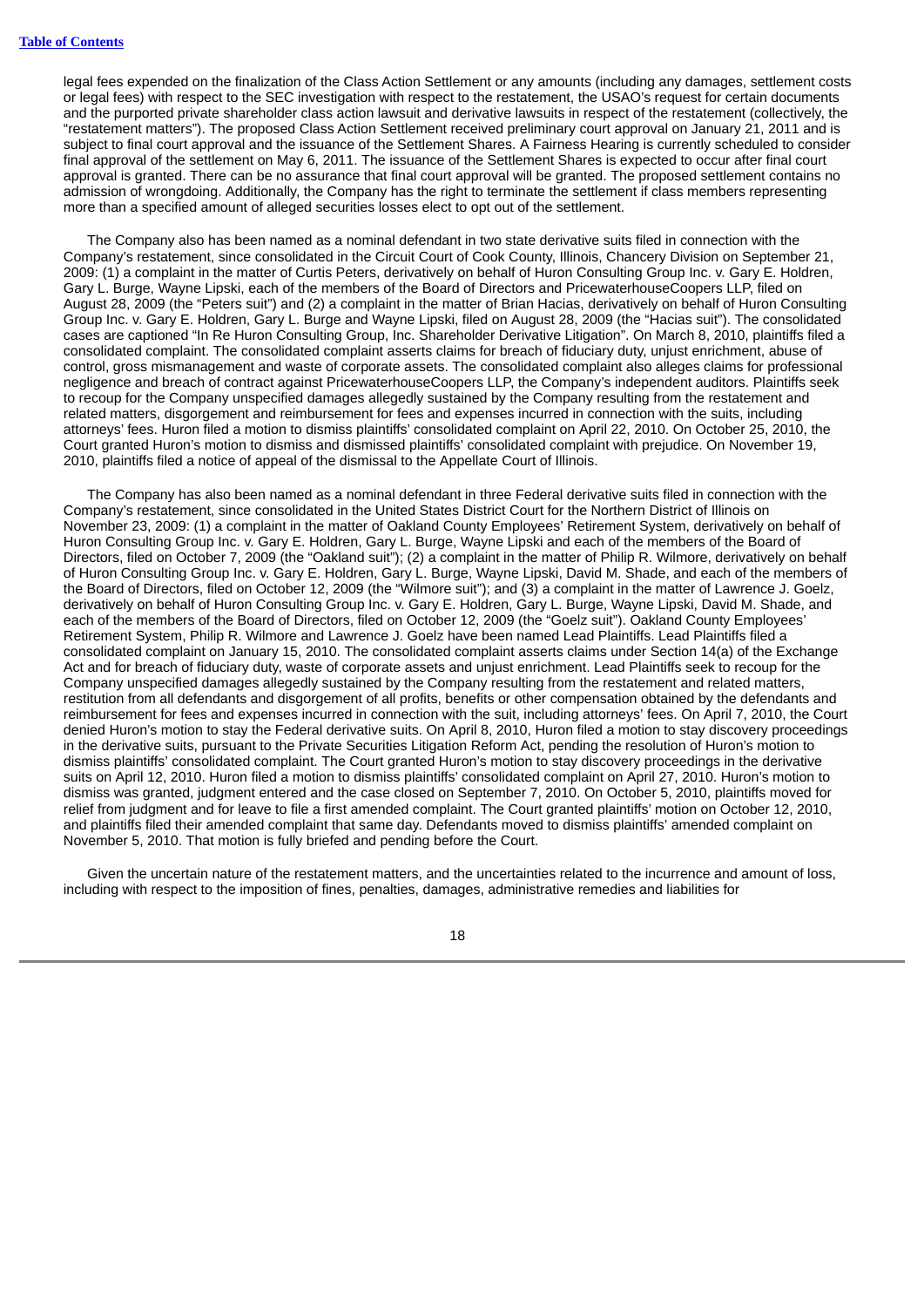legal fees expended on the finalization of the Class Action Settlement or any amounts (including any damages, settlement costs or legal fees) with respect to the SEC investigation with respect to the restatement, the USAO's request for certain documents and the purported private shareholder class action lawsuit and derivative lawsuits in respect of the restatement (collectively, the "restatement matters"). The proposed Class Action Settlement received preliminary court approval on January 21, 2011 and is subject to final court approval and the issuance of the Settlement Shares. A Fairness Hearing is currently scheduled to consider final approval of the settlement on May 6, 2011. The issuance of the Settlement Shares is expected to occur after final court approval is granted. There can be no assurance that final court approval will be granted. The proposed settlement contains no admission of wrongdoing. Additionally, the Company has the right to terminate the settlement if class members representing more than a specified amount of alleged securities losses elect to opt out of the settlement.

The Company also has been named as a nominal defendant in two state derivative suits filed in connection with the Company's restatement, since consolidated in the Circuit Court of Cook County, Illinois, Chancery Division on September 21, 2009: (1) a complaint in the matter of Curtis Peters, derivatively on behalf of Huron Consulting Group Inc. v. Gary E. Holdren, Gary L. Burge, Wayne Lipski, each of the members of the Board of Directors and PricewaterhouseCoopers LLP, filed on August 28, 2009 (the "Peters suit") and (2) a complaint in the matter of Brian Hacias, derivatively on behalf of Huron Consulting Group Inc. v. Gary E. Holdren, Gary L. Burge and Wayne Lipski, filed on August 28, 2009 (the "Hacias suit"). The consolidated cases are captioned "In Re Huron Consulting Group, Inc. Shareholder Derivative Litigation". On March 8, 2010, plaintiffs filed a consolidated complaint. The consolidated complaint asserts claims for breach of fiduciary duty, unjust enrichment, abuse of control, gross mismanagement and waste of corporate assets. The consolidated complaint also alleges claims for professional negligence and breach of contract against PricewaterhouseCoopers LLP, the Company's independent auditors. Plaintiffs seek to recoup for the Company unspecified damages allegedly sustained by the Company resulting from the restatement and related matters, disgorgement and reimbursement for fees and expenses incurred in connection with the suits, including attorneys' fees. Huron filed a motion to dismiss plaintiffs' consolidated complaint on April 22, 2010. On October 25, 2010, the Court granted Huron's motion to dismiss and dismissed plaintiffs' consolidated complaint with prejudice. On November 19, 2010, plaintiffs filed a notice of appeal of the dismissal to the Appellate Court of Illinois.

The Company has also been named as a nominal defendant in three Federal derivative suits filed in connection with the Company's restatement, since consolidated in the United States District Court for the Northern District of Illinois on November 23, 2009: (1) a complaint in the matter of Oakland County Employees' Retirement System, derivatively on behalf of Huron Consulting Group Inc. v. Gary E. Holdren, Gary L. Burge, Wayne Lipski and each of the members of the Board of Directors, filed on October 7, 2009 (the "Oakland suit"); (2) a complaint in the matter of Philip R. Wilmore, derivatively on behalf of Huron Consulting Group Inc. v. Gary E. Holdren, Gary L. Burge, Wayne Lipski, David M. Shade, and each of the members of the Board of Directors, filed on October 12, 2009 (the "Wilmore suit"); and (3) a complaint in the matter of Lawrence J. Goelz, derivatively on behalf of Huron Consulting Group Inc. v. Gary E. Holdren, Gary L. Burge, Wayne Lipski, David M. Shade, and each of the members of the Board of Directors, filed on October 12, 2009 (the "Goelz suit"). Oakland County Employees' Retirement System, Philip R. Wilmore and Lawrence J. Goelz have been named Lead Plaintiffs. Lead Plaintiffs filed a consolidated complaint on January 15, 2010. The consolidated complaint asserts claims under Section 14(a) of the Exchange Act and for breach of fiduciary duty, waste of corporate assets and unjust enrichment. Lead Plaintiffs seek to recoup for the Company unspecified damages allegedly sustained by the Company resulting from the restatement and related matters, restitution from all defendants and disgorgement of all profits, benefits or other compensation obtained by the defendants and reimbursement for fees and expenses incurred in connection with the suit, including attorneys' fees. On April 7, 2010, the Court denied Huron's motion to stay the Federal derivative suits. On April 8, 2010, Huron filed a motion to stay discovery proceedings in the derivative suits, pursuant to the Private Securities Litigation Reform Act, pending the resolution of Huron's motion to dismiss plaintiffs' consolidated complaint. The Court granted Huron's motion to stay discovery proceedings in the derivative suits on April 12, 2010. Huron filed a motion to dismiss plaintiffs' consolidated complaint on April 27, 2010. Huron's motion to dismiss was granted, judgment entered and the case closed on September 7, 2010. On October 5, 2010, plaintiffs moved for relief from judgment and for leave to file a first amended complaint. The Court granted plaintiffs' motion on October 12, 2010, and plaintiffs filed their amended complaint that same day. Defendants moved to dismiss plaintiffs' amended complaint on November 5, 2010. That motion is fully briefed and pending before the Court.

Given the uncertain nature of the restatement matters, and the uncertainties related to the incurrence and amount of loss, including with respect to the imposition of fines, penalties, damages, administrative remedies and liabilities for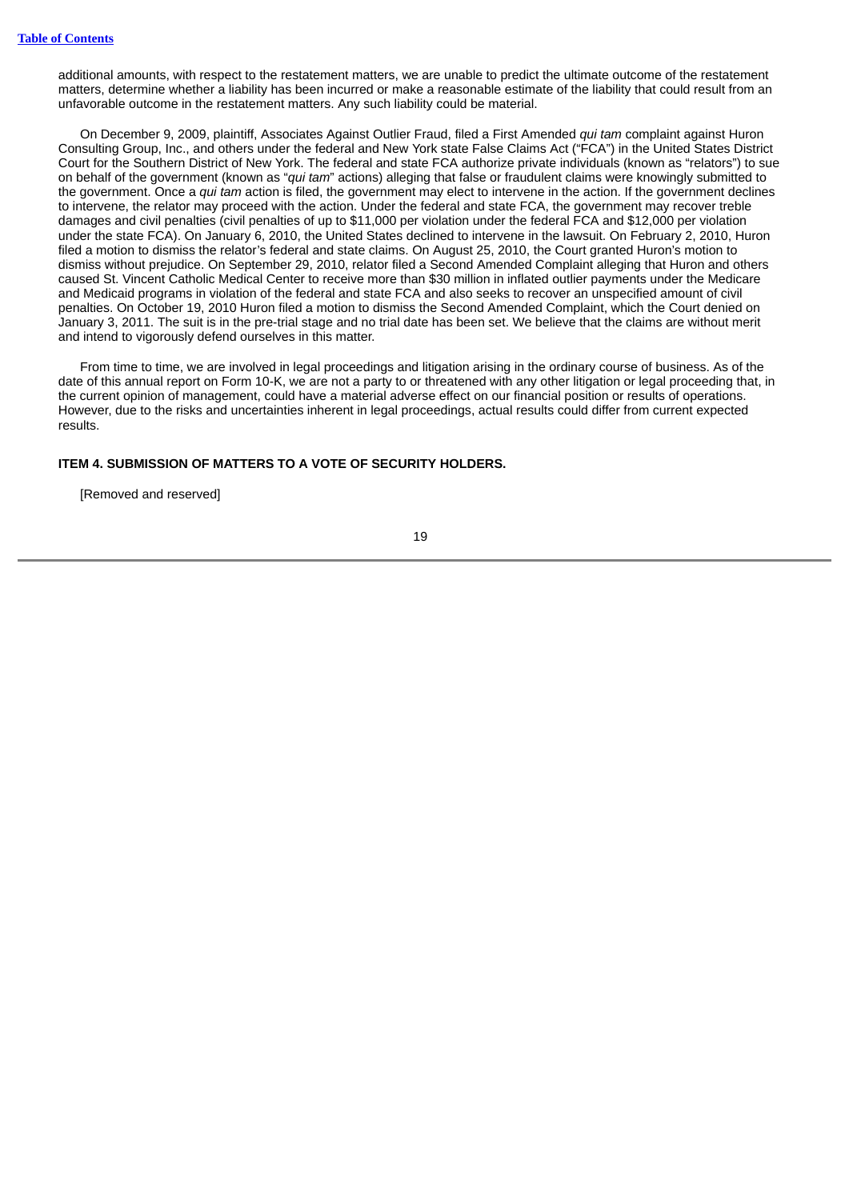additional amounts, with respect to the restatement matters, we are unable to predict the ultimate outcome of the restatement matters, determine whether a liability has been incurred or make a reasonable estimate of the liability that could result from an unfavorable outcome in the restatement matters. Any such liability could be material.

On December 9, 2009, plaintiff, Associates Against Outlier Fraud, filed a First Amended *qui tam* complaint against Huron Consulting Group, Inc., and others under the federal and New York state False Claims Act ("FCA") in the United States District Court for the Southern District of New York. The federal and state FCA authorize private individuals (known as "relators") to sue on behalf of the government (known as "*qui tam*" actions) alleging that false or fraudulent claims were knowingly submitted to the government. Once a *qui tam* action is filed, the government may elect to intervene in the action. If the government declines to intervene, the relator may proceed with the action. Under the federal and state FCA, the government may recover treble damages and civil penalties (civil penalties of up to $11,000 per violation under the federal FCA and $12,000 per violation under the state FCA). On January 6, 2010, the United States declined to intervene in the lawsuit. On February 2, 2010, Huron filed a motion to dismiss the relator's federal and state claims. On August 25, 2010, the Court granted Huron's motion to dismiss without prejudice. On September 29, 2010, relator filed a Second Amended Complaint alleging that Huron and others caused St. Vincent Catholic Medical Center to receive more than $30 million in inflated outlier payments under the Medicare and Medicaid programs in violation of the federal and state FCA and also seeks to recover an unspecified amount of civil penalties. On October 19, 2010 Huron filed a motion to dismiss the Second Amended Complaint, which the Court denied on January 3, 2011. The suit is in the pre-trial stage and no trial date has been set. We believe that the claims are without merit and intend to vigorously defend ourselves in this matter.

From time to time, we are involved in legal proceedings and litigation arising in the ordinary course of business. As of the date of this annual report on Form 10-K, we are not a party to or threatened with any other litigation or legal proceeding that, in the current opinion of management, could have a material adverse effect on our financial position or results of operations. However, due to the risks and uncertainties inherent in legal proceedings, actual results could differ from current expected results.

## ITEM 4. SUBMISSION OF MATTERS TO A VOTE OF SECURITY HOLDERS.

[Removed and reserved]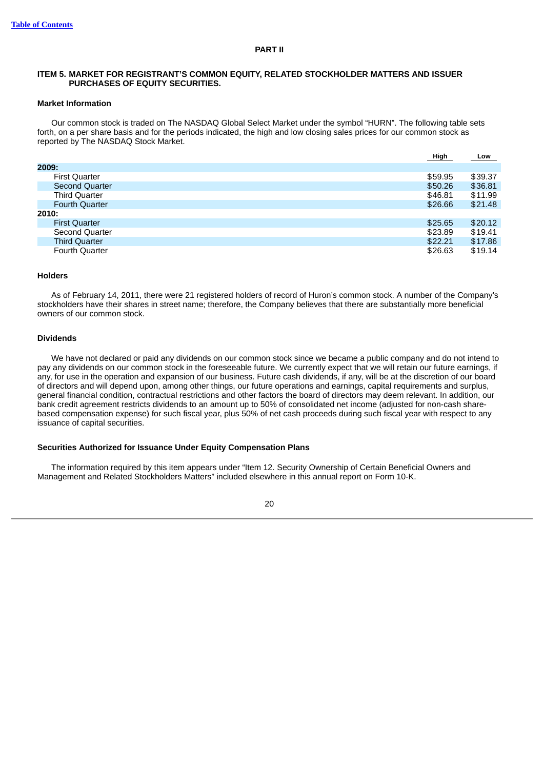## PART II

### ITEM 5. MARKET FOR REGISTRANT'S COMMON EQUITY, RELATED STOCKHOLDER MATTERS AND ISSUER PURCHASES OF EQUITY SECURITIES.

**Market Information**

Our common stock is traded on The NASDAQ Global Select Market under the symbol "HURN". The following table sets forth, on a per share basis and for the periods indicated, the high and low closing sales prices for our common stock as reported by The NASDAQ Stock Market.

| | High | Low |
|---|---|---|
| **2009:** | | |
| First Quarter | $59.95 | $39.37 |
| Second Quarter | $50.26 | $36.81 |
| Third Quarter | $46.81 | $11.99 |
| Fourth Quarter | $26.66 | $21.48 |
| **2010:** | | |
| First Quarter | $25.65 | $20.12 |
| Second Quarter | $23.89 | $19.41 |
| Third Quarter | $22.21 | $17.86 |
| Fourth Quarter | $26.63 | $19.14 |

**Holders**

As of February 14, 2011, there were 21 registered holders of record of Huron's common stock. A number of the Company's stockholders have their shares in street name; therefore, the Company believes that there are substantially more beneficial owners of our common stock.

**Dividends**

We have not declared or paid any dividends on our common stock since we became a public company and do not intend to pay any dividends on our common stock in the foreseeable future. We currently expect that we will retain our future earnings, if any, for use in the operation and expansion of our business. Future cash dividends, if any, will be at the discretion of our board of directors and will depend upon, among other things, our future operations and earnings, capital requirements and surplus, general financial condition, contractual restrictions and other factors the board of directors may deem relevant. In addition, our bank credit agreement restricts dividends to an amount up to 50% of consolidated net income (adjusted for non-cash share-based compensation expense) for such fiscal year, plus 50% of net cash proceeds during such fiscal year with respect to any issuance of capital securities.

**Securities Authorized for Issuance Under Equity Compensation Plans**

The information required by this item appears under "Item 12. Security Ownership of Certain Beneficial Owners and Management and Related Stockholders Matters" included elsewhere in this annual report on Form 10-K.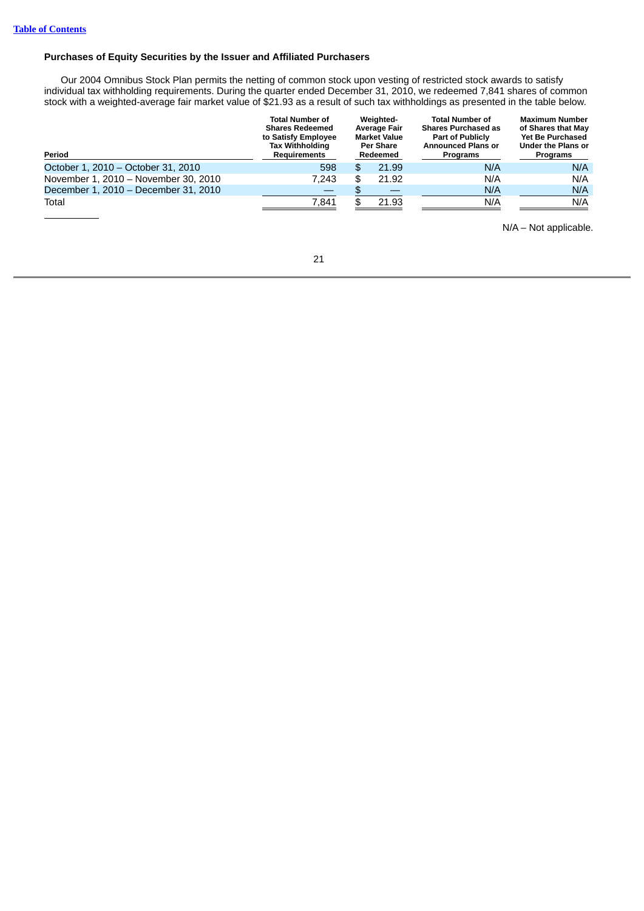### Purchases of Equity Securities by the Issuer and Affiliated Purchasers

Our 2004 Omnibus Stock Plan permits the netting of common stock upon vesting of restricted stock awards to satisfy individual tax withholding requirements. During the quarter ended December 31, 2010, we redeemed 7,841 shares of common stock with a weighted-average fair market value of $21.93 as a result of such tax withholdings as presented in the table below.

| Period | Total Number of Shares Redeemed to Satisfy Employee Tax Withholding Requirements | Weighted-Average Fair Market Value Per Share Redeemed | Total Number of Shares Purchased as Part of Publicly Announced Plans or Programs | Maximum Number of Shares that May Yet Be Purchased Under the Plans or Programs |
|---|---|---|---|---|
| October 1, 2010 – October 31, 2010 | 598 | $ 21.99 | N/A | N/A |
| November 1, 2010 – November 30, 2010 | 7,243 | $ 21.92 | N/A | N/A |
| December 1, 2010 – December 31, 2010 | — | $ — | N/A | N/A |
| Total | 7,841 | $ 21.93 | N/A | N/A |

N/A – Not applicable.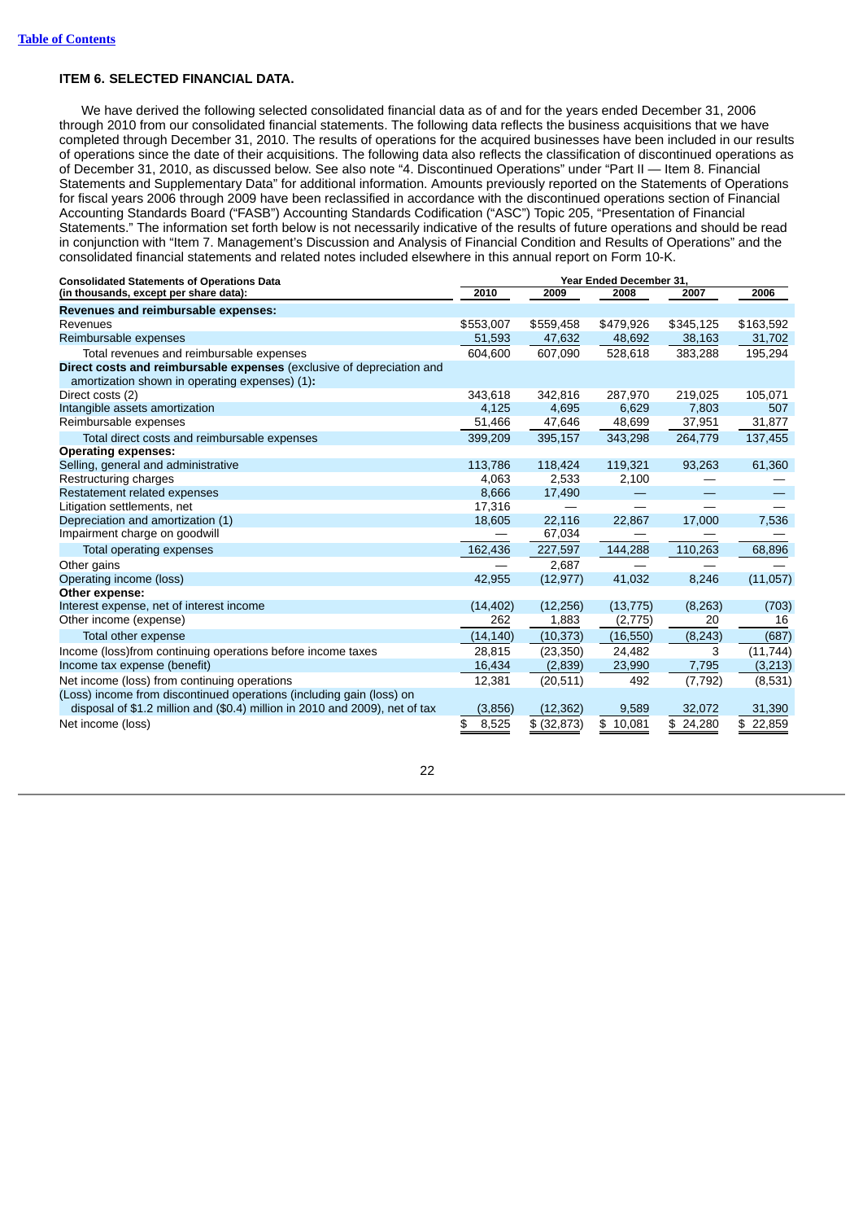[Table of Contents](#)

### ITEM 6. SELECTED FINANCIAL DATA.

We have derived the following selected consolidated financial data as of and for the years ended December 31, 2006 through 2010 from our consolidated financial statements. The following data reflects the business acquisitions that we have completed through December 31, 2010. The results of operations for the acquired businesses have been included in our results of operations since the date of their acquisitions. The following data also reflects the classification of discontinued operations as of December 31, 2010, as discussed below. See also note "4. Discontinued Operations" under "Part II — Item 8. Financial Statements and Supplementary Data" for additional information. Amounts previously reported on the Statements of Operations for fiscal years 2006 through 2009 have been reclassified in accordance with the discontinued operations section of Financial Accounting Standards Board ("FASB") Accounting Standards Codification ("ASC") Topic 205, "Presentation of Financial Statements." The information set forth below is not necessarily indicative of the results of future operations and should be read in conjunction with "Item 7. Management's Discussion and Analysis of Financial Condition and Results of Operations" and the consolidated financial statements and related notes included elsewhere in this annual report on Form 10-K.

| Consolidated Statements of Operations Data (in thousands, except per share data): | Year Ended December 31, 2010 | 2009 | 2008 | 2007 | 2006 |
|---|---|---|---|---|---|
| **Revenues and reimbursable expenses:** | | | | | |
| Revenues | $553,007 | $559,458 | $479,926 | $345,125 | $163,592 |
| Reimbursable expenses | 51,593 | 47,632 | 48,692 | 38,163 | 31,702 |
| Total revenues and reimbursable expenses | 604,600 | 607,090 | 528,618 | 383,288 | 195,294 |
| **Direct costs and reimbursable expenses** (exclusive of depreciation and amortization shown in operating expenses) (1): | | | | | |
| Direct costs (2) | 343,618 | 342,816 | 287,970 | 219,025 | 105,071 |
| Intangible assets amortization | 4,125 | 4,695 | 6,629 | 7,803 | 507 |
| Reimbursable expenses | 51,466 | 47,646 | 48,699 | 37,951 | 31,877 |
| Total direct costs and reimbursable expenses | 399,209 | 395,157 | 343,298 | 264,779 | 137,455 |
| **Operating expenses:** | | | | | |
| Selling, general and administrative | 113,786 | 118,424 | 119,321 | 93,263 | 61,360 |
| Restructuring charges | 4,063 | 2,533 | 2,100 | — | — |
| Restatement related expenses | 8,666 | 17,490 | — | — | — |
| Litigation settlements, net | 17,316 | — | — | — | — |
| Depreciation and amortization (1) | 18,605 | 22,116 | 22,867 | 17,000 | 7,536 |
| Impairment charge on goodwill | — | 67,034 | — | — | — |
| Total operating expenses | 162,436 | 227,597 | 144,288 | 110,263 | 68,896 |
| Other gains | — | 2,687 | — | — | — |
| Operating income (loss) | 42,955 | (12,977) | 41,032 | 8,246 | (11,057) |
| **Other expense:** | | | | | |
| Interest expense, net of interest income | (14,402) | (12,256) | (13,775) | (8,263) | (703) |
| Other income (expense) | 262 | 1,883 | (2,775) | 20 | 16 |
| Total other expense | (14,140) | (10,373) | (16,550) | (8,243) | (687) |
| Income (loss)from continuing operations before income taxes | 28,815 | (23,350) | 24,482 | 3 | (11,744) |
| Income tax expense (benefit) | 16,434 | (2,839) | 23,990 | 7,795 | (3,213) |
| Net income (loss) from continuing operations | 12,381 | (20,511) | 492 | (7,792) | (8,531) |
| (Loss) income from discontinued operations (including gain (loss) on disposal of $1.2 million and ($0.4) million in 2010 and 2009), net of tax | (3,856) | (12,362) | 9,589 | 32,072 | 31,390 |
| Net income (loss) | $ 8,525 | $ (32,873) | $ 10,081 | $ 24,280 | $ 22,859 |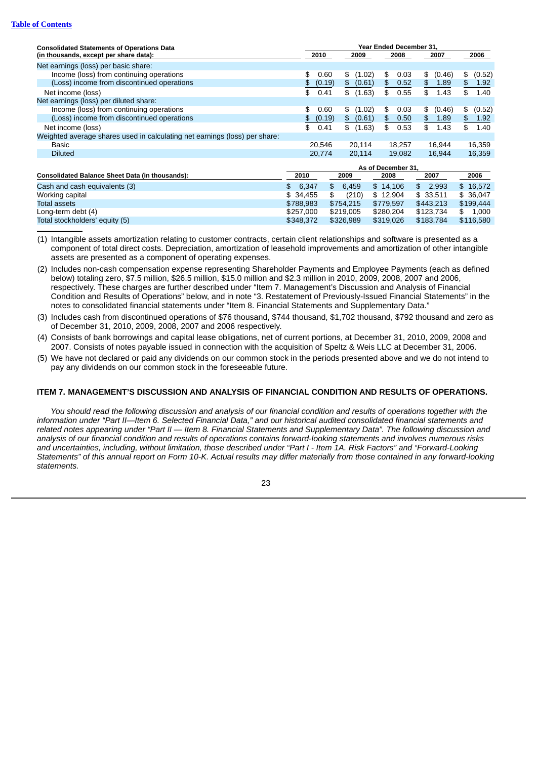[Table of Contents](#)

| Consolidated Statements of Operations Data (in thousands, except per share data): | Year Ended December 31, 2010 | 2009 | 2008 | 2007 | 2006 |
|---|---|---|---|---|---|
| Net earnings (loss) per basic share: | | | | | |
| Income (loss) from continuing operations | $ 0.60 | $ (1.02) | $ 0.03 | $ (0.46) | $ (0.52) |
| (Loss) income from discontinued operations | $ (0.19) | $ (0.61) | $ 0.52 | $ 1.89 | $ 1.92 |
| Net income (loss) | $ 0.41 | $ (1.63) | $ 0.55 | $ 1.43 | $ 1.40 |
| Net earnings (loss) per diluted share: | | | | | |
| Income (loss) from continuing operations | $ 0.60 | $ (1.02) | $ 0.03 | $ (0.46) | $ (0.52) |
| (Loss) income from discontinued operations | $ (0.19) | $ (0.61) | $ 0.50 | $ 1.89 | $ 1.92 |
| Net income (loss) | $ 0.41 | $ (1.63) | $ 0.53 | $ 1.43 | $ 1.40 |
| Weighted average shares used in calculating net earnings (loss) per share: | | | | | |
| Basic | 20,546 | 20,114 | 18,257 | 16,944 | 16,359 |
| Diluted | 20,774 | 20,114 | 19,082 | 16,944 | 16,359 |

| Consolidated Balance Sheet Data (in thousands): | As of December 31, 2010 | 2009 | 2008 | 2007 | 2006 |
|---|---|---|---|---|---|
| Cash and cash equivalents (3) | $ 6,347 | $ 6,459 | $ 14,106 | $ 2,993 | $ 16,572 |
| Working capital | $ 34,455 | $ (210) | $ 12,904 | $ 33,511 | $ 36,047 |
| Total assets | $788,983 | $754,215 | $779,597 | $443,213 | $199,444 |
| Long-term debt (4) | $257,000 | $219,005 | $280,204 | $123,734 | $ 1,000 |
| Total stockholders' equity (5) | $348,372 | $326,989 | $319,026 | $183,784 | $116,580 |

(1) Intangible assets amortization relating to customer contracts, certain client relationships and software is presented as a component of total direct costs. Depreciation, amortization of leasehold improvements and amortization of other intangible assets are presented as a component of operating expenses.

(2) Includes non-cash compensation expense representing Shareholder Payments and Employee Payments (each as defined below) totaling zero, $7.5 million, $26.5 million, $15.0 million and $2.3 million in 2010, 2009, 2008, 2007 and 2006, respectively. These charges are further described under "Item 7. Management's Discussion and Analysis of Financial Condition and Results of Operations" below, and in note "3. Restatement of Previously-Issued Financial Statements" in the notes to consolidated financial statements under "Item 8. Financial Statements and Supplementary Data."

(3) Includes cash from discontinued operations of $76 thousand, $744 thousand, $1,702 thousand, $792 thousand and zero as of December 31, 2010, 2009, 2008, 2007 and 2006 respectively.

(4) Consists of bank borrowings and capital lease obligations, net of current portions, at December 31, 2010, 2009, 2008 and 2007. Consists of notes payable issued in connection with the acquisition of Speltz & Weis LLC at December 31, 2006.

(5) We have not declared or paid any dividends on our common stock in the periods presented above and we do not intend to pay any dividends on our common stock in the foreseeable future.

## ITEM 7. MANAGEMENT'S DISCUSSION AND ANALYSIS OF FINANCIAL CONDITION AND RESULTS OF OPERATIONS.

*You should read the following discussion and analysis of our financial condition and results of operations together with the information under "Part II—Item 6. Selected Financial Data," and our historical audited consolidated financial statements and related notes appearing under "Part II — Item 8. Financial Statements and Supplementary Data". The following discussion and analysis of our financial condition and results of operations contains forward-looking statements and involves numerous risks and uncertainties, including, without limitation, those described under "Part I - Item 1A. Risk Factors" and "Forward-Looking Statements" of this annual report on Form 10-K. Actual results may differ materially from those contained in any forward-looking statements.*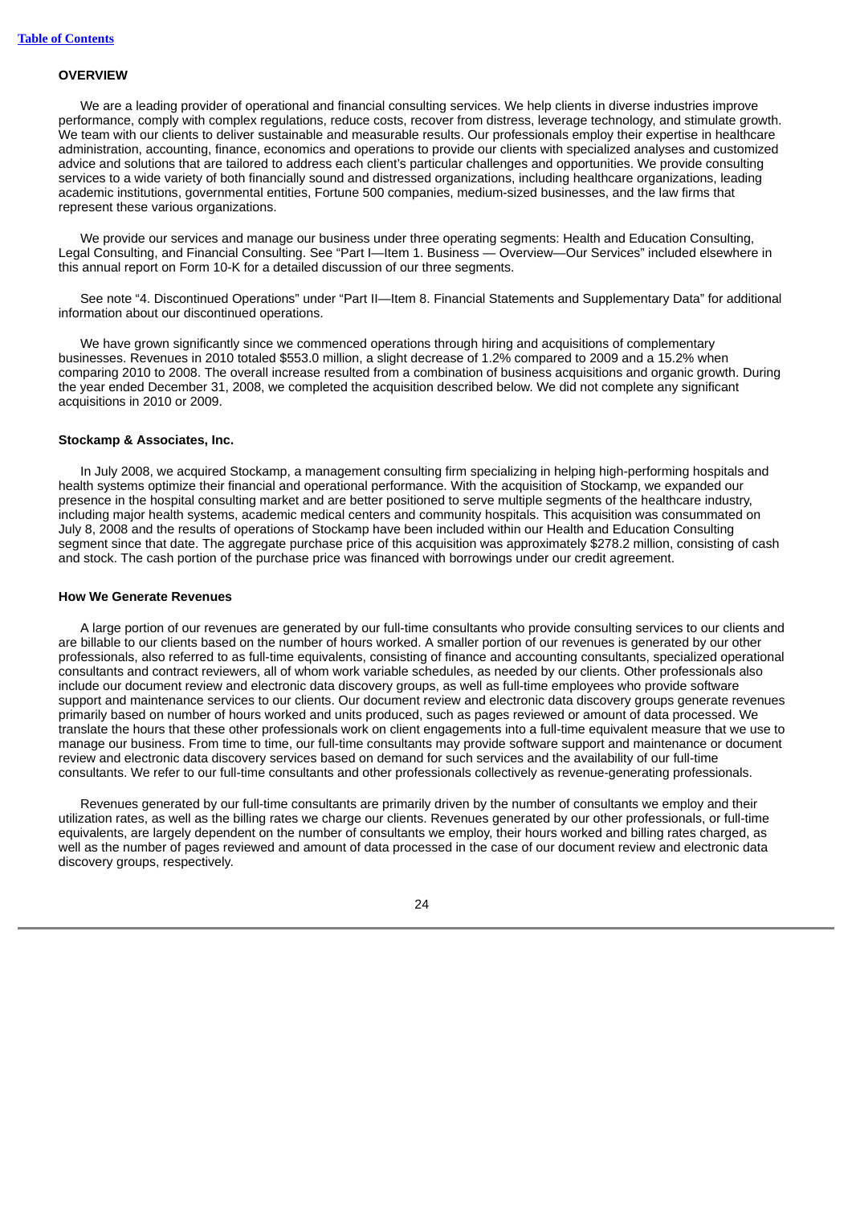**OVERVIEW**

We are a leading provider of operational and financial consulting services. We help clients in diverse industries improve performance, comply with complex regulations, reduce costs, recover from distress, leverage technology, and stimulate growth. We team with our clients to deliver sustainable and measurable results. Our professionals employ their expertise in healthcare administration, accounting, finance, economics and operations to provide our clients with specialized analyses and customized advice and solutions that are tailored to address each client's particular challenges and opportunities. We provide consulting services to a wide variety of both financially sound and distressed organizations, including healthcare organizations, leading academic institutions, governmental entities, Fortune 500 companies, medium-sized businesses, and the law firms that represent these various organizations.

We provide our services and manage our business under three operating segments: Health and Education Consulting, Legal Consulting, and Financial Consulting. See "Part I—Item 1. Business — Overview—Our Services" included elsewhere in this annual report on Form 10-K for a detailed discussion of our three segments.

See note "4. Discontinued Operations" under "Part II—Item 8. Financial Statements and Supplementary Data" for additional information about our discontinued operations.

We have grown significantly since we commenced operations through hiring and acquisitions of complementary businesses. Revenues in 2010 totaled $553.0 million, a slight decrease of 1.2% compared to 2009 and a 15.2% when comparing 2010 to 2008. The overall increase resulted from a combination of business acquisitions and organic growth. During the year ended December 31, 2008, we completed the acquisition described below. We did not complete any significant acquisitions in 2010 or 2009.

**Stockamp & Associates, Inc.**

In July 2008, we acquired Stockamp, a management consulting firm specializing in helping high-performing hospitals and health systems optimize their financial and operational performance. With the acquisition of Stockamp, we expanded our presence in the hospital consulting market and are better positioned to serve multiple segments of the healthcare industry, including major health systems, academic medical centers and community hospitals. This acquisition was consummated on July 8, 2008 and the results of operations of Stockamp have been included within our Health and Education Consulting segment since that date. The aggregate purchase price of this acquisition was approximately $278.2 million, consisting of cash and stock. The cash portion of the purchase price was financed with borrowings under our credit agreement.

**How We Generate Revenues**

A large portion of our revenues are generated by our full-time consultants who provide consulting services to our clients and are billable to our clients based on the number of hours worked. A smaller portion of our revenues is generated by our other professionals, also referred to as full-time equivalents, consisting of finance and accounting consultants, specialized operational consultants and contract reviewers, all of whom work variable schedules, as needed by our clients. Other professionals also include our document review and electronic data discovery groups, as well as full-time employees who provide software support and maintenance services to our clients. Our document review and electronic data discovery groups generate revenues primarily based on number of hours worked and units produced, such as pages reviewed or amount of data processed. We translate the hours that these other professionals work on client engagements into a full-time equivalent measure that we use to manage our business. From time to time, our full-time consultants may provide software support and maintenance or document review and electronic data discovery services based on demand for such services and the availability of our full-time consultants. We refer to our full-time consultants and other professionals collectively as revenue-generating professionals.

Revenues generated by our full-time consultants are primarily driven by the number of consultants we employ and their utilization rates, as well as the billing rates we charge our clients. Revenues generated by our other professionals, or full-time equivalents, are largely dependent on the number of consultants we employ, their hours worked and billing rates charged, as well as the number of pages reviewed and amount of data processed in the case of our document review and electronic data discovery groups, respectively.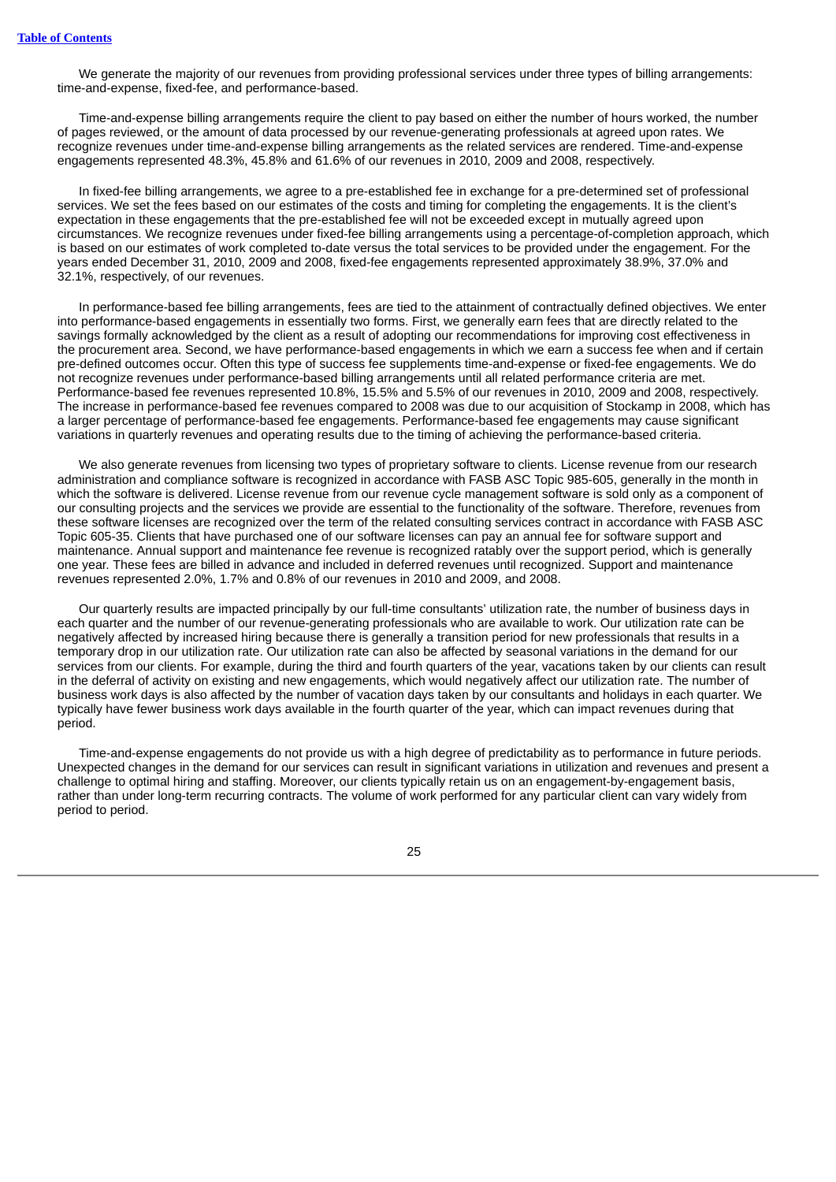We generate the majority of our revenues from providing professional services under three types of billing arrangements: time-and-expense, fixed-fee, and performance-based.

Time-and-expense billing arrangements require the client to pay based on either the number of hours worked, the number of pages reviewed, or the amount of data processed by our revenue-generating professionals at agreed upon rates. We recognize revenues under time-and-expense billing arrangements as the related services are rendered. Time-and-expense engagements represented 48.3%, 45.8% and 61.6% of our revenues in 2010, 2009 and 2008, respectively.

In fixed-fee billing arrangements, we agree to a pre-established fee in exchange for a pre-determined set of professional services. We set the fees based on our estimates of the costs and timing for completing the engagements. It is the client's expectation in these engagements that the pre-established fee will not be exceeded except in mutually agreed upon circumstances. We recognize revenues under fixed-fee billing arrangements using a percentage-of-completion approach, which is based on our estimates of work completed to-date versus the total services to be provided under the engagement. For the years ended December 31, 2010, 2009 and 2008, fixed-fee engagements represented approximately 38.9%, 37.0% and 32.1%, respectively, of our revenues.

In performance-based fee billing arrangements, fees are tied to the attainment of contractually defined objectives. We enter into performance-based engagements in essentially two forms. First, we generally earn fees that are directly related to the savings formally acknowledged by the client as a result of adopting our recommendations for improving cost effectiveness in the procurement area. Second, we have performance-based engagements in which we earn a success fee when and if certain pre-defined outcomes occur. Often this type of success fee supplements time-and-expense or fixed-fee engagements. We do not recognize revenues under performance-based billing arrangements until all related performance criteria are met. Performance-based fee revenues represented 10.8%, 15.5% and 5.5% of our revenues in 2010, 2009 and 2008, respectively. The increase in performance-based fee revenues compared to 2008 was due to our acquisition of Stockamp in 2008, which has a larger percentage of performance-based fee engagements. Performance-based fee engagements may cause significant variations in quarterly revenues and operating results due to the timing of achieving the performance-based criteria.

We also generate revenues from licensing two types of proprietary software to clients. License revenue from our research administration and compliance software is recognized in accordance with FASB ASC Topic 985-605, generally in the month in which the software is delivered. License revenue from our revenue cycle management software is sold only as a component of our consulting projects and the services we provide are essential to the functionality of the software. Therefore, revenues from these software licenses are recognized over the term of the related consulting services contract in accordance with FASB ASC Topic 605-35. Clients that have purchased one of our software licenses can pay an annual fee for software support and maintenance. Annual support and maintenance fee revenue is recognized ratably over the support period, which is generally one year. These fees are billed in advance and included in deferred revenues until recognized. Support and maintenance revenues represented 2.0%, 1.7% and 0.8% of our revenues in 2010 and 2009, and 2008.

Our quarterly results are impacted principally by our full-time consultants' utilization rate, the number of business days in each quarter and the number of our revenue-generating professionals who are available to work. Our utilization rate can be negatively affected by increased hiring because there is generally a transition period for new professionals that results in a temporary drop in our utilization rate. Our utilization rate can also be affected by seasonal variations in the demand for our services from our clients. For example, during the third and fourth quarters of the year, vacations taken by our clients can result in the deferral of activity on existing and new engagements, which would negatively affect our utilization rate. The number of business work days is also affected by the number of vacation days taken by our consultants and holidays in each quarter. We typically have fewer business work days available in the fourth quarter of the year, which can impact revenues during that period.

Time-and-expense engagements do not provide us with a high degree of predictability as to performance in future periods. Unexpected changes in the demand for our services can result in significant variations in utilization and revenues and present a challenge to optimal hiring and staffing. Moreover, our clients typically retain us on an engagement-by-engagement basis, rather than under long-term recurring contracts. The volume of work performed for any particular client can vary widely from period to period.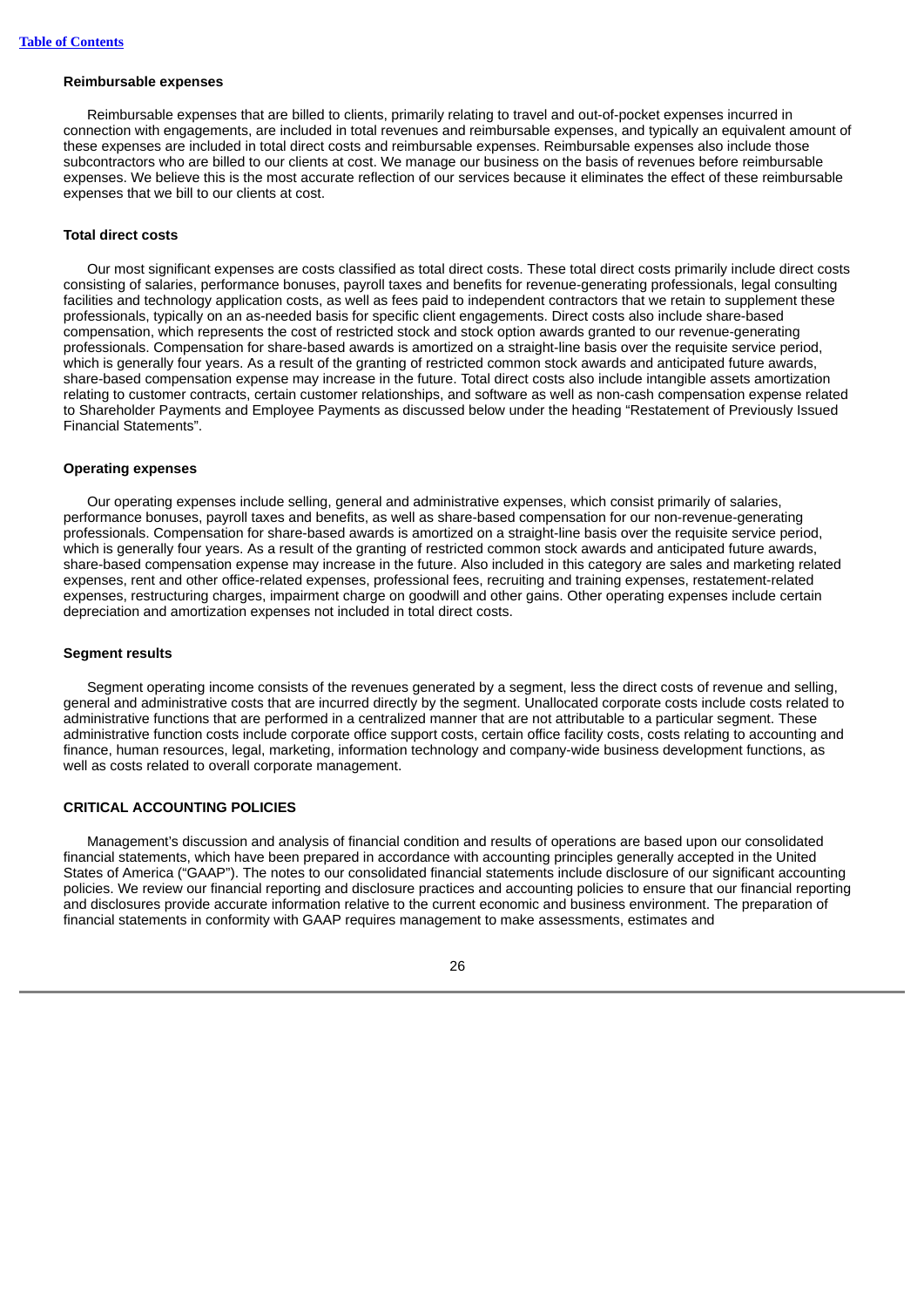**Reimbursable expenses**

Reimbursable expenses that are billed to clients, primarily relating to travel and out-of-pocket expenses incurred in connection with engagements, are included in total revenues and reimbursable expenses, and typically an equivalent amount of these expenses are included in total direct costs and reimbursable expenses. Reimbursable expenses also include those subcontractors who are billed to our clients at cost. We manage our business on the basis of revenues before reimbursable expenses. We believe this is the most accurate reflection of our services because it eliminates the effect of these reimbursable expenses that we bill to our clients at cost.

**Total direct costs**

Our most significant expenses are costs classified as total direct costs. These total direct costs primarily include direct costs consisting of salaries, performance bonuses, payroll taxes and benefits for revenue-generating professionals, legal consulting facilities and technology application costs, as well as fees paid to independent contractors that we retain to supplement these professionals, typically on an as-needed basis for specific client engagements. Direct costs also include share-based compensation, which represents the cost of restricted stock and stock option awards granted to our revenue-generating professionals. Compensation for share-based awards is amortized on a straight-line basis over the requisite service period, which is generally four years. As a result of the granting of restricted common stock awards and anticipated future awards, share-based compensation expense may increase in the future. Total direct costs also include intangible assets amortization relating to customer contracts, certain customer relationships, and software as well as non-cash compensation expense related to Shareholder Payments and Employee Payments as discussed below under the heading "Restatement of Previously Issued Financial Statements".

**Operating expenses**

Our operating expenses include selling, general and administrative expenses, which consist primarily of salaries, performance bonuses, payroll taxes and benefits, as well as share-based compensation for our non-revenue-generating professionals. Compensation for share-based awards is amortized on a straight-line basis over the requisite service period, which is generally four years. As a result of the granting of restricted common stock awards and anticipated future awards, share-based compensation expense may increase in the future. Also included in this category are sales and marketing related expenses, rent and other office-related expenses, professional fees, recruiting and training expenses, restatement-related expenses, restructuring charges, impairment charge on goodwill and other gains. Other operating expenses include certain depreciation and amortization expenses not included in total direct costs.

**Segment results**

Segment operating income consists of the revenues generated by a segment, less the direct costs of revenue and selling, general and administrative costs that are incurred directly by the segment. Unallocated corporate costs include costs related to administrative functions that are performed in a centralized manner that are not attributable to a particular segment. These administrative function costs include corporate office support costs, certain office facility costs, costs relating to accounting and finance, human resources, legal, marketing, information technology and company-wide business development functions, as well as costs related to overall corporate management.

## CRITICAL ACCOUNTING POLICIES

Management's discussion and analysis of financial condition and results of operations are based upon our consolidated financial statements, which have been prepared in accordance with accounting principles generally accepted in the United States of America ("GAAP"). The notes to our consolidated financial statements include disclosure of our significant accounting policies. We review our financial reporting and disclosure practices and accounting policies to ensure that our financial reporting and disclosures provide accurate information relative to the current economic and business environment. The preparation of financial statements in conformity with GAAP requires management to make assessments, estimates and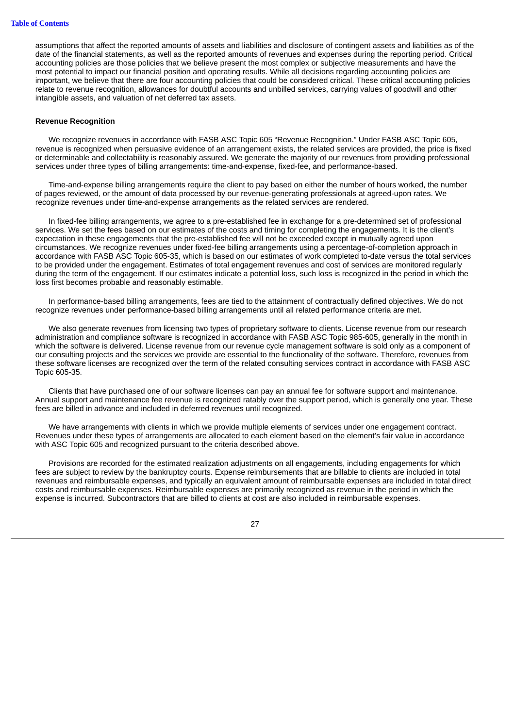assumptions that affect the reported amounts of assets and liabilities and disclosure of contingent assets and liabilities as of the date of the financial statements, as well as the reported amounts of revenues and expenses during the reporting period. Critical accounting policies are those policies that we believe present the most complex or subjective measurements and have the most potential to impact our financial position and operating results. While all decisions regarding accounting policies are important, we believe that there are four accounting policies that could be considered critical. These critical accounting policies relate to revenue recognition, allowances for doubtful accounts and unbilled services, carrying values of goodwill and other intangible assets, and valuation of net deferred tax assets.

**Revenue Recognition**

We recognize revenues in accordance with FASB ASC Topic 605 "Revenue Recognition." Under FASB ASC Topic 605, revenue is recognized when persuasive evidence of an arrangement exists, the related services are provided, the price is fixed or determinable and collectability is reasonably assured. We generate the majority of our revenues from providing professional services under three types of billing arrangements: time-and-expense, fixed-fee, and performance-based.

Time-and-expense billing arrangements require the client to pay based on either the number of hours worked, the number of pages reviewed, or the amount of data processed by our revenue-generating professionals at agreed-upon rates. We recognize revenues under time-and-expense arrangements as the related services are rendered.

In fixed-fee billing arrangements, we agree to a pre-established fee in exchange for a pre-determined set of professional services. We set the fees based on our estimates of the costs and timing for completing the engagements. It is the client's expectation in these engagements that the pre-established fee will not be exceeded except in mutually agreed upon circumstances. We recognize revenues under fixed-fee billing arrangements using a percentage-of-completion approach in accordance with FASB ASC Topic 605-35, which is based on our estimates of work completed to-date versus the total services to be provided under the engagement. Estimates of total engagement revenues and cost of services are monitored regularly during the term of the engagement. If our estimates indicate a potential loss, such loss is recognized in the period in which the loss first becomes probable and reasonably estimable.

In performance-based billing arrangements, fees are tied to the attainment of contractually defined objectives. We do not recognize revenues under performance-based billing arrangements until all related performance criteria are met.

We also generate revenues from licensing two types of proprietary software to clients. License revenue from our research administration and compliance software is recognized in accordance with FASB ASC Topic 985-605, generally in the month in which the software is delivered. License revenue from our revenue cycle management software is sold only as a component of our consulting projects and the services we provide are essential to the functionality of the software. Therefore, revenues from these software licenses are recognized over the term of the related consulting services contract in accordance with FASB ASC Topic 605-35.

Clients that have purchased one of our software licenses can pay an annual fee for software support and maintenance. Annual support and maintenance fee revenue is recognized ratably over the support period, which is generally one year. These fees are billed in advance and included in deferred revenues until recognized.

We have arrangements with clients in which we provide multiple elements of services under one engagement contract. Revenues under these types of arrangements are allocated to each element based on the element's fair value in accordance with ASC Topic 605 and recognized pursuant to the criteria described above.

Provisions are recorded for the estimated realization adjustments on all engagements, including engagements for which fees are subject to review by the bankruptcy courts. Expense reimbursements that are billable to clients are included in total revenues and reimbursable expenses, and typically an equivalent amount of reimbursable expenses are included in total direct costs and reimbursable expenses. Reimbursable expenses are primarily recognized as revenue in the period in which the expense is incurred. Subcontractors that are billed to clients at cost are also included in reimbursable expenses.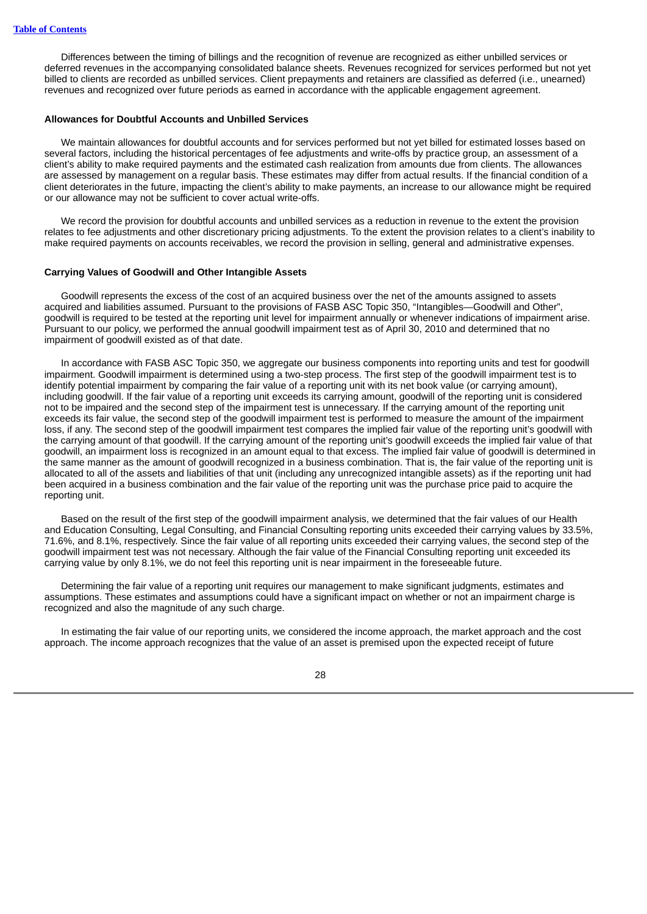Differences between the timing of billings and the recognition of revenue are recognized as either unbilled services or deferred revenues in the accompanying consolidated balance sheets. Revenues recognized for services performed but not yet billed to clients are recorded as unbilled services. Client prepayments and retainers are classified as deferred (i.e., unearned) revenues and recognized over future periods as earned in accordance with the applicable engagement agreement.

**Allowances for Doubtful Accounts and Unbilled Services**

We maintain allowances for doubtful accounts and for services performed but not yet billed for estimated losses based on several factors, including the historical percentages of fee adjustments and write-offs by practice group, an assessment of a client's ability to make required payments and the estimated cash realization from amounts due from clients. The allowances are assessed by management on a regular basis. These estimates may differ from actual results. If the financial condition of a client deteriorates in the future, impacting the client's ability to make payments, an increase to our allowance might be required or our allowance may not be sufficient to cover actual write-offs.

We record the provision for doubtful accounts and unbilled services as a reduction in revenue to the extent the provision relates to fee adjustments and other discretionary pricing adjustments. To the extent the provision relates to a client's inability to make required payments on accounts receivables, we record the provision in selling, general and administrative expenses.

**Carrying Values of Goodwill and Other Intangible Assets**

Goodwill represents the excess of the cost of an acquired business over the net of the amounts assigned to assets acquired and liabilities assumed. Pursuant to the provisions of FASB ASC Topic 350, "Intangibles—Goodwill and Other", goodwill is required to be tested at the reporting unit level for impairment annually or whenever indications of impairment arise. Pursuant to our policy, we performed the annual goodwill impairment test as of April 30, 2010 and determined that no impairment of goodwill existed as of that date.

In accordance with FASB ASC Topic 350, we aggregate our business components into reporting units and test for goodwill impairment. Goodwill impairment is determined using a two-step process. The first step of the goodwill impairment test is to identify potential impairment by comparing the fair value of a reporting unit with its net book value (or carrying amount), including goodwill. If the fair value of a reporting unit exceeds its carrying amount, goodwill of the reporting unit is considered not to be impaired and the second step of the impairment test is unnecessary. If the carrying amount of the reporting unit exceeds its fair value, the second step of the goodwill impairment test is performed to measure the amount of the impairment loss, if any. The second step of the goodwill impairment test compares the implied fair value of the reporting unit's goodwill with the carrying amount of that goodwill. If the carrying amount of the reporting unit's goodwill exceeds the implied fair value of that goodwill, an impairment loss is recognized in an amount equal to that excess. The implied fair value of goodwill is determined in the same manner as the amount of goodwill recognized in a business combination. That is, the fair value of the reporting unit is allocated to all of the assets and liabilities of that unit (including any unrecognized intangible assets) as if the reporting unit had been acquired in a business combination and the fair value of the reporting unit was the purchase price paid to acquire the reporting unit.

Based on the result of the first step of the goodwill impairment analysis, we determined that the fair values of our Health and Education Consulting, Legal Consulting, and Financial Consulting reporting units exceeded their carrying values by 33.5%, 71.6%, and 8.1%, respectively. Since the fair value of all reporting units exceeded their carrying values, the second step of the goodwill impairment test was not necessary. Although the fair value of the Financial Consulting reporting unit exceeded its carrying value by only 8.1%, we do not feel this reporting unit is near impairment in the foreseeable future.

Determining the fair value of a reporting unit requires our management to make significant judgments, estimates and assumptions. These estimates and assumptions could have a significant impact on whether or not an impairment charge is recognized and also the magnitude of any such charge.

In estimating the fair value of our reporting units, we considered the income approach, the market approach and the cost approach. The income approach recognizes that the value of an asset is premised upon the expected receipt of future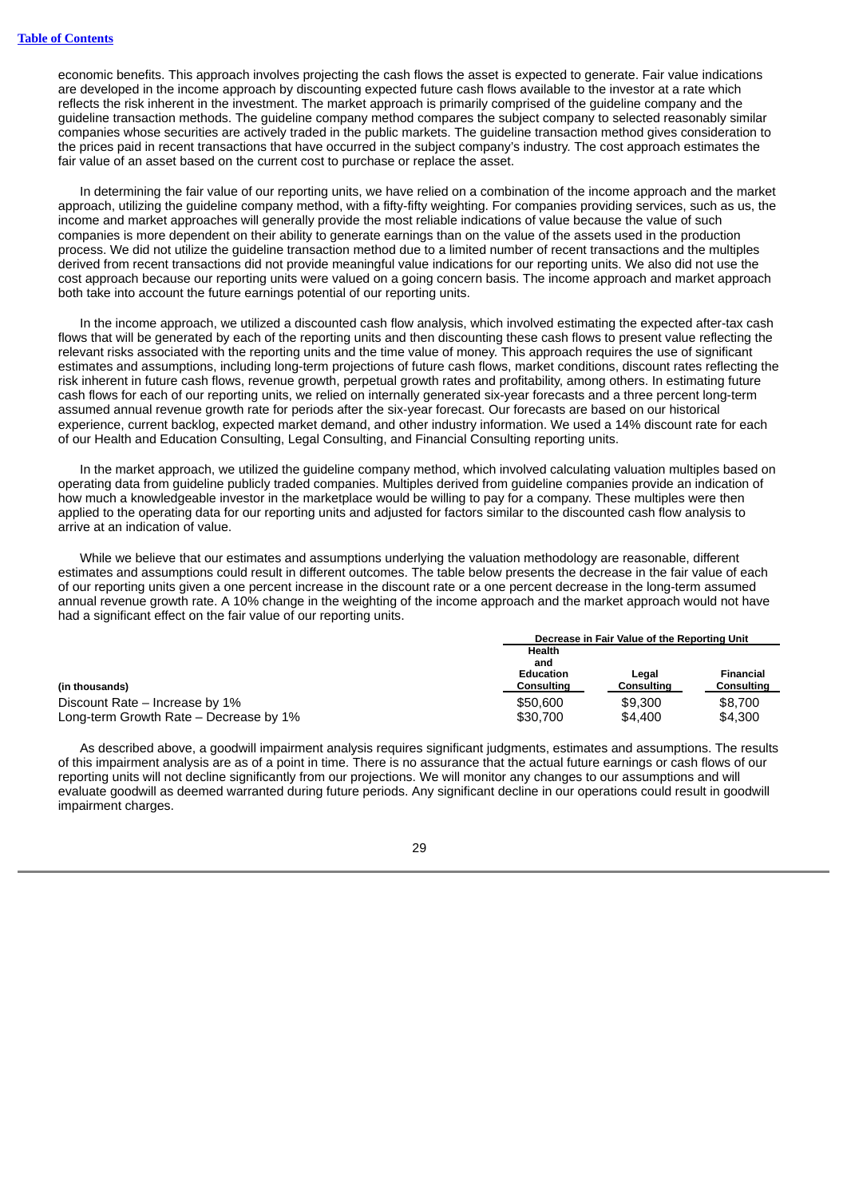economic benefits. This approach involves projecting the cash flows the asset is expected to generate. Fair value indications are developed in the income approach by discounting expected future cash flows available to the investor at a rate which reflects the risk inherent in the investment. The market approach is primarily comprised of the guideline company and the guideline transaction methods. The guideline company method compares the subject company to selected reasonably similar companies whose securities are actively traded in the public markets. The guideline transaction method gives consideration to the prices paid in recent transactions that have occurred in the subject company's industry. The cost approach estimates the fair value of an asset based on the current cost to purchase or replace the asset.

In determining the fair value of our reporting units, we have relied on a combination of the income approach and the market approach, utilizing the guideline company method, with a fifty-fifty weighting. For companies providing services, such as us, the income and market approaches will generally provide the most reliable indications of value because the value of such companies is more dependent on their ability to generate earnings than on the value of the assets used in the production process. We did not utilize the guideline transaction method due to a limited number of recent transactions and the multiples derived from recent transactions did not provide meaningful value indications for our reporting units. We also did not use the cost approach because our reporting units were valued on a going concern basis. The income approach and market approach both take into account the future earnings potential of our reporting units.

In the income approach, we utilized a discounted cash flow analysis, which involved estimating the expected after-tax cash flows that will be generated by each of the reporting units and then discounting these cash flows to present value reflecting the relevant risks associated with the reporting units and the time value of money. This approach requires the use of significant estimates and assumptions, including long-term projections of future cash flows, market conditions, discount rates reflecting the risk inherent in future cash flows, revenue growth, perpetual growth rates and profitability, among others. In estimating future cash flows for each of our reporting units, we relied on internally generated six-year forecasts and a three percent long-term assumed annual revenue growth rate for periods after the six-year forecast. Our forecasts are based on our historical experience, current backlog, expected market demand, and other industry information. We used a 14% discount rate for each of our Health and Education Consulting, Legal Consulting, and Financial Consulting reporting units.

In the market approach, we utilized the guideline company method, which involved calculating valuation multiples based on operating data from guideline publicly traded companies. Multiples derived from guideline companies provide an indication of how much a knowledgeable investor in the marketplace would be willing to pay for a company. These multiples were then applied to the operating data for our reporting units and adjusted for factors similar to the discounted cash flow analysis to arrive at an indication of value.

While we believe that our estimates and assumptions underlying the valuation methodology are reasonable, different estimates and assumptions could result in different outcomes. The table below presents the decrease in the fair value of each of our reporting units given a one percent increase in the discount rate or a one percent decrease in the long-term assumed annual revenue growth rate. A 10% change in the weighting of the income approach and the market approach would not have had a significant effect on the fair value of our reporting units.

| | Decrease in Fair Value of the Reporting Unit | | |
|---|---|---|---|
| (in thousands) | Health and Education Consulting | Legal Consulting | Financial Consulting |
| Discount Rate – Increase by 1% | $50,600 | $9,300 | $8,700 |
| Long-term Growth Rate – Decrease by 1% | $30,700 | $4,400 | $4,300 |

As described above, a goodwill impairment analysis requires significant judgments, estimates and assumptions. The results of this impairment analysis are as of a point in time. There is no assurance that the actual future earnings or cash flows of our reporting units will not decline significantly from our projections. We will monitor any changes to our assumptions and will evaluate goodwill as deemed warranted during future periods. Any significant decline in our operations could result in goodwill impairment charges.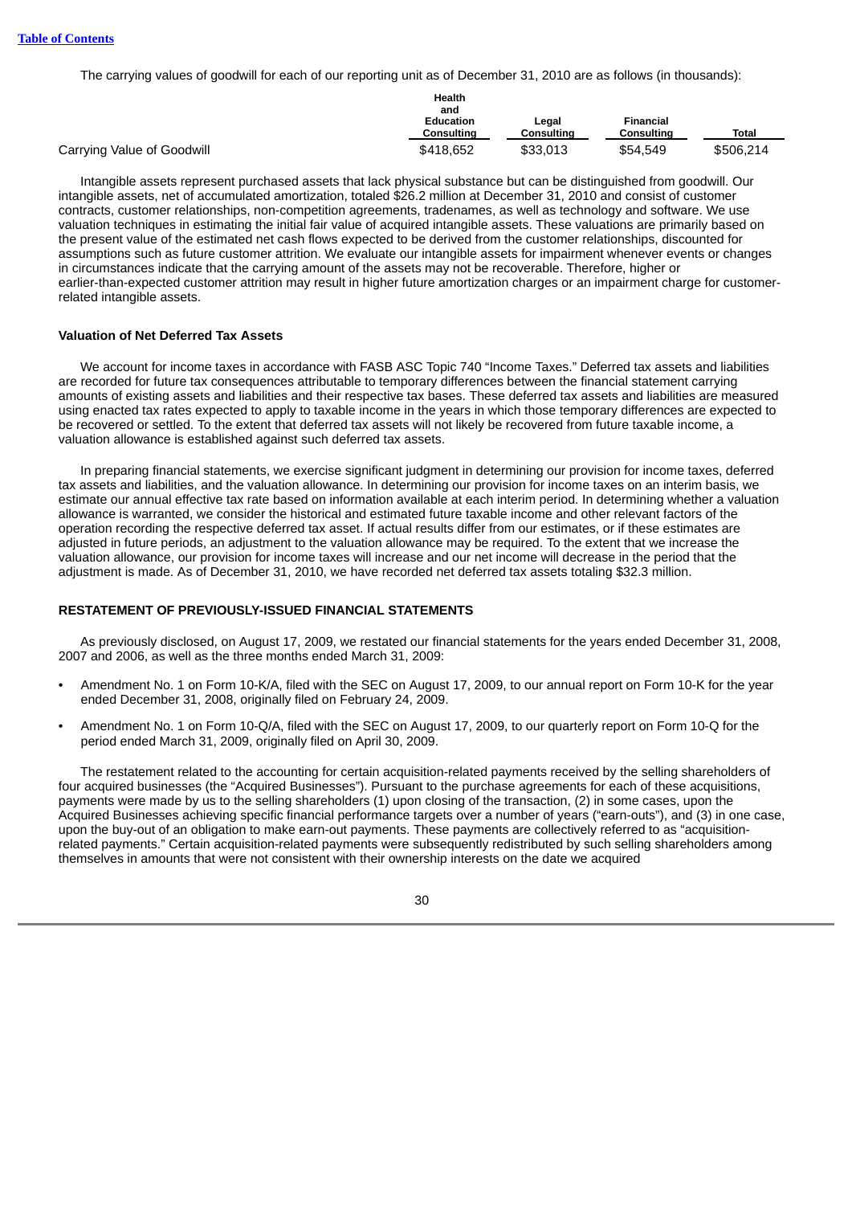The carrying values of goodwill for each of our reporting unit as of December 31, 2010 are as follows (in thousands):

| | Health and Education Consulting | Legal Consulting | Financial Consulting | Total |
|---|---|---|---|---|
| Carrying Value of Goodwill | $418,652 | $33,013 | $54,549 | $506,214 |

Intangible assets represent purchased assets that lack physical substance but can be distinguished from goodwill. Our intangible assets, net of accumulated amortization, totaled $26.2 million at December 31, 2010 and consist of customer contracts, customer relationships, non-competition agreements, tradenames, as well as technology and software. We use valuation techniques in estimating the initial fair value of acquired intangible assets. These valuations are primarily based on the present value of the estimated net cash flows expected to be derived from the customer relationships, discounted for assumptions such as future customer attrition. We evaluate our intangible assets for impairment whenever events or changes in circumstances indicate that the carrying amount of the assets may not be recoverable. Therefore, higher or earlier-than-expected customer attrition may result in higher future amortization charges or an impairment charge for customer-related intangible assets.

**Valuation of Net Deferred Tax Assets**

We account for income taxes in accordance with FASB ASC Topic 740 "Income Taxes." Deferred tax assets and liabilities are recorded for future tax consequences attributable to temporary differences between the financial statement carrying amounts of existing assets and liabilities and their respective tax bases. These deferred tax assets and liabilities are measured using enacted tax rates expected to apply to taxable income in the years in which those temporary differences are expected to be recovered or settled. To the extent that deferred tax assets will not likely be recovered from future taxable income, a valuation allowance is established against such deferred tax assets.

In preparing financial statements, we exercise significant judgment in determining our provision for income taxes, deferred tax assets and liabilities, and the valuation allowance. In determining our provision for income taxes on an interim basis, we estimate our annual effective tax rate based on information available at each interim period. In determining whether a valuation allowance is warranted, we consider the historical and estimated future taxable income and other relevant factors of the operation recording the respective deferred tax asset. If actual results differ from our estimates, or if these estimates are adjusted in future periods, an adjustment to the valuation allowance may be required. To the extent that we increase the valuation allowance, our provision for income taxes will increase and our net income will decrease in the period that the adjustment is made. As of December 31, 2010, we have recorded net deferred tax assets totaling $32.3 million.

**RESTATEMENT OF PREVIOUSLY-ISSUED FINANCIAL STATEMENTS**

As previously disclosed, on August 17, 2009, we restated our financial statements for the years ended December 31, 2008, 2007 and 2006, as well as the three months ended March 31, 2009:

- Amendment No. 1 on Form 10-K/A, filed with the SEC on August 17, 2009, to our annual report on Form 10-K for the year ended December 31, 2008, originally filed on February 24, 2009.
- Amendment No. 1 on Form 10-Q/A, filed with the SEC on August 17, 2009, to our quarterly report on Form 10-Q for the period ended March 31, 2009, originally filed on April 30, 2009.

The restatement related to the accounting for certain acquisition-related payments received by the selling shareholders of four acquired businesses (the "Acquired Businesses"). Pursuant to the purchase agreements for each of these acquisitions, payments were made by us to the selling shareholders (1) upon closing of the transaction, (2) in some cases, upon the Acquired Businesses achieving specific financial performance targets over a number of years ("earn-outs"), and (3) in one case, upon the buy-out of an obligation to make earn-out payments. These payments are collectively referred to as "acquisition-related payments." Certain acquisition-related payments were subsequently redistributed by such selling shareholders among themselves in amounts that were not consistent with their ownership interests on the date we acquired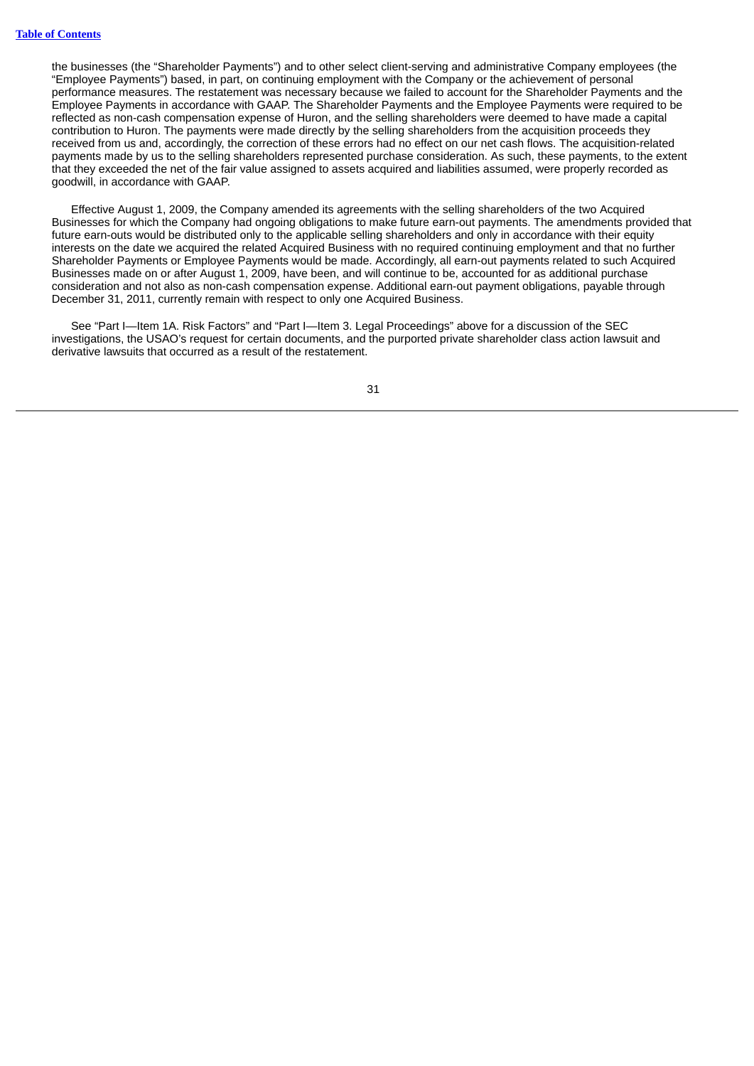the businesses (the "Shareholder Payments") and to other select client-serving and administrative Company employees (the "Employee Payments") based, in part, on continuing employment with the Company or the achievement of personal performance measures. The restatement was necessary because we failed to account for the Shareholder Payments and the Employee Payments in accordance with GAAP. The Shareholder Payments and the Employee Payments were required to be reflected as non-cash compensation expense of Huron, and the selling shareholders were deemed to have made a capital contribution to Huron. The payments were made directly by the selling shareholders from the acquisition proceeds they received from us and, accordingly, the correction of these errors had no effect on our net cash flows. The acquisition-related payments made by us to the selling shareholders represented purchase consideration. As such, these payments, to the extent that they exceeded the net of the fair value assigned to assets acquired and liabilities assumed, were properly recorded as goodwill, in accordance with GAAP.

Effective August 1, 2009, the Company amended its agreements with the selling shareholders of the two Acquired Businesses for which the Company had ongoing obligations to make future earn-out payments. The amendments provided that future earn-outs would be distributed only to the applicable selling shareholders and only in accordance with their equity interests on the date we acquired the related Acquired Business with no required continuing employment and that no further Shareholder Payments or Employee Payments would be made. Accordingly, all earn-out payments related to such Acquired Businesses made on or after August 1, 2009, have been, and will continue to be, accounted for as additional purchase consideration and not also as non-cash compensation expense. Additional earn-out payment obligations, payable through December 31, 2011, currently remain with respect to only one Acquired Business.

See "Part I—Item 1A. Risk Factors" and "Part I—Item 3. Legal Proceedings" above for a discussion of the SEC investigations, the USAO's request for certain documents, and the purported private shareholder class action lawsuit and derivative lawsuits that occurred as a result of the restatement.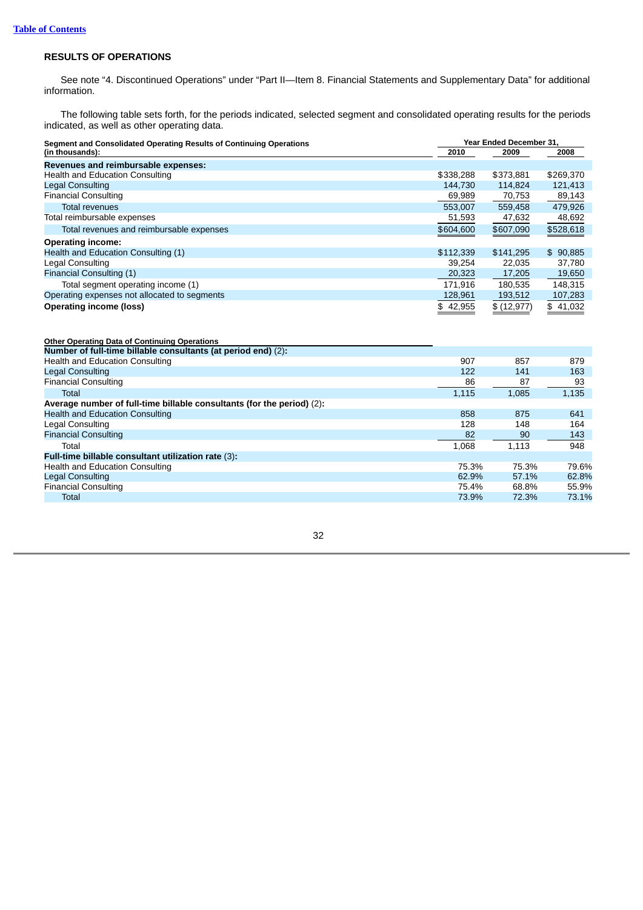[Table of Contents](#)

### RESULTS OF OPERATIONS

See note "4. Discontinued Operations" under "Part II—Item 8. Financial Statements and Supplementary Data" for additional information.

The following table sets forth, for the periods indicated, selected segment and consolidated operating results for the periods indicated, as well as other operating data.

| Segment and Consolidated Operating Results of Continuing Operations (in thousands): | Year Ended December 31, 2010 | 2009 | 2008 |
|---|---|---|---|
| **Revenues and reimbursable expenses:** | | | |
| Health and Education Consulting | $338,288 | $373,881 | $269,370 |
| Legal Consulting | 144,730 | 114,824 | 121,413 |
| Financial Consulting | 69,989 | 70,753 | 89,143 |
| Total revenues | 553,007 | 559,458 | 479,926 |
| Total reimbursable expenses | 51,593 | 47,632 | 48,692 |
| Total revenues and reimbursable expenses | $604,600 | $607,090 | $528,618 |
| **Operating income:** | | | |
| Health and Education Consulting (1) | $112,339 | $141,295 | $ 90,885 |
| Legal Consulting | 39,254 | 22,035 | 37,780 |
| Financial Consulting (1) | 20,323 | 17,205 | 19,650 |
| Total segment operating income (1) | 171,916 | 180,535 | 148,315 |
| Operating expenses not allocated to segments | 128,961 | 193,512 | 107,283 |
| **Operating income (loss)** | $ 42,955 | $ (12,977) | $ 41,032 |

| Other Operating Data of Continuing Operations | 2010 | 2009 | 2008 |
|---|---|---|---|
| **Number of full-time billable consultants (at period end)** (2): | | | |
| Health and Education Consulting | 907 | 857 | 879 |
| Legal Consulting | 122 | 141 | 163 |
| Financial Consulting | 86 | 87 | 93 |
| Total | 1,115 | 1,085 | 1,135 |
| **Average number of full-time billable consultants (for the period)** (2): | | | |
| Health and Education Consulting | 858 | 875 | 641 |
| Legal Consulting | 128 | 148 | 164 |
| Financial Consulting | 82 | 90 | 143 |
| Total | 1,068 | 1,113 | 948 |
| **Full-time billable consultant utilization rate** (3): | | | |
| Health and Education Consulting | 75.3% | 75.3% | 79.6% |
| Legal Consulting | 62.9% | 57.1% | 62.8% |
| Financial Consulting | 75.4% | 68.8% | 55.9% |
| Total | 73.9% | 72.3% | 73.1% |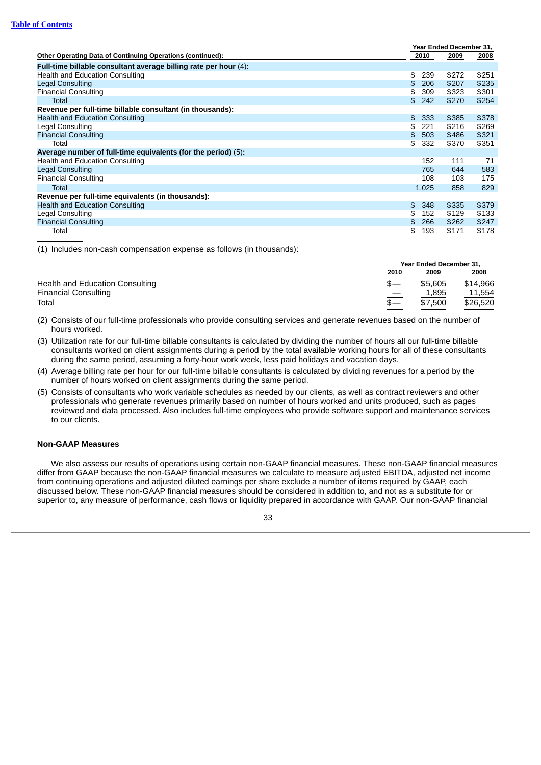| Other Operating Data of Continuing Operations (continued): | Year Ended December 31, 2010 | 2009 | 2008 |
|---|---|---|---|
| **Full-time billable consultant average billing rate per hour** (4): | | | |
| Health and Education Consulting | $ 239 | $272 | $251 |
| Legal Consulting | $ 206 | $207 | $235 |
| Financial Consulting | $ 309 | $323 | $301 |
| Total | $ 242 | $270 | $254 |
| **Revenue per full-time billable consultant (in thousands):** | | | |
| Health and Education Consulting | $ 333 | $385 | $378 |
| Legal Consulting | $ 221 | $216 | $269 |
| Financial Consulting | $ 503 | $486 | $321 |
| Total | $ 332 | $370 | $351 |
| **Average number of full-time equivalents (for the period)** (5): | | | |
| Health and Education Consulting | 152 | 111 | 71 |
| Legal Consulting | 765 | 644 | 583 |
| Financial Consulting | 108 | 103 | 175 |
| Total | 1,025 | 858 | 829 |
| **Revenue per full-time equivalents (in thousands):** | | | |
| Health and Education Consulting | $ 348 | $335 | $379 |
| Legal Consulting | $ 152 | $129 | $133 |
| Financial Consulting | $ 266 | $262 | $247 |
| Total | $ 193 | $171 | $178 |

(1) Includes non-cash compensation expense as follows (in thousands):

| | Year Ended December 31, 2010 | 2009 | 2008 |
|---|---|---|---|
| Health and Education Consulting | $— | $5,605 | $14,966 |
| Financial Consulting | — | 1,895 | 11,554 |
| Total | $— | $7,500 | $26,520 |

(2) Consists of our full-time professionals who provide consulting services and generate revenues based on the number of hours worked.

(3) Utilization rate for our full-time billable consultants is calculated by dividing the number of hours all our full-time billable consultants worked on client assignments during a period by the total available working hours for all of these consultants during the same period, assuming a forty-hour work week, less paid holidays and vacation days.

(4) Average billing rate per hour for our full-time billable consultants is calculated by dividing revenues for a period by the number of hours worked on client assignments during the same period.

(5) Consists of consultants who work variable schedules as needed by our clients, as well as contract reviewers and other professionals who generate revenues primarily based on number of hours worked and units produced, such as pages reviewed and data processed. Also includes full-time employees who provide software support and maintenance services to our clients.

### Non-GAAP Measures

We also assess our results of operations using certain non-GAAP financial measures. These non-GAAP financial measures differ from GAAP because the non-GAAP financial measures we calculate to measure adjusted EBITDA, adjusted net income from continuing operations and adjusted diluted earnings per share exclude a number of items required by GAAP, each discussed below. These non-GAAP financial measures should be considered in addition to, and not as a substitute for or superior to, any measure of performance, cash flows or liquidity prepared in accordance with GAAP. Our non-GAAP financial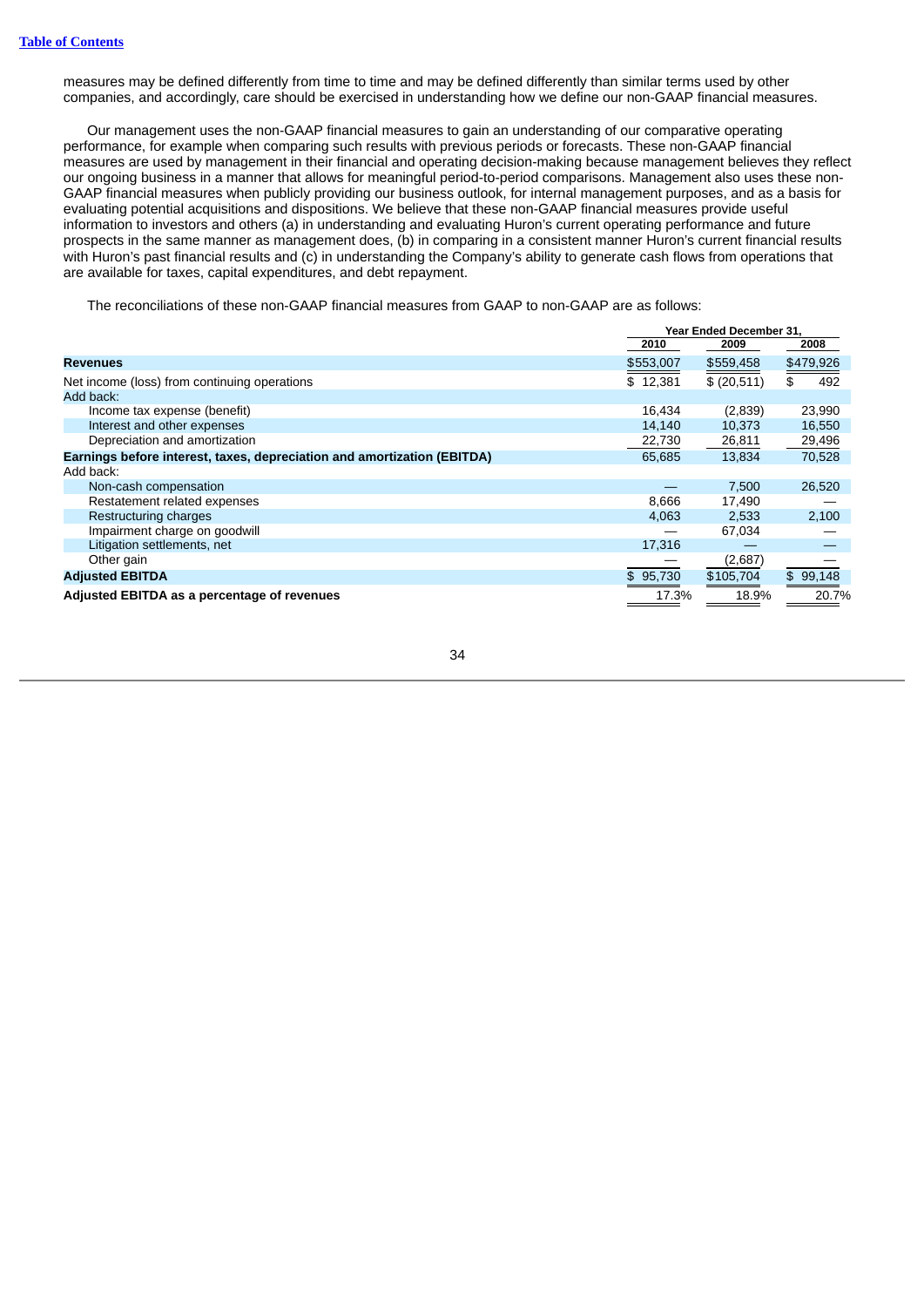measures may be defined differently from time to time and may be defined differently than similar terms used by other companies, and accordingly, care should be exercised in understanding how we define our non-GAAP financial measures.

Our management uses the non-GAAP financial measures to gain an understanding of our comparative operating performance, for example when comparing such results with previous periods or forecasts. These non-GAAP financial measures are used by management in their financial and operating decision-making because management believes they reflect our ongoing business in a manner that allows for meaningful period-to-period comparisons. Management also uses these non-GAAP financial measures when publicly providing our business outlook, for internal management purposes, and as a basis for evaluating potential acquisitions and dispositions. We believe that these non-GAAP financial measures provide useful information to investors and others (a) in understanding and evaluating Huron's current operating performance and future prospects in the same manner as management does, (b) in comparing in a consistent manner Huron's current financial results with Huron's past financial results and (c) in understanding the Company's ability to generate cash flows from operations that are available for taxes, capital expenditures, and debt repayment.

The reconciliations of these non-GAAP financial measures from GAAP to non-GAAP are as follows:

| | Year Ended December 31, | | |
|---|---|---|---|
| | 2010 | 2009 | 2008 |
| **Revenues** | $553,007 | $559,458 | $479,926 |
| Net income (loss) from continuing operations | $ 12,381 | $ (20,511) | $ 492 |
| Add back: | | | |
| Income tax expense (benefit) | 16,434 | (2,839) | 23,990 |
| Interest and other expenses | 14,140 | 10,373 | 16,550 |
| Depreciation and amortization | 22,730 | 26,811 | 29,496 |
| **Earnings before interest, taxes, depreciation and amortization (EBITDA)** | 65,685 | 13,834 | 70,528 |
| Add back: | | | |
| Non-cash compensation | — | 7,500 | 26,520 |
| Restatement related expenses | 8,666 | 17,490 | — |
| Restructuring charges | 4,063 | 2,533 | 2,100 |
| Impairment charge on goodwill | — | 67,034 | — |
| Litigation settlements, net | 17,316 | — | — |
| Other gain | — | (2,687) | — |
| **Adjusted EBITDA** | $ 95,730 | $105,704 | $ 99,148 |
| **Adjusted EBITDA as a percentage of revenues** | 17.3% | 18.9% | 20.7% |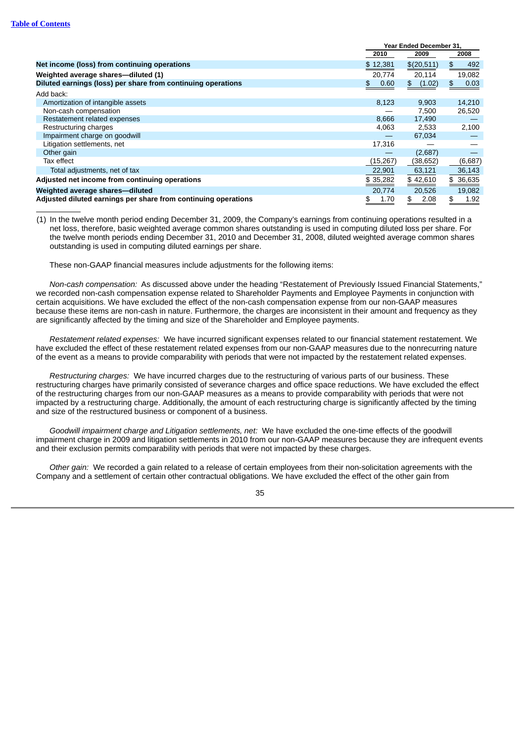| | Year Ended December 31, | | |
|---|---|---|---|
| | 2010 | 2009 | 2008 |
| **Net income (loss) from continuing operations** | $ 12,381 | $(20,511) | $ 492 |
| **Weighted average shares—diluted (1)** | 20,774 | 20,114 | 19,082 |
| **Diluted earnings (loss) per share from continuing operations** | $ 0.60 | $ (1.02) | $ 0.03 |
| Add back: | | | |
| Amortization of intangible assets | 8,123 | 9,903 | 14,210 |
| Non-cash compensation | — | 7,500 | 26,520 |
| Restatement related expenses | 8,666 | 17,490 | — |
| Restructuring charges | 4,063 | 2,533 | 2,100 |
| Impairment charge on goodwill | — | 67,034 | — |
| Litigation settlements, net | 17,316 | — | — |
| Other gain | — | (2,687) | — |
| Tax effect | (15,267) | (38,652) | (6,687) |
| Total adjustments, net of tax | 22,901 | 63,121 | 36,143 |
| **Adjusted net income from continuing operations** | $ 35,282 | $ 42,610 | $ 36,635 |
| **Weighted average shares—diluted** | 20,774 | 20,526 | 19,082 |
| **Adjusted diluted earnings per share from continuing operations** | $ 1.70 | $ 2.08 | $ 1.92 |

(1) In the twelve month period ending December 31, 2009, the Company's earnings from continuing operations resulted in a net loss, therefore, basic weighted average common shares outstanding is used in computing diluted loss per share. For the twelve month periods ending December 31, 2010 and December 31, 2008, diluted weighted average common shares outstanding is used in computing diluted earnings per share.

These non-GAAP financial measures include adjustments for the following items:

*Non-cash compensation:* As discussed above under the heading "Restatement of Previously Issued Financial Statements," we recorded non-cash compensation expense related to Shareholder Payments and Employee Payments in conjunction with certain acquisitions. We have excluded the effect of the non-cash compensation expense from our non-GAAP measures because these items are non-cash in nature. Furthermore, the charges are inconsistent in their amount and frequency as they are significantly affected by the timing and size of the Shareholder and Employee payments.

*Restatement related expenses:* We have incurred significant expenses related to our financial statement restatement. We have excluded the effect of these restatement related expenses from our non-GAAP measures due to the nonrecurring nature of the event as a means to provide comparability with periods that were not impacted by the restatement related expenses.

*Restructuring charges:* We have incurred charges due to the restructuring of various parts of our business. These restructuring charges have primarily consisted of severance charges and office space reductions. We have excluded the effect of the restructuring charges from our non-GAAP measures as a means to provide comparability with periods that were not impacted by a restructuring charge. Additionally, the amount of each restructuring charge is significantly affected by the timing and size of the restructured business or component of a business.

*Goodwill impairment charge and Litigation settlements, net:* We have excluded the one-time effects of the goodwill impairment charge in 2009 and litigation settlements in 2010 from our non-GAAP measures because they are infrequent events and their exclusion permits comparability with periods that were not impacted by these charges.

*Other gain:* We recorded a gain related to a release of certain employees from their non-solicitation agreements with the Company and a settlement of certain other contractual obligations. We have excluded the effect of the other gain from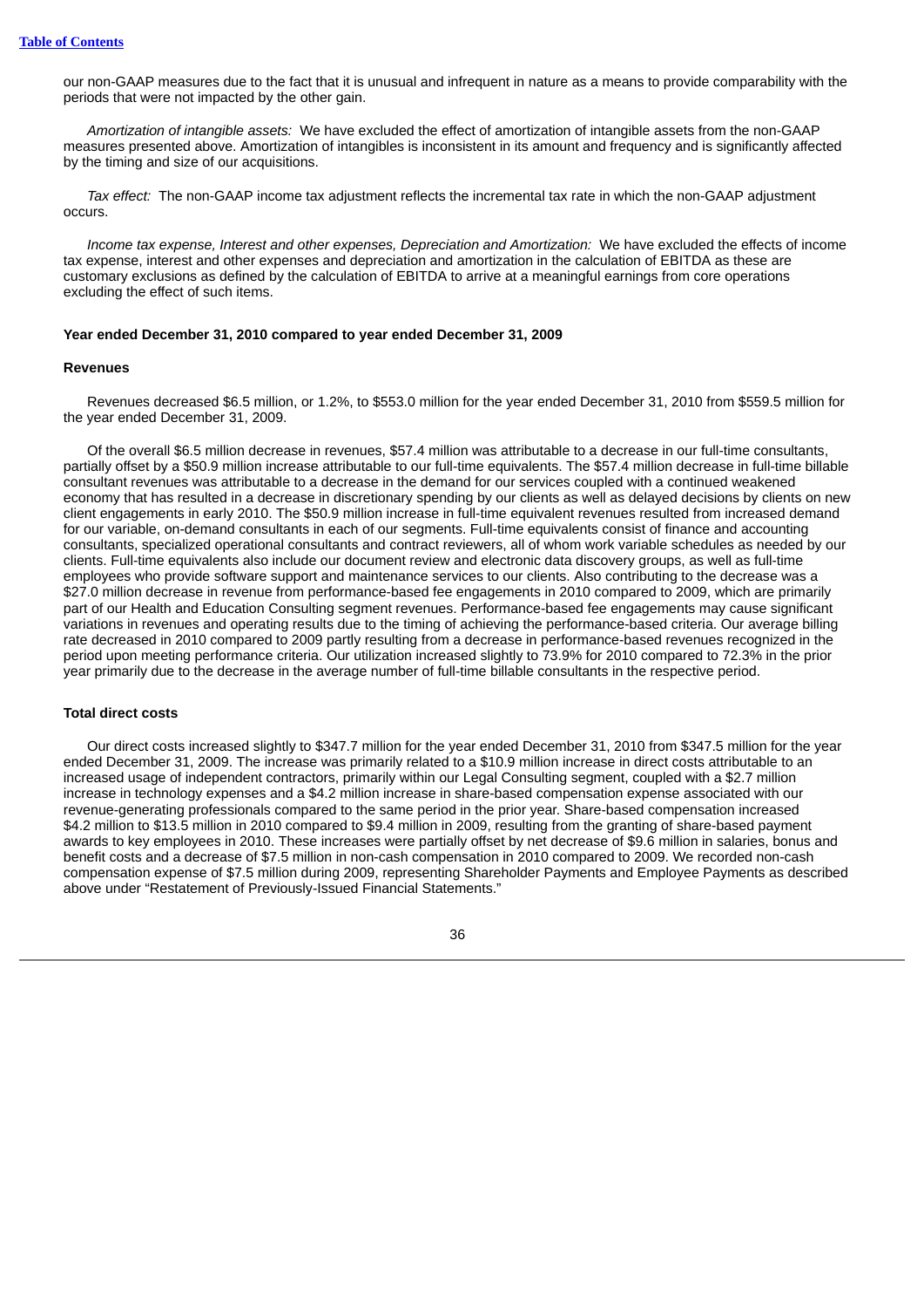our non-GAAP measures due to the fact that it is unusual and infrequent in nature as a means to provide comparability with the periods that were not impacted by the other gain.

*Amortization of intangible assets:* We have excluded the effect of amortization of intangible assets from the non-GAAP measures presented above. Amortization of intangibles is inconsistent in its amount and frequency and is significantly affected by the timing and size of our acquisitions.

*Tax effect:* The non-GAAP income tax adjustment reflects the incremental tax rate in which the non-GAAP adjustment occurs.

*Income tax expense, Interest and other expenses, Depreciation and Amortization:* We have excluded the effects of income tax expense, interest and other expenses and depreciation and amortization in the calculation of EBITDA as these are customary exclusions as defined by the calculation of EBITDA to arrive at a meaningful earnings from core operations excluding the effect of such items.

**Year ended December 31, 2010 compared to year ended December 31, 2009**

**Revenues**

Revenues decreased $6.5 million, or 1.2%, to $553.0 million for the year ended December 31, 2010 from $559.5 million for the year ended December 31, 2009.

Of the overall $6.5 million decrease in revenues, $57.4 million was attributable to a decrease in our full-time consultants, partially offset by a $50.9 million increase attributable to our full-time equivalents. The $57.4 million decrease in full-time billable consultant revenues was attributable to a decrease in the demand for our services coupled with a continued weakened economy that has resulted in a decrease in discretionary spending by our clients as well as delayed decisions by clients on new client engagements in early 2010. The $50.9 million increase in full-time equivalent revenues resulted from increased demand for our variable, on-demand consultants in each of our segments. Full-time equivalents consist of finance and accounting consultants, specialized operational consultants and contract reviewers, all of whom work variable schedules as needed by our clients. Full-time equivalents also include our document review and electronic data discovery groups, as well as full-time employees who provide software support and maintenance services to our clients. Also contributing to the decrease was a $27.0 million decrease in revenue from performance-based fee engagements in 2010 compared to 2009, which are primarily part of our Health and Education Consulting segment revenues. Performance-based fee engagements may cause significant variations in revenues and operating results due to the timing of achieving the performance-based criteria. Our average billing rate decreased in 2010 compared to 2009 partly resulting from a decrease in performance-based revenues recognized in the period upon meeting performance criteria. Our utilization increased slightly to 73.9% for 2010 compared to 72.3% in the prior year primarily due to the decrease in the average number of full-time billable consultants in the respective period.

**Total direct costs**

Our direct costs increased slightly to $347.7 million for the year ended December 31, 2010 from $347.5 million for the year ended December 31, 2009. The increase was primarily related to a $10.9 million increase in direct costs attributable to an increased usage of independent contractors, primarily within our Legal Consulting segment, coupled with a $2.7 million increase in technology expenses and a $4.2 million increase in share-based compensation expense associated with our revenue-generating professionals compared to the same period in the prior year. Share-based compensation increased $4.2 million to $13.5 million in 2010 compared to $9.4 million in 2009, resulting from the granting of share-based payment awards to key employees in 2010. These increases were partially offset by net decrease of $9.6 million in salaries, bonus and benefit costs and a decrease of $7.5 million in non-cash compensation in 2010 compared to 2009. We recorded non-cash compensation expense of $7.5 million during 2009, representing Shareholder Payments and Employee Payments as described above under "Restatement of Previously-Issued Financial Statements."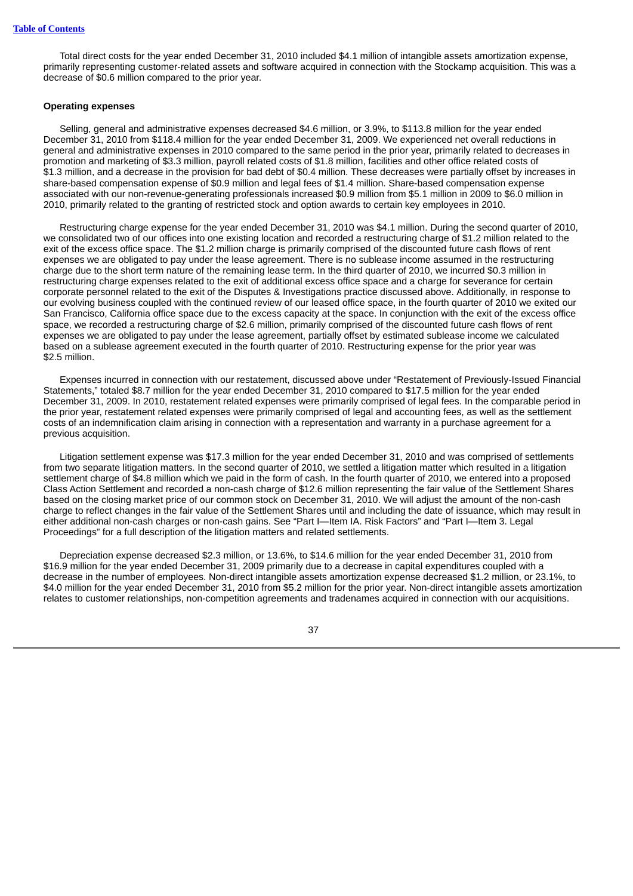Total direct costs for the year ended December 31, 2010 included $4.1 million of intangible assets amortization expense, primarily representing customer-related assets and software acquired in connection with the Stockamp acquisition. This was a decrease of $0.6 million compared to the prior year.

**Operating expenses**

Selling, general and administrative expenses decreased $4.6 million, or 3.9%, to $113.8 million for the year ended December 31, 2010 from $118.4 million for the year ended December 31, 2009. We experienced net overall reductions in general and administrative expenses in 2010 compared to the same period in the prior year, primarily related to decreases in promotion and marketing of $3.3 million, payroll related costs of $1.8 million, facilities and other office related costs of $1.3 million, and a decrease in the provision for bad debt of $0.4 million. These decreases were partially offset by increases in share-based compensation expense of $0.9 million and legal fees of $1.4 million. Share-based compensation expense associated with our non-revenue-generating professionals increased $0.9 million from $5.1 million in 2009 to $6.0 million in 2010, primarily related to the granting of restricted stock and option awards to certain key employees in 2010.

Restructuring charge expense for the year ended December 31, 2010 was $4.1 million. During the second quarter of 2010, we consolidated two of our offices into one existing location and recorded a restructuring charge of $1.2 million related to the exit of the excess office space. The $1.2 million charge is primarily comprised of the discounted future cash flows of rent expenses we are obligated to pay under the lease agreement. There is no sublease income assumed in the restructuring charge due to the short term nature of the remaining lease term. In the third quarter of 2010, we incurred $0.3 million in restructuring charge expenses related to the exit of additional excess office space and a charge for severance for certain corporate personnel related to the exit of the Disputes & Investigations practice discussed above. Additionally, in response to our evolving business coupled with the continued review of our leased office space, in the fourth quarter of 2010 we exited our San Francisco, California office space due to the excess capacity at the space. In conjunction with the exit of the excess office space, we recorded a restructuring charge of $2.6 million, primarily comprised of the discounted future cash flows of rent expenses we are obligated to pay under the lease agreement, partially offset by estimated sublease income we calculated based on a sublease agreement executed in the fourth quarter of 2010. Restructuring expense for the prior year was $2.5 million.

Expenses incurred in connection with our restatement, discussed above under "Restatement of Previously-Issued Financial Statements," totaled $8.7 million for the year ended December 31, 2010 compared to $17.5 million for the year ended December 31, 2009. In 2010, restatement related expenses were primarily comprised of legal fees. In the comparable period in the prior year, restatement related expenses were primarily comprised of legal and accounting fees, as well as the settlement costs of an indemnification claim arising in connection with a representation and warranty in a purchase agreement for a previous acquisition.

Litigation settlement expense was $17.3 million for the year ended December 31, 2010 and was comprised of settlements from two separate litigation matters. In the second quarter of 2010, we settled a litigation matter which resulted in a litigation settlement charge of $4.8 million which we paid in the form of cash. In the fourth quarter of 2010, we entered into a proposed Class Action Settlement and recorded a non-cash charge of $12.6 million representing the fair value of the Settlement Shares based on the closing market price of our common stock on December 31, 2010. We will adjust the amount of the non-cash charge to reflect changes in the fair value of the Settlement Shares until and including the date of issuance, which may result in either additional non-cash charges or non-cash gains. See "Part I—Item IA. Risk Factors" and "Part I—Item 3. Legal Proceedings" for a full description of the litigation matters and related settlements.

Depreciation expense decreased $2.3 million, or 13.6%, to $14.6 million for the year ended December 31, 2010 from $16.9 million for the year ended December 31, 2009 primarily due to a decrease in capital expenditures coupled with a decrease in the number of employees. Non-direct intangible assets amortization expense decreased $1.2 million, or 23.1%, to $4.0 million for the year ended December 31, 2010 from $5.2 million for the prior year. Non-direct intangible assets amortization relates to customer relationships, non-competition agreements and tradenames acquired in connection with our acquisitions.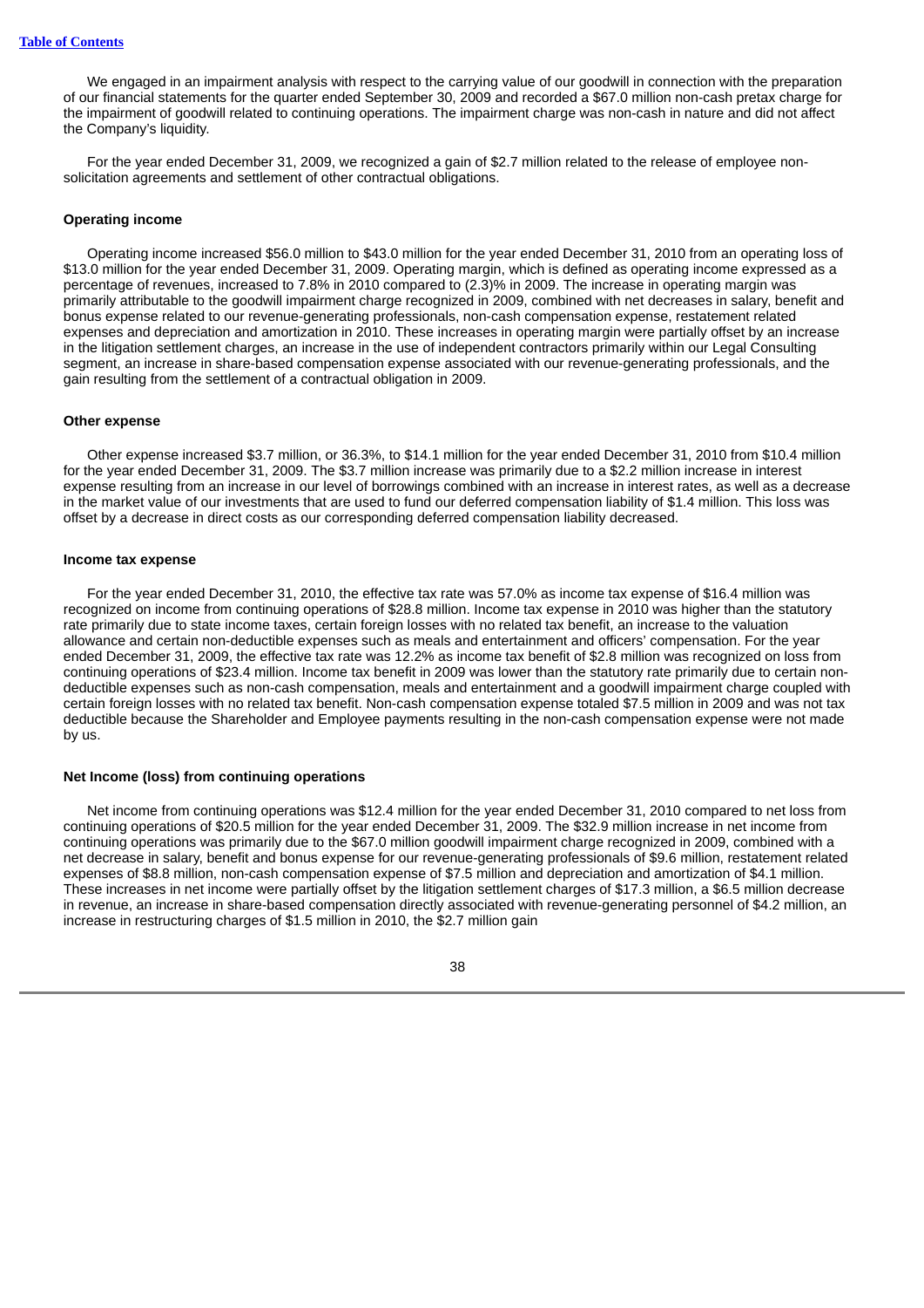We engaged in an impairment analysis with respect to the carrying value of our goodwill in connection with the preparation of our financial statements for the quarter ended September 30, 2009 and recorded a $67.0 million non-cash pretax charge for the impairment of goodwill related to continuing operations. The impairment charge was non-cash in nature and did not affect the Company's liquidity.

For the year ended December 31, 2009, we recognized a gain of $2.7 million related to the release of employee non-solicitation agreements and settlement of other contractual obligations.

**Operating income**

Operating income increased $56.0 million to $43.0 million for the year ended December 31, 2010 from an operating loss of $13.0 million for the year ended December 31, 2009. Operating margin, which is defined as operating income expressed as a percentage of revenues, increased to 7.8% in 2010 compared to (2.3)% in 2009. The increase in operating margin was primarily attributable to the goodwill impairment charge recognized in 2009, combined with net decreases in salary, benefit and bonus expense related to our revenue-generating professionals, non-cash compensation expense, restatement related expenses and depreciation and amortization in 2010. These increases in operating margin were partially offset by an increase in the litigation settlement charges, an increase in the use of independent contractors primarily within our Legal Consulting segment, an increase in share-based compensation expense associated with our revenue-generating professionals, and the gain resulting from the settlement of a contractual obligation in 2009.

**Other expense**

Other expense increased $3.7 million, or 36.3%, to $14.1 million for the year ended December 31, 2010 from $10.4 million for the year ended December 31, 2009. The $3.7 million increase was primarily due to a $2.2 million increase in interest expense resulting from an increase in our level of borrowings combined with an increase in interest rates, as well as a decrease in the market value of our investments that are used to fund our deferred compensation liability of $1.4 million. This loss was offset by a decrease in direct costs as our corresponding deferred compensation liability decreased.

**Income tax expense**

For the year ended December 31, 2010, the effective tax rate was 57.0% as income tax expense of $16.4 million was recognized on income from continuing operations of $28.8 million. Income tax expense in 2010 was higher than the statutory rate primarily due to state income taxes, certain foreign losses with no related tax benefit, an increase to the valuation allowance and certain non-deductible expenses such as meals and entertainment and officers' compensation. For the year ended December 31, 2009, the effective tax rate was 12.2% as income tax benefit of $2.8 million was recognized on loss from continuing operations of $23.4 million. Income tax benefit in 2009 was lower than the statutory rate primarily due to certain non-deductible expenses such as non-cash compensation, meals and entertainment and a goodwill impairment charge coupled with certain foreign losses with no related tax benefit. Non-cash compensation expense totaled $7.5 million in 2009 and was not tax deductible because the Shareholder and Employee payments resulting in the non-cash compensation expense were not made by us.

**Net Income (loss) from continuing operations**

Net income from continuing operations was $12.4 million for the year ended December 31, 2010 compared to net loss from continuing operations of $20.5 million for the year ended December 31, 2009. The $32.9 million increase in net income from continuing operations was primarily due to the $67.0 million goodwill impairment charge recognized in 2009, combined with a net decrease in salary, benefit and bonus expense for our revenue-generating professionals of $9.6 million, restatement related expenses of $8.8 million, non-cash compensation expense of $7.5 million and depreciation and amortization of $4.1 million. These increases in net income were partially offset by the litigation settlement charges of $17.3 million, a $6.5 million decrease in revenue, an increase in share-based compensation directly associated with revenue-generating personnel of $4.2 million, an increase in restructuring charges of $1.5 million in 2010, the $2.7 million gain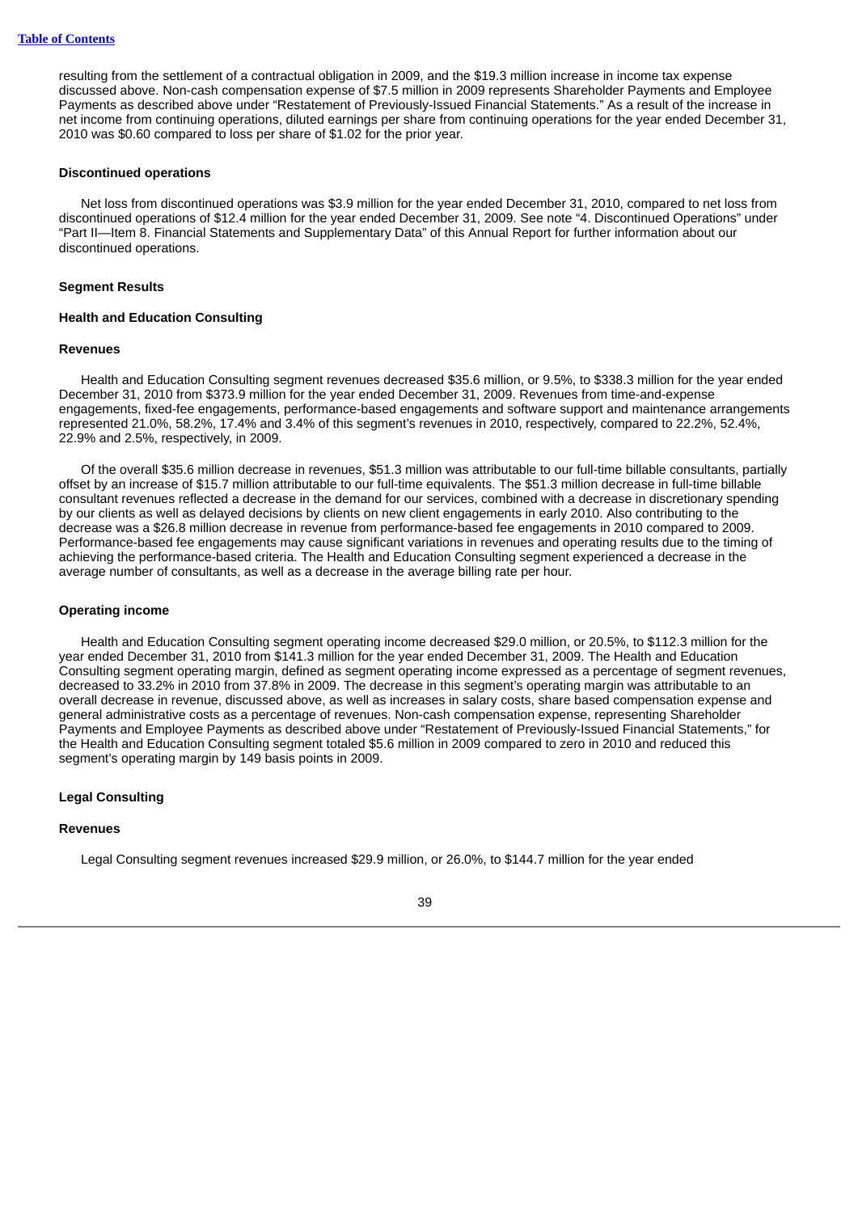resulting from the settlement of a contractual obligation in 2009, and the $19.3 million increase in income tax expense discussed above. Non-cash compensation expense of $7.5 million in 2009 represents Shareholder Payments and Employee Payments as described above under "Restatement of Previously-Issued Financial Statements." As a result of the increase in net income from continuing operations, diluted earnings per share from continuing operations for the year ended December 31, 2010 was $0.60 compared to loss per share of $1.02 for the prior year.

**Discontinued operations**

Net loss from discontinued operations was $3.9 million for the year ended December 31, 2010, compared to net loss from discontinued operations of $12.4 million for the year ended December 31, 2009. See note "4. Discontinued Operations" under "Part II—Item 8. Financial Statements and Supplementary Data" of this Annual Report for further information about our discontinued operations.

**Segment Results**

**Health and Education Consulting**

**Revenues**

Health and Education Consulting segment revenues decreased $35.6 million, or 9.5%, to $338.3 million for the year ended December 31, 2010 from $373.9 million for the year ended December 31, 2009. Revenues from time-and-expense engagements, fixed-fee engagements, performance-based engagements and software support and maintenance arrangements represented 21.0%, 58.2%, 17.4% and 3.4% of this segment's revenues in 2010, respectively, compared to 22.2%, 52.4%, 22.9% and 2.5%, respectively, in 2009.

Of the overall $35.6 million decrease in revenues, $51.3 million was attributable to our full-time billable consultants, partially offset by an increase of $15.7 million attributable to our full-time equivalents. The $51.3 million decrease in full-time billable consultant revenues reflected a decrease in the demand for our services, combined with a decrease in discretionary spending by our clients as well as delayed decisions by clients on new client engagements in early 2010. Also contributing to the decrease was a $26.8 million decrease in revenue from performance-based fee engagements in 2010 compared to 2009. Performance-based fee engagements may cause significant variations in revenues and operating results due to the timing of achieving the performance-based criteria. The Health and Education Consulting segment experienced a decrease in the average number of consultants, as well as a decrease in the average billing rate per hour.

**Operating income**

Health and Education Consulting segment operating income decreased $29.0 million, or 20.5%, to $112.3 million for the year ended December 31, 2010 from $141.3 million for the year ended December 31, 2009. The Health and Education Consulting segment operating margin, defined as segment operating income expressed as a percentage of segment revenues, decreased to 33.2% in 2010 from 37.8% in 2009. The decrease in this segment's operating margin was attributable to an overall decrease in revenue, discussed above, as well as increases in salary costs, share based compensation expense and general administrative costs as a percentage of revenues. Non-cash compensation expense, representing Shareholder Payments and Employee Payments as described above under "Restatement of Previously-Issued Financial Statements," for the Health and Education Consulting segment totaled $5.6 million in 2009 compared to zero in 2010 and reduced this segment's operating margin by 149 basis points in 2009.

**Legal Consulting**

**Revenues**

Legal Consulting segment revenues increased $29.9 million, or 26.0%, to $144.7 million for the year ended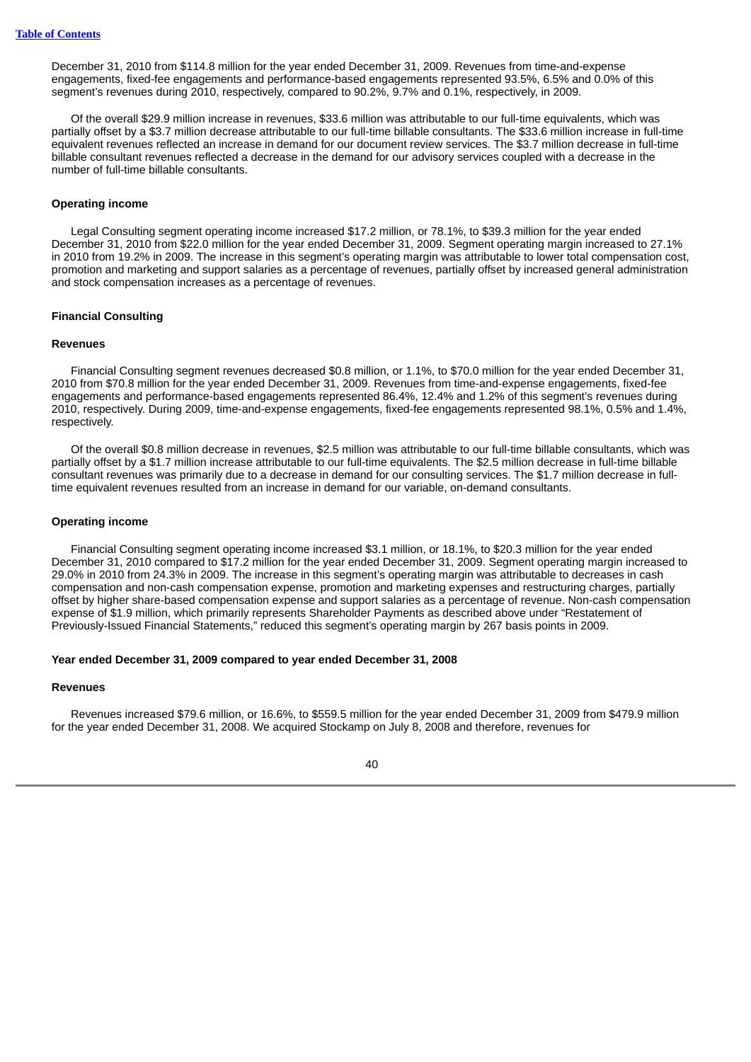December 31, 2010 from $114.8 million for the year ended December 31, 2009. Revenues from time-and-expense engagements, fixed-fee engagements and performance-based engagements represented 93.5%, 6.5% and 0.0% of this segment's revenues during 2010, respectively, compared to 90.2%, 9.7% and 0.1%, respectively, in 2009.

Of the overall $29.9 million increase in revenues, $33.6 million was attributable to our full-time equivalents, which was partially offset by a $3.7 million decrease attributable to our full-time billable consultants. The $33.6 million increase in full-time equivalent revenues reflected an increase in demand for our document review services. The $3.7 million decrease in full-time billable consultant revenues reflected a decrease in the demand for our advisory services coupled with a decrease in the number of full-time billable consultants.

**Operating income**

Legal Consulting segment operating income increased $17.2 million, or 78.1%, to $39.3 million for the year ended December 31, 2010 from $22.0 million for the year ended December 31, 2009. Segment operating margin increased to 27.1% in 2010 from 19.2% in 2009. The increase in this segment's operating margin was attributable to lower total compensation cost, promotion and marketing and support salaries as a percentage of revenues, partially offset by increased general administration and stock compensation increases as a percentage of revenues.

**Financial Consulting**

**Revenues**

Financial Consulting segment revenues decreased $0.8 million, or 1.1%, to $70.0 million for the year ended December 31, 2010 from $70.8 million for the year ended December 31, 2009. Revenues from time-and-expense engagements, fixed-fee engagements and performance-based engagements represented 86.4%, 12.4% and 1.2% of this segment's revenues during 2010, respectively. During 2009, time-and-expense engagements, fixed-fee engagements represented 98.1%, 0.5% and 1.4%, respectively.

Of the overall $0.8 million decrease in revenues, $2.5 million was attributable to our full-time billable consultants, which was partially offset by a $1.7 million increase attributable to our full-time equivalents. The $2.5 million decrease in full-time billable consultant revenues was primarily due to a decrease in demand for our consulting services. The $1.7 million decrease in full-time equivalent revenues resulted from an increase in demand for our variable, on-demand consultants.

**Operating income**

Financial Consulting segment operating income increased $3.1 million, or 18.1%, to $20.3 million for the year ended December 31, 2010 compared to $17.2 million for the year ended December 31, 2009. Segment operating margin increased to 29.0% in 2010 from 24.3% in 2009. The increase in this segment's operating margin was attributable to decreases in cash compensation and non-cash compensation expense, promotion and marketing expenses and restructuring charges, partially offset by higher share-based compensation expense and support salaries as a percentage of revenue. Non-cash compensation expense of $1.9 million, which primarily represents Shareholder Payments as described above under "Restatement of Previously-Issued Financial Statements," reduced this segment's operating margin by 267 basis points in 2009.

**Year ended December 31, 2009 compared to year ended December 31, 2008**

**Revenues**

Revenues increased $79.6 million, or 16.6%, to $559.5 million for the year ended December 31, 2009 from $479.9 million for the year ended December 31, 2008. We acquired Stockamp on July 8, 2008 and therefore, revenues for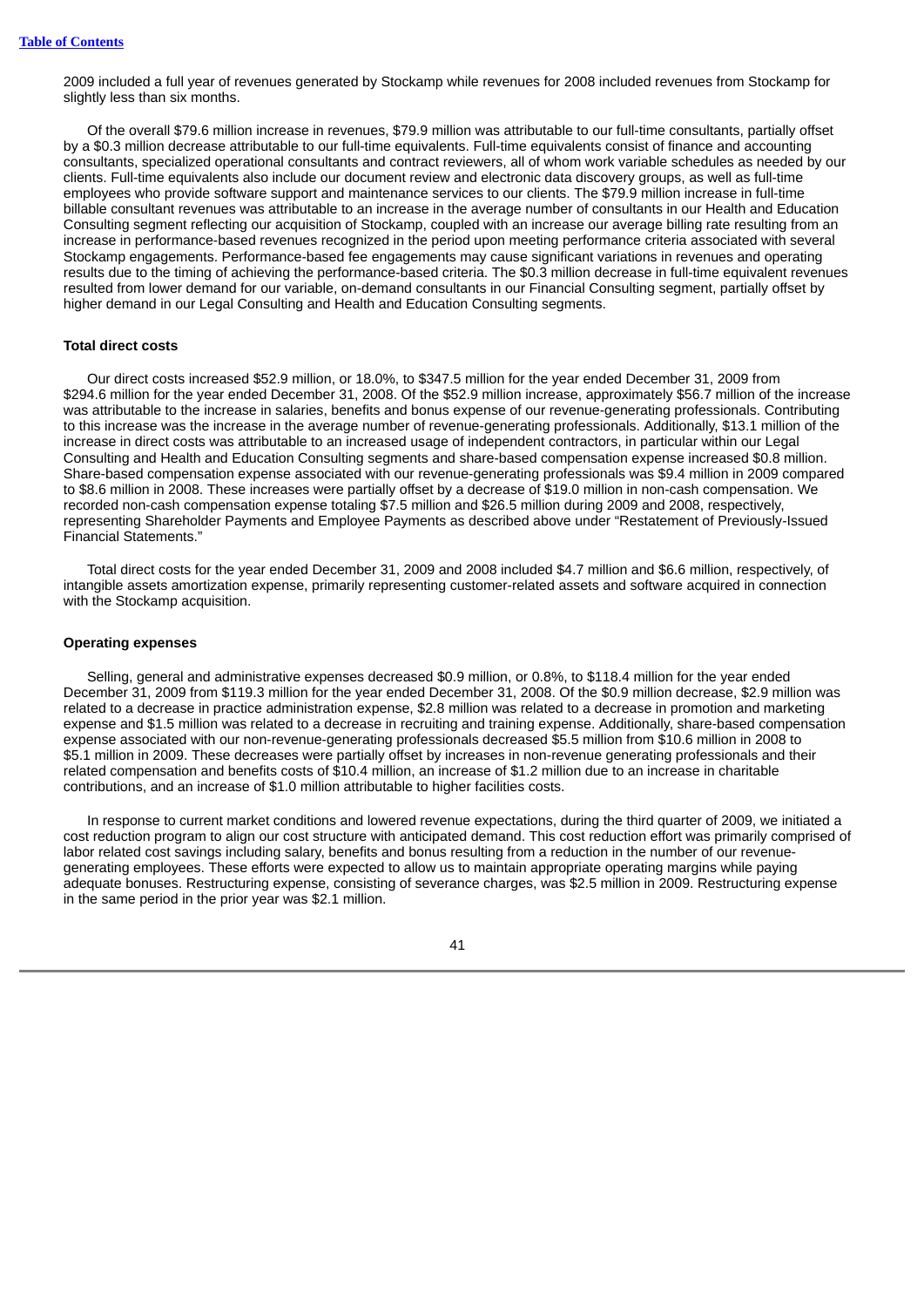2009 included a full year of revenues generated by Stockamp while revenues for 2008 included revenues from Stockamp for slightly less than six months.

Of the overall $79.6 million increase in revenues, $79.9 million was attributable to our full-time consultants, partially offset by a $0.3 million decrease attributable to our full-time equivalents. Full-time equivalents consist of finance and accounting consultants, specialized operational consultants and contract reviewers, all of whom work variable schedules as needed by our clients. Full-time equivalents also include our document review and electronic data discovery groups, as well as full-time employees who provide software support and maintenance services to our clients. The $79.9 million increase in full-time billable consultant revenues was attributable to an increase in the average number of consultants in our Health and Education Consulting segment reflecting our acquisition of Stockamp, coupled with an increase our average billing rate resulting from an increase in performance-based revenues recognized in the period upon meeting performance criteria associated with several Stockamp engagements. Performance-based fee engagements may cause significant variations in revenues and operating results due to the timing of achieving the performance-based criteria. The $0.3 million decrease in full-time equivalent revenues resulted from lower demand for our variable, on-demand consultants in our Financial Consulting segment, partially offset by higher demand in our Legal Consulting and Health and Education Consulting segments.

**Total direct costs**

Our direct costs increased $52.9 million, or 18.0%, to $347.5 million for the year ended December 31, 2009 from $294.6 million for the year ended December 31, 2008. Of the $52.9 million increase, approximately $56.7 million of the increase was attributable to the increase in salaries, benefits and bonus expense of our revenue-generating professionals. Contributing to this increase was the increase in the average number of revenue-generating professionals. Additionally, $13.1 million of the increase in direct costs was attributable to an increased usage of independent contractors, in particular within our Legal Consulting and Health and Education Consulting segments and share-based compensation expense increased $0.8 million. Share-based compensation expense associated with our revenue-generating professionals was $9.4 million in 2009 compared to $8.6 million in 2008. These increases were partially offset by a decrease of $19.0 million in non-cash compensation. We recorded non-cash compensation expense totaling $7.5 million and $26.5 million during 2009 and 2008, respectively, representing Shareholder Payments and Employee Payments as described above under "Restatement of Previously-Issued Financial Statements."

Total direct costs for the year ended December 31, 2009 and 2008 included $4.7 million and $6.6 million, respectively, of intangible assets amortization expense, primarily representing customer-related assets and software acquired in connection with the Stockamp acquisition.

**Operating expenses**

Selling, general and administrative expenses decreased $0.9 million, or 0.8%, to $118.4 million for the year ended December 31, 2009 from $119.3 million for the year ended December 31, 2008. Of the $0.9 million decrease, $2.9 million was related to a decrease in practice administration expense, $2.8 million was related to a decrease in promotion and marketing expense and $1.5 million was related to a decrease in recruiting and training expense. Additionally, share-based compensation expense associated with our non-revenue-generating professionals decreased $5.5 million from $10.6 million in 2008 to $5.1 million in 2009. These decreases were partially offset by increases in non-revenue generating professionals and their related compensation and benefits costs of $10.4 million, an increase of $1.2 million due to an increase in charitable contributions, and an increase of $1.0 million attributable to higher facilities costs.

In response to current market conditions and lowered revenue expectations, during the third quarter of 2009, we initiated a cost reduction program to align our cost structure with anticipated demand. This cost reduction effort was primarily comprised of labor related cost savings including salary, benefits and bonus resulting from a reduction in the number of our revenue-generating employees. These efforts were expected to allow us to maintain appropriate operating margins while paying adequate bonuses. Restructuring expense, consisting of severance charges, was $2.5 million in 2009. Restructuring expense in the same period in the prior year was $2.1 million.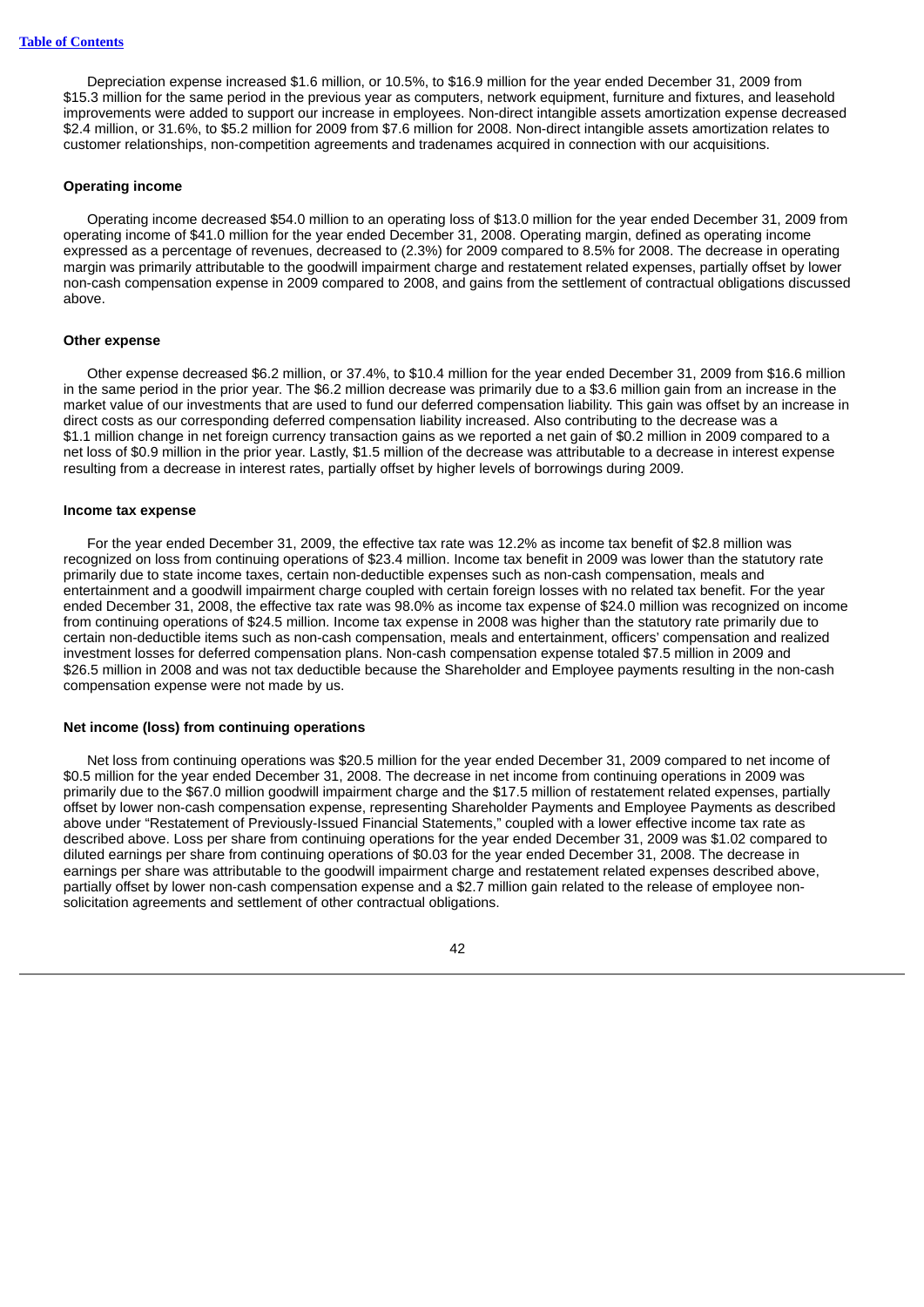Depreciation expense increased $1.6 million, or 10.5%, to $16.9 million for the year ended December 31, 2009 from $15.3 million for the same period in the previous year as computers, network equipment, furniture and fixtures, and leasehold improvements were added to support our increase in employees. Non-direct intangible assets amortization expense decreased $2.4 million, or 31.6%, to $5.2 million for 2009 from $7.6 million for 2008. Non-direct intangible assets amortization relates to customer relationships, non-competition agreements and tradenames acquired in connection with our acquisitions.

**Operating income**

Operating income decreased $54.0 million to an operating loss of $13.0 million for the year ended December 31, 2009 from operating income of $41.0 million for the year ended December 31, 2008. Operating margin, defined as operating income expressed as a percentage of revenues, decreased to (2.3%) for 2009 compared to 8.5% for 2008. The decrease in operating margin was primarily attributable to the goodwill impairment charge and restatement related expenses, partially offset by lower non-cash compensation expense in 2009 compared to 2008, and gains from the settlement of contractual obligations discussed above.

**Other expense**

Other expense decreased $6.2 million, or 37.4%, to $10.4 million for the year ended December 31, 2009 from $16.6 million in the same period in the prior year. The $6.2 million decrease was primarily due to a $3.6 million gain from an increase in the market value of our investments that are used to fund our deferred compensation liability. This gain was offset by an increase in direct costs as our corresponding deferred compensation liability increased. Also contributing to the decrease was a $1.1 million change in net foreign currency transaction gains as we reported a net gain of $0.2 million in 2009 compared to a net loss of $0.9 million in the prior year. Lastly, $1.5 million of the decrease was attributable to a decrease in interest expense resulting from a decrease in interest rates, partially offset by higher levels of borrowings during 2009.

**Income tax expense**

For the year ended December 31, 2009, the effective tax rate was 12.2% as income tax benefit of $2.8 million was recognized on loss from continuing operations of $23.4 million. Income tax benefit in 2009 was lower than the statutory rate primarily due to state income taxes, certain non-deductible expenses such as non-cash compensation, meals and entertainment and a goodwill impairment charge coupled with certain foreign losses with no related tax benefit. For the year ended December 31, 2008, the effective tax rate was 98.0% as income tax expense of $24.0 million was recognized on income from continuing operations of $24.5 million. Income tax expense in 2008 was higher than the statutory rate primarily due to certain non-deductible items such as non-cash compensation, meals and entertainment, officers' compensation and realized investment losses for deferred compensation plans. Non-cash compensation expense totaled $7.5 million in 2009 and $26.5 million in 2008 and was not tax deductible because the Shareholder and Employee payments resulting in the non-cash compensation expense were not made by us.

**Net income (loss) from continuing operations**

Net loss from continuing operations was $20.5 million for the year ended December 31, 2009 compared to net income of $0.5 million for the year ended December 31, 2008. The decrease in net income from continuing operations in 2009 was primarily due to the $67.0 million goodwill impairment charge and the $17.5 million of restatement related expenses, partially offset by lower non-cash compensation expense, representing Shareholder Payments and Employee Payments as described above under "Restatement of Previously-Issued Financial Statements," coupled with a lower effective income tax rate as described above. Loss per share from continuing operations for the year ended December 31, 2009 was $1.02 compared to diluted earnings per share from continuing operations of $0.03 for the year ended December 31, 2008. The decrease in earnings per share was attributable to the goodwill impairment charge and restatement related expenses described above, partially offset by lower non-cash compensation expense and a $2.7 million gain related to the release of employee non-solicitation agreements and settlement of other contractual obligations.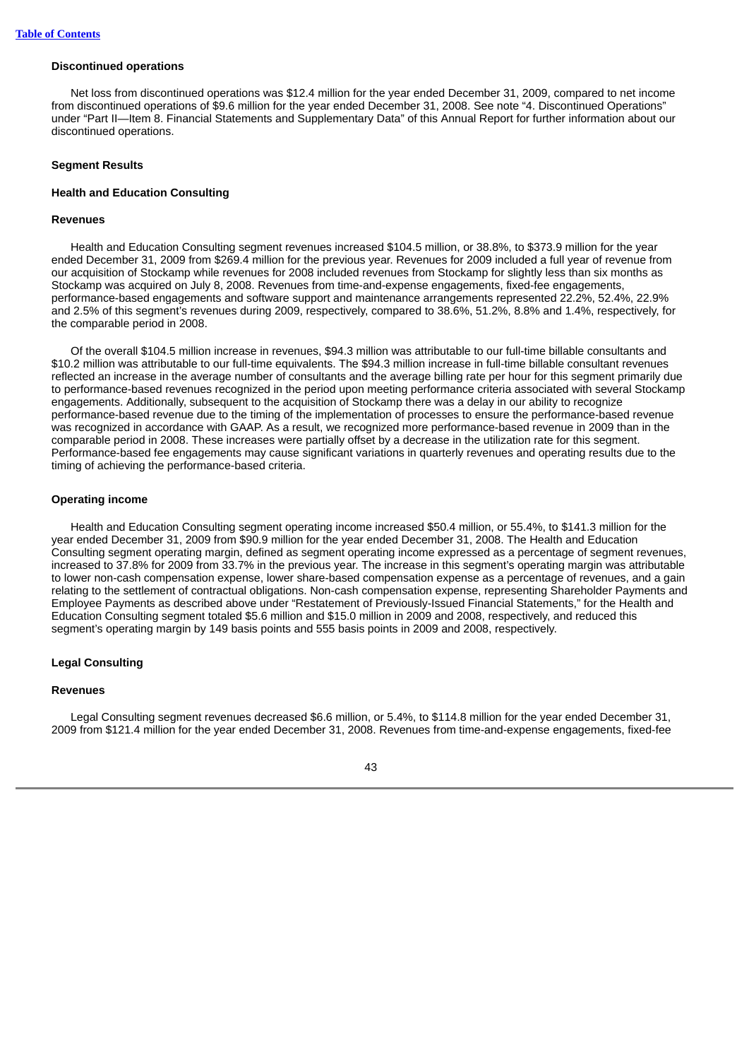### Discontinued operations

Net loss from discontinued operations was $12.4 million for the year ended December 31, 2009, compared to net income from discontinued operations of $9.6 million for the year ended December 31, 2008. See note "4. Discontinued Operations" under "Part II—Item 8. Financial Statements and Supplementary Data" of this Annual Report for further information about our discontinued operations.

### Segment Results

### Health and Education Consulting

#### Revenues

Health and Education Consulting segment revenues increased $104.5 million, or 38.8%, to $373.9 million for the year ended December 31, 2009 from $269.4 million for the previous year. Revenues for 2009 included a full year of revenue from our acquisition of Stockamp while revenues for 2008 included revenues from Stockamp for slightly less than six months as Stockamp was acquired on July 8, 2008. Revenues from time-and-expense engagements, fixed-fee engagements, performance-based engagements and software support and maintenance arrangements represented 22.2%, 52.4%, 22.9% and 2.5% of this segment's revenues during 2009, respectively, compared to 38.6%, 51.2%, 8.8% and 1.4%, respectively, for the comparable period in 2008.

Of the overall $104.5 million increase in revenues, $94.3 million was attributable to our full-time billable consultants and $10.2 million was attributable to our full-time equivalents. The $94.3 million increase in full-time billable consultant revenues reflected an increase in the average number of consultants and the average billing rate per hour for this segment primarily due to performance-based revenues recognized in the period upon meeting performance criteria associated with several Stockamp engagements. Additionally, subsequent to the acquisition of Stockamp there was a delay in our ability to recognize performance-based revenue due to the timing of the implementation of processes to ensure the performance-based revenue was recognized in accordance with GAAP. As a result, we recognized more performance-based revenue in 2009 than in the comparable period in 2008. These increases were partially offset by a decrease in the utilization rate for this segment. Performance-based fee engagements may cause significant variations in quarterly revenues and operating results due to the timing of achieving the performance-based criteria.

#### Operating income

Health and Education Consulting segment operating income increased $50.4 million, or 55.4%, to $141.3 million for the year ended December 31, 2009 from $90.9 million for the year ended December 31, 2008. The Health and Education Consulting segment operating margin, defined as segment operating income expressed as a percentage of segment revenues, increased to 37.8% for 2009 from 33.7% in the previous year. The increase in this segment's operating margin was attributable to lower non-cash compensation expense, lower share-based compensation expense as a percentage of revenues, and a gain relating to the settlement of contractual obligations. Non-cash compensation expense, representing Shareholder Payments and Employee Payments as described above under "Restatement of Previously-Issued Financial Statements," for the Health and Education Consulting segment totaled $5.6 million and $15.0 million in 2009 and 2008, respectively, and reduced this segment's operating margin by 149 basis points and 555 basis points in 2009 and 2008, respectively.

### Legal Consulting

#### Revenues

Legal Consulting segment revenues decreased $6.6 million, or 5.4%, to $114.8 million for the year ended December 31, 2009 from $121.4 million for the year ended December 31, 2008. Revenues from time-and-expense engagements, fixed-fee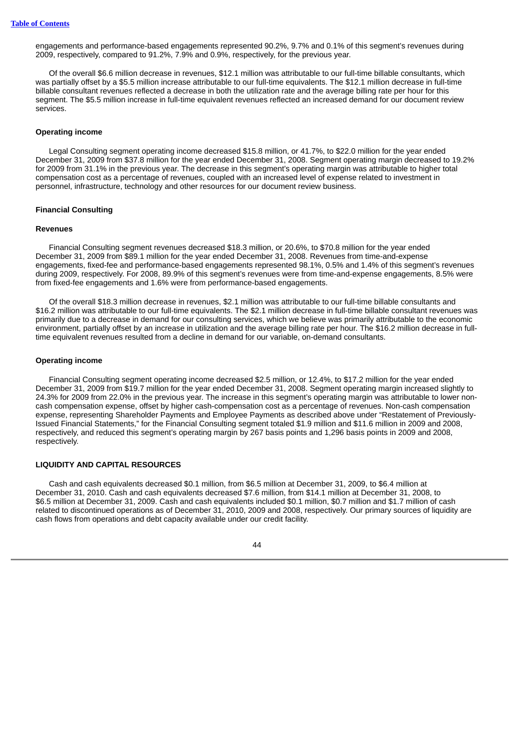engagements and performance-based engagements represented 90.2%, 9.7% and 0.1% of this segment's revenues during 2009, respectively, compared to 91.2%, 7.9% and 0.9%, respectively, for the previous year.

Of the overall $6.6 million decrease in revenues, $12.1 million was attributable to our full-time billable consultants, which was partially offset by a $5.5 million increase attributable to our full-time equivalents. The $12.1 million decrease in full-time billable consultant revenues reflected a decrease in both the utilization rate and the average billing rate per hour for this segment. The $5.5 million increase in full-time equivalent revenues reflected an increased demand for our document review services.

**Operating income**

Legal Consulting segment operating income decreased $15.8 million, or 41.7%, to $22.0 million for the year ended December 31, 2009 from $37.8 million for the year ended December 31, 2008. Segment operating margin decreased to 19.2% for 2009 from 31.1% in the previous year. The decrease in this segment's operating margin was attributable to higher total compensation cost as a percentage of revenues, coupled with an increased level of expense related to investment in personnel, infrastructure, technology and other resources for our document review business.

**Financial Consulting**

**Revenues**

Financial Consulting segment revenues decreased $18.3 million, or 20.6%, to $70.8 million for the year ended December 31, 2009 from $89.1 million for the year ended December 31, 2008. Revenues from time-and-expense engagements, fixed-fee and performance-based engagements represented 98.1%, 0.5% and 1.4% of this segment's revenues during 2009, respectively. For 2008, 89.9% of this segment's revenues were from time-and-expense engagements, 8.5% were from fixed-fee engagements and 1.6% were from performance-based engagements.

Of the overall $18.3 million decrease in revenues, $2.1 million was attributable to our full-time billable consultants and $16.2 million was attributable to our full-time equivalents. The $2.1 million decrease in full-time billable consultant revenues was primarily due to a decrease in demand for our consulting services, which we believe was primarily attributable to the economic environment, partially offset by an increase in utilization and the average billing rate per hour. The $16.2 million decrease in full-time equivalent revenues resulted from a decline in demand for our variable, on-demand consultants.

**Operating income**

Financial Consulting segment operating income decreased $2.5 million, or 12.4%, to $17.2 million for the year ended December 31, 2009 from $19.7 million for the year ended December 31, 2008. Segment operating margin increased slightly to 24.3% for 2009 from 22.0% in the previous year. The increase in this segment's operating margin was attributable to lower non-cash compensation expense, offset by higher cash-compensation cost as a percentage of revenues. Non-cash compensation expense, representing Shareholder Payments and Employee Payments as described above under "Restatement of Previously-Issued Financial Statements," for the Financial Consulting segment totaled $1.9 million and $11.6 million in 2009 and 2008, respectively, and reduced this segment's operating margin by 267 basis points and 1,296 basis points in 2009 and 2008, respectively.

**LIQUIDITY AND CAPITAL RESOURCES**

Cash and cash equivalents decreased $0.1 million, from $6.5 million at December 31, 2009, to $6.4 million at December 31, 2010. Cash and cash equivalents decreased $7.6 million, from $14.1 million at December 31, 2008, to $6.5 million at December 31, 2009. Cash and cash equivalents included $0.1 million, $0.7 million and $1.7 million of cash related to discontinued operations as of December 31, 2010, 2009 and 2008, respectively. Our primary sources of liquidity are cash flows from operations and debt capacity available under our credit facility.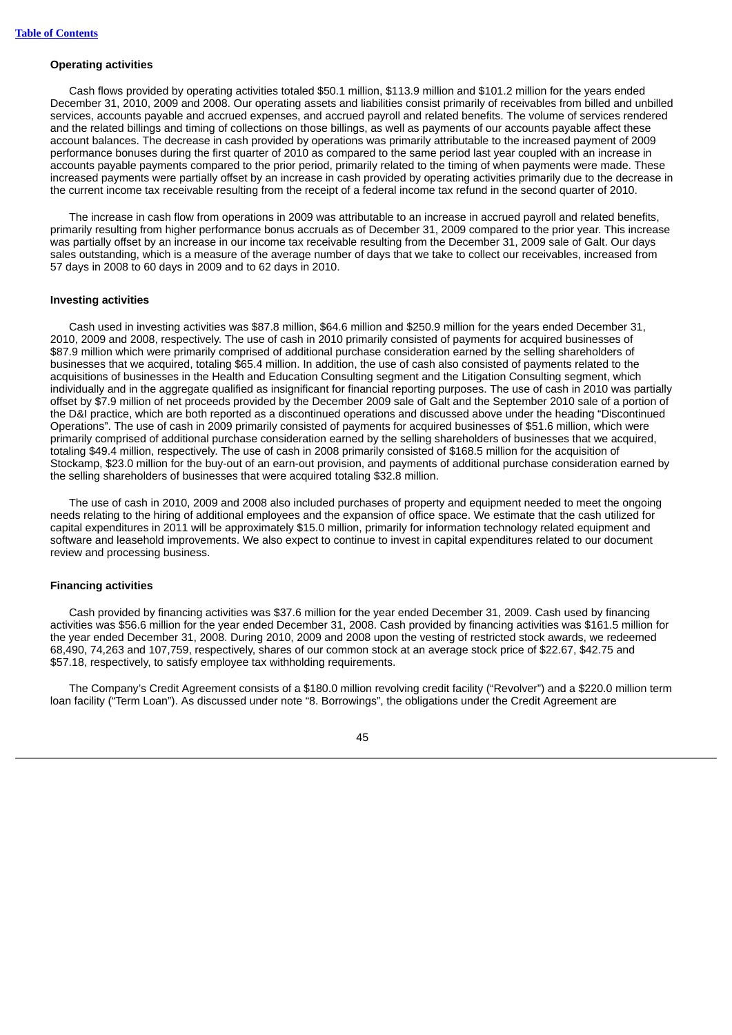**Operating activities**

Cash flows provided by operating activities totaled $50.1 million, $113.9 million and $101.2 million for the years ended December 31, 2010, 2009 and 2008. Our operating assets and liabilities consist primarily of receivables from billed and unbilled services, accounts payable and accrued expenses, and accrued payroll and related benefits. The volume of services rendered and the related billings and timing of collections on those billings, as well as payments of our accounts payable affect these account balances. The decrease in cash provided by operations was primarily attributable to the increased payment of 2009 performance bonuses during the first quarter of 2010 as compared to the same period last year coupled with an increase in accounts payable payments compared to the prior period, primarily related to the timing of when payments were made. These increased payments were partially offset by an increase in cash provided by operating activities primarily due to the decrease in the current income tax receivable resulting from the receipt of a federal income tax refund in the second quarter of 2010.

The increase in cash flow from operations in 2009 was attributable to an increase in accrued payroll and related benefits, primarily resulting from higher performance bonus accruals as of December 31, 2009 compared to the prior year. This increase was partially offset by an increase in our income tax receivable resulting from the December 31, 2009 sale of Galt. Our days sales outstanding, which is a measure of the average number of days that we take to collect our receivables, increased from 57 days in 2008 to 60 days in 2009 and to 62 days in 2010.

**Investing activities**

Cash used in investing activities was $87.8 million, $64.6 million and $250.9 million for the years ended December 31, 2010, 2009 and 2008, respectively. The use of cash in 2010 primarily consisted of payments for acquired businesses of $87.9 million which were primarily comprised of additional purchase consideration earned by the selling shareholders of businesses that we acquired, totaling $65.4 million. In addition, the use of cash also consisted of payments related to the acquisitions of businesses in the Health and Education Consulting segment and the Litigation Consulting segment, which individually and in the aggregate qualified as insignificant for financial reporting purposes. The use of cash in 2010 was partially offset by $7.9 million of net proceeds provided by the December 2009 sale of Galt and the September 2010 sale of a portion of the D&I practice, which are both reported as a discontinued operations and discussed above under the heading "Discontinued Operations". The use of cash in 2009 primarily consisted of payments for acquired businesses of $51.6 million, which were primarily comprised of additional purchase consideration earned by the selling shareholders of businesses that we acquired, totaling $49.4 million, respectively. The use of cash in 2008 primarily consisted of $168.5 million for the acquisition of Stockamp, $23.0 million for the buy-out of an earn-out provision, and payments of additional purchase consideration earned by the selling shareholders of businesses that were acquired totaling $32.8 million.

The use of cash in 2010, 2009 and 2008 also included purchases of property and equipment needed to meet the ongoing needs relating to the hiring of additional employees and the expansion of office space. We estimate that the cash utilized for capital expenditures in 2011 will be approximately $15.0 million, primarily for information technology related equipment and software and leasehold improvements. We also expect to continue to invest in capital expenditures related to our document review and processing business.

**Financing activities**

Cash provided by financing activities was $37.6 million for the year ended December 31, 2009. Cash used by financing activities was $56.6 million for the year ended December 31, 2008. Cash provided by financing activities was $161.5 million for the year ended December 31, 2008. During 2010, 2009 and 2008 upon the vesting of restricted stock awards, we redeemed 68,490, 74,263 and 107,759, respectively, shares of our common stock at an average stock price of $22.67, $42.75 and $57.18, respectively, to satisfy employee tax withholding requirements.

The Company's Credit Agreement consists of a $180.0 million revolving credit facility ("Revolver") and a $220.0 million term loan facility ("Term Loan"). As discussed under note "8. Borrowings", the obligations under the Credit Agreement are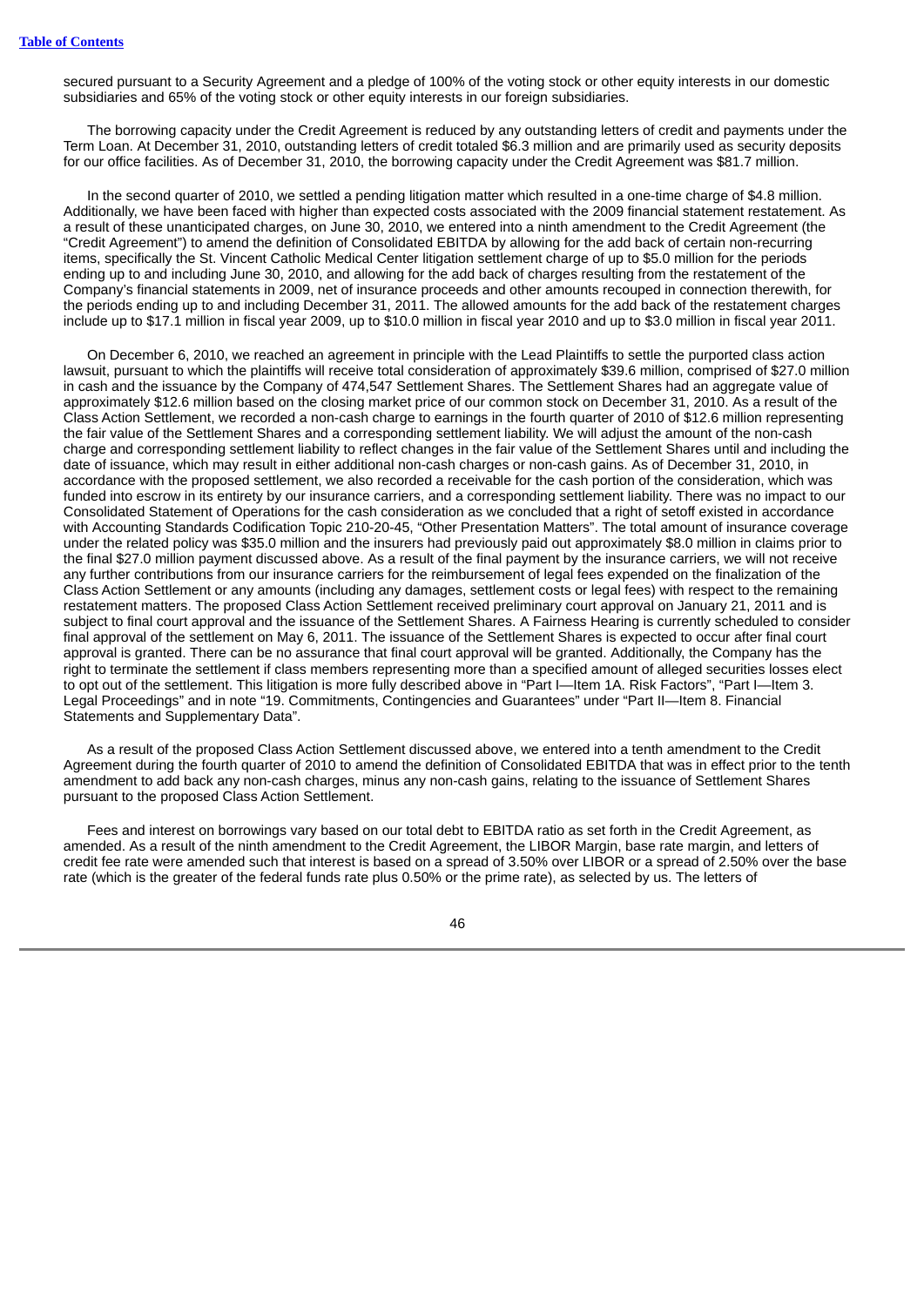secured pursuant to a Security Agreement and a pledge of 100% of the voting stock or other equity interests in our domestic subsidiaries and 65% of the voting stock or other equity interests in our foreign subsidiaries.

The borrowing capacity under the Credit Agreement is reduced by any outstanding letters of credit and payments under the Term Loan. At December 31, 2010, outstanding letters of credit totaled $6.3 million and are primarily used as security deposits for our office facilities. As of December 31, 2010, the borrowing capacity under the Credit Agreement was $81.7 million.

In the second quarter of 2010, we settled a pending litigation matter which resulted in a one-time charge of $4.8 million. Additionally, we have been faced with higher than expected costs associated with the 2009 financial statement restatement. As a result of these unanticipated charges, on June 30, 2010, we entered into a ninth amendment to the Credit Agreement (the "Credit Agreement") to amend the definition of Consolidated EBITDA by allowing for the add back of certain non-recurring items, specifically the St. Vincent Catholic Medical Center litigation settlement charge of up to $5.0 million for the periods ending up to and including June 30, 2010, and allowing for the add back of charges resulting from the restatement of the Company's financial statements in 2009, net of insurance proceeds and other amounts recouped in connection therewith, for the periods ending up to and including December 31, 2011. The allowed amounts for the add back of the restatement charges include up to $17.1 million in fiscal year 2009, up to $10.0 million in fiscal year 2010 and up to $3.0 million in fiscal year 2011.

On December 6, 2010, we reached an agreement in principle with the Lead Plaintiffs to settle the purported class action lawsuit, pursuant to which the plaintiffs will receive total consideration of approximately $39.6 million, comprised of $27.0 million in cash and the issuance by the Company of 474,547 Settlement Shares. The Settlement Shares had an aggregate value of approximately $12.6 million based on the closing market price of our common stock on December 31, 2010. As a result of the Class Action Settlement, we recorded a non-cash charge to earnings in the fourth quarter of 2010 of $12.6 million representing the fair value of the Settlement Shares and a corresponding settlement liability. We will adjust the amount of the non-cash charge and corresponding settlement liability to reflect changes in the fair value of the Settlement Shares until and including the date of issuance, which may result in either additional non-cash charges or non-cash gains. As of December 31, 2010, in accordance with the proposed settlement, we also recorded a receivable for the cash portion of the consideration, which was funded into escrow in its entirety by our insurance carriers, and a corresponding settlement liability. There was no impact to our Consolidated Statement of Operations for the cash consideration as we concluded that a right of setoff existed in accordance with Accounting Standards Codification Topic 210-20-45, "Other Presentation Matters". The total amount of insurance coverage under the related policy was $35.0 million and the insurers had previously paid out approximately $8.0 million in claims prior to the final $27.0 million payment discussed above. As a result of the final payment by the insurance carriers, we will not receive any further contributions from our insurance carriers for the reimbursement of legal fees expended on the finalization of the Class Action Settlement or any amounts (including any damages, settlement costs or legal fees) with respect to the remaining restatement matters. The proposed Class Action Settlement received preliminary court approval on January 21, 2011 and is subject to final court approval and the issuance of the Settlement Shares. A Fairness Hearing is currently scheduled to consider final approval of the settlement on May 6, 2011. The issuance of the Settlement Shares is expected to occur after final court approval is granted. There can be no assurance that final court approval will be granted. Additionally, the Company has the right to terminate the settlement if class members representing more than a specified amount of alleged securities losses elect to opt out of the settlement. This litigation is more fully described above in "Part I—Item 1A. Risk Factors", "Part I—Item 3. Legal Proceedings" and in note "19. Commitments, Contingencies and Guarantees" under "Part II—Item 8. Financial Statements and Supplementary Data".

As a result of the proposed Class Action Settlement discussed above, we entered into a tenth amendment to the Credit Agreement during the fourth quarter of 2010 to amend the definition of Consolidated EBITDA that was in effect prior to the tenth amendment to add back any non-cash charges, minus any non-cash gains, relating to the issuance of Settlement Shares pursuant to the proposed Class Action Settlement.

Fees and interest on borrowings vary based on our total debt to EBITDA ratio as set forth in the Credit Agreement, as amended. As a result of the ninth amendment to the Credit Agreement, the LIBOR Margin, base rate margin, and letters of credit fee rate were amended such that interest is based on a spread of 3.50% over LIBOR or a spread of 2.50% over the base rate (which is the greater of the federal funds rate plus 0.50% or the prime rate), as selected by us. The letters of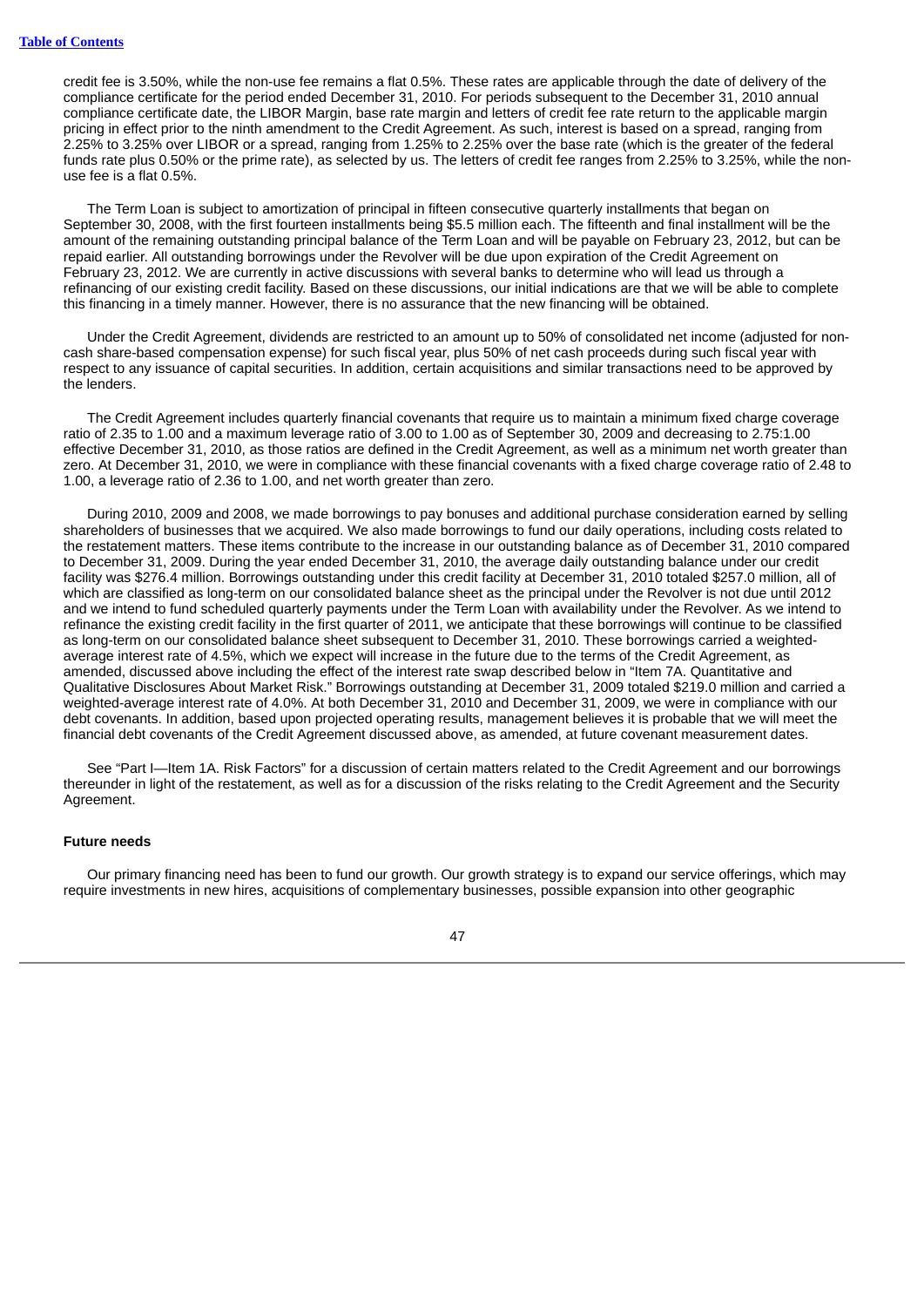credit fee is 3.50%, while the non-use fee remains a flat 0.5%. These rates are applicable through the date of delivery of the compliance certificate for the period ended December 31, 2010. For periods subsequent to the December 31, 2010 annual compliance certificate date, the LIBOR Margin, base rate margin and letters of credit fee rate return to the applicable margin pricing in effect prior to the ninth amendment to the Credit Agreement. As such, interest is based on a spread, ranging from 2.25% to 3.25% over LIBOR or a spread, ranging from 1.25% to 2.25% over the base rate (which is the greater of the federal funds rate plus 0.50% or the prime rate), as selected by us. The letters of credit fee ranges from 2.25% to 3.25%, while the non-use fee is a flat 0.5%.

The Term Loan is subject to amortization of principal in fifteen consecutive quarterly installments that began on September 30, 2008, with the first fourteen installments being $5.5 million each. The fifteenth and final installment will be the amount of the remaining outstanding principal balance of the Term Loan and will be payable on February 23, 2012, but can be repaid earlier. All outstanding borrowings under the Revolver will be due upon expiration of the Credit Agreement on February 23, 2012. We are currently in active discussions with several banks to determine who will lead us through a refinancing of our existing credit facility. Based on these discussions, our initial indications are that we will be able to complete this financing in a timely manner. However, there is no assurance that the new financing will be obtained.

Under the Credit Agreement, dividends are restricted to an amount up to 50% of consolidated net income (adjusted for non-cash share-based compensation expense) for such fiscal year, plus 50% of net cash proceeds during such fiscal year with respect to any issuance of capital securities. In addition, certain acquisitions and similar transactions need to be approved by the lenders.

The Credit Agreement includes quarterly financial covenants that require us to maintain a minimum fixed charge coverage ratio of 2.35 to 1.00 and a maximum leverage ratio of 3.00 to 1.00 as of September 30, 2009 and decreasing to 2.75:1.00 effective December 31, 2010, as those ratios are defined in the Credit Agreement, as well as a minimum net worth greater than zero. At December 31, 2010, we were in compliance with these financial covenants with a fixed charge coverage ratio of 2.48 to 1.00, a leverage ratio of 2.36 to 1.00, and net worth greater than zero.

During 2010, 2009 and 2008, we made borrowings to pay bonuses and additional purchase consideration earned by selling shareholders of businesses that we acquired. We also made borrowings to fund our daily operations, including costs related to the restatement matters. These items contribute to the increase in our outstanding balance as of December 31, 2010 compared to December 31, 2009. During the year ended December 31, 2010, the average daily outstanding balance under our credit facility was $276.4 million. Borrowings outstanding under this credit facility at December 31, 2010 totaled $257.0 million, all of which are classified as long-term on our consolidated balance sheet as the principal under the Revolver is not due until 2012 and we intend to fund scheduled quarterly payments under the Term Loan with availability under the Revolver. As we intend to refinance the existing credit facility in the first quarter of 2011, we anticipate that these borrowings will continue to be classified as long-term on our consolidated balance sheet subsequent to December 31, 2010. These borrowings carried a weighted-average interest rate of 4.5%, which we expect will increase in the future due to the terms of the Credit Agreement, as amended, discussed above including the effect of the interest rate swap described below in "Item 7A. Quantitative and Qualitative Disclosures About Market Risk." Borrowings outstanding at December 31, 2009 totaled $219.0 million and carried a weighted-average interest rate of 4.0%. At both December 31, 2010 and December 31, 2009, we were in compliance with our debt covenants. In addition, based upon projected operating results, management believes it is probable that we will meet the financial debt covenants of the Credit Agreement discussed above, as amended, at future covenant measurement dates.

See "Part I—Item 1A. Risk Factors" for a discussion of certain matters related to the Credit Agreement and our borrowings thereunder in light of the restatement, as well as for a discussion of the risks relating to the Credit Agreement and the Security Agreement.

### Future needs

Our primary financing need has been to fund our growth. Our growth strategy is to expand our service offerings, which may require investments in new hires, acquisitions of complementary businesses, possible expansion into other geographic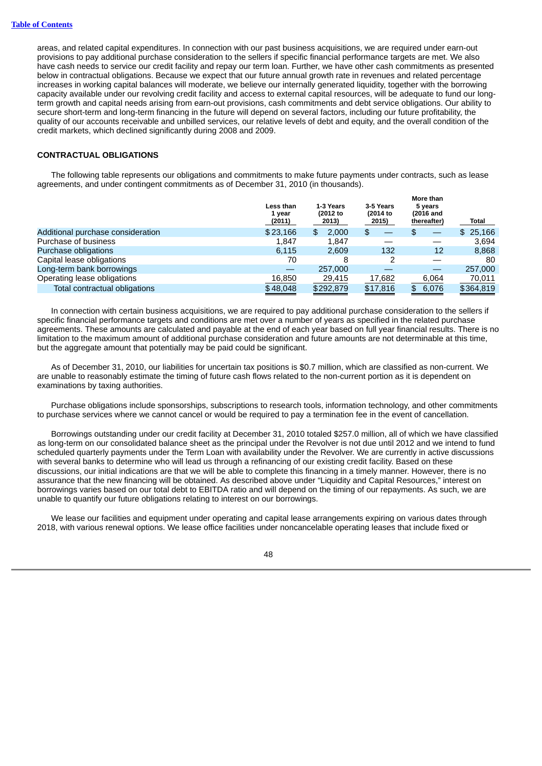areas, and related capital expenditures. In connection with our past business acquisitions, we are required under earn-out provisions to pay additional purchase consideration to the sellers if specific financial performance targets are met. We also have cash needs to service our credit facility and repay our term loan. Further, we have other cash commitments as presented below in contractual obligations. Because we expect that our future annual growth rate in revenues and related percentage increases in working capital balances will moderate, we believe our internally generated liquidity, together with the borrowing capacity available under our revolving credit facility and access to external capital resources, will be adequate to fund our long-term growth and capital needs arising from earn-out provisions, cash commitments and debt service obligations. Our ability to secure short-term and long-term financing in the future will depend on several factors, including our future profitability, the quality of our accounts receivable and unbilled services, our relative levels of debt and equity, and the overall condition of the credit markets, which declined significantly during 2008 and 2009.

## CONTRACTUAL OBLIGATIONS

The following table represents our obligations and commitments to make future payments under contracts, such as lease agreements, and under contingent commitments as of December 31, 2010 (in thousands).

| | Less than 1 year (2011) | 1-3 Years (2012 to 2013) | 3-5 Years (2014 to 2015) | More than 5 years (2016 and thereafter) | Total |
|---|---|---|---|---|---|
| Additional purchase consideration | $ 23,166 | $ 2,000 | $ — | $ — | $ 25,166 |
| Purchase of business | 1,847 | 1,847 | — | — | 3,694 |
| Purchase obligations | 6,115 | 2,609 | 132 | 12 | 8,868 |
| Capital lease obligations | 70 | 8 | 2 | — | 80 |
| Long-term bank borrowings | — | 257,000 | — | — | 257,000 |
| Operating lease obligations | 16,850 | 29,415 | 17,682 | 6,064 | 70,011 |
| Total contractual obligations | $ 48,048 | $ 292,879 | $ 17,816 | $ 6,076 | $ 364,819 |

In connection with certain business acquisitions, we are required to pay additional purchase consideration to the sellers if specific financial performance targets and conditions are met over a number of years as specified in the related purchase agreements. These amounts are calculated and payable at the end of each year based on full year financial results. There is no limitation to the maximum amount of additional purchase consideration and future amounts are not determinable at this time, but the aggregate amount that potentially may be paid could be significant.

As of December 31, 2010, our liabilities for uncertain tax positions is $0.7 million, which are classified as non-current. We are unable to reasonably estimate the timing of future cash flows related to the non-current portion as it is dependent on examinations by taxing authorities.

Purchase obligations include sponsorships, subscriptions to research tools, information technology, and other commitments to purchase services where we cannot cancel or would be required to pay a termination fee in the event of cancellation.

Borrowings outstanding under our credit facility at December 31, 2010 totaled $257.0 million, all of which we have classified as long-term on our consolidated balance sheet as the principal under the Revolver is not due until 2012 and we intend to fund scheduled quarterly payments under the Term Loan with availability under the Revolver. We are currently in active discussions with several banks to determine who will lead us through a refinancing of our existing credit facility. Based on these discussions, our initial indications are that we will be able to complete this financing in a timely manner. However, there is no assurance that the new financing will be obtained. As described above under "Liquidity and Capital Resources," interest on borrowings varies based on our total debt to EBITDA ratio and will depend on the timing of our repayments. As such, we are unable to quantify our future obligations relating to interest on our borrowings.

We lease our facilities and equipment under operating and capital lease arrangements expiring on various dates through 2018, with various renewal options. We lease office facilities under noncancelable operating leases that include fixed or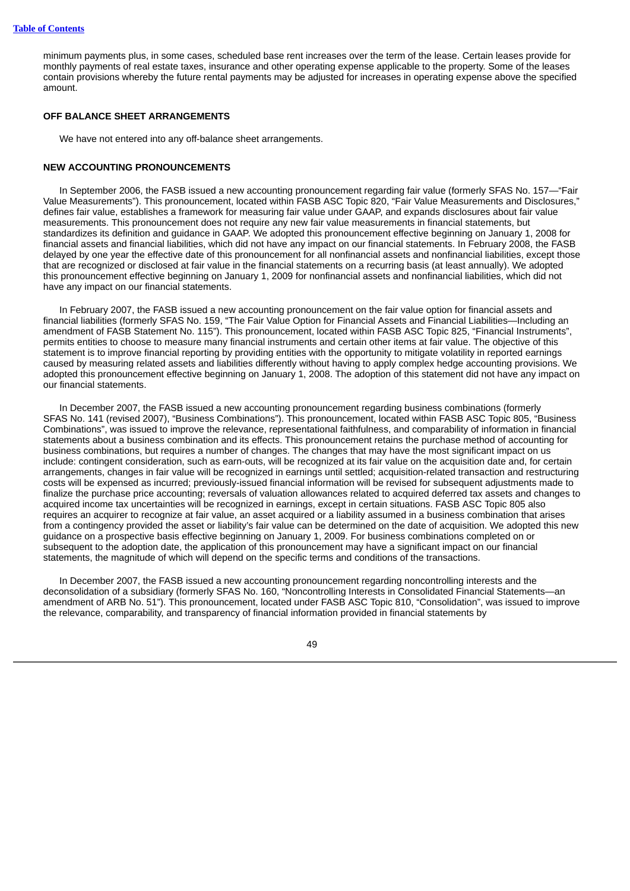minimum payments plus, in some cases, scheduled base rent increases over the term of the lease. Certain leases provide for monthly payments of real estate taxes, insurance and other operating expense applicable to the property. Some of the leases contain provisions whereby the future rental payments may be adjusted for increases in operating expense above the specified amount.

**OFF BALANCE SHEET ARRANGEMENTS**

We have not entered into any off-balance sheet arrangements.

**NEW ACCOUNTING PRONOUNCEMENTS**

In September 2006, the FASB issued a new accounting pronouncement regarding fair value (formerly SFAS No. 157—"Fair Value Measurements"). This pronouncement, located within FASB ASC Topic 820, "Fair Value Measurements and Disclosures," defines fair value, establishes a framework for measuring fair value under GAAP, and expands disclosures about fair value measurements. This pronouncement does not require any new fair value measurements in financial statements, but standardizes its definition and guidance in GAAP. We adopted this pronouncement effective beginning on January 1, 2008 for financial assets and financial liabilities, which did not have any impact on our financial statements. In February 2008, the FASB delayed by one year the effective date of this pronouncement for all nonfinancial assets and nonfinancial liabilities, except those that are recognized or disclosed at fair value in the financial statements on a recurring basis (at least annually). We adopted this pronouncement effective beginning on January 1, 2009 for nonfinancial assets and nonfinancial liabilities, which did not have any impact on our financial statements.

In February 2007, the FASB issued a new accounting pronouncement on the fair value option for financial assets and financial liabilities (formerly SFAS No. 159, "The Fair Value Option for Financial Assets and Financial Liabilities—Including an amendment of FASB Statement No. 115"). This pronouncement, located within FASB ASC Topic 825, "Financial Instruments", permits entities to choose to measure many financial instruments and certain other items at fair value. The objective of this statement is to improve financial reporting by providing entities with the opportunity to mitigate volatility in reported earnings caused by measuring related assets and liabilities differently without having to apply complex hedge accounting provisions. We adopted this pronouncement effective beginning on January 1, 2008. The adoption of this statement did not have any impact on our financial statements.

In December 2007, the FASB issued a new accounting pronouncement regarding business combinations (formerly SFAS No. 141 (revised 2007), "Business Combinations"). This pronouncement, located within FASB ASC Topic 805, "Business Combinations", was issued to improve the relevance, representational faithfulness, and comparability of information in financial statements about a business combination and its effects. This pronouncement retains the purchase method of accounting for business combinations, but requires a number of changes. The changes that may have the most significant impact on us include: contingent consideration, such as earn-outs, will be recognized at its fair value on the acquisition date and, for certain arrangements, changes in fair value will be recognized in earnings until settled; acquisition-related transaction and restructuring costs will be expensed as incurred; previously-issued financial information will be revised for subsequent adjustments made to finalize the purchase price accounting; reversals of valuation allowances related to acquired deferred tax assets and changes to acquired income tax uncertainties will be recognized in earnings, except in certain situations. FASB ASC Topic 805 also requires an acquirer to recognize at fair value, an asset acquired or a liability assumed in a business combination that arises from a contingency provided the asset or liability's fair value can be determined on the date of acquisition. We adopted this new guidance on a prospective basis effective beginning on January 1, 2009. For business combinations completed on or subsequent to the adoption date, the application of this pronouncement may have a significant impact on our financial statements, the magnitude of which will depend on the specific terms and conditions of the transactions.

In December 2007, the FASB issued a new accounting pronouncement regarding noncontrolling interests and the deconsolidation of a subsidiary (formerly SFAS No. 160, "Noncontrolling Interests in Consolidated Financial Statements—an amendment of ARB No. 51"). This pronouncement, located under FASB ASC Topic 810, "Consolidation", was issued to improve the relevance, comparability, and transparency of financial information provided in financial statements by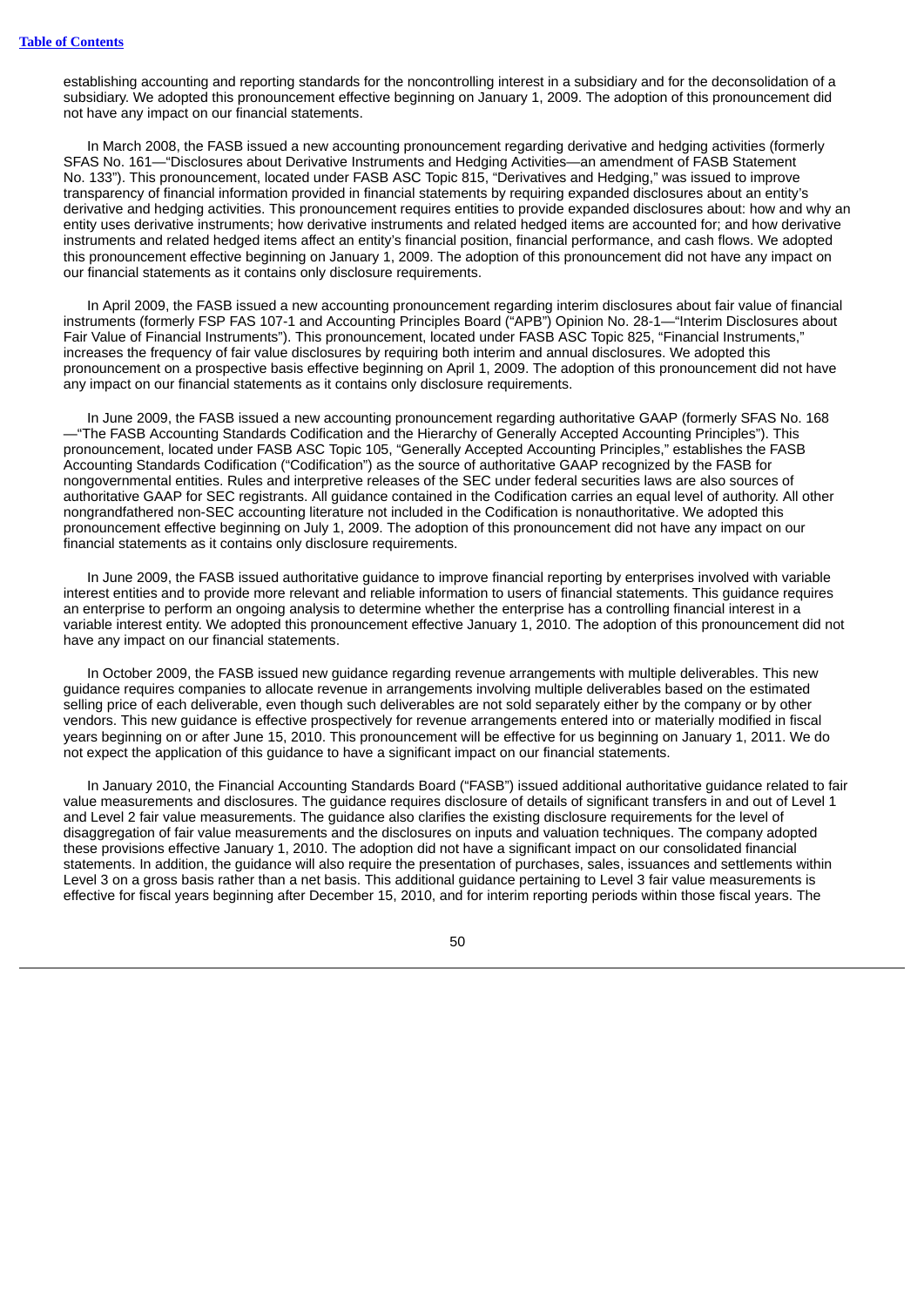establishing accounting and reporting standards for the noncontrolling interest in a subsidiary and for the deconsolidation of a subsidiary. We adopted this pronouncement effective beginning on January 1, 2009. The adoption of this pronouncement did not have any impact on our financial statements.

In March 2008, the FASB issued a new accounting pronouncement regarding derivative and hedging activities (formerly SFAS No. 161—"Disclosures about Derivative Instruments and Hedging Activities—an amendment of FASB Statement No. 133"). This pronouncement, located under FASB ASC Topic 815, "Derivatives and Hedging," was issued to improve transparency of financial information provided in financial statements by requiring expanded disclosures about an entity's derivative and hedging activities. This pronouncement requires entities to provide expanded disclosures about: how and why an entity uses derivative instruments; how derivative instruments and related hedged items are accounted for; and how derivative instruments and related hedged items affect an entity's financial position, financial performance, and cash flows. We adopted this pronouncement effective beginning on January 1, 2009. The adoption of this pronouncement did not have any impact on our financial statements as it contains only disclosure requirements.

In April 2009, the FASB issued a new accounting pronouncement regarding interim disclosures about fair value of financial instruments (formerly FSP FAS 107-1 and Accounting Principles Board ("APB") Opinion No. 28-1—"Interim Disclosures about Fair Value of Financial Instruments"). This pronouncement, located under FASB ASC Topic 825, "Financial Instruments," increases the frequency of fair value disclosures by requiring both interim and annual disclosures. We adopted this pronouncement on a prospective basis effective beginning on April 1, 2009. The adoption of this pronouncement did not have any impact on our financial statements as it contains only disclosure requirements.

In June 2009, the FASB issued a new accounting pronouncement regarding authoritative GAAP (formerly SFAS No. 168—"The FASB Accounting Standards Codification and the Hierarchy of Generally Accepted Accounting Principles"). This pronouncement, located under FASB ASC Topic 105, "Generally Accepted Accounting Principles," establishes the FASB Accounting Standards Codification ("Codification") as the source of authoritative GAAP recognized by the FASB for nongovernmental entities. Rules and interpretive releases of the SEC under federal securities laws are also sources of authoritative GAAP for SEC registrants. All guidance contained in the Codification carries an equal level of authority. All other nongrandfathered non-SEC accounting literature not included in the Codification is nonauthoritative. We adopted this pronouncement effective beginning on July 1, 2009. The adoption of this pronouncement did not have any impact on our financial statements as it contains only disclosure requirements.

In June 2009, the FASB issued authoritative guidance to improve financial reporting by enterprises involved with variable interest entities and to provide more relevant and reliable information to users of financial statements. This guidance requires an enterprise to perform an ongoing analysis to determine whether the enterprise has a controlling financial interest in a variable interest entity. We adopted this pronouncement effective January 1, 2010. The adoption of this pronouncement did not have any impact on our financial statements.

In October 2009, the FASB issued new guidance regarding revenue arrangements with multiple deliverables. This new guidance requires companies to allocate revenue in arrangements involving multiple deliverables based on the estimated selling price of each deliverable, even though such deliverables are not sold separately either by the company or by other vendors. This new guidance is effective prospectively for revenue arrangements entered into or materially modified in fiscal years beginning on or after June 15, 2010. This pronouncement will be effective for us beginning on January 1, 2011. We do not expect the application of this guidance to have a significant impact on our financial statements.

In January 2010, the Financial Accounting Standards Board ("FASB") issued additional authoritative guidance related to fair value measurements and disclosures. The guidance requires disclosure of details of significant transfers in and out of Level 1 and Level 2 fair value measurements. The guidance also clarifies the existing disclosure requirements for the level of disaggregation of fair value measurements and the disclosures on inputs and valuation techniques. The company adopted these provisions effective January 1, 2010. The adoption did not have a significant impact on our consolidated financial statements. In addition, the guidance will also require the presentation of purchases, sales, issuances and settlements within Level 3 on a gross basis rather than a net basis. This additional guidance pertaining to Level 3 fair value measurements is effective for fiscal years beginning after December 15, 2010, and for interim reporting periods within those fiscal years. The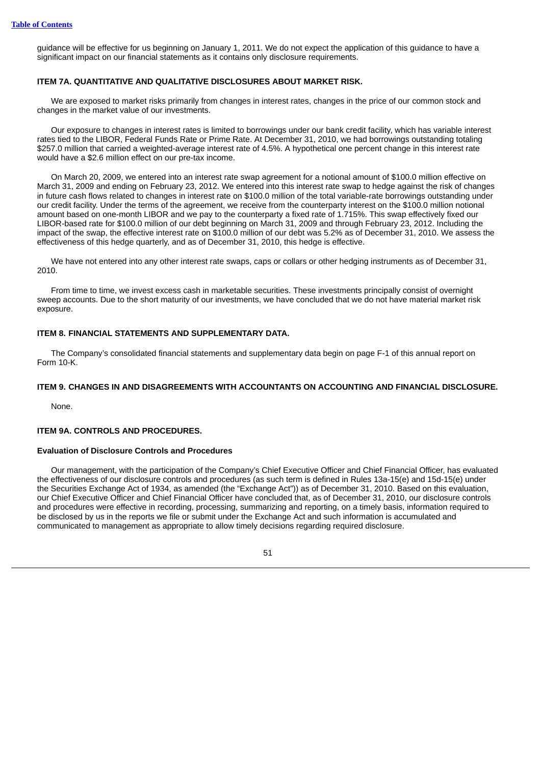guidance will be effective for us beginning on January 1, 2011. We do not expect the application of this guidance to have a significant impact on our financial statements as it contains only disclosure requirements.

## ITEM 7A. QUANTITATIVE AND QUALITATIVE DISCLOSURES ABOUT MARKET RISK.

We are exposed to market risks primarily from changes in interest rates, changes in the price of our common stock and changes in the market value of our investments.

Our exposure to changes in interest rates is limited to borrowings under our bank credit facility, which has variable interest rates tied to the LIBOR, Federal Funds Rate or Prime Rate. At December 31, 2010, we had borrowings outstanding totaling $257.0 million that carried a weighted-average interest rate of 4.5%. A hypothetical one percent change in this interest rate would have a $2.6 million effect on our pre-tax income.

On March 20, 2009, we entered into an interest rate swap agreement for a notional amount of $100.0 million effective on March 31, 2009 and ending on February 23, 2012. We entered into this interest rate swap to hedge against the risk of changes in future cash flows related to changes in interest rate on $100.0 million of the total variable-rate borrowings outstanding under our credit facility. Under the terms of the agreement, we receive from the counterparty interest on the $100.0 million notional amount based on one-month LIBOR and we pay to the counterparty a fixed rate of 1.715%. This swap effectively fixed our LIBOR-based rate for $100.0 million of our debt beginning on March 31, 2009 and through February 23, 2012. Including the impact of the swap, the effective interest rate on $100.0 million of our debt was 5.2% as of December 31, 2010. We assess the effectiveness of this hedge quarterly, and as of December 31, 2010, this hedge is effective.

We have not entered into any other interest rate swaps, caps or collars or other hedging instruments as of December 31, 2010.

From time to time, we invest excess cash in marketable securities. These investments principally consist of overnight sweep accounts. Due to the short maturity of our investments, we have concluded that we do not have material market risk exposure.

## ITEM 8. FINANCIAL STATEMENTS AND SUPPLEMENTARY DATA.

The Company's consolidated financial statements and supplementary data begin on page F-1 of this annual report on Form 10-K.

## ITEM 9. CHANGES IN AND DISAGREEMENTS WITH ACCOUNTANTS ON ACCOUNTING AND FINANCIAL DISCLOSURE.

None.

## ITEM 9A. CONTROLS AND PROCEDURES.

### Evaluation of Disclosure Controls and Procedures

Our management, with the participation of the Company's Chief Executive Officer and Chief Financial Officer, has evaluated the effectiveness of our disclosure controls and procedures (as such term is defined in Rules 13a-15(e) and 15d-15(e) under the Securities Exchange Act of 1934, as amended (the "Exchange Act")) as of December 31, 2010. Based on this evaluation, our Chief Executive Officer and Chief Financial Officer have concluded that, as of December 31, 2010, our disclosure controls and procedures were effective in recording, processing, summarizing and reporting, on a timely basis, information required to be disclosed by us in the reports we file or submit under the Exchange Act and such information is accumulated and communicated to management as appropriate to allow timely decisions regarding required disclosure.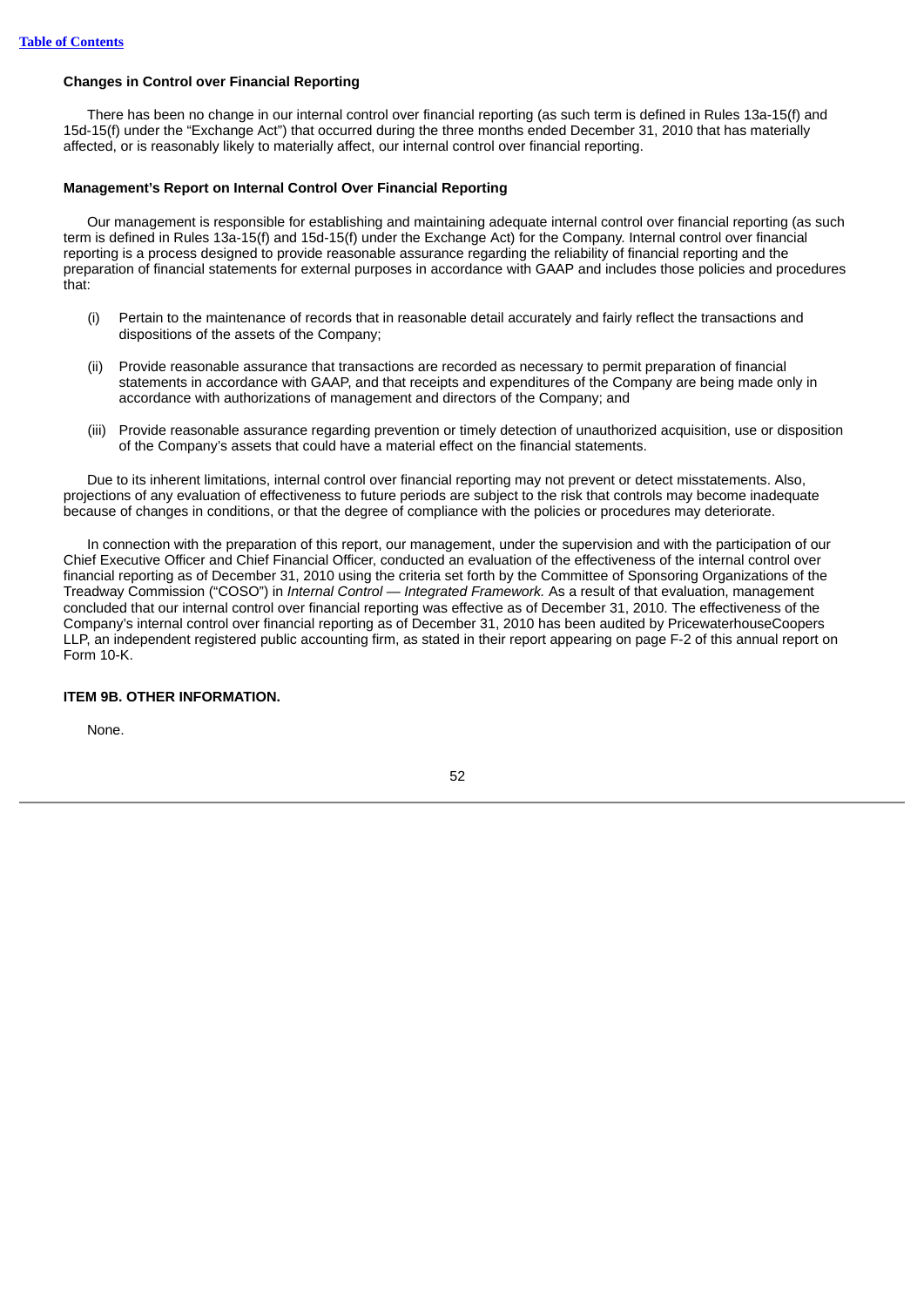### Changes in Control over Financial Reporting

There has been no change in our internal control over financial reporting (as such term is defined in Rules 13a-15(f) and 15d-15(f) under the "Exchange Act") that occurred during the three months ended December 31, 2010 that has materially affected, or is reasonably likely to materially affect, our internal control over financial reporting.

### Management's Report on Internal Control Over Financial Reporting

Our management is responsible for establishing and maintaining adequate internal control over financial reporting (as such term is defined in Rules 13a-15(f) and 15d-15(f) under the Exchange Act) for the Company. Internal control over financial reporting is a process designed to provide reasonable assurance regarding the reliability of financial reporting and the preparation of financial statements for external purposes in accordance with GAAP and includes those policies and procedures that:

(i) Pertain to the maintenance of records that in reasonable detail accurately and fairly reflect the transactions and dispositions of the assets of the Company;

(ii) Provide reasonable assurance that transactions are recorded as necessary to permit preparation of financial statements in accordance with GAAP, and that receipts and expenditures of the Company are being made only in accordance with authorizations of management and directors of the Company; and

(iii) Provide reasonable assurance regarding prevention or timely detection of unauthorized acquisition, use or disposition of the Company's assets that could have a material effect on the financial statements.

Due to its inherent limitations, internal control over financial reporting may not prevent or detect misstatements. Also, projections of any evaluation of effectiveness to future periods are subject to the risk that controls may become inadequate because of changes in conditions, or that the degree of compliance with the policies or procedures may deteriorate.

In connection with the preparation of this report, our management, under the supervision and with the participation of our Chief Executive Officer and Chief Financial Officer, conducted an evaluation of the effectiveness of the internal control over financial reporting as of December 31, 2010 using the criteria set forth by the Committee of Sponsoring Organizations of the Treadway Commission ("COSO") in *Internal Control — Integrated Framework.* As a result of that evaluation, management concluded that our internal control over financial reporting was effective as of December 31, 2010. The effectiveness of the Company's internal control over financial reporting as of December 31, 2010 has been audited by PricewaterhouseCoopers LLP, an independent registered public accounting firm, as stated in their report appearing on page F-2 of this annual report on Form 10-K.

## ITEM 9B. OTHER INFORMATION.

None.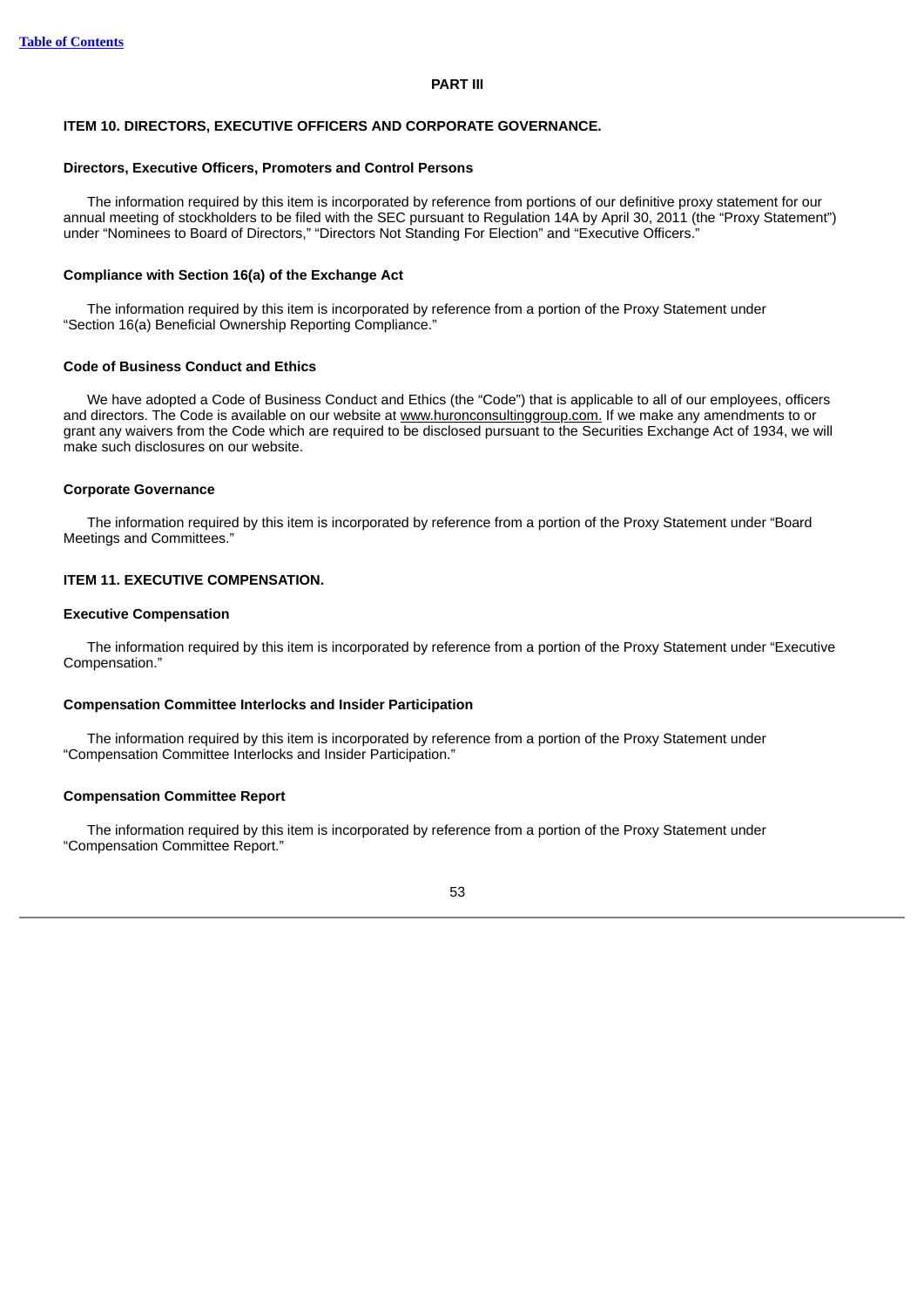# PART III

## ITEM 10. DIRECTORS, EXECUTIVE OFFICERS AND CORPORATE GOVERNANCE.

### Directors, Executive Officers, Promoters and Control Persons

The information required by this item is incorporated by reference from portions of our definitive proxy statement for our annual meeting of stockholders to be filed with the SEC pursuant to Regulation 14A by April 30, 2011 (the "Proxy Statement") under "Nominees to Board of Directors," "Directors Not Standing For Election" and "Executive Officers."

### Compliance with Section 16(a) of the Exchange Act

The information required by this item is incorporated by reference from a portion of the Proxy Statement under "Section 16(a) Beneficial Ownership Reporting Compliance."

### Code of Business Conduct and Ethics

We have adopted a Code of Business Conduct and Ethics (the "Code") that is applicable to all of our employees, officers and directors. The Code is available on our website at www.huronconsultinggroup.com. If we make any amendments to or grant any waivers from the Code which are required to be disclosed pursuant to the Securities Exchange Act of 1934, we will make such disclosures on our website.

### Corporate Governance

The information required by this item is incorporated by reference from a portion of the Proxy Statement under "Board Meetings and Committees."

## ITEM 11. EXECUTIVE COMPENSATION.

### Executive Compensation

The information required by this item is incorporated by reference from a portion of the Proxy Statement under "Executive Compensation."

### Compensation Committee Interlocks and Insider Participation

The information required by this item is incorporated by reference from a portion of the Proxy Statement under "Compensation Committee Interlocks and Insider Participation."

### Compensation Committee Report

The information required by this item is incorporated by reference from a portion of the Proxy Statement under "Compensation Committee Report."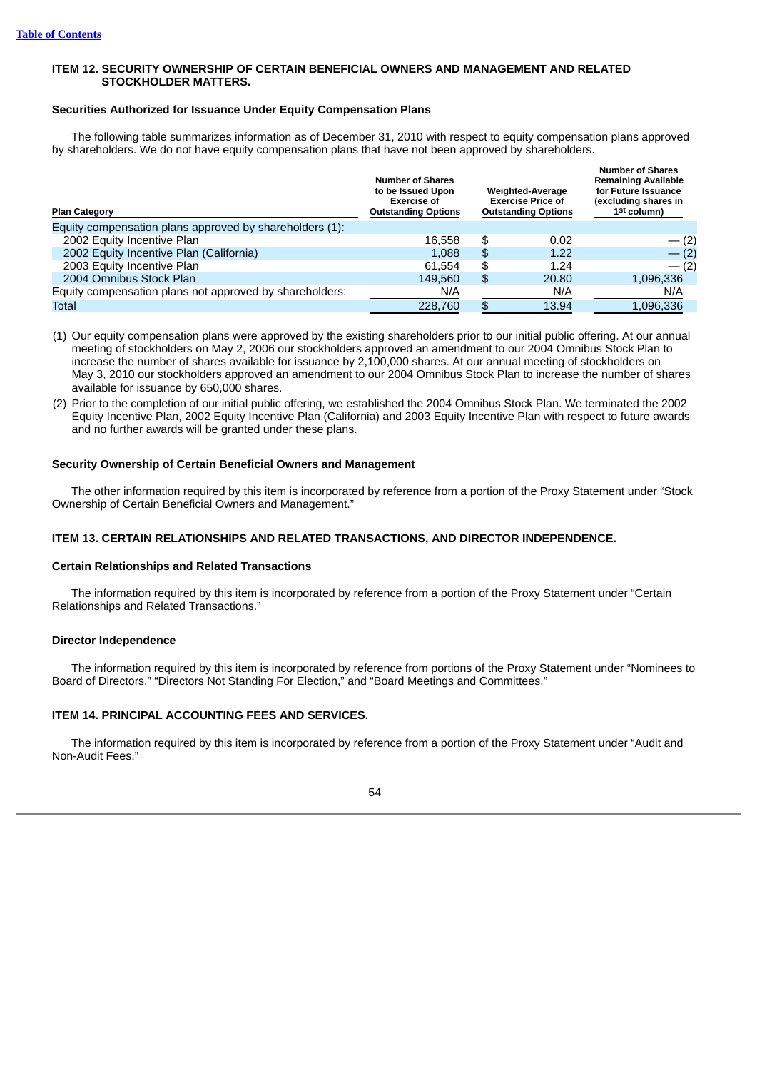[Table of Contents](#)

### ITEM 12. SECURITY OWNERSHIP OF CERTAIN BENEFICIAL OWNERS AND MANAGEMENT AND RELATED STOCKHOLDER MATTERS.

#### Securities Authorized for Issuance Under Equity Compensation Plans

The following table summarizes information as of December 31, 2010 with respect to equity compensation plans approved by shareholders. We do not have equity compensation plans that have not been approved by shareholders.

| Plan Category | Number of Shares to be Issued Upon Exercise of Outstanding Options | Weighted-Average Exercise Price of Outstanding Options | Number of Shares Remaining Available for Future Issuance (excluding shares in 1st column) |
|---|---|---|---|
| Equity compensation plans approved by shareholders (1): | | | |
| 2002 Equity Incentive Plan | 16,558 | $ 0.02 | — (2) |
| 2002 Equity Incentive Plan (California) | 1,088 | $ 1.22 | — (2) |
| 2003 Equity Incentive Plan | 61,554 | $ 1.24 | — (2) |
| 2004 Omnibus Stock Plan | 149,560 | $ 20.80 | 1,096,336 |
| Equity compensation plans not approved by shareholders: | N/A | N/A | N/A |
| Total | 228,760 | $ 13.94 | 1,096,336 |

(1) Our equity compensation plans were approved by the existing shareholders prior to our initial public offering. At our annual meeting of stockholders on May 2, 2006 our stockholders approved an amendment to our 2004 Omnibus Stock Plan to increase the number of shares available for issuance by 2,100,000 shares. At our annual meeting of stockholders on May 3, 2010 our stockholders approved an amendment to our 2004 Omnibus Stock Plan to increase the number of shares available for issuance by 650,000 shares.

(2) Prior to the completion of our initial public offering, we established the 2004 Omnibus Stock Plan. We terminated the 2002 Equity Incentive Plan, 2002 Equity Incentive Plan (California) and 2003 Equity Incentive Plan with respect to future awards and no further awards will be granted under these plans.

#### Security Ownership of Certain Beneficial Owners and Management

The other information required by this item is incorporated by reference from a portion of the Proxy Statement under "Stock Ownership of Certain Beneficial Owners and Management."

### ITEM 13. CERTAIN RELATIONSHIPS AND RELATED TRANSACTIONS, AND DIRECTOR INDEPENDENCE.

#### Certain Relationships and Related Transactions

The information required by this item is incorporated by reference from a portion of the Proxy Statement under "Certain Relationships and Related Transactions."

#### Director Independence

The information required by this item is incorporated by reference from portions of the Proxy Statement under "Nominees to Board of Directors," "Directors Not Standing For Election," and "Board Meetings and Committees."

### ITEM 14. PRINCIPAL ACCOUNTING FEES AND SERVICES.

The information required by this item is incorporated by reference from a portion of the Proxy Statement under "Audit and Non-Audit Fees."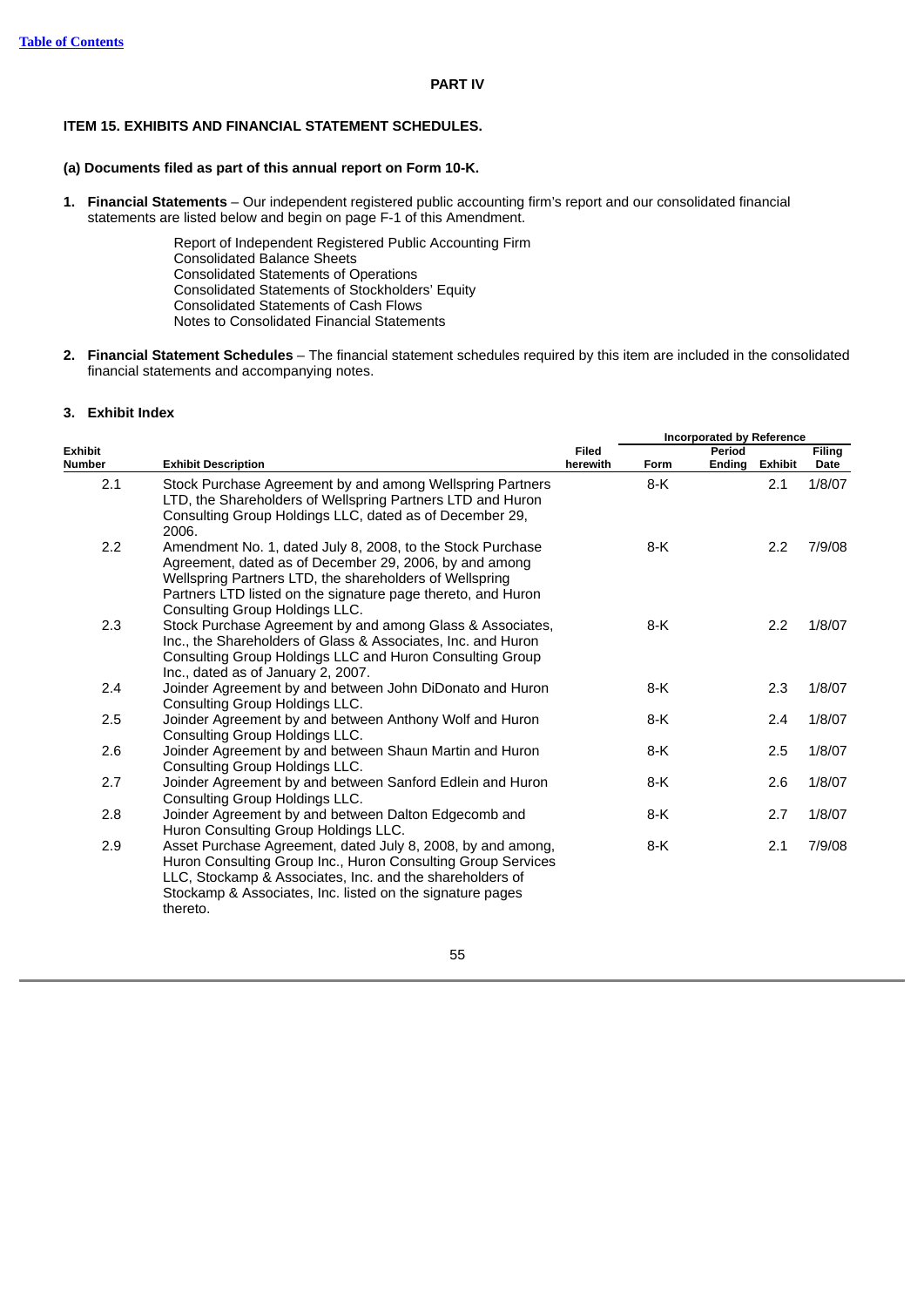## PART IV

### ITEM 15. EXHIBITS AND FINANCIAL STATEMENT SCHEDULES.

#### (a) Documents filed as part of this annual report on Form 10-K.

1. **Financial Statements** – Our independent registered public accounting firm's report and our consolidated financial statements are listed below and begin on page F-1 of this Amendment.

   Report of Independent Registered Public Accounting Firm
   Consolidated Balance Sheets
   Consolidated Statements of Operations
   Consolidated Statements of Stockholders' Equity
   Consolidated Statements of Cash Flows
   Notes to Consolidated Financial Statements

2. **Financial Statement Schedules** – The financial statement schedules required by this item are included in the consolidated financial statements and accompanying notes.

3. **Exhibit Index**

| Exhibit Number | Exhibit Description | Filed herewith | Incorporated by Reference | | | |
|---|---|---|---|---|---|---|
| | | | Form | Period Ending | Exhibit | Filing Date |
| 2.1 | Stock Purchase Agreement by and among Wellspring Partners LTD, the Shareholders of Wellspring Partners LTD and Huron Consulting Group Holdings LLC, dated as of December 29, 2006. | | 8-K | | 2.1 | 1/8/07 |
| 2.2 | Amendment No. 1, dated July 8, 2008, to the Stock Purchase Agreement, dated as of December 29, 2006, by and among Wellspring Partners LTD, the shareholders of Wellspring Partners LTD listed on the signature page thereto, and Huron Consulting Group Holdings LLC. | | 8-K | | 2.2 | 7/9/08 |
| 2.3 | Stock Purchase Agreement by and among Glass & Associates, Inc., the Shareholders of Glass & Associates, Inc. and Huron Consulting Group Holdings LLC and Huron Consulting Group Inc., dated as of January 2, 2007. | | 8-K | | 2.2 | 1/8/07 |
| 2.4 | Joinder Agreement by and between John DiDonato and Huron Consulting Group Holdings LLC. | | 8-K | | 2.3 | 1/8/07 |
| 2.5 | Joinder Agreement by and between Anthony Wolf and Huron Consulting Group Holdings LLC. | | 8-K | | 2.4 | 1/8/07 |
| 2.6 | Joinder Agreement by and between Shaun Martin and Huron Consulting Group Holdings LLC. | | 8-K | | 2.5 | 1/8/07 |
| 2.7 | Joinder Agreement by and between Sanford Edlein and Huron Consulting Group Holdings LLC. | | 8-K | | 2.6 | 1/8/07 |
| 2.8 | Joinder Agreement by and between Dalton Edgecomb and Huron Consulting Group Holdings LLC. | | 8-K | | 2.7 | 1/8/07 |
| 2.9 | Asset Purchase Agreement, dated July 8, 2008, by and among, Huron Consulting Group Inc., Huron Consulting Group Services LLC, Stockamp & Associates, Inc. and the shareholders of Stockamp & Associates, Inc. listed on the signature pages thereto. | | 8-K | | 2.1 | 7/9/08 |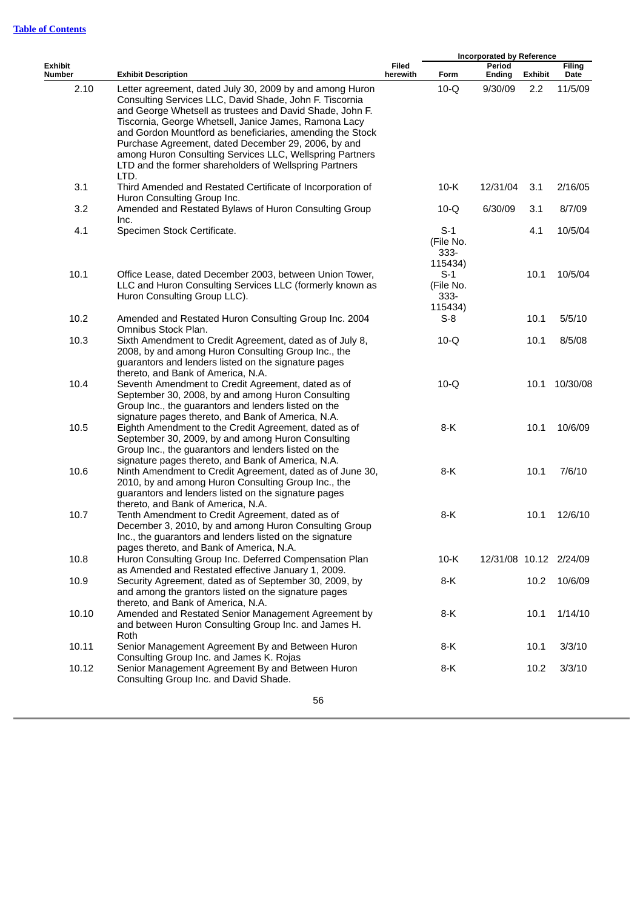[Table of Contents](#)

| Exhibit Number | Exhibit Description | Filed herewith | Incorporated by Reference | | | |
|---|---|---|---|---|---|---|
| | | | Form | Period Ending | Exhibit | Filing Date |
| 2.10 | Letter agreement, dated July 30, 2009 by and among Huron Consulting Services LLC, David Shade, John F. Tiscornia and George Whetsell as trustees and David Shade, John F. Tiscornia, George Whetsell, Janice James, Ramona Lacy and Gordon Mountford as beneficiaries, amending the Stock Purchase Agreement, dated December 29, 2006, by and among Huron Consulting Services LLC, Wellspring Partners LTD and the former shareholders of Wellspring Partners LTD. | | 10-Q | 9/30/09 | 2.2 | 11/5/09 |
| 3.1 | Third Amended and Restated Certificate of Incorporation of Huron Consulting Group Inc. | | 10-K | 12/31/04 | 3.1 | 2/16/05 |
| 3.2 | Amended and Restated Bylaws of Huron Consulting Group Inc. | | 10-Q | 6/30/09 | 3.1 | 8/7/09 |
| 4.1 | Specimen Stock Certificate. | | S-1 (File No. 333-115434) | | 4.1 | 10/5/04 |
| 10.1 | Office Lease, dated December 2003, between Union Tower, LLC and Huron Consulting Services LLC (formerly known as Huron Consulting Group LLC). | | S-1 (File No. 333-115434) | | 10.1 | 10/5/04 |
| 10.2 | Amended and Restated Huron Consulting Group Inc. 2004 Omnibus Stock Plan. | | S-8 | | 10.1 | 5/5/10 |
| 10.3 | Sixth Amendment to Credit Agreement, dated as of July 8, 2008, by and among Huron Consulting Group Inc., the guarantors and lenders listed on the signature pages thereto, and Bank of America, N.A. | | 10-Q | | 10.1 | 8/5/08 |
| 10.4 | Seventh Amendment to Credit Agreement, dated as of September 30, 2008, by and among Huron Consulting Group Inc., the guarantors and lenders listed on the signature pages thereto, and Bank of America, N.A. | | 10-Q | | 10.1 | 10/30/08 |
| 10.5 | Eighth Amendment to the Credit Agreement, dated as of September 30, 2009, by and among Huron Consulting Group Inc., the guarantors and lenders listed on the signature pages thereto, and Bank of America, N.A. | | 8-K | | 10.1 | 10/6/09 |
| 10.6 | Ninth Amendment to Credit Agreement, dated as of June 30, 2010, by and among Huron Consulting Group Inc., the guarantors and lenders listed on the signature pages thereto, and Bank of America, N.A. | | 8-K | | 10.1 | 7/6/10 |
| 10.7 | Tenth Amendment to Credit Agreement, dated as of December 3, 2010, by and among Huron Consulting Group Inc., the guarantors and lenders listed on the signature pages thereto, and Bank of America, N.A. | | 8-K | | 10.1 | 12/6/10 |
| 10.8 | Huron Consulting Group Inc. Deferred Compensation Plan as Amended and Restated effective January 1, 2009. | | 10-K | 12/31/08 | 10.12 | 2/24/09 |
| 10.9 | Security Agreement, dated as of September 30, 2009, by and among the grantors listed on the signature pages thereto, and Bank of America, N.A. | | 8-K | | 10.2 | 10/6/09 |
| 10.10 | Amended and Restated Senior Management Agreement by and between Huron Consulting Group Inc. and James H. Roth | | 8-K | | 10.1 | 1/14/10 |
| 10.11 | Senior Management Agreement By and Between Huron Consulting Group Inc. and James K. Rojas | | 8-K | | 10.1 | 3/3/10 |
| 10.12 | Senior Management Agreement By and Between Huron Consulting Group Inc. and David Shade. | | 8-K | | 10.2 | 3/3/10 |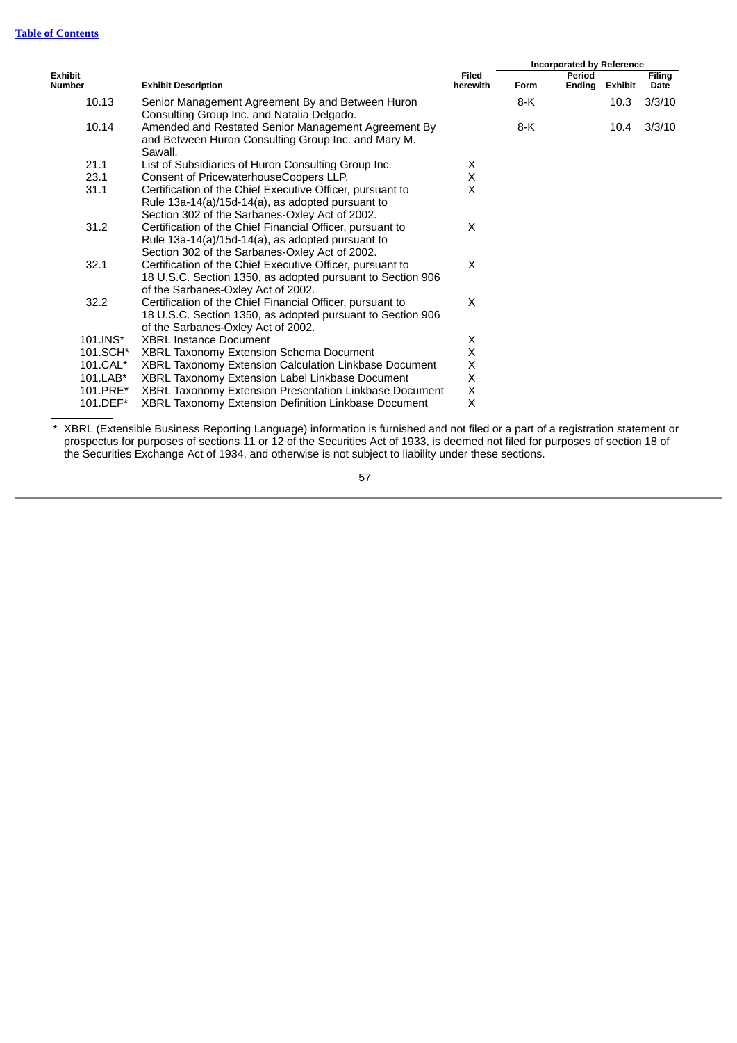[Table of Contents](#)

| Exhibit Number | Exhibit Description | Filed herewith | Incorporated by Reference | | | |
|---|---|---|---|---|---|---|
| | | | Form | Period Ending | Exhibit | Filing Date |
| 10.13 | Senior Management Agreement By and Between Huron Consulting Group Inc. and Natalia Delgado. | | 8-K | | 10.3 | 3/3/10 |
| 10.14 | Amended and Restated Senior Management Agreement By and Between Huron Consulting Group Inc. and Mary M. Sawall. | | 8-K | | 10.4 | 3/3/10 |
| 21.1 | List of Subsidiaries of Huron Consulting Group Inc. | X | | | | |
| 23.1 | Consent of PricewaterhouseCoopers LLP. | X | | | | |
| 31.1 | Certification of the Chief Executive Officer, pursuant to Rule 13a-14(a)/15d-14(a), as adopted pursuant to Section 302 of the Sarbanes-Oxley Act of 2002. | X | | | | |
| 31.2 | Certification of the Chief Financial Officer, pursuant to Rule 13a-14(a)/15d-14(a), as adopted pursuant to Section 302 of the Sarbanes-Oxley Act of 2002. | X | | | | |
| 32.1 | Certification of the Chief Executive Officer, pursuant to 18 U.S.C. Section 1350, as adopted pursuant to Section 906 of the Sarbanes-Oxley Act of 2002. | X | | | | |
| 32.2 | Certification of the Chief Financial Officer, pursuant to 18 U.S.C. Section 1350, as adopted pursuant to Section 906 of the Sarbanes-Oxley Act of 2002. | X | | | | |
| 101.INS* | XBRL Instance Document | X | | | | |
| 101.SCH* | XBRL Taxonomy Extension Schema Document | X | | | | |
| 101.CAL* | XBRL Taxonomy Extension Calculation Linkbase Document | X | | | | |
| 101.LAB* | XBRL Taxonomy Extension Label Linkbase Document | X | | | | |
| 101.PRE* | XBRL Taxonomy Extension Presentation Linkbase Document | X | | | | |
| 101.DEF* | XBRL Taxonomy Extension Definition Linkbase Document | X | | | | |

\* XBRL (Extensible Business Reporting Language) information is furnished and not filed or a part of a registration statement or prospectus for purposes of sections 11 or 12 of the Securities Act of 1933, is deemed not filed for purposes of section 18 of the Securities Exchange Act of 1934, and otherwise is not subject to liability under these sections.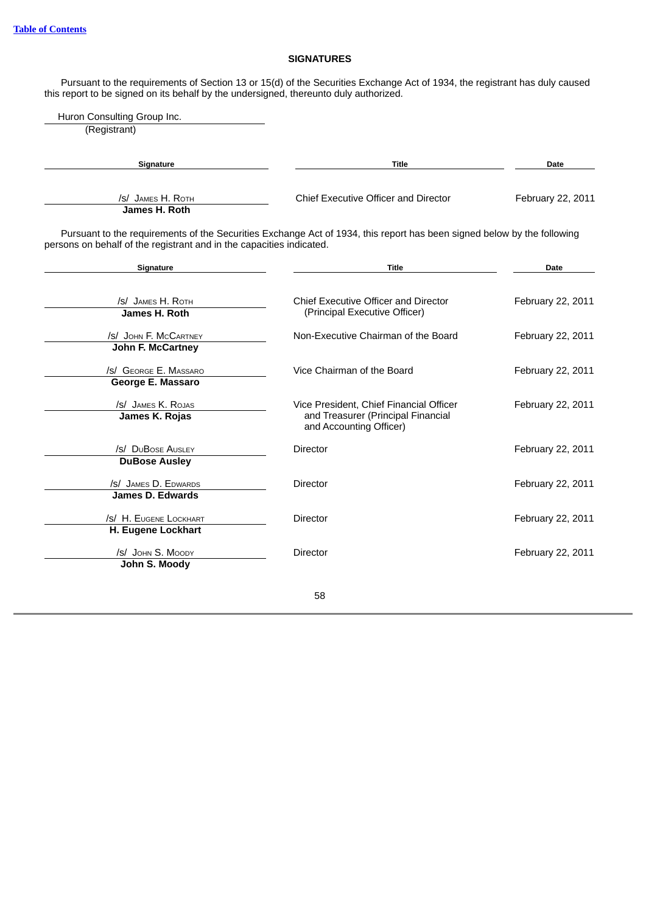[Table of Contents](#)

## SIGNATURES

Pursuant to the requirements of Section 13 or 15(d) of the Securities Exchange Act of 1934, the registrant has duly caused this report to be signed on its behalf by the undersigned, thereunto duly authorized.

Huron Consulting Group Inc.
(Registrant)

| Signature | Title | Date |
|---|---|---|
| /s/ James H. Roth<br>**James H. Roth** | Chief Executive Officer and Director | February 22, 2011 |

Pursuant to the requirements of the Securities Exchange Act of 1934, this report has been signed below by the following persons on behalf of the registrant and in the capacities indicated.

| Signature | Title | Date |
|---|---|---|
| /s/ James H. Roth<br>**James H. Roth** | Chief Executive Officer and Director (Principal Executive Officer) | February 22, 2011 |
| /s/ John F. McCartney<br>**John F. McCartney** | Non-Executive Chairman of the Board | February 22, 2011 |
| /s/ George E. Massaro<br>**George E. Massaro** | Vice Chairman of the Board | February 22, 2011 |
| /s/ James K. Rojas<br>**James K. Rojas** | Vice President, Chief Financial Officer and Treasurer (Principal Financial and Accounting Officer) | February 22, 2011 |
| /s/ DuBose Ausley<br>**DuBose Ausley** | Director | February 22, 2011 |
| /s/ James D. Edwards<br>**James D. Edwards** | Director | February 22, 2011 |
| /s/ H. Eugene Lockhart<br>**H. Eugene Lockhart** | Director | February 22, 2011 |
| /s/ John S. Moody<br>**John S. Moody** | Director | February 22, 2011 |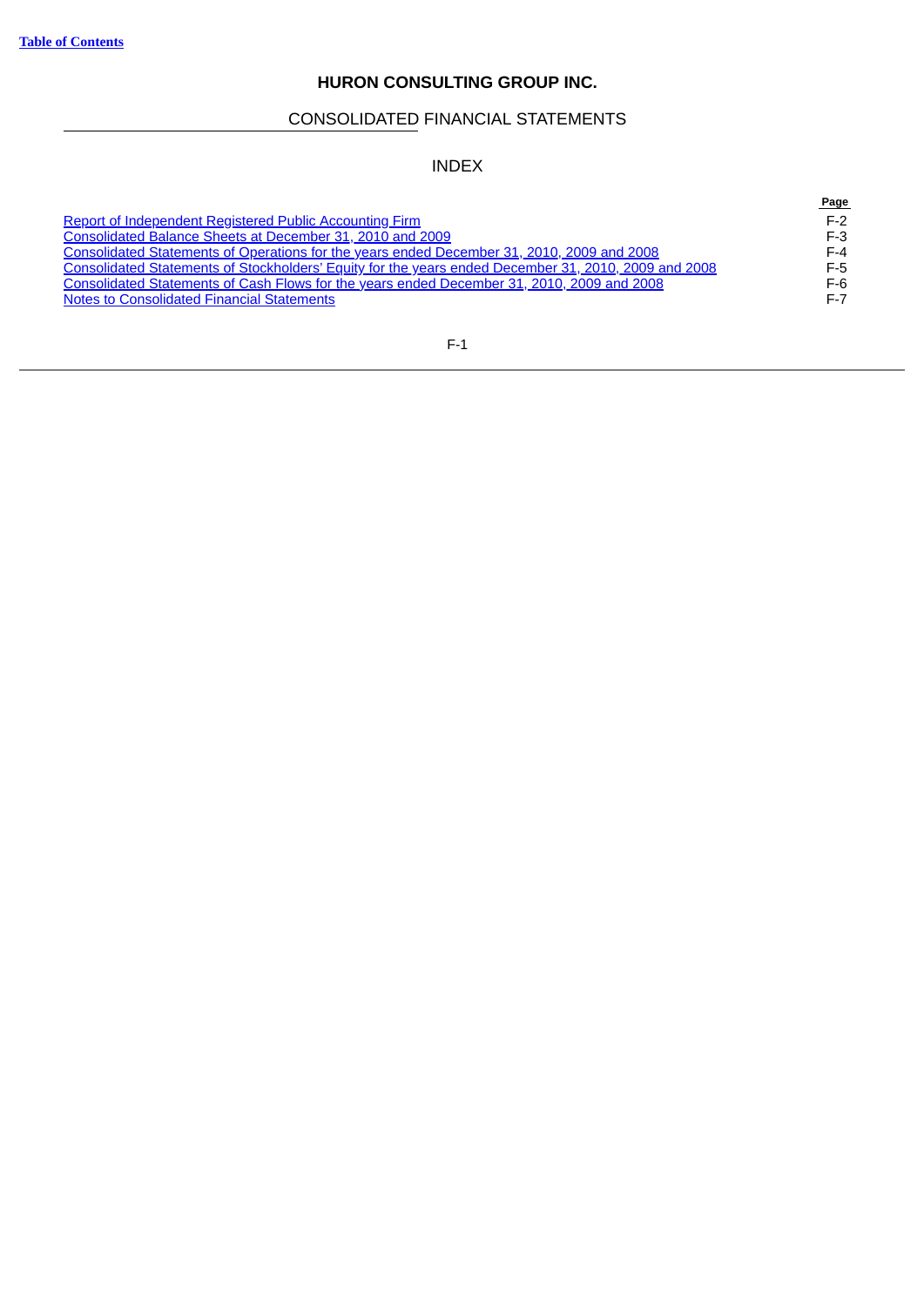# HURON CONSULTING GROUP INC.

## CONSOLIDATED FINANCIAL STATEMENTS

## INDEX

| | Page |
|---|---|
| Report of Independent Registered Public Accounting Firm | F-2 |
| Consolidated Balance Sheets at December 31, 2010 and 2009 | F-3 |
| Consolidated Statements of Operations for the years ended December 31, 2010, 2009 and 2008 | F-4 |
| Consolidated Statements of Stockholders' Equity for the years ended December 31, 2010, 2009 and 2008 | F-5 |
| Consolidated Statements of Cash Flows for the years ended December 31, 2010, 2009 and 2008 | F-6 |
| Notes to Consolidated Financial Statements | F-7 |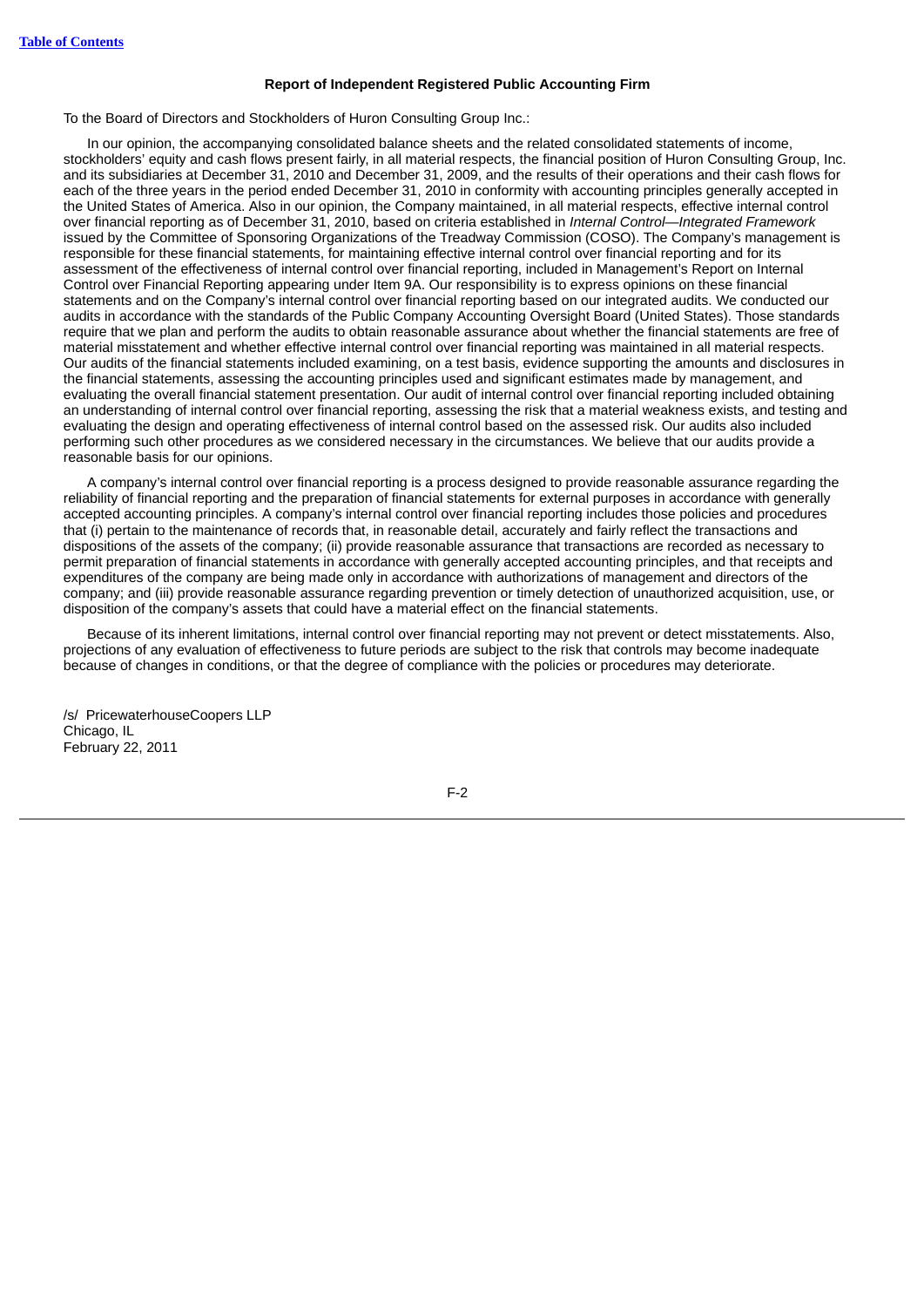**Report of Independent Registered Public Accounting Firm**

To the Board of Directors and Stockholders of Huron Consulting Group Inc.:

In our opinion, the accompanying consolidated balance sheets and the related consolidated statements of income, stockholders' equity and cash flows present fairly, in all material respects, the financial position of Huron Consulting Group, Inc. and its subsidiaries at December 31, 2010 and December 31, 2009, and the results of their operations and their cash flows for each of the three years in the period ended December 31, 2010 in conformity with accounting principles generally accepted in the United States of America. Also in our opinion, the Company maintained, in all material respects, effective internal control over financial reporting as of December 31, 2010, based on criteria established in *Internal Control—Integrated Framework* issued by the Committee of Sponsoring Organizations of the Treadway Commission (COSO). The Company's management is responsible for these financial statements, for maintaining effective internal control over financial reporting and for its assessment of the effectiveness of internal control over financial reporting, included in Management's Report on Internal Control over Financial Reporting appearing under Item 9A. Our responsibility is to express opinions on these financial statements and on the Company's internal control over financial reporting based on our integrated audits. We conducted our audits in accordance with the standards of the Public Company Accounting Oversight Board (United States). Those standards require that we plan and perform the audits to obtain reasonable assurance about whether the financial statements are free of material misstatement and whether effective internal control over financial reporting was maintained in all material respects. Our audits of the financial statements included examining, on a test basis, evidence supporting the amounts and disclosures in the financial statements, assessing the accounting principles used and significant estimates made by management, and evaluating the overall financial statement presentation. Our audit of internal control over financial reporting included obtaining an understanding of internal control over financial reporting, assessing the risk that a material weakness exists, and testing and evaluating the design and operating effectiveness of internal control based on the assessed risk. Our audits also included performing such other procedures as we considered necessary in the circumstances. We believe that our audits provide a reasonable basis for our opinions.

A company's internal control over financial reporting is a process designed to provide reasonable assurance regarding the reliability of financial reporting and the preparation of financial statements for external purposes in accordance with generally accepted accounting principles. A company's internal control over financial reporting includes those policies and procedures that (i) pertain to the maintenance of records that, in reasonable detail, accurately and fairly reflect the transactions and dispositions of the assets of the company; (ii) provide reasonable assurance that transactions are recorded as necessary to permit preparation of financial statements in accordance with generally accepted accounting principles, and that receipts and expenditures of the company are being made only in accordance with authorizations of management and directors of the company; and (iii) provide reasonable assurance regarding prevention or timely detection of unauthorized acquisition, use, or disposition of the company's assets that could have a material effect on the financial statements.

Because of its inherent limitations, internal control over financial reporting may not prevent or detect misstatements. Also, projections of any evaluation of effectiveness to future periods are subject to the risk that controls may become inadequate because of changes in conditions, or that the degree of compliance with the policies or procedures may deteriorate.

/s/ PricewaterhouseCoopers LLP
Chicago, IL
February 22, 2011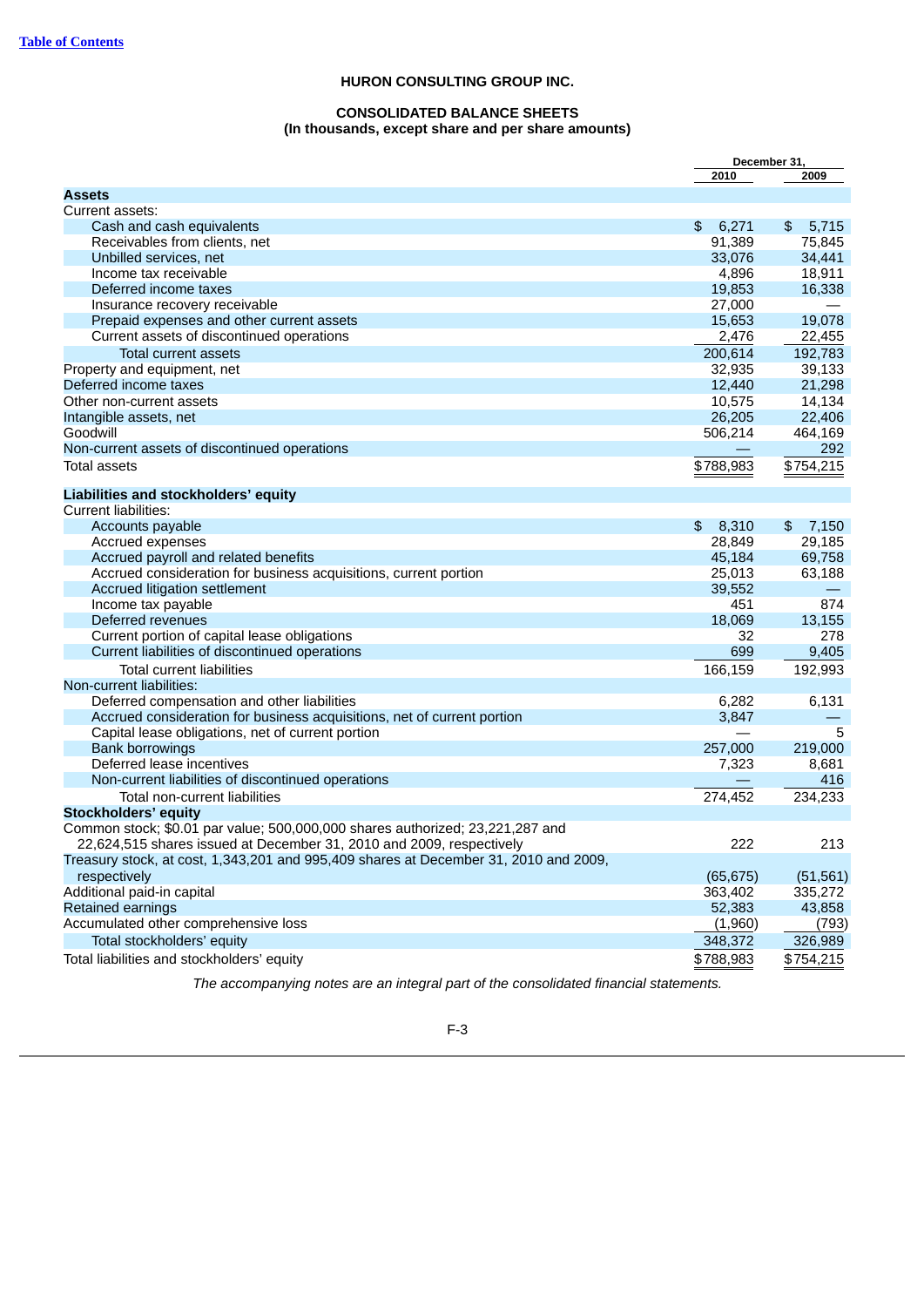# HURON CONSULTING GROUP INC.

## CONSOLIDATED BALANCE SHEETS
**(In thousands, except share and per share amounts)**

| | December 31, 2010 | December 31, 2009 |
|---|---|---|
| **Assets** | | |
| Current assets: | | |
| Cash and cash equivalents | $ 6,271 | $ 5,715 |
| Receivables from clients, net | 91,389 | 75,845 |
| Unbilled services, net | 33,076 | 34,441 |
| Income tax receivable | 4,896 | 18,911 |
| Deferred income taxes | 19,853 | 16,338 |
| Insurance recovery receivable | 27,000 | — |
| Prepaid expenses and other current assets | 15,653 | 19,078 |
| Current assets of discontinued operations | 2,476 | 22,455 |
| Total current assets | 200,614 | 192,783 |
| Property and equipment, net | 32,935 | 39,133 |
| Deferred income taxes | 12,440 | 21,298 |
| Other non-current assets | 10,575 | 14,134 |
| Intangible assets, net | 26,205 | 22,406 |
| Goodwill | 506,214 | 464,169 |
| Non-current assets of discontinued operations | — | 292 |
| Total assets | $788,983 | $754,215 |
| **Liabilities and stockholders' equity** | | |
| Current liabilities: | | |
| Accounts payable | $ 8,310 | $ 7,150 |
| Accrued expenses | 28,849 | 29,185 |
| Accrued payroll and related benefits | 45,184 | 69,758 |
| Accrued consideration for business acquisitions, current portion | 25,013 | 63,188 |
| Accrued litigation settlement | 39,552 | — |
| Income tax payable | 451 | 874 |
| Deferred revenues | 18,069 | 13,155 |
| Current portion of capital lease obligations | 32 | 278 |
| Current liabilities of discontinued operations | 699 | 9,405 |
| Total current liabilities | 166,159 | 192,993 |
| Non-current liabilities: | | |
| Deferred compensation and other liabilities | 6,282 | 6,131 |
| Accrued consideration for business acquisitions, net of current portion | 3,847 | — |
| Capital lease obligations, net of current portion | — | 5 |
| Bank borrowings | 257,000 | 219,000 |
| Deferred lease incentives | 7,323 | 8,681 |
| Non-current liabilities of discontinued operations | — | 416 |
| Total non-current liabilities | 274,452 | 234,233 |
| **Stockholders' equity** | | |
| Common stock; $0.01 par value; 500,000,000 shares authorized; 23,221,287 and 22,624,515 shares issued at December 31, 2010 and 2009, respectively | 222 | 213 |
| Treasury stock, at cost, 1,343,201 and 995,409 shares at December 31, 2010 and 2009, respectively | (65,675) | (51,561) |
| Additional paid-in capital | 363,402 | 335,272 |
| Retained earnings | 52,383 | 43,858 |
| Accumulated other comprehensive loss | (1,960) | (793) |
| Total stockholders' equity | 348,372 | 326,989 |
| Total liabilities and stockholders' equity | $788,983 | $754,215 |

*The accompanying notes are an integral part of the consolidated financial statements.*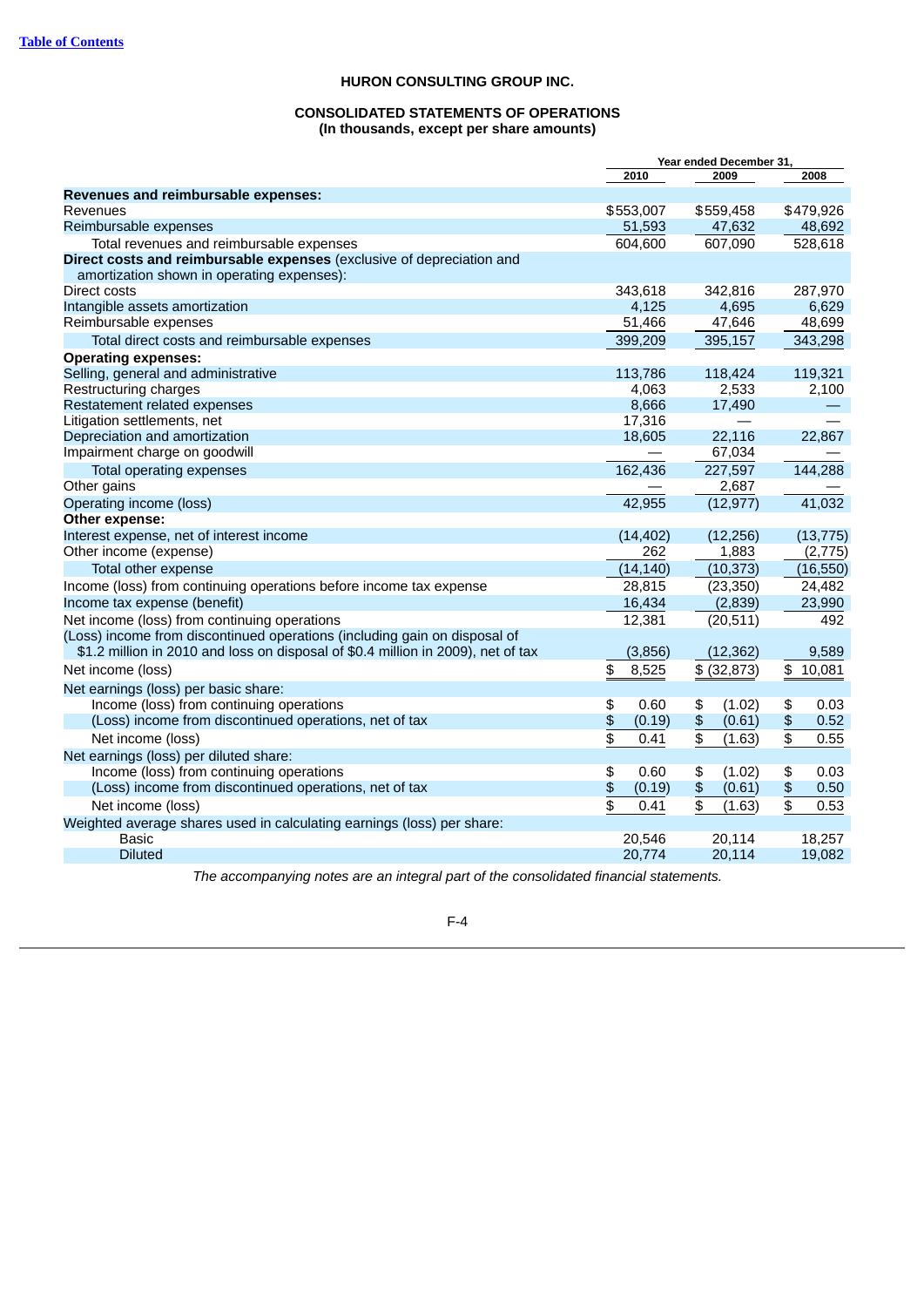[Table of Contents](#)

# HURON CONSULTING GROUP INC.

## CONSOLIDATED STATEMENTS OF OPERATIONS
### (In thousands, except per share amounts)

| | Year ended December 31, | | |
|---|---|---|---|
| | 2010 | 2009 | 2008 |
| **Revenues and reimbursable expenses:** | | | |
| Revenues | $553,007 | $559,458 | $479,926 |
| Reimbursable expenses | 51,593 | 47,632 | 48,692 |
| Total revenues and reimbursable expenses | 604,600 | 607,090 | 528,618 |
| **Direct costs and reimbursable expenses** (exclusive of depreciation and amortization shown in operating expenses): | | | |
| Direct costs | 343,618 | 342,816 | 287,970 |
| Intangible assets amortization | 4,125 | 4,695 | 6,629 |
| Reimbursable expenses | 51,466 | 47,646 | 48,699 |
| Total direct costs and reimbursable expenses | 399,209 | 395,157 | 343,298 |
| **Operating expenses:** | | | |
| Selling, general and administrative | 113,786 | 118,424 | 119,321 |
| Restructuring charges | 4,063 | 2,533 | 2,100 |
| Restatement related expenses | 8,666 | 17,490 | — |
| Litigation settlements, net | 17,316 | — | — |
| Depreciation and amortization | 18,605 | 22,116 | 22,867 |
| Impairment charge on goodwill | — | 67,034 | — |
| Total operating expenses | 162,436 | 227,597 | 144,288 |
| Other gains | — | 2,687 | — |
| Operating income (loss) | 42,955 | (12,977) | 41,032 |
| **Other expense:** | | | |
| Interest expense, net of interest income | (14,402) | (12,256) | (13,775) |
| Other income (expense) | 262 | 1,883 | (2,775) |
| Total other expense | (14,140) | (10,373) | (16,550) |
| Income (loss) from continuing operations before income tax expense | 28,815 | (23,350) | 24,482 |
| Income tax expense (benefit) | 16,434 | (2,839) | 23,990 |
| Net income (loss) from continuing operations | 12,381 | (20,511) | 492 |
| (Loss) income from discontinued operations (including gain on disposal of $1.2 million in 2010 and loss on disposal of $0.4 million in 2009), net of tax | (3,856) | (12,362) | 9,589 |
| Net income (loss) | $ 8,525 | $ (32,873) | $ 10,081 |
| Net earnings (loss) per basic share: | | | |
| Income (loss) from continuing operations | $ 0.60 | $ (1.02) | $ 0.03 |
| (Loss) income from discontinued operations, net of tax | $ (0.19) | $ (0.61) | $ 0.52 |
| Net income (loss) | $ 0.41 | $ (1.63) | $ 0.55 |
| Net earnings (loss) per diluted share: | | | |
| Income (loss) from continuing operations | $ 0.60 | $ (1.02) | $ 0.03 |
| (Loss) income from discontinued operations, net of tax | $ (0.19) | $ (0.61) | $ 0.50 |
| Net income (loss) | $ 0.41 | $ (1.63) | $ 0.53 |
| Weighted average shares used in calculating earnings (loss) per share: | | | |
| Basic | 20,546 | 20,114 | 18,257 |
| Diluted | 20,774 | 20,114 | 19,082 |

*The accompanying notes are an integral part of the consolidated financial statements.*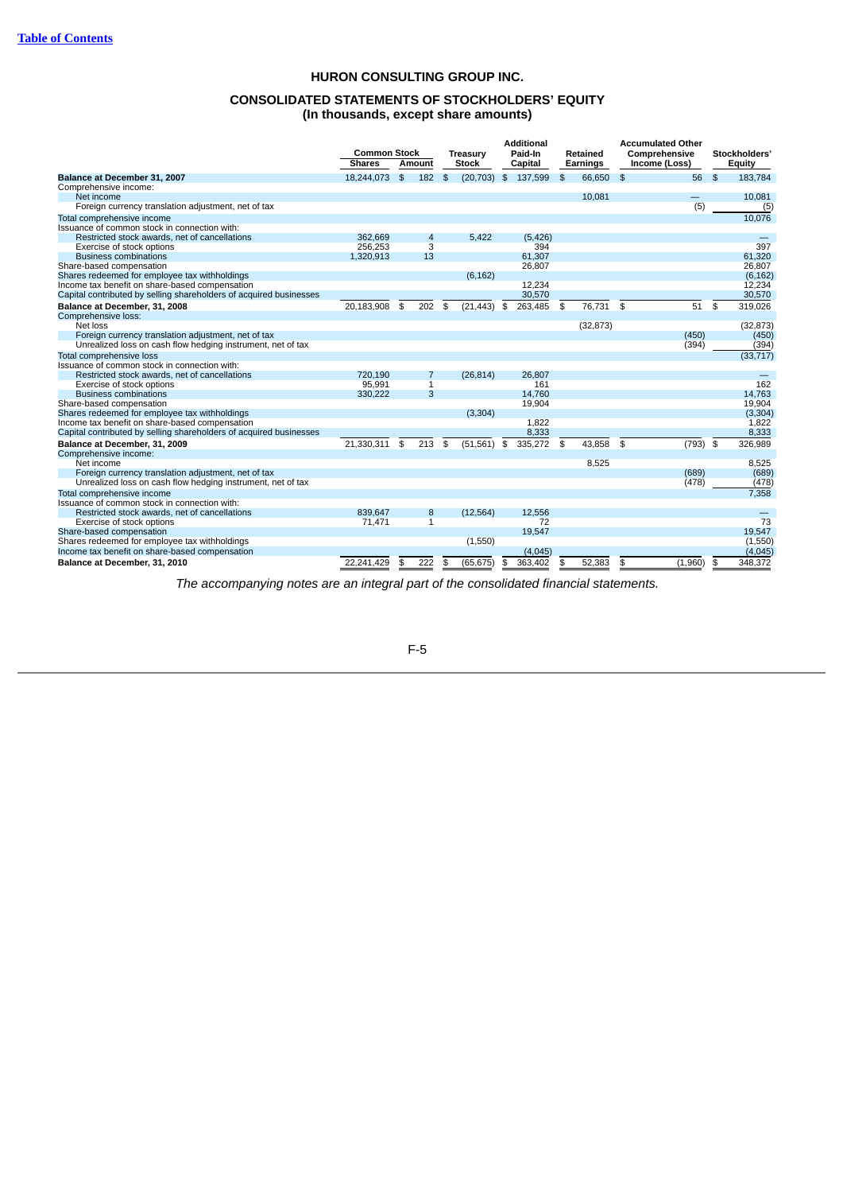Table of Contents

## HURON CONSULTING GROUP INC.

## CONSOLIDATED STATEMENTS OF STOCKHOLDERS' EQUITY
### (In thousands, except share amounts)

| | Common Stock | | Treasury | Additional Paid-In | Retained | Accumulated Other Comprehensive | Stockholders' |
|---|---|---|---|---|---|---|---|
| | Shares | Amount | Stock | Capital | Earnings | Income (Loss) | Equity |
| **Balance at December 31, 2007** | 18,244,073 | $ 182 | $ (20,703) | $ 137,599 | $ 66,650 | $ 56 | $ 183,784 |
| Comprehensive income: | | | | | | | |
| Net income | | | | | 10,081 | — | 10,081 |
| Foreign currency translation adjustment, net of tax | | | | | | (5) | (5) |
| Total comprehensive income | | | | | | | 10,076 |
| Issuance of common stock in connection with: | | | | | | | |
| Restricted stock awards, net of cancellations | 362,669 | 4 | 5,422 | (5,426) | | | — |
| Exercise of stock options | 256,253 | 3 | | 394 | | | 397 |
| Business combinations | 1,320,913 | 13 | | 61,307 | | | 61,320 |
| Share-based compensation | | | | 26,807 | | | 26,807 |
| Shares redeemed for employee tax withholdings | | | (6,162) | | | | (6,162) |
| Income tax benefit on share-based compensation | | | | 12,234 | | | 12,234 |
| Capital contributed by selling shareholders of acquired businesses | | | | 30,570 | | | 30,570 |
| **Balance at December 31, 2008** | 20,183,908 | $ 202 | $ (21,443) | $ 263,485 | $ 76,731 | $ 51 | $ 319,026 |
| Comprehensive loss: | | | | | | | |
| Net loss | | | | | (32,873) | | (32,873) |
| Foreign currency translation adjustment, net of tax | | | | | | (450) | (450) |
| Unrealized loss on cash flow hedging instrument, net of tax | | | | | | (394) | (394) |
| Total comprehensive loss | | | | | | | (33,717) |
| Issuance of common stock in connection with: | | | | | | | |
| Restricted stock awards, net of cancellations | 720,190 | 7 | (26,814) | 26,807 | | | — |
| Exercise of stock options | 95,991 | 1 | | 161 | | | 162 |
| Business combinations | 330,222 | 3 | | 14,760 | | | 14,763 |
| Share-based compensation | | | | 19,904 | | | 19,904 |
| Shares redeemed for employee tax withholdings | | | (3,304) | | | | (3,304) |
| Income tax benefit on share-based compensation | | | | 1,822 | | | 1,822 |
| Capital contributed by selling shareholders of acquired businesses | | | | 8,333 | | | 8,333 |
| **Balance at December 31, 2009** | 21,330,311 | $ 213 | $ (51,561) | $ 335,272 | $ 43,858 | $ (793) | $ 326,989 |
| Comprehensive income: | | | | | | | |
| Net income | | | | | 8,525 | | 8,525 |
| Foreign currency translation adjustment, net of tax | | | | | | (689) | (689) |
| Unrealized loss on cash flow hedging instrument, net of tax | | | | | | (478) | (478) |
| Total comprehensive income | | | | | | | 7,358 |
| Issuance of common stock in connection with: | | | | | | | |
| Restricted stock awards, net of cancellations | 839,647 | 8 | (12,564) | 12,556 | | | — |
| Exercise of stock options | 71,471 | 1 | | 72 | | | 73 |
| Share-based compensation | | | | 19,547 | | | 19,547 |
| Shares redeemed for employee tax withholdings | | | (1,550) | | | | (1,550) |
| Income tax benefit on share-based compensation | | | | (4,045) | | | (4,045) |
| **Balance at December 31, 2010** | 22,241,429 | $ 222 | $ (65,675) | $ 363,402 | $ 52,383 | $ (1,960) | $ 348,372 |

*The accompanying notes are an integral part of the consolidated financial statements.*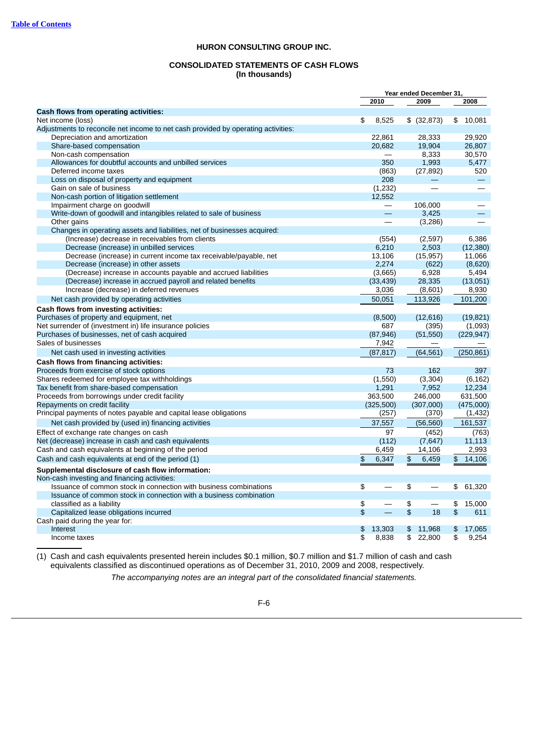## HURON CONSULTING GROUP INC.

### CONSOLIDATED STATEMENTS OF CASH FLOWS
### (In thousands)

| | Year ended December 31, | | |
|---|---|---|---|
| | 2010 | 2009 | 2008 |
| **Cash flows from operating activities:** | | | |
| Net income (loss) | $ 8,525 | $ (32,873) | $ 10,081 |
| Adjustments to reconcile net income to net cash provided by operating activities: | | | |
| Depreciation and amortization | 22,861 | 28,333 | 29,920 |
| Share-based compensation | 20,682 | 19,904 | 26,807 |
| Non-cash compensation | — | 8,333 | 30,570 |
| Allowances for doubtful accounts and unbilled services | 350 | 1,993 | 5,477 |
| Deferred income taxes | (863) | (27,892) | 520 |
| Loss on disposal of property and equipment | 208 | — | — |
| Gain on sale of business | (1,232) | — | — |
| Non-cash portion of litigation settlement | 12,552 | | |
| Impairment charge on goodwill | — | 106,000 | — |
| Write-down of goodwill and intangibles related to sale of business | — | 3,425 | — |
| Other gains | — | (3,286) | — |
| Changes in operating assets and liabilities, net of businesses acquired: | | | |
| (Increase) decrease in receivables from clients | (554) | (2,597) | 6,386 |
| Decrease (increase) in unbilled services | 6,210 | 2,503 | (12,380) |
| Decrease (increase) in current income tax receivable/payable, net | 13,106 | (15,957) | 11,066 |
| Decrease (increase) in other assets | 2,274 | (622) | (8,620) |
| (Decrease) increase in accounts payable and accrued liabilities | (3,665) | 6,928 | 5,494 |
| (Decrease) increase in accrued payroll and related benefits | (33,439) | 28,335 | (13,051) |
| Increase (decrease) in deferred revenues | 3,036 | (8,601) | 8,930 |
| Net cash provided by operating activities | 50,051 | 113,926 | 101,200 |
| **Cash flows from investing activities:** | | | |
| Purchases of property and equipment, net | (8,500) | (12,616) | (19,821) |
| Net surrender of (investment in) life insurance policies | 687 | (395) | (1,093) |
| Purchases of businesses, net of cash acquired | (87,946) | (51,550) | (229,947) |
| Sales of businesses | 7,942 | — | — |
| Net cash used in investing activities | (87,817) | (64,561) | (250,861) |
| **Cash flows from financing activities:** | | | |
| Proceeds from exercise of stock options | 73 | 162 | 397 |
| Shares redeemed for employee tax withholdings | (1,550) | (3,304) | (6,162) |
| Tax benefit from share-based compensation | 1,291 | 7,952 | 12,234 |
| Proceeds from borrowings under credit facility | 363,500 | 246,000 | 631,500 |
| Repayments on credit facility | (325,500) | (307,000) | (475,000) |
| Principal payments of notes payable and capital lease obligations | (257) | (370) | (1,432) |
| Net cash provided by (used in) financing activities | 37,557 | (56,560) | 161,537 |
| Effect of exchange rate changes on cash | 97 | (452) | (763) |
| Net (decrease) increase in cash and cash equivalents | (112) | (7,647) | 11,113 |
| Cash and cash equivalents at beginning of the period | 6,459 | 14,106 | 2,993 |
| Cash and cash equivalents at end of the period (1) | $ 6,347 | $ 6,459 | $ 14,106 |
| **Supplemental disclosure of cash flow information:** | | | |
| Non-cash investing and financing activities: | | | |
| Issuance of common stock in connection with business combinations | $ — | $ — | $ 61,320 |
| Issuance of common stock in connection with a business combination classified as a liability | $ — | $ — | $ 15,000 |
| Capitalized lease obligations incurred | $ — | $ 18 | $ 611 |
| Cash paid during the year for: | | | |
| Interest | $ 13,303 | $ 11,968 | $ 17,065 |
| Income taxes | $ 8,838 | $ 22,800 | $ 9,254 |

(1) Cash and cash equivalents presented herein includes $0.1 million, $0.7 million and $1.7 million of cash and cash equivalents classified as discontinued operations as of December 31, 2010, 2009 and 2008, respectively.

*The accompanying notes are an integral part of the consolidated financial statements.*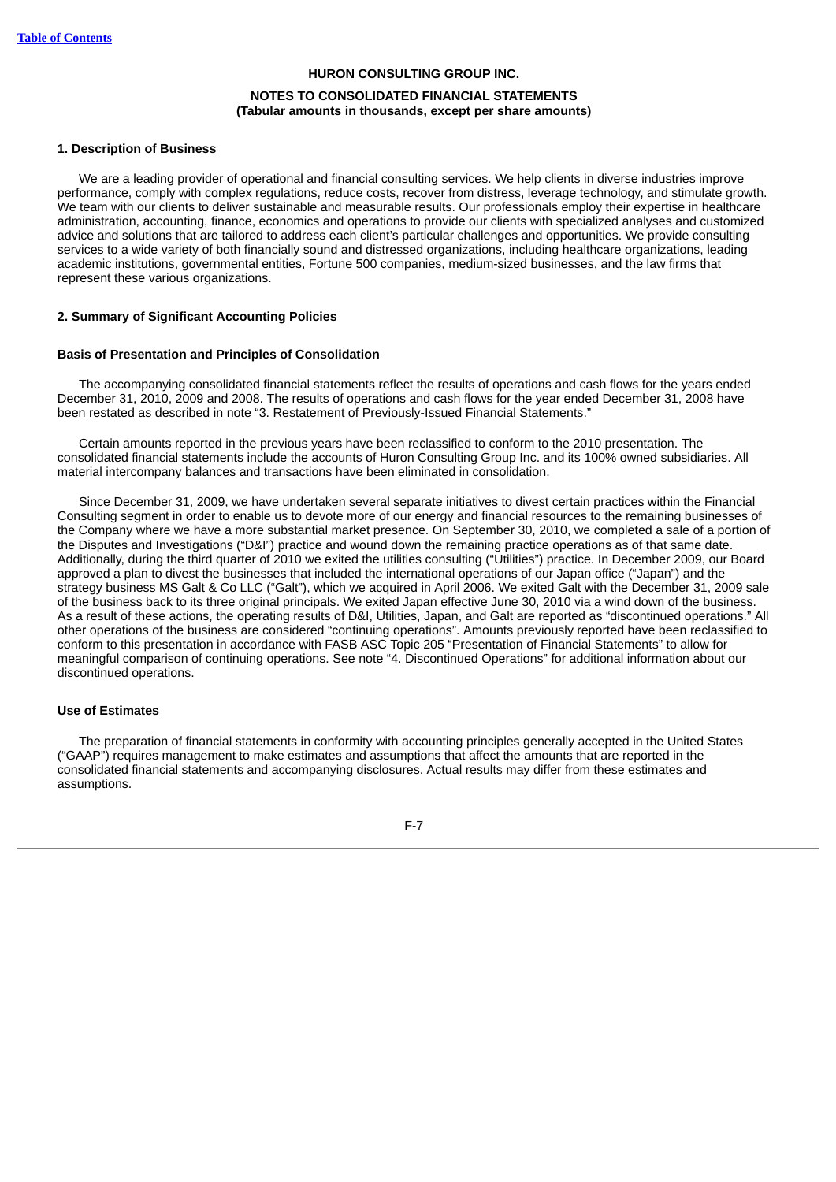HURON CONSULTING GROUP INC.

NOTES TO CONSOLIDATED FINANCIAL STATEMENTS
(Tabular amounts in thousands, except per share amounts)

### 1. Description of Business

We are a leading provider of operational and financial consulting services. We help clients in diverse industries improve performance, comply with complex regulations, reduce costs, recover from distress, leverage technology, and stimulate growth. We team with our clients to deliver sustainable and measurable results. Our professionals employ their expertise in healthcare administration, accounting, finance, economics and operations to provide our clients with specialized analyses and customized advice and solutions that are tailored to address each client's particular challenges and opportunities. We provide consulting services to a wide variety of both financially sound and distressed organizations, including healthcare organizations, leading academic institutions, governmental entities, Fortune 500 companies, medium-sized businesses, and the law firms that represent these various organizations.

### 2. Summary of Significant Accounting Policies

#### Basis of Presentation and Principles of Consolidation

The accompanying consolidated financial statements reflect the results of operations and cash flows for the years ended December 31, 2010, 2009 and 2008. The results of operations and cash flows for the year ended December 31, 2008 have been restated as described in note "3. Restatement of Previously-Issued Financial Statements."

Certain amounts reported in the previous years have been reclassified to conform to the 2010 presentation. The consolidated financial statements include the accounts of Huron Consulting Group Inc. and its 100% owned subsidiaries. All material intercompany balances and transactions have been eliminated in consolidation.

Since December 31, 2009, we have undertaken several separate initiatives to divest certain practices within the Financial Consulting segment in order to enable us to devote more of our energy and financial resources to the remaining businesses of the Company where we have a more substantial market presence. On September 30, 2010, we completed a sale of a portion of the Disputes and Investigations ("D&I") practice and wound down the remaining practice operations as of that same date. Additionally, during the third quarter of 2010 we exited the utilities consulting ("Utilities") practice. In December 2009, our Board approved a plan to divest the businesses that included the international operations of our Japan office ("Japan") and the strategy business MS Galt & Co LLC ("Galt"), which we acquired in April 2006. We exited Galt with the December 31, 2009 sale of the business back to its three original principals. We exited Japan effective June 30, 2010 via a wind down of the business. As a result of these actions, the operating results of D&I, Utilities, Japan, and Galt are reported as "discontinued operations." All other operations of the business are considered "continuing operations". Amounts previously reported have been reclassified to conform to this presentation in accordance with FASB ASC Topic 205 "Presentation of Financial Statements" to allow for meaningful comparison of continuing operations. See note "4. Discontinued Operations" for additional information about our discontinued operations.

#### Use of Estimates

The preparation of financial statements in conformity with accounting principles generally accepted in the United States ("GAAP") requires management to make estimates and assumptions that affect the amounts that are reported in the consolidated financial statements and accompanying disclosures. Actual results may differ from these estimates and assumptions.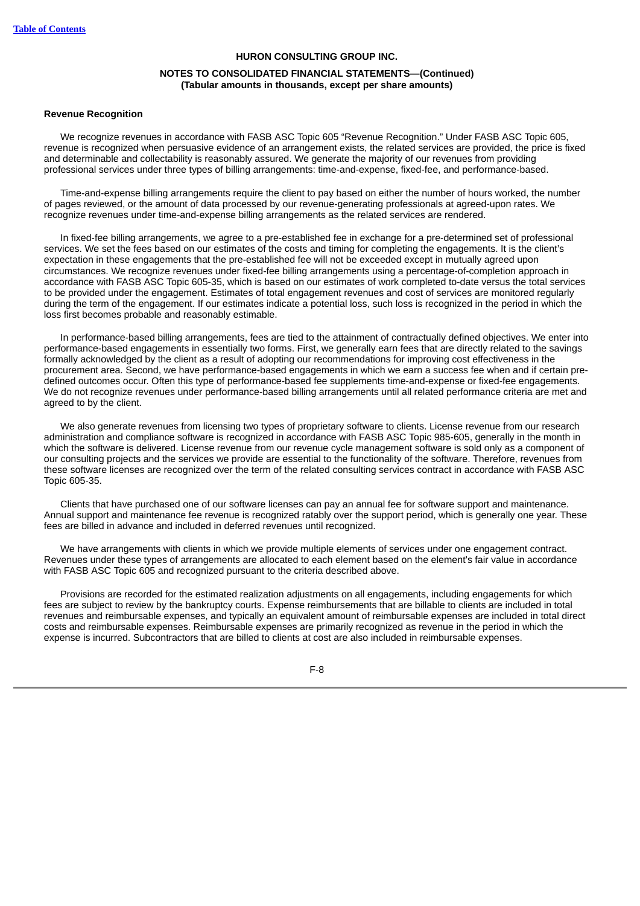**Revenue Recognition**

We recognize revenues in accordance with FASB ASC Topic 605 "Revenue Recognition." Under FASB ASC Topic 605, revenue is recognized when persuasive evidence of an arrangement exists, the related services are provided, the price is fixed and determinable and collectability is reasonably assured. We generate the majority of our revenues from providing professional services under three types of billing arrangements: time-and-expense, fixed-fee, and performance-based.

Time-and-expense billing arrangements require the client to pay based on either the number of hours worked, the number of pages reviewed, or the amount of data processed by our revenue-generating professionals at agreed-upon rates. We recognize revenues under time-and-expense billing arrangements as the related services are rendered.

In fixed-fee billing arrangements, we agree to a pre-established fee in exchange for a pre-determined set of professional services. We set the fees based on our estimates of the costs and timing for completing the engagements. It is the client's expectation in these engagements that the pre-established fee will not be exceeded except in mutually agreed upon circumstances. We recognize revenues under fixed-fee billing arrangements using a percentage-of-completion approach in accordance with FASB ASC Topic 605-35, which is based on our estimates of work completed to-date versus the total services to be provided under the engagement. Estimates of total engagement revenues and cost of services are monitored regularly during the term of the engagement. If our estimates indicate a potential loss, such loss is recognized in the period in which the loss first becomes probable and reasonably estimable.

In performance-based billing arrangements, fees are tied to the attainment of contractually defined objectives. We enter into performance-based engagements in essentially two forms. First, we generally earn fees that are directly related to the savings formally acknowledged by the client as a result of adopting our recommendations for improving cost effectiveness in the procurement area. Second, we have performance-based engagements in which we earn a success fee when and if certain pre-defined outcomes occur. Often this type of performance-based fee supplements time-and-expense or fixed-fee engagements. We do not recognize revenues under performance-based billing arrangements until all related performance criteria are met and agreed to by the client.

We also generate revenues from licensing two types of proprietary software to clients. License revenue from our research administration and compliance software is recognized in accordance with FASB ASC Topic 985-605, generally in the month in which the software is delivered. License revenue from our revenue cycle management software is sold only as a component of our consulting projects and the services we provide are essential to the functionality of the software. Therefore, revenues from these software licenses are recognized over the term of the related consulting services contract in accordance with FASB ASC Topic 605-35.

Clients that have purchased one of our software licenses can pay an annual fee for software support and maintenance. Annual support and maintenance fee revenue is recognized ratably over the support period, which is generally one year. These fees are billed in advance and included in deferred revenues until recognized.

We have arrangements with clients in which we provide multiple elements of services under one engagement contract. Revenues under these types of arrangements are allocated to each element based on the element's fair value in accordance with FASB ASC Topic 605 and recognized pursuant to the criteria described above.

Provisions are recorded for the estimated realization adjustments on all engagements, including engagements for which fees are subject to review by the bankruptcy courts. Expense reimbursements that are billable to clients are included in total revenues and reimbursable expenses, and typically an equivalent amount of reimbursable expenses are included in total direct costs and reimbursable expenses. Reimbursable expenses are primarily recognized as revenue in the period in which the expense is incurred. Subcontractors that are billed to clients at cost are also included in reimbursable expenses.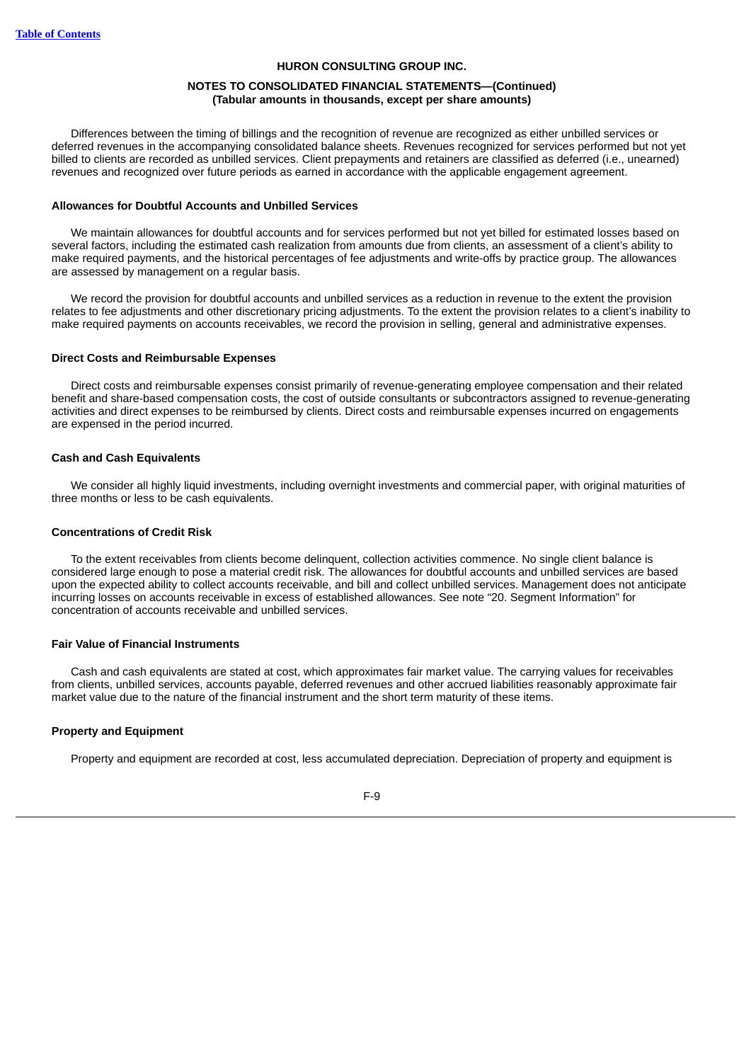Differences between the timing of billings and the recognition of revenue are recognized as either unbilled services or deferred revenues in the accompanying consolidated balance sheets. Revenues recognized for services performed but not yet billed to clients are recorded as unbilled services. Client prepayments and retainers are classified as deferred (i.e., unearned) revenues and recognized over future periods as earned in accordance with the applicable engagement agreement.

**Allowances for Doubtful Accounts and Unbilled Services**

We maintain allowances for doubtful accounts and for services performed but not yet billed for estimated losses based on several factors, including the estimated cash realization from amounts due from clients, an assessment of a client's ability to make required payments, and the historical percentages of fee adjustments and write-offs by practice group. The allowances are assessed by management on a regular basis.

We record the provision for doubtful accounts and unbilled services as a reduction in revenue to the extent the provision relates to fee adjustments and other discretionary pricing adjustments. To the extent the provision relates to a client's inability to make required payments on accounts receivables, we record the provision in selling, general and administrative expenses.

**Direct Costs and Reimbursable Expenses**

Direct costs and reimbursable expenses consist primarily of revenue-generating employee compensation and their related benefit and share-based compensation costs, the cost of outside consultants or subcontractors assigned to revenue-generating activities and direct expenses to be reimbursed by clients. Direct costs and reimbursable expenses incurred on engagements are expensed in the period incurred.

**Cash and Cash Equivalents**

We consider all highly liquid investments, including overnight investments and commercial paper, with original maturities of three months or less to be cash equivalents.

**Concentrations of Credit Risk**

To the extent receivables from clients become delinquent, collection activities commence. No single client balance is considered large enough to pose a material credit risk. The allowances for doubtful accounts and unbilled services are based upon the expected ability to collect accounts receivable, and bill and collect unbilled services. Management does not anticipate incurring losses on accounts receivable in excess of established allowances. See note "20. Segment Information" for concentration of accounts receivable and unbilled services.

**Fair Value of Financial Instruments**

Cash and cash equivalents are stated at cost, which approximates fair market value. The carrying values for receivables from clients, unbilled services, accounts payable, deferred revenues and other accrued liabilities reasonably approximate fair market value due to the nature of the financial instrument and the short term maturity of these items.

**Property and Equipment**

Property and equipment are recorded at cost, less accumulated depreciation. Depreciation of property and equipment is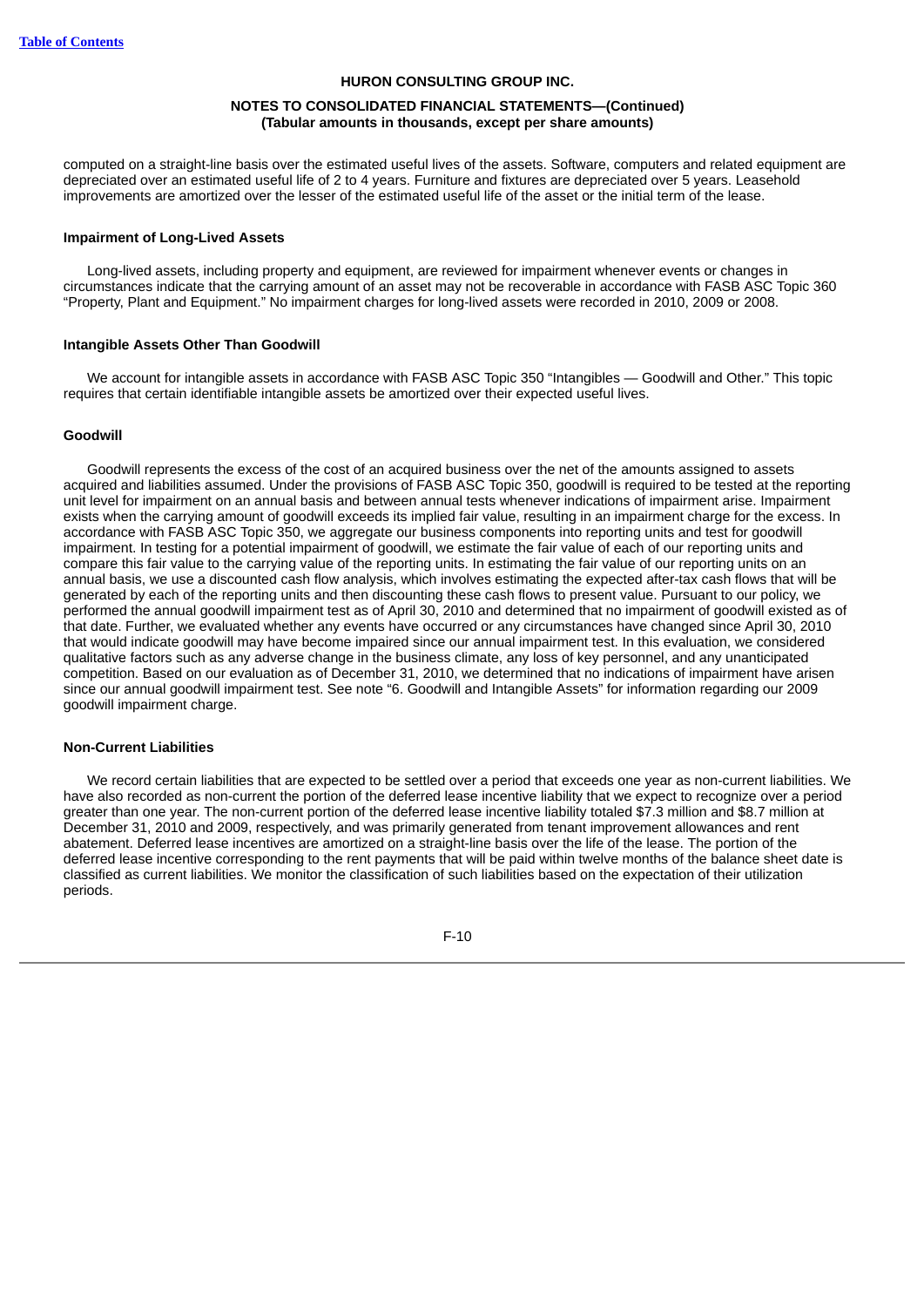computed on a straight-line basis over the estimated useful lives of the assets. Software, computers and related equipment are depreciated over an estimated useful life of 2 to 4 years. Furniture and fixtures are depreciated over 5 years. Leasehold improvements are amortized over the lesser of the estimated useful life of the asset or the initial term of the lease.

**Impairment of Long-Lived Assets**

Long-lived assets, including property and equipment, are reviewed for impairment whenever events or changes in circumstances indicate that the carrying amount of an asset may not be recoverable in accordance with FASB ASC Topic 360 "Property, Plant and Equipment." No impairment charges for long-lived assets were recorded in 2010, 2009 or 2008.

**Intangible Assets Other Than Goodwill**

We account for intangible assets in accordance with FASB ASC Topic 350 "Intangibles — Goodwill and Other." This topic requires that certain identifiable intangible assets be amortized over their expected useful lives.

**Goodwill**

Goodwill represents the excess of the cost of an acquired business over the net of the amounts assigned to assets acquired and liabilities assumed. Under the provisions of FASB ASC Topic 350, goodwill is required to be tested at the reporting unit level for impairment on an annual basis and between annual tests whenever indications of impairment arise. Impairment exists when the carrying amount of goodwill exceeds its implied fair value, resulting in an impairment charge for the excess. In accordance with FASB ASC Topic 350, we aggregate our business components into reporting units and test for goodwill impairment. In testing for a potential impairment of goodwill, we estimate the fair value of each of our reporting units and compare this fair value to the carrying value of the reporting units. In estimating the fair value of our reporting units on an annual basis, we use a discounted cash flow analysis, which involves estimating the expected after-tax cash flows that will be generated by each of the reporting units and then discounting these cash flows to present value. Pursuant to our policy, we performed the annual goodwill impairment test as of April 30, 2010 and determined that no impairment of goodwill existed as of that date. Further, we evaluated whether any events have occurred or any circumstances have changed since April 30, 2010 that would indicate goodwill may have become impaired since our annual impairment test. In this evaluation, we considered qualitative factors such as any adverse change in the business climate, any loss of key personnel, and any unanticipated competition. Based on our evaluation as of December 31, 2010, we determined that no indications of impairment have arisen since our annual goodwill impairment test. See note "6. Goodwill and Intangible Assets" for information regarding our 2009 goodwill impairment charge.

**Non-Current Liabilities**

We record certain liabilities that are expected to be settled over a period that exceeds one year as non-current liabilities. We have also recorded as non-current the portion of the deferred lease incentive liability that we expect to recognize over a period greater than one year. The non-current portion of the deferred lease incentive liability totaled $7.3 million and $8.7 million at December 31, 2010 and 2009, respectively, and was primarily generated from tenant improvement allowances and rent abatement. Deferred lease incentives are amortized on a straight-line basis over the life of the lease. The portion of the deferred lease incentive corresponding to the rent payments that will be paid within twelve months of the balance sheet date is classified as current liabilities. We monitor the classification of such liabilities based on the expectation of their utilization periods.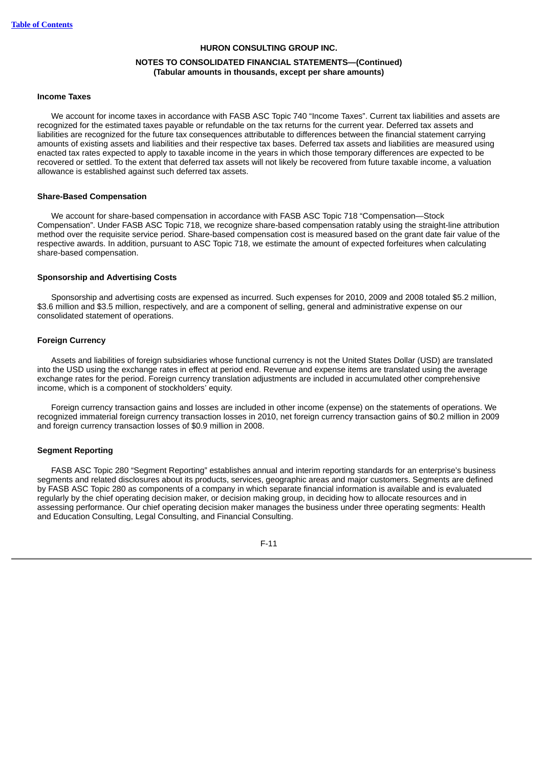**HURON CONSULTING GROUP INC.**

**NOTES TO CONSOLIDATED FINANCIAL STATEMENTS—(Continued)**
**(Tabular amounts in thousands, except per share amounts)**

### Income Taxes

We account for income taxes in accordance with FASB ASC Topic 740 "Income Taxes". Current tax liabilities and assets are recognized for the estimated taxes payable or refundable on the tax returns for the current year. Deferred tax assets and liabilities are recognized for the future tax consequences attributable to differences between the financial statement carrying amounts of existing assets and liabilities and their respective tax bases. Deferred tax assets and liabilities are measured using enacted tax rates expected to apply to taxable income in the years in which those temporary differences are expected to be recovered or settled. To the extent that deferred tax assets will not likely be recovered from future taxable income, a valuation allowance is established against such deferred tax assets.

### Share-Based Compensation

We account for share-based compensation in accordance with FASB ASC Topic 718 "Compensation—Stock Compensation". Under FASB ASC Topic 718, we recognize share-based compensation ratably using the straight-line attribution method over the requisite service period. Share-based compensation cost is measured based on the grant date fair value of the respective awards. In addition, pursuant to ASC Topic 718, we estimate the amount of expected forfeitures when calculating share-based compensation.

### Sponsorship and Advertising Costs

Sponsorship and advertising costs are expensed as incurred. Such expenses for 2010, 2009 and 2008 totaled $5.2 million, $3.6 million and $3.5 million, respectively, and are a component of selling, general and administrative expense on our consolidated statement of operations.

### Foreign Currency

Assets and liabilities of foreign subsidiaries whose functional currency is not the United States Dollar (USD) are translated into the USD using the exchange rates in effect at period end. Revenue and expense items are translated using the average exchange rates for the period. Foreign currency translation adjustments are included in accumulated other comprehensive income, which is a component of stockholders' equity.

Foreign currency transaction gains and losses are included in other income (expense) on the statements of operations. We recognized immaterial foreign currency transaction losses in 2010, net foreign currency transaction gains of $0.2 million in 2009 and foreign currency transaction losses of $0.9 million in 2008.

### Segment Reporting

FASB ASC Topic 280 "Segment Reporting" establishes annual and interim reporting standards for an enterprise's business segments and related disclosures about its products, services, geographic areas and major customers. Segments are defined by FASB ASC Topic 280 as components of a company in which separate financial information is available and is evaluated regularly by the chief operating decision maker, or decision making group, in deciding how to allocate resources and in assessing performance. Our chief operating decision maker manages the business under three operating segments: Health and Education Consulting, Legal Consulting, and Financial Consulting.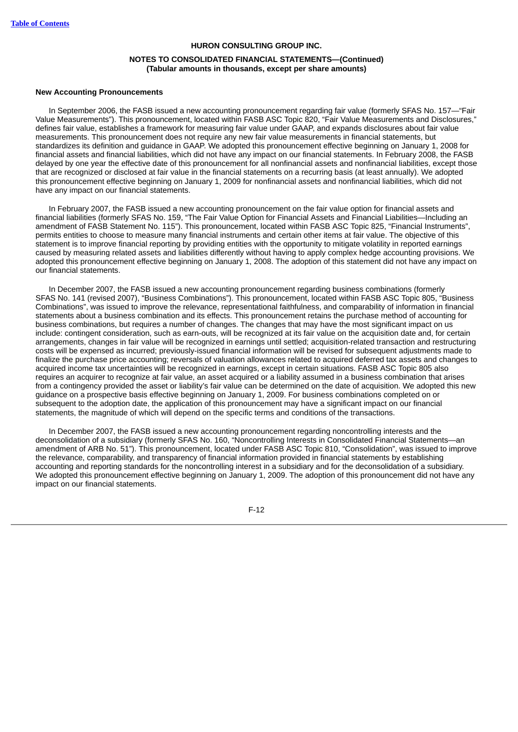**HURON CONSULTING GROUP INC.**

**NOTES TO CONSOLIDATED FINANCIAL STATEMENTS—(Continued)**
**(Tabular amounts in thousands, except per share amounts)**

**New Accounting Pronouncements**

In September 2006, the FASB issued a new accounting pronouncement regarding fair value (formerly SFAS No. 157—"Fair Value Measurements"). This pronouncement, located within FASB ASC Topic 820, "Fair Value Measurements and Disclosures," defines fair value, establishes a framework for measuring fair value under GAAP, and expands disclosures about fair value measurements. This pronouncement does not require any new fair value measurements in financial statements, but standardizes its definition and guidance in GAAP. We adopted this pronouncement effective beginning on January 1, 2008 for financial assets and financial liabilities, which did not have any impact on our financial statements. In February 2008, the FASB delayed by one year the effective date of this pronouncement for all nonfinancial assets and nonfinancial liabilities, except those that are recognized or disclosed at fair value in the financial statements on a recurring basis (at least annually). We adopted this pronouncement effective beginning on January 1, 2009 for nonfinancial assets and nonfinancial liabilities, which did not have any impact on our financial statements.

In February 2007, the FASB issued a new accounting pronouncement on the fair value option for financial assets and financial liabilities (formerly SFAS No. 159, "The Fair Value Option for Financial Assets and Financial Liabilities—Including an amendment of FASB Statement No. 115"). This pronouncement, located within FASB ASC Topic 825, "Financial Instruments", permits entities to choose to measure many financial instruments and certain other items at fair value. The objective of this statement is to improve financial reporting by providing entities with the opportunity to mitigate volatility in reported earnings caused by measuring related assets and liabilities differently without having to apply complex hedge accounting provisions. We adopted this pronouncement effective beginning on January 1, 2008. The adoption of this statement did not have any impact on our financial statements.

In December 2007, the FASB issued a new accounting pronouncement regarding business combinations (formerly SFAS No. 141 (revised 2007), "Business Combinations"). This pronouncement, located within FASB ASC Topic 805, "Business Combinations", was issued to improve the relevance, representational faithfulness, and comparability of information in financial statements about a business combination and its effects. This pronouncement retains the purchase method of accounting for business combinations, but requires a number of changes. The changes that may have the most significant impact on us include: contingent consideration, such as earn-outs, will be recognized at its fair value on the acquisition date and, for certain arrangements, changes in fair value will be recognized in earnings until settled; acquisition-related transaction and restructuring costs will be expensed as incurred; previously-issued financial information will be revised for subsequent adjustments made to finalize the purchase price accounting; reversals of valuation allowances related to acquired deferred tax assets and changes to acquired income tax uncertainties will be recognized in earnings, except in certain situations. FASB ASC Topic 805 also requires an acquirer to recognize at fair value, an asset acquired or a liability assumed in a business combination that arises from a contingency provided the asset or liability's fair value can be determined on the date of acquisition. We adopted this new guidance on a prospective basis effective beginning on January 1, 2009. For business combinations completed on or subsequent to the adoption date, the application of this pronouncement may have a significant impact on our financial statements, the magnitude of which will depend on the specific terms and conditions of the transactions.

In December 2007, the FASB issued a new accounting pronouncement regarding noncontrolling interests and the deconsolidation of a subsidiary (formerly SFAS No. 160, "Noncontrolling Interests in Consolidated Financial Statements—an amendment of ARB No. 51"). This pronouncement, located under FASB ASC Topic 810, "Consolidation", was issued to improve the relevance, comparability, and transparency of financial information provided in financial statements by establishing accounting and reporting standards for the noncontrolling interest in a subsidiary and for the deconsolidation of a subsidiary. We adopted this pronouncement effective beginning on January 1, 2009. The adoption of this pronouncement did not have any impact on our financial statements.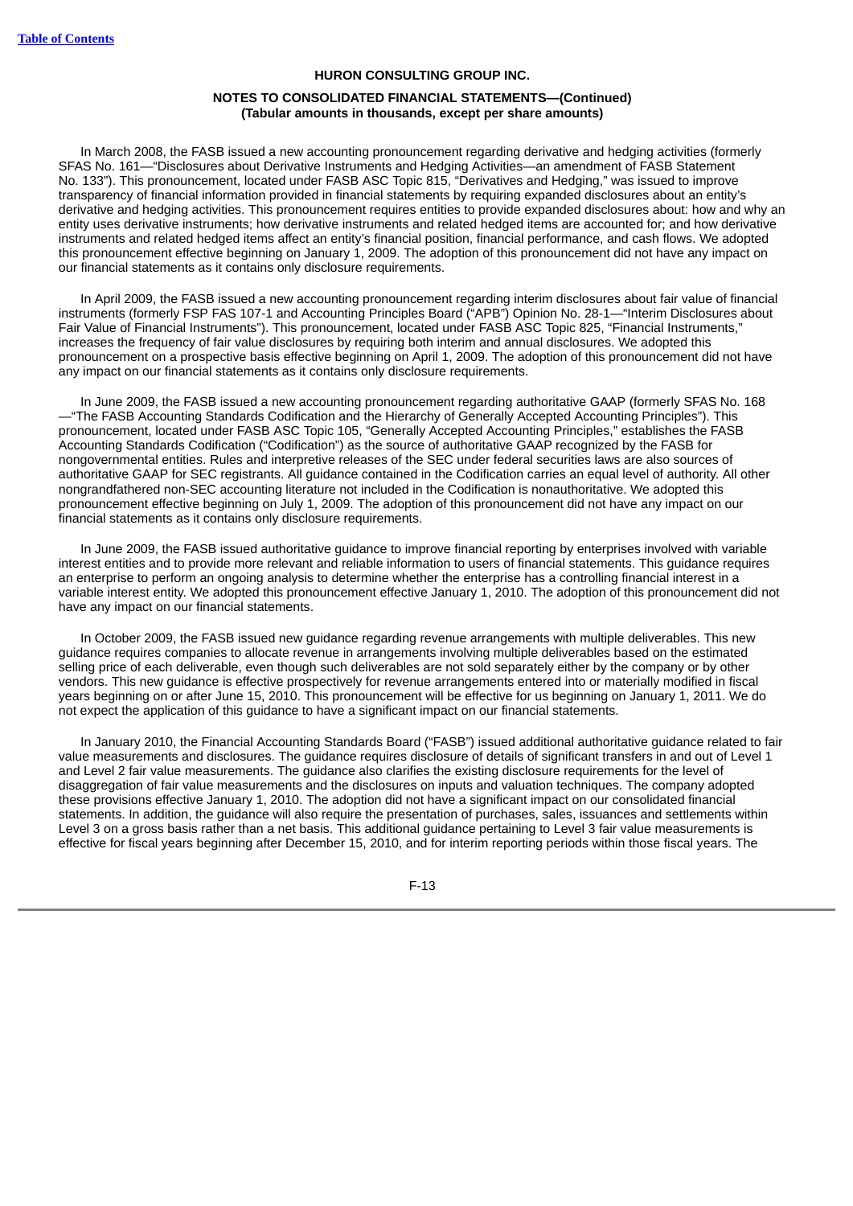In March 2008, the FASB issued a new accounting pronouncement regarding derivative and hedging activities (formerly SFAS No. 161—"Disclosures about Derivative Instruments and Hedging Activities—an amendment of FASB Statement No. 133"). This pronouncement, located under FASB ASC Topic 815, "Derivatives and Hedging," was issued to improve transparency of financial information provided in financial statements by requiring expanded disclosures about an entity's derivative and hedging activities. This pronouncement requires entities to provide expanded disclosures about: how and why an entity uses derivative instruments; how derivative instruments and related hedged items are accounted for; and how derivative instruments and related hedged items affect an entity's financial position, financial performance, and cash flows. We adopted this pronouncement effective beginning on January 1, 2009. The adoption of this pronouncement did not have any impact on our financial statements as it contains only disclosure requirements.

In April 2009, the FASB issued a new accounting pronouncement regarding interim disclosures about fair value of financial instruments (formerly FSP FAS 107-1 and Accounting Principles Board ("APB") Opinion No. 28-1—"Interim Disclosures about Fair Value of Financial Instruments"). This pronouncement, located under FASB ASC Topic 825, "Financial Instruments," increases the frequency of fair value disclosures by requiring both interim and annual disclosures. We adopted this pronouncement on a prospective basis effective beginning on April 1, 2009. The adoption of this pronouncement did not have any impact on our financial statements as it contains only disclosure requirements.

In June 2009, the FASB issued a new accounting pronouncement regarding authoritative GAAP (formerly SFAS No. 168—"The FASB Accounting Standards Codification and the Hierarchy of Generally Accepted Accounting Principles"). This pronouncement, located under FASB ASC Topic 105, "Generally Accepted Accounting Principles," establishes the FASB Accounting Standards Codification ("Codification") as the source of authoritative GAAP recognized by the FASB for nongovernmental entities. Rules and interpretive releases of the SEC under federal securities laws are also sources of authoritative GAAP for SEC registrants. All guidance contained in the Codification carries an equal level of authority. All other nongrandfathered non-SEC accounting literature not included in the Codification is nonauthoritative. We adopted this pronouncement effective beginning on July 1, 2009. The adoption of this pronouncement did not have any impact on our financial statements as it contains only disclosure requirements.

In June 2009, the FASB issued authoritative guidance to improve financial reporting by enterprises involved with variable interest entities and to provide more relevant and reliable information to users of financial statements. This guidance requires an enterprise to perform an ongoing analysis to determine whether the enterprise has a controlling financial interest in a variable interest entity. We adopted this pronouncement effective January 1, 2010. The adoption of this pronouncement did not have any impact on our financial statements.

In October 2009, the FASB issued new guidance regarding revenue arrangements with multiple deliverables. This new guidance requires companies to allocate revenue in arrangements involving multiple deliverables based on the estimated selling price of each deliverable, even though such deliverables are not sold separately either by the company or by other vendors. This new guidance is effective prospectively for revenue arrangements entered into or materially modified in fiscal years beginning on or after June 15, 2010. This pronouncement will be effective for us beginning on January 1, 2011. We do not expect the application of this guidance to have a significant impact on our financial statements.

In January 2010, the Financial Accounting Standards Board ("FASB") issued additional authoritative guidance related to fair value measurements and disclosures. The guidance requires disclosure of details of significant transfers in and out of Level 1 and Level 2 fair value measurements. The guidance also clarifies the existing disclosure requirements for the level of disaggregation of fair value measurements and the disclosures on inputs and valuation techniques. The company adopted these provisions effective January 1, 2010. The adoption did not have a significant impact on our consolidated financial statements. In addition, the guidance will also require the presentation of purchases, sales, issuances and settlements within Level 3 on a gross basis rather than a net basis. This additional guidance pertaining to Level 3 fair value measurements is effective for fiscal years beginning after December 15, 2010, and for interim reporting periods within those fiscal years. The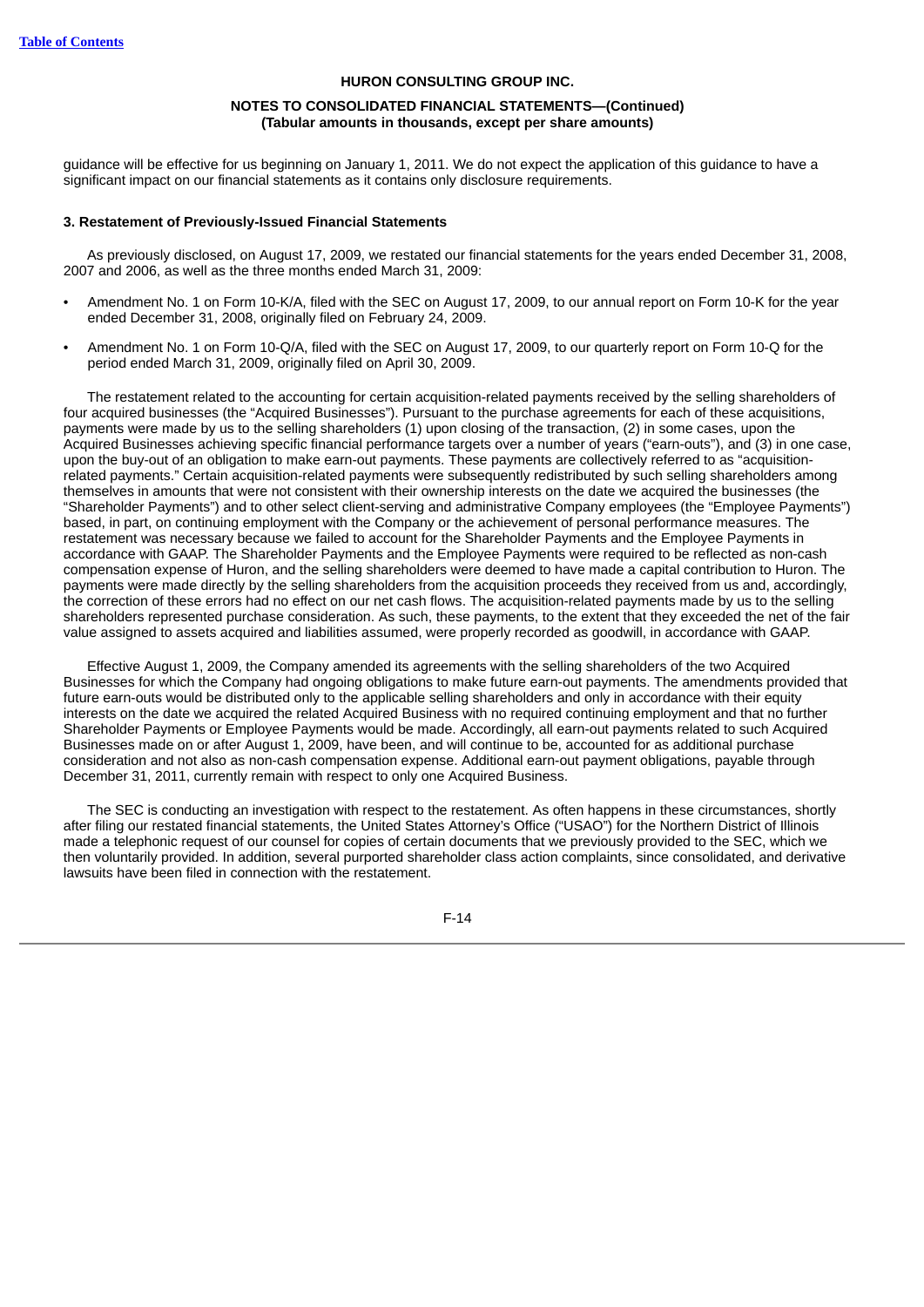guidance will be effective for us beginning on January 1, 2011. We do not expect the application of this guidance to have a significant impact on our financial statements as it contains only disclosure requirements.

**3. Restatement of Previously-Issued Financial Statements**

As previously disclosed, on August 17, 2009, we restated our financial statements for the years ended December 31, 2008, 2007 and 2006, as well as the three months ended March 31, 2009:

- Amendment No. 1 on Form 10-K/A, filed with the SEC on August 17, 2009, to our annual report on Form 10-K for the year ended December 31, 2008, originally filed on February 24, 2009.
- Amendment No. 1 on Form 10-Q/A, filed with the SEC on August 17, 2009, to our quarterly report on Form 10-Q for the period ended March 31, 2009, originally filed on April 30, 2009.

The restatement related to the accounting for certain acquisition-related payments received by the selling shareholders of four acquired businesses (the "Acquired Businesses"). Pursuant to the purchase agreements for each of these acquisitions, payments were made by us to the selling shareholders (1) upon closing of the transaction, (2) in some cases, upon the Acquired Businesses achieving specific financial performance targets over a number of years ("earn-outs"), and (3) in one case, upon the buy-out of an obligation to make earn-out payments. These payments are collectively referred to as "acquisition-related payments." Certain acquisition-related payments were subsequently redistributed by such selling shareholders among themselves in amounts that were not consistent with their ownership interests on the date we acquired the businesses (the "Shareholder Payments") and to other select client-serving and administrative Company employees (the "Employee Payments") based, in part, on continuing employment with the Company or the achievement of personal performance measures. The restatement was necessary because we failed to account for the Shareholder Payments and the Employee Payments in accordance with GAAP. The Shareholder Payments and the Employee Payments were required to be reflected as non-cash compensation expense of Huron, and the selling shareholders were deemed to have made a capital contribution to Huron. The payments were made directly by the selling shareholders from the acquisition proceeds they received from us and, accordingly, the correction of these errors had no effect on our net cash flows. The acquisition-related payments made by us to the selling shareholders represented purchase consideration. As such, these payments, to the extent that they exceeded the net of the fair value assigned to assets acquired and liabilities assumed, were properly recorded as goodwill, in accordance with GAAP.

Effective August 1, 2009, the Company amended its agreements with the selling shareholders of the two Acquired Businesses for which the Company had ongoing obligations to make future earn-out payments. The amendments provided that future earn-outs would be distributed only to the applicable selling shareholders and only in accordance with their equity interests on the date we acquired the related Acquired Business with no required continuing employment and that no further Shareholder Payments or Employee Payments would be made. Accordingly, all earn-out payments related to such Acquired Businesses made on or after August 1, 2009, have been, and will continue to be, accounted for as additional purchase consideration and not also as non-cash compensation expense. Additional earn-out payment obligations, payable through December 31, 2011, currently remain with respect to only one Acquired Business.

The SEC is conducting an investigation with respect to the restatement. As often happens in these circumstances, shortly after filing our restated financial statements, the United States Attorney's Office ("USAO") for the Northern District of Illinois made a telephonic request of our counsel for copies of certain documents that we previously provided to the SEC, which we then voluntarily provided. In addition, several purported shareholder class action complaints, since consolidated, and derivative lawsuits have been filed in connection with the restatement.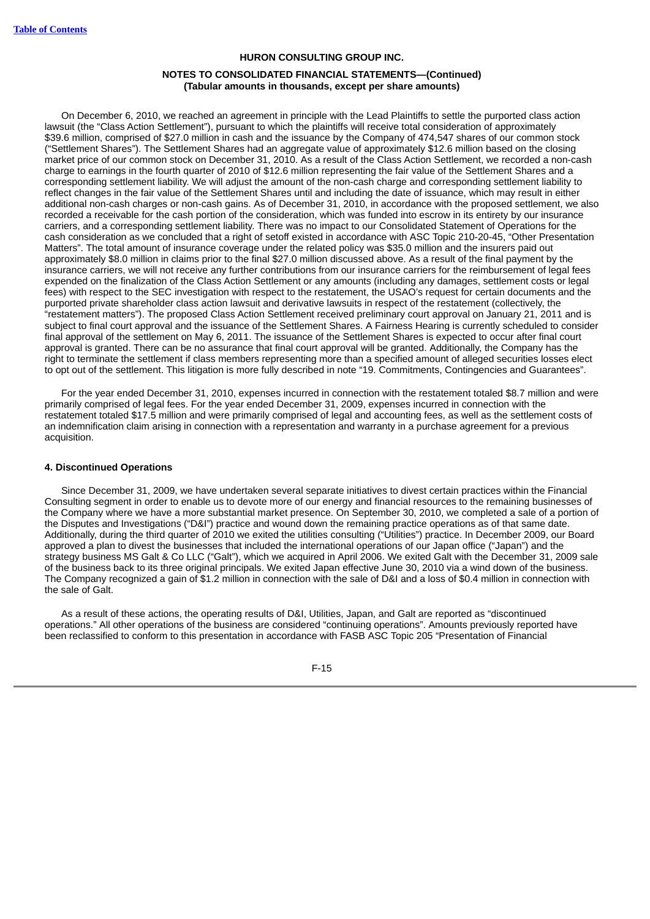On December 6, 2010, we reached an agreement in principle with the Lead Plaintiffs to settle the purported class action lawsuit (the "Class Action Settlement"), pursuant to which the plaintiffs will receive total consideration of approximately $39.6 million, comprised of $27.0 million in cash and the issuance by the Company of 474,547 shares of our common stock ("Settlement Shares"). The Settlement Shares had an aggregate value of approximately $12.6 million based on the closing market price of our common stock on December 31, 2010. As a result of the Class Action Settlement, we recorded a non-cash charge to earnings in the fourth quarter of 2010 of $12.6 million representing the fair value of the Settlement Shares and a corresponding settlement liability. We will adjust the amount of the non-cash charge and corresponding settlement liability to reflect changes in the fair value of the Settlement Shares until and including the date of issuance, which may result in either additional non-cash charges or non-cash gains. As of December 31, 2010, in accordance with the proposed settlement, we also recorded a receivable for the cash portion of the consideration, which was funded into escrow in its entirety by our insurance carriers, and a corresponding settlement liability. There was no impact to our Consolidated Statement of Operations for the cash consideration as we concluded that a right of setoff existed in accordance with ASC Topic 210-20-45, "Other Presentation Matters". The total amount of insurance coverage under the related policy was $35.0 million and the insurers paid out approximately $8.0 million in claims prior to the final $27.0 million discussed above. As a result of the final payment by the insurance carriers, we will not receive any further contributions from our insurance carriers for the reimbursement of legal fees expended on the finalization of the Class Action Settlement or any amounts (including any damages, settlement costs or legal fees) with respect to the SEC investigation with respect to the restatement, the USAO's request for certain documents and the purported private shareholder class action lawsuit and derivative lawsuits in respect of the restatement (collectively, the "restatement matters"). The proposed Class Action Settlement received preliminary court approval on January 21, 2011 and is subject to final court approval and the issuance of the Settlement Shares. A Fairness Hearing is currently scheduled to consider final approval of the settlement on May 6, 2011. The issuance of the Settlement Shares is expected to occur after final court approval is granted. There can be no assurance that final court approval will be granted. Additionally, the Company has the right to terminate the settlement if class members representing more than a specified amount of alleged securities losses elect to opt out of the settlement. This litigation is more fully described in note "19. Commitments, Contingencies and Guarantees".

For the year ended December 31, 2010, expenses incurred in connection with the restatement totaled $8.7 million and were primarily comprised of legal fees. For the year ended December 31, 2009, expenses incurred in connection with the restatement totaled $17.5 million and were primarily comprised of legal and accounting fees, as well as the settlement costs of an indemnification claim arising in connection with a representation and warranty in a purchase agreement for a previous acquisition.

#### 4. Discontinued Operations

Since December 31, 2009, we have undertaken several separate initiatives to divest certain practices within the Financial Consulting segment in order to enable us to devote more of our energy and financial resources to the remaining businesses of the Company where we have a more substantial market presence. On September 30, 2010, we completed a sale of a portion of the Disputes and Investigations ("D&I") practice and wound down the remaining practice operations as of that same date. Additionally, during the third quarter of 2010 we exited the utilities consulting ("Utilities") practice. In December 2009, our Board approved a plan to divest the businesses that included the international operations of our Japan office ("Japan") and the strategy business MS Galt & Co LLC ("Galt"), which we acquired in April 2006. We exited Galt with the December 31, 2009 sale of the business back to its three original principals. We exited Japan effective June 30, 2010 via a wind down of the business. The Company recognized a gain of $1.2 million in connection with the sale of D&I and a loss of $0.4 million in connection with the sale of Galt.

As a result of these actions, the operating results of D&I, Utilities, Japan, and Galt are reported as "discontinued operations." All other operations of the business are considered "continuing operations". Amounts previously reported have been reclassified to conform to this presentation in accordance with FASB ASC Topic 205 "Presentation of Financial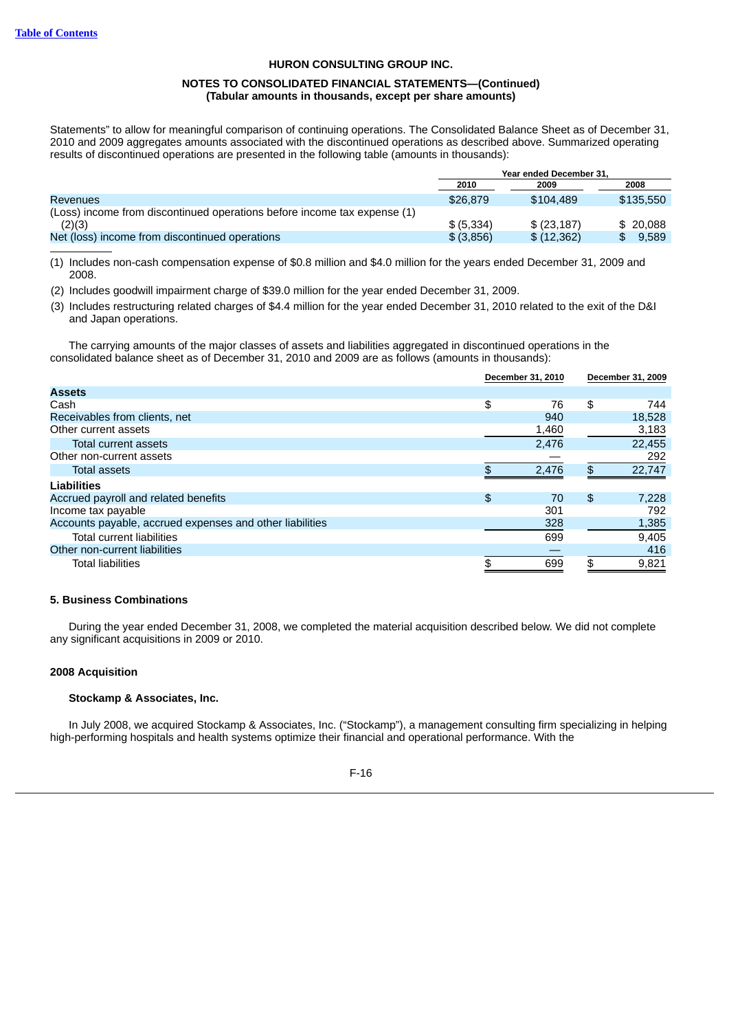HURON CONSULTING GROUP INC.

NOTES TO CONSOLIDATED FINANCIAL STATEMENTS—(Continued)
(Tabular amounts in thousands, except per share amounts)

Statements" to allow for meaningful comparison of continuing operations. The Consolidated Balance Sheet as of December 31, 2010 and 2009 aggregates amounts associated with the discontinued operations as described above. Summarized operating results of discontinued operations are presented in the following table (amounts in thousands):

| | Year ended December 31, | | |
|---|---|---|---|
| | 2010 | 2009 | 2008 |
| Revenues | $26,879 | $104,489 | $135,550 |
| (Loss) income from discontinued operations before income tax expense (1)(2)(3) | $ (5,334) | $ (23,187) | $ 20,088 |
| Net (loss) income from discontinued operations | $ (3,856) | $ (12,362) | $ 9,589 |

(1) Includes non-cash compensation expense of $0.8 million and $4.0 million for the years ended December 31, 2009 and 2008.

(2) Includes goodwill impairment charge of $39.0 million for the year ended December 31, 2009.

(3) Includes restructuring related charges of $4.4 million for the year ended December 31, 2010 related to the exit of the D&I and Japan operations.

The carrying amounts of the major classes of assets and liabilities aggregated in discontinued operations in the consolidated balance sheet as of December 31, 2010 and 2009 are as follows (amounts in thousands):

| | December 31, 2010 | December 31, 2009 |
|---|---|---|
| **Assets** | | |
| Cash | $ 76 | $ 744 |
| Receivables from clients, net | 940 | 18,528 |
| Other current assets | 1,460 | 3,183 |
| Total current assets | 2,476 | 22,455 |
| Other non-current assets | — | 292 |
| Total assets | $ 2,476 | $ 22,747 |
| **Liabilities** | | |
| Accrued payroll and related benefits | $ 70 | $ 7,228 |
| Income tax payable | 301 | 792 |
| Accounts payable, accrued expenses and other liabilities | 328 | 1,385 |
| Total current liabilities | 699 | 9,405 |
| Other non-current liabilities | — | 416 |
| Total liabilities | $ 699 | $ 9,821 |

### 5. Business Combinations

During the year ended December 31, 2008, we completed the material acquisition described below. We did not complete any significant acquisitions in 2009 or 2010.

### 2008 Acquisition

#### Stockamp & Associates, Inc.

In July 2008, we acquired Stockamp & Associates, Inc. ("Stockamp"), a management consulting firm specializing in helping high-performing hospitals and health systems optimize their financial and operational performance. With the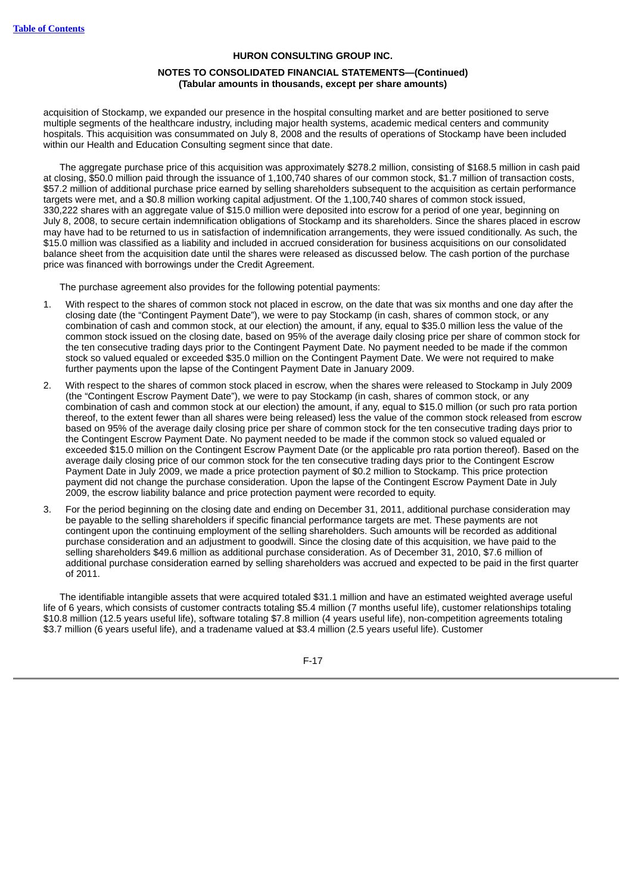acquisition of Stockamp, we expanded our presence in the hospital consulting market and are better positioned to serve multiple segments of the healthcare industry, including major health systems, academic medical centers and community hospitals. This acquisition was consummated on July 8, 2008 and the results of operations of Stockamp have been included within our Health and Education Consulting segment since that date.

The aggregate purchase price of this acquisition was approximately $278.2 million, consisting of $168.5 million in cash paid at closing, $50.0 million paid through the issuance of 1,100,740 shares of our common stock, $1.7 million of transaction costs, $57.2 million of additional purchase price earned by selling shareholders subsequent to the acquisition as certain performance targets were met, and a $0.8 million working capital adjustment. Of the 1,100,740 shares of common stock issued, 330,222 shares with an aggregate value of $15.0 million were deposited into escrow for a period of one year, beginning on July 8, 2008, to secure certain indemnification obligations of Stockamp and its shareholders. Since the shares placed in escrow may have had to be returned to us in satisfaction of indemnification arrangements, they were issued conditionally. As such, the $15.0 million was classified as a liability and included in accrued consideration for business acquisitions on our consolidated balance sheet from the acquisition date until the shares were released as discussed below. The cash portion of the purchase price was financed with borrowings under the Credit Agreement.

The purchase agreement also provides for the following potential payments:

1. With respect to the shares of common stock not placed in escrow, on the date that was six months and one day after the closing date (the "Contingent Payment Date"), we were to pay Stockamp (in cash, shares of common stock, or any combination of cash and common stock, at our election) the amount, if any, equal to $35.0 million less the value of the common stock issued on the closing date, based on 95% of the average daily closing price per share of common stock for the ten consecutive trading days prior to the Contingent Payment Date. No payment needed to be made if the common stock so valued equaled or exceeded $35.0 million on the Contingent Payment Date. We were not required to make further payments upon the lapse of the Contingent Payment Date in January 2009.
2. With respect to the shares of common stock placed in escrow, when the shares were released to Stockamp in July 2009 (the "Contingent Escrow Payment Date"), we were to pay Stockamp (in cash, shares of common stock, or any combination of cash and common stock at our election) the amount, if any, equal to $15.0 million (or such pro rata portion thereof, to the extent fewer than all shares were being released) less the value of the common stock released from escrow based on 95% of the average daily closing price per share of common stock for the ten consecutive trading days prior to the Contingent Escrow Payment Date. No payment needed to be made if the common stock so valued equaled or exceeded $15.0 million on the Contingent Escrow Payment Date (or the applicable pro rata portion thereof). Based on the average daily closing price of our common stock for the ten consecutive trading days prior to the Contingent Escrow Payment Date in July 2009, we made a price protection payment of $0.2 million to Stockamp. This price protection payment did not change the purchase consideration. Upon the lapse of the Contingent Escrow Payment Date in July 2009, the escrow liability balance and price protection payment were recorded to equity.
3. For the period beginning on the closing date and ending on December 31, 2011, additional purchase consideration may be payable to the selling shareholders if specific financial performance targets are met. These payments are not contingent upon the continuing employment of the selling shareholders. Such amounts will be recorded as additional purchase consideration and an adjustment to goodwill. Since the closing date of this acquisition, we have paid to the selling shareholders $49.6 million as additional purchase consideration. As of December 31, 2010, $7.6 million of additional purchase consideration earned by selling shareholders was accrued and expected to be paid in the first quarter of 2011.

The identifiable intangible assets that were acquired totaled $31.1 million and have an estimated weighted average useful life of 6 years, which consists of customer contracts totaling $5.4 million (7 months useful life), customer relationships totaling $10.8 million (12.5 years useful life), software totaling $7.8 million (4 years useful life), non-competition agreements totaling $3.7 million (6 years useful life), and a tradename valued at $3.4 million (2.5 years useful life). Customer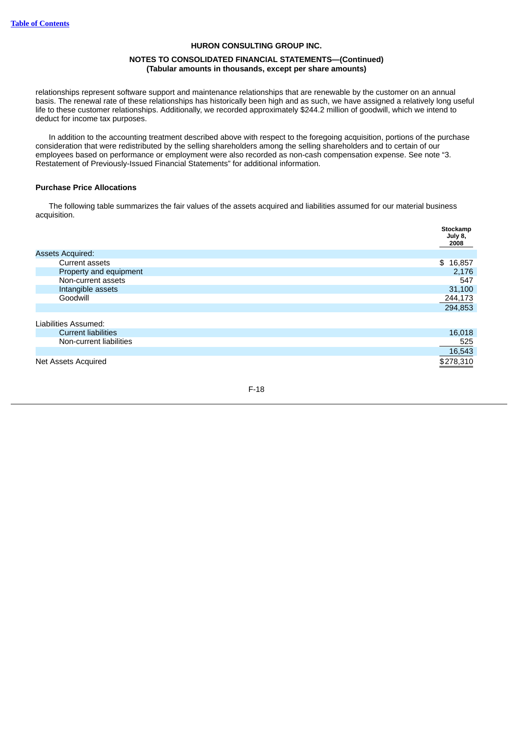relationships represent software support and maintenance relationships that are renewable by the customer on an annual basis. The renewal rate of these relationships has historically been high and as such, we have assigned a relatively long useful life to these customer relationships. Additionally, we recorded approximately $244.2 million of goodwill, which we intend to deduct for income tax purposes.

In addition to the accounting treatment described above with respect to the foregoing acquisition, portions of the purchase consideration that were redistributed by the selling shareholders among the selling shareholders and to certain of our employees based on performance or employment were also recorded as non-cash compensation expense. See note "3. Restatement of Previously-Issued Financial Statements" for additional information.

### Purchase Price Allocations

The following table summarizes the fair values of the assets acquired and liabilities assumed for our material business acquisition.

| | Stockamp July 8, 2008 |
|---|---|
| Assets Acquired: | |
| Current assets | $ 16,857 |
| Property and equipment | 2,176 |
| Non-current assets | 547 |
| Intangible assets | 31,100 |
| Goodwill | 244,173 |
| | 294,853 |
| Liabilities Assumed: | |
| Current liabilities | 16,018 |
| Non-current liabilities | 525 |
| | 16,543 |
| Net Assets Acquired | $278,310 |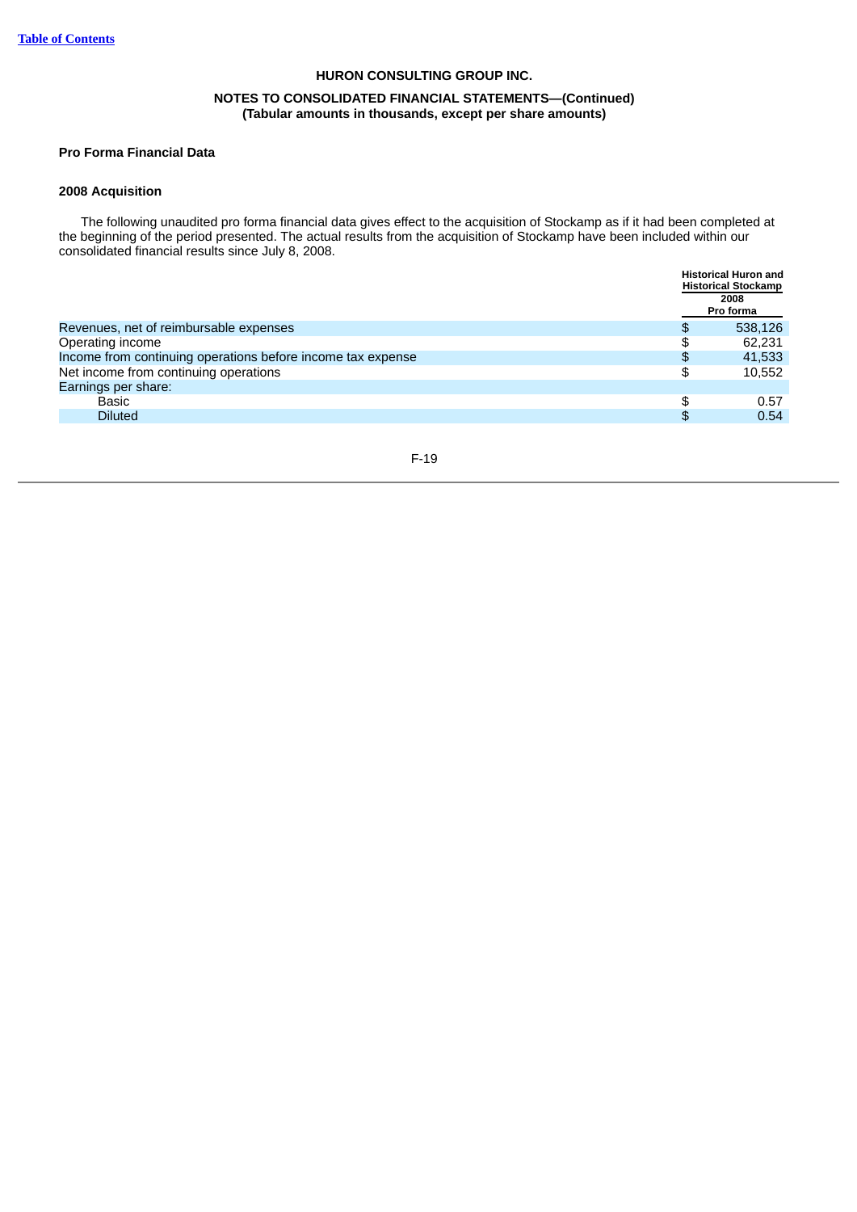**HURON CONSULTING GROUP INC.**

**NOTES TO CONSOLIDATED FINANCIAL STATEMENTS—(Continued)**
**(Tabular amounts in thousands, except per share amounts)**

**Pro Forma Financial Data**

**2008 Acquisition**

The following unaudited pro forma financial data gives effect to the acquisition of Stockamp as if it had been completed at the beginning of the period presented. The actual results from the acquisition of Stockamp have been included within our consolidated financial results since July 8, 2008.

| | Historical Huron and Historical Stockamp 2008 Pro forma |
|---|---|
| Revenues, net of reimbursable expenses | $ 538,126 |
| Operating income | $ 62,231 |
| Income from continuing operations before income tax expense | $ 41,533 |
| Net income from continuing operations | $ 10,552 |
| Earnings per share: | |
| Basic | $ 0.57 |
| Diluted | $ 0.54 |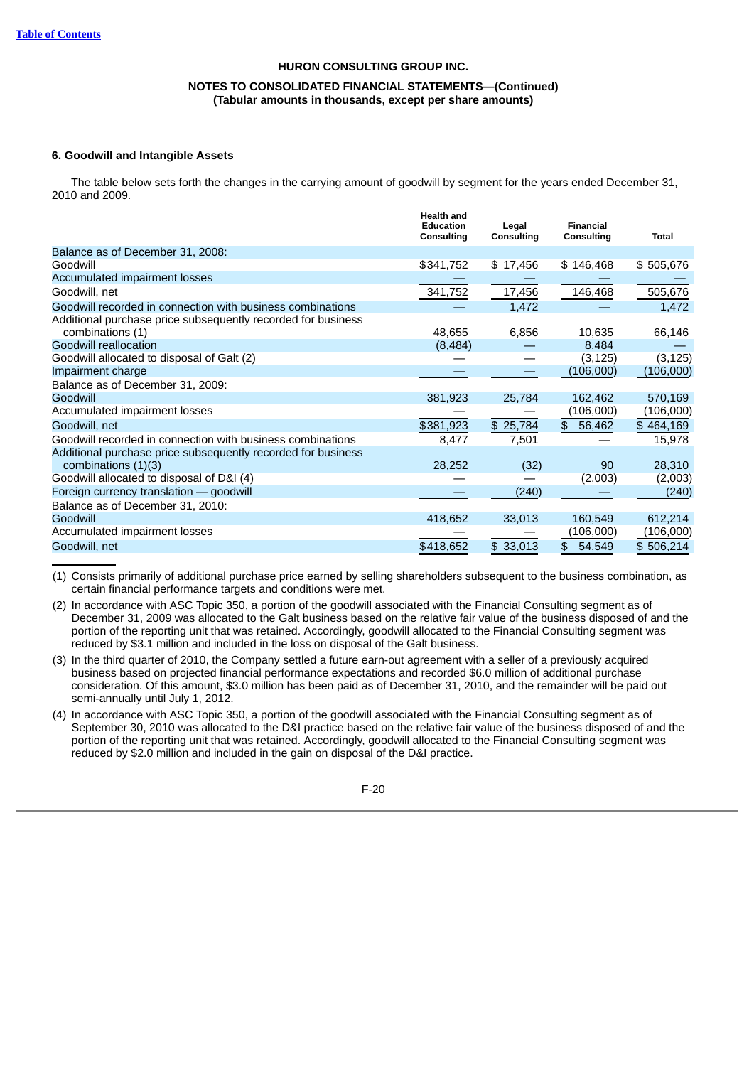HURON CONSULTING GROUP INC.

NOTES TO CONSOLIDATED FINANCIAL STATEMENTS—(Continued)
(Tabular amounts in thousands, except per share amounts)

### 6. Goodwill and Intangible Assets

The table below sets forth the changes in the carrying amount of goodwill by segment for the years ended December 31, 2010 and 2009.

| | Health and Education Consulting | Legal Consulting | Financial Consulting | Total |
|---|---|---|---|---|
| Balance as of December 31, 2008: | | | | |
| Goodwill | $341,752 | $ 17,456 | $ 146,468 | $ 505,676 |
| Accumulated impairment losses | — | — | — | — |
| Goodwill, net | 341,752 | 17,456 | 146,468 | 505,676 |
| Goodwill recorded in connection with business combinations | — | 1,472 | — | 1,472 |
| Additional purchase price subsequently recorded for business combinations (1) | 48,655 | 6,856 | 10,635 | 66,146 |
| Goodwill reallocation | (8,484) | — | 8,484 | — |
| Goodwill allocated to disposal of Galt (2) | — | — | (3,125) | (3,125) |
| Impairment charge | — | — | (106,000) | (106,000) |
| Balance as of December 31, 2009: | | | | |
| Goodwill | 381,923 | 25,784 | 162,462 | 570,169 |
| Accumulated impairment losses | — | — | (106,000) | (106,000) |
| Goodwill, net | $381,923 | $ 25,784 | $ 56,462 | $ 464,169 |
| Goodwill recorded in connection with business combinations | 8,477 | 7,501 | — | 15,978 |
| Additional purchase price subsequently recorded for business combinations (1)(3) | 28,252 | (32) | 90 | 28,310 |
| Goodwill allocated to disposal of D&I (4) | — | — | (2,003) | (2,003) |
| Foreign currency translation — goodwill | — | (240) | — | (240) |
| Balance as of December 31, 2010: | | | | |
| Goodwill | 418,652 | 33,013 | 160,549 | 612,214 |
| Accumulated impairment losses | — | — | (106,000) | (106,000) |
| Goodwill, net | $418,652 | $ 33,013 | $ 54,549 | $ 506,214 |

(1) Consists primarily of additional purchase price earned by selling shareholders subsequent to the business combination, as certain financial performance targets and conditions were met.

(2) In accordance with ASC Topic 350, a portion of the goodwill associated with the Financial Consulting segment as of December 31, 2009 was allocated to the Galt business based on the relative fair value of the business disposed of and the portion of the reporting unit that was retained. Accordingly, goodwill allocated to the Financial Consulting segment was reduced by $3.1 million and included in the loss on disposal of the Galt business.

(3) In the third quarter of 2010, the Company settled a future earn-out agreement with a seller of a previously acquired business based on projected financial performance expectations and recorded $6.0 million of additional purchase consideration. Of this amount, $3.0 million has been paid as of December 31, 2010, and the remainder will be paid out semi-annually until July 1, 2012.

(4) In accordance with ASC Topic 350, a portion of the goodwill associated with the Financial Consulting segment as of September 30, 2010 was allocated to the D&I practice based on the relative fair value of the business disposed of and the portion of the reporting unit that was retained. Accordingly, goodwill allocated to the Financial Consulting segment was reduced by $2.0 million and included in the gain on disposal of the D&I practice.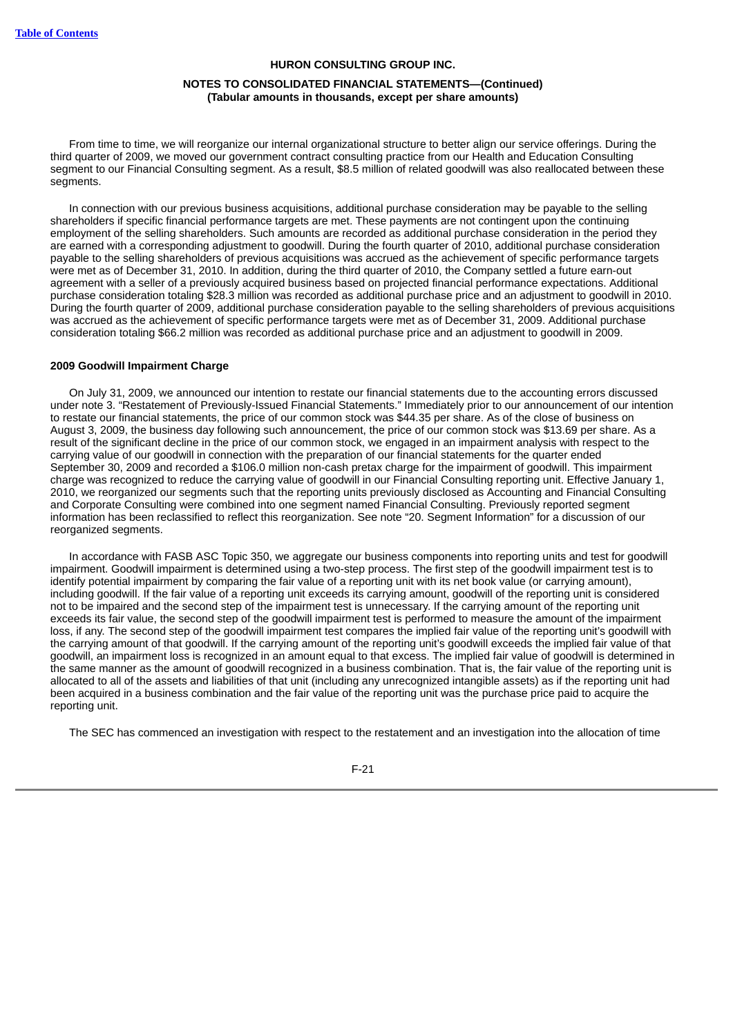From time to time, we will reorganize our internal organizational structure to better align our service offerings. During the third quarter of 2009, we moved our government contract consulting practice from our Health and Education Consulting segment to our Financial Consulting segment. As a result, $8.5 million of related goodwill was also reallocated between these segments.

In connection with our previous business acquisitions, additional purchase consideration may be payable to the selling shareholders if specific financial performance targets are met. These payments are not contingent upon the continuing employment of the selling shareholders. Such amounts are recorded as additional purchase consideration in the period they are earned with a corresponding adjustment to goodwill. During the fourth quarter of 2010, additional purchase consideration payable to the selling shareholders of previous acquisitions was accrued as the achievement of specific performance targets were met as of December 31, 2010. In addition, during the third quarter of 2010, the Company settled a future earn-out agreement with a seller of a previously acquired business based on projected financial performance expectations. Additional purchase consideration totaling $28.3 million was recorded as additional purchase price and an adjustment to goodwill in 2010. During the fourth quarter of 2009, additional purchase consideration payable to the selling shareholders of previous acquisitions was accrued as the achievement of specific performance targets were met as of December 31, 2009. Additional purchase consideration totaling $66.2 million was recorded as additional purchase price and an adjustment to goodwill in 2009.

**2009 Goodwill Impairment Charge**

On July 31, 2009, we announced our intention to restate our financial statements due to the accounting errors discussed under note 3. "Restatement of Previously-Issued Financial Statements." Immediately prior to our announcement of our intention to restate our financial statements, the price of our common stock was $44.35 per share. As of the close of business on August 3, 2009, the business day following such announcement, the price of our common stock was $13.69 per share. As a result of the significant decline in the price of our common stock, we engaged in an impairment analysis with respect to the carrying value of our goodwill in connection with the preparation of our financial statements for the quarter ended September 30, 2009 and recorded a $106.0 million non-cash pretax charge for the impairment of goodwill. This impairment charge was recognized to reduce the carrying value of goodwill in our Financial Consulting reporting unit. Effective January 1, 2010, we reorganized our segments such that the reporting units previously disclosed as Accounting and Financial Consulting and Corporate Consulting were combined into one segment named Financial Consulting. Previously reported segment information has been reclassified to reflect this reorganization. See note "20. Segment Information" for a discussion of our reorganized segments.

In accordance with FASB ASC Topic 350, we aggregate our business components into reporting units and test for goodwill impairment. Goodwill impairment is determined using a two-step process. The first step of the goodwill impairment test is to identify potential impairment by comparing the fair value of a reporting unit with its net book value (or carrying amount), including goodwill. If the fair value of a reporting unit exceeds its carrying amount, goodwill of the reporting unit is considered not to be impaired and the second step of the impairment test is unnecessary. If the carrying amount of the reporting unit exceeds its fair value, the second step of the goodwill impairment test is performed to measure the amount of the impairment loss, if any. The second step of the goodwill impairment test compares the implied fair value of the reporting unit's goodwill with the carrying amount of that goodwill. If the carrying amount of the reporting unit's goodwill exceeds the implied fair value of that goodwill, an impairment loss is recognized in an amount equal to that excess. The implied fair value of goodwill is determined in the same manner as the amount of goodwill recognized in a business combination. That is, the fair value of the reporting unit is allocated to all of the assets and liabilities of that unit (including any unrecognized intangible assets) as if the reporting unit had been acquired in a business combination and the fair value of the reporting unit was the purchase price paid to acquire the reporting unit.

The SEC has commenced an investigation with respect to the restatement and an investigation into the allocation of time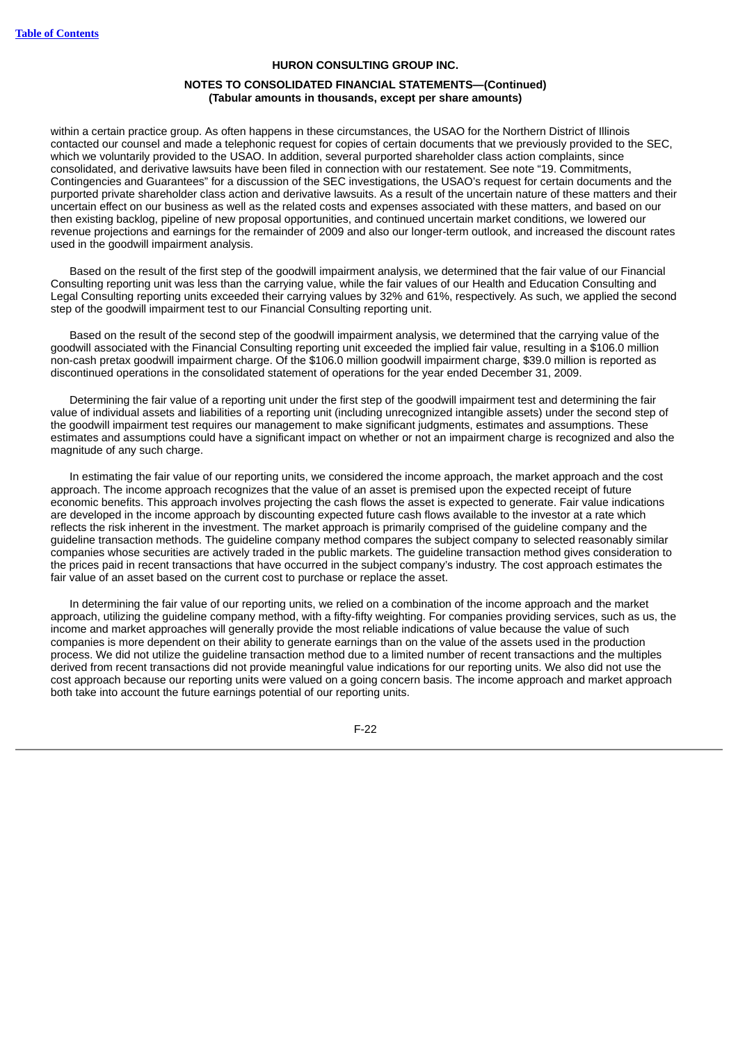within a certain practice group. As often happens in these circumstances, the USAO for the Northern District of Illinois contacted our counsel and made a telephonic request for copies of certain documents that we previously provided to the SEC, which we voluntarily provided to the USAO. In addition, several purported shareholder class action complaints, since consolidated, and derivative lawsuits have been filed in connection with our restatement. See note "19. Commitments, Contingencies and Guarantees" for a discussion of the SEC investigations, the USAO's request for certain documents and the purported private shareholder class action and derivative lawsuits. As a result of the uncertain nature of these matters and their uncertain effect on our business as well as the related costs and expenses associated with these matters, and based on our then existing backlog, pipeline of new proposal opportunities, and continued uncertain market conditions, we lowered our revenue projections and earnings for the remainder of 2009 and also our longer-term outlook, and increased the discount rates used in the goodwill impairment analysis.

Based on the result of the first step of the goodwill impairment analysis, we determined that the fair value of our Financial Consulting reporting unit was less than the carrying value, while the fair values of our Health and Education Consulting and Legal Consulting reporting units exceeded their carrying values by 32% and 61%, respectively. As such, we applied the second step of the goodwill impairment test to our Financial Consulting reporting unit.

Based on the result of the second step of the goodwill impairment analysis, we determined that the carrying value of the goodwill associated with the Financial Consulting reporting unit exceeded the implied fair value, resulting in a $106.0 million non-cash pretax goodwill impairment charge. Of the $106.0 million goodwill impairment charge, $39.0 million is reported as discontinued operations in the consolidated statement of operations for the year ended December 31, 2009.

Determining the fair value of a reporting unit under the first step of the goodwill impairment test and determining the fair value of individual assets and liabilities of a reporting unit (including unrecognized intangible assets) under the second step of the goodwill impairment test requires our management to make significant judgments, estimates and assumptions. These estimates and assumptions could have a significant impact on whether or not an impairment charge is recognized and also the magnitude of any such charge.

In estimating the fair value of our reporting units, we considered the income approach, the market approach and the cost approach. The income approach recognizes that the value of an asset is premised upon the expected receipt of future economic benefits. This approach involves projecting the cash flows the asset is expected to generate. Fair value indications are developed in the income approach by discounting expected future cash flows available to the investor at a rate which reflects the risk inherent in the investment. The market approach is primarily comprised of the guideline company and the guideline transaction methods. The guideline company method compares the subject company to selected reasonably similar companies whose securities are actively traded in the public markets. The guideline transaction method gives consideration to the prices paid in recent transactions that have occurred in the subject company's industry. The cost approach estimates the fair value of an asset based on the current cost to purchase or replace the asset.

In determining the fair value of our reporting units, we relied on a combination of the income approach and the market approach, utilizing the guideline company method, with a fifty-fifty weighting. For companies providing services, such as us, the income and market approaches will generally provide the most reliable indications of value because the value of such companies is more dependent on their ability to generate earnings than on the value of the assets used in the production process. We did not utilize the guideline transaction method due to a limited number of recent transactions and the multiples derived from recent transactions did not provide meaningful value indications for our reporting units. We also did not use the cost approach because our reporting units were valued on a going concern basis. The income approach and market approach both take into account the future earnings potential of our reporting units.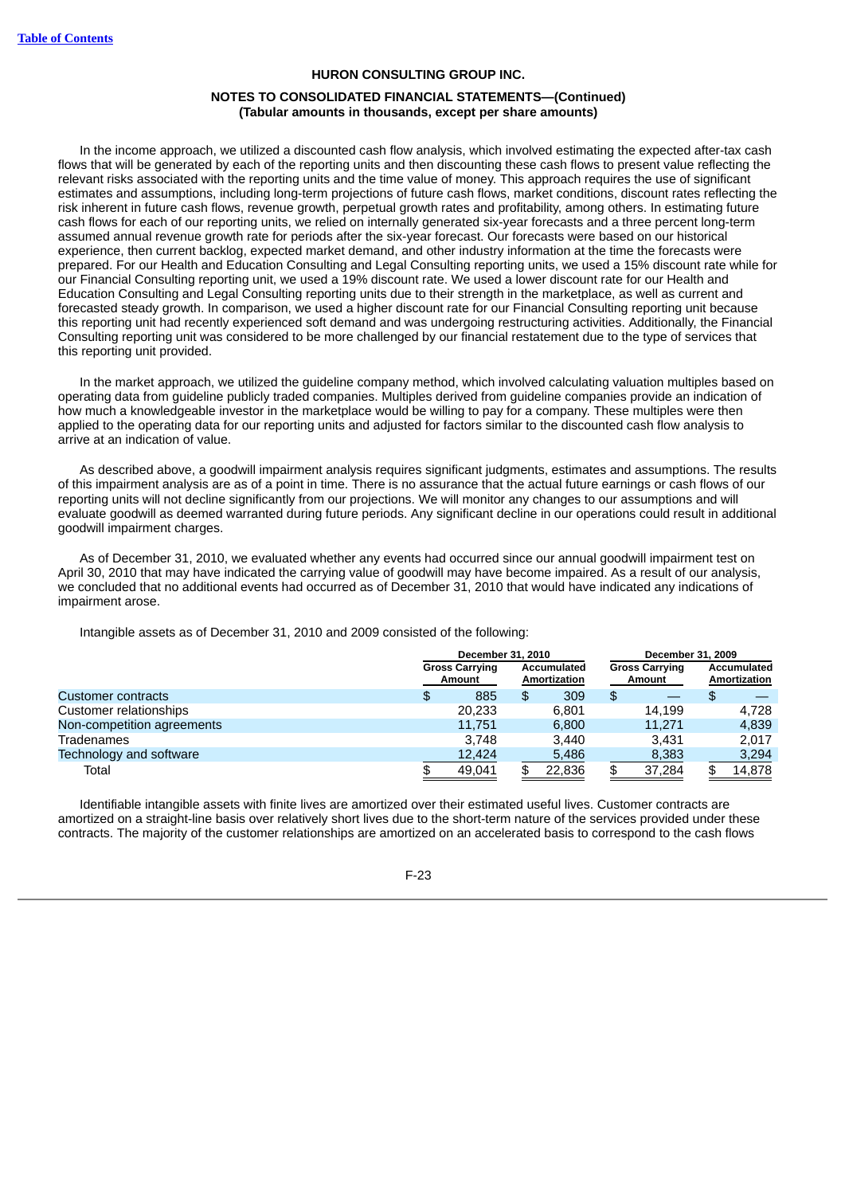**HURON CONSULTING GROUP INC.**

**NOTES TO CONSOLIDATED FINANCIAL STATEMENTS—(Continued)**
**(Tabular amounts in thousands, except per share amounts)**

In the income approach, we utilized a discounted cash flow analysis, which involved estimating the expected after-tax cash flows that will be generated by each of the reporting units and then discounting these cash flows to present value reflecting the relevant risks associated with the reporting units and the time value of money. This approach requires the use of significant estimates and assumptions, including long-term projections of future cash flows, market conditions, discount rates reflecting the risk inherent in future cash flows, revenue growth, perpetual growth rates and profitability, among others. In estimating future cash flows for each of our reporting units, we relied on internally generated six-year forecasts and a three percent long-term assumed annual revenue growth rate for periods after the six-year forecast. Our forecasts were based on our historical experience, then current backlog, expected market demand, and other industry information at the time the forecasts were prepared. For our Health and Education Consulting and Legal Consulting reporting units, we used a 15% discount rate while for our Financial Consulting reporting unit, we used a 19% discount rate. We used a lower discount rate for our Health and Education Consulting and Legal Consulting reporting units due to their strength in the marketplace, as well as current and forecasted steady growth. In comparison, we used a higher discount rate for our Financial Consulting reporting unit because this reporting unit had recently experienced soft demand and was undergoing restructuring activities. Additionally, the Financial Consulting reporting unit was considered to be more challenged by our financial restatement due to the type of services that this reporting unit provided.

In the market approach, we utilized the guideline company method, which involved calculating valuation multiples based on operating data from guideline publicly traded companies. Multiples derived from guideline companies provide an indication of how much a knowledgeable investor in the marketplace would be willing to pay for a company. These multiples were then applied to the operating data for our reporting units and adjusted for factors similar to the discounted cash flow analysis to arrive at an indication of value.

As described above, a goodwill impairment analysis requires significant judgments, estimates and assumptions. The results of this impairment analysis are as of a point in time. There is no assurance that the actual future earnings or cash flows of our reporting units will not decline significantly from our projections. We will monitor any changes to our assumptions and will evaluate goodwill as deemed warranted during future periods. Any significant decline in our operations could result in additional goodwill impairment charges.

As of December 31, 2010, we evaluated whether any events had occurred since our annual goodwill impairment test on April 30, 2010 that may have indicated the carrying value of goodwill may have become impaired. As a result of our analysis, we concluded that no additional events had occurred as of December 31, 2010 that would have indicated any indications of impairment arose.

Intangible assets as of December 31, 2010 and 2009 consisted of the following:

| | December 31, 2010 | | December 31, 2009 | |
|---|---|---|---|---|
| | Gross Carrying Amount | Accumulated Amortization | Gross Carrying Amount | Accumulated Amortization |
| Customer contracts | $ 885 | $ 309 | $ — | $ — |
| Customer relationships | 20,233 | 6,801 | 14,199 | 4,728 |
| Non-competition agreements | 11,751 | 6,800 | 11,271 | 4,839 |
| Tradenames | 3,748 | 3,440 | 3,431 | 2,017 |
| Technology and software | 12,424 | 5,486 | 8,383 | 3,294 |
| Total | $ 49,041 | $ 22,836 | $ 37,284 | $ 14,878 |

Identifiable intangible assets with finite lives are amortized over their estimated useful lives. Customer contracts are amortized on a straight-line basis over relatively short lives due to the short-term nature of the services provided under these contracts. The majority of the customer relationships are amortized on an accelerated basis to correspond to the cash flows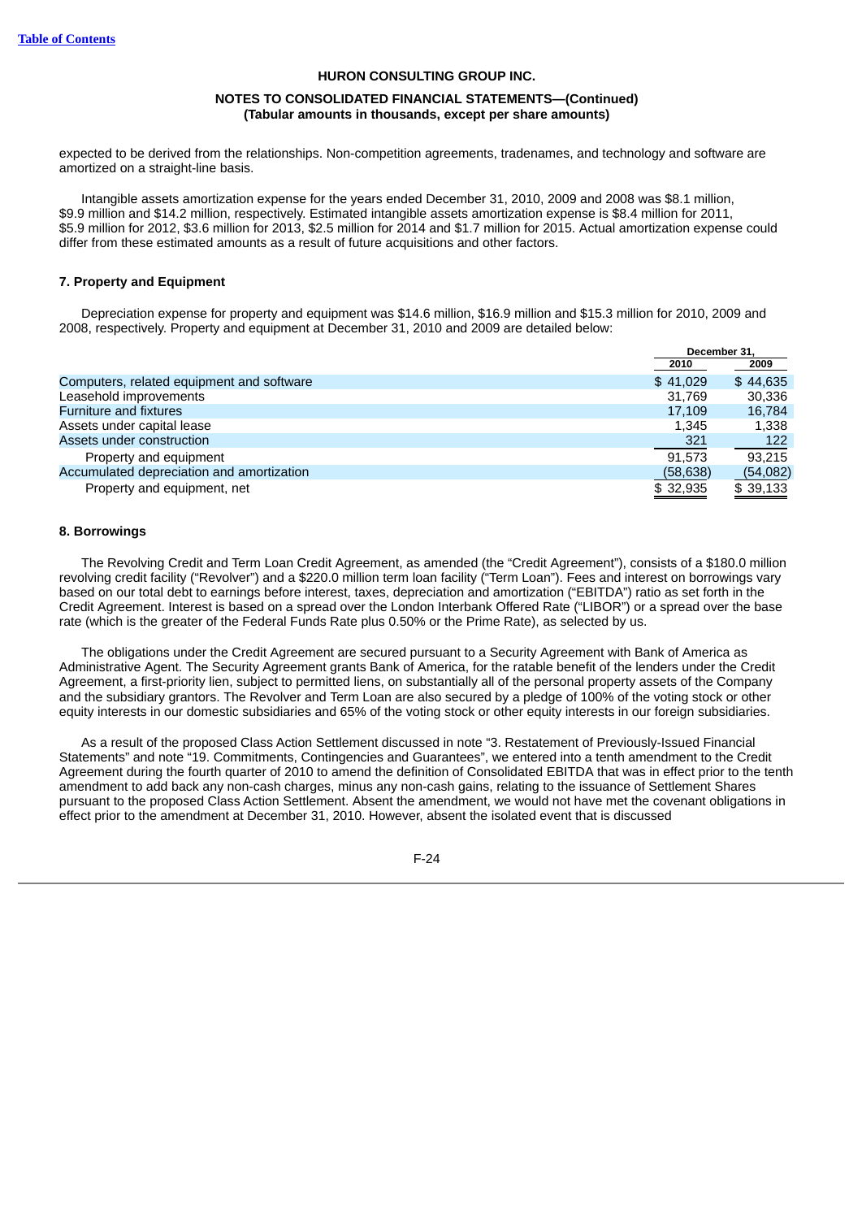expected to be derived from the relationships. Non-competition agreements, tradenames, and technology and software are amortized on a straight-line basis.

Intangible assets amortization expense for the years ended December 31, 2010, 2009 and 2008 was $8.1 million, $9.9 million and $14.2 million, respectively. Estimated intangible assets amortization expense is $8.4 million for 2011, $5.9 million for 2012, $3.6 million for 2013, $2.5 million for 2014 and $1.7 million for 2015. Actual amortization expense could differ from these estimated amounts as a result of future acquisitions and other factors.

### 7. Property and Equipment

Depreciation expense for property and equipment was $14.6 million, $16.9 million and $15.3 million for 2010, 2009 and 2008, respectively. Property and equipment at December 31, 2010 and 2009 are detailed below:

| | December 31, | |
|---|---|---|
| | 2010 | 2009 |
| Computers, related equipment and software | $ 41,029 | $ 44,635 |
| Leasehold improvements | 31,769 | 30,336 |
| Furniture and fixtures | 17,109 | 16,784 |
| Assets under capital lease | 1,345 | 1,338 |
| Assets under construction | 321 | 122 |
| Property and equipment | 91,573 | 93,215 |
| Accumulated depreciation and amortization | (58,638) | (54,082) |
| Property and equipment, net | $ 32,935 | $ 39,133 |

### 8. Borrowings

The Revolving Credit and Term Loan Credit Agreement, as amended (the "Credit Agreement"), consists of a $180.0 million revolving credit facility ("Revolver") and a $220.0 million term loan facility ("Term Loan"). Fees and interest on borrowings vary based on our total debt to earnings before interest, taxes, depreciation and amortization ("EBITDA") ratio as set forth in the Credit Agreement. Interest is based on a spread over the London Interbank Offered Rate ("LIBOR") or a spread over the base rate (which is the greater of the Federal Funds Rate plus 0.50% or the Prime Rate), as selected by us.

The obligations under the Credit Agreement are secured pursuant to a Security Agreement with Bank of America as Administrative Agent. The Security Agreement grants Bank of America, for the ratable benefit of the lenders under the Credit Agreement, a first-priority lien, subject to permitted liens, on substantially all of the personal property assets of the Company and the subsidiary grantors. The Revolver and Term Loan are also secured by a pledge of 100% of the voting stock or other equity interests in our domestic subsidiaries and 65% of the voting stock or other equity interests in our foreign subsidiaries.

As a result of the proposed Class Action Settlement discussed in note "3. Restatement of Previously-Issued Financial Statements" and note "19. Commitments, Contingencies and Guarantees", we entered into a tenth amendment to the Credit Agreement during the fourth quarter of 2010 to amend the definition of Consolidated EBITDA that was in effect prior to the tenth amendment to add back any non-cash charges, minus any non-cash gains, relating to the issuance of Settlement Shares pursuant to the proposed Class Action Settlement. Absent the amendment, we would not have met the covenant obligations in effect prior to the amendment at December 31, 2010. However, absent the isolated event that is discussed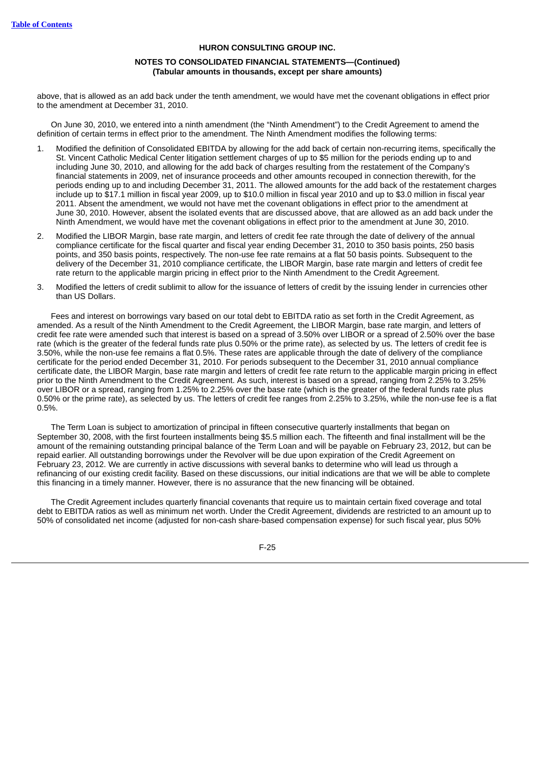above, that is allowed as an add back under the tenth amendment, we would have met the covenant obligations in effect prior to the amendment at December 31, 2010.

On June 30, 2010, we entered into a ninth amendment (the "Ninth Amendment") to the Credit Agreement to amend the definition of certain terms in effect prior to the amendment. The Ninth Amendment modifies the following terms:

1. Modified the definition of Consolidated EBITDA by allowing for the add back of certain non-recurring items, specifically the St. Vincent Catholic Medical Center litigation settlement charges of up to $5 million for the periods ending up to and including June 30, 2010, and allowing for the add back of charges resulting from the restatement of the Company's financial statements in 2009, net of insurance proceeds and other amounts recouped in connection therewith, for the periods ending up to and including December 31, 2011. The allowed amounts for the add back of the restatement charges include up to $17.1 million in fiscal year 2009, up to $10.0 million in fiscal year 2010 and up to $3.0 million in fiscal year 2011. Absent the amendment, we would not have met the covenant obligations in effect prior to the amendment at June 30, 2010. However, absent the isolated events that are discussed above, that are allowed as an add back under the Ninth Amendment, we would have met the covenant obligations in effect prior to the amendment at June 30, 2010.
2. Modified the LIBOR Margin, base rate margin, and letters of credit fee rate through the date of delivery of the annual compliance certificate for the fiscal quarter and fiscal year ending December 31, 2010 to 350 basis points, 250 basis points, and 350 basis points, respectively. The non-use fee rate remains at a flat 50 basis points. Subsequent to the delivery of the December 31, 2010 compliance certificate, the LIBOR Margin, base rate margin and letters of credit fee rate return to the applicable margin pricing in effect prior to the Ninth Amendment to the Credit Agreement.
3. Modified the letters of credit sublimit to allow for the issuance of letters of credit by the issuing lender in currencies other than US Dollars.

Fees and interest on borrowings vary based on our total debt to EBITDA ratio as set forth in the Credit Agreement, as amended. As a result of the Ninth Amendment to the Credit Agreement, the LIBOR Margin, base rate margin, and letters of credit fee rate were amended such that interest is based on a spread of 3.50% over LIBOR or a spread of 2.50% over the base rate (which is the greater of the federal funds rate plus 0.50% or the prime rate), as selected by us. The letters of credit fee is 3.50%, while the non-use fee remains a flat 0.5%. These rates are applicable through the date of delivery of the compliance certificate for the period ended December 31, 2010. For periods subsequent to the December 31, 2010 annual compliance certificate date, the LIBOR Margin, base rate margin and letters of credit fee rate return to the applicable margin pricing in effect prior to the Ninth Amendment to the Credit Agreement. As such, interest is based on a spread, ranging from 2.25% to 3.25% over LIBOR or a spread, ranging from 1.25% to 2.25% over the base rate (which is the greater of the federal funds rate plus 0.50% or the prime rate), as selected by us. The letters of credit fee ranges from 2.25% to 3.25%, while the non-use fee is a flat 0.5%.

The Term Loan is subject to amortization of principal in fifteen consecutive quarterly installments that began on September 30, 2008, with the first fourteen installments being $5.5 million each. The fifteenth and final installment will be the amount of the remaining outstanding principal balance of the Term Loan and will be payable on February 23, 2012, but can be repaid earlier. All outstanding borrowings under the Revolver will be due upon expiration of the Credit Agreement on February 23, 2012. We are currently in active discussions with several banks to determine who will lead us through a refinancing of our existing credit facility. Based on these discussions, our initial indications are that we will be able to complete this financing in a timely manner. However, there is no assurance that the new financing will be obtained.

The Credit Agreement includes quarterly financial covenants that require us to maintain certain fixed coverage and total debt to EBITDA ratios as well as minimum net worth. Under the Credit Agreement, dividends are restricted to an amount up to 50% of consolidated net income (adjusted for non-cash share-based compensation expense) for such fiscal year, plus 50%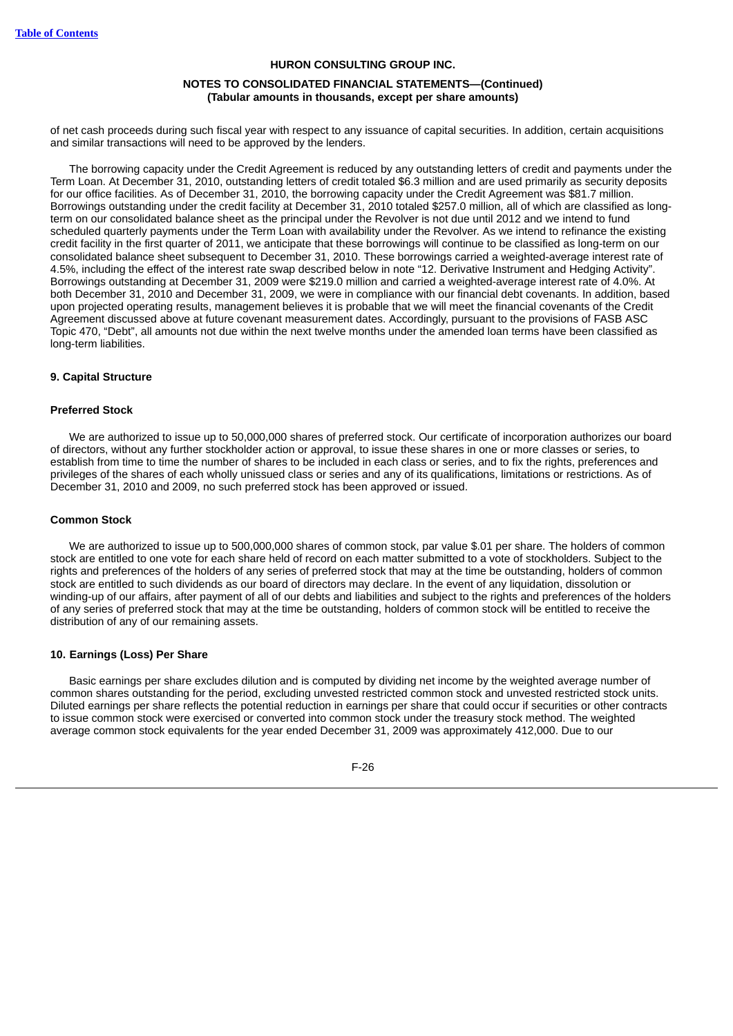of net cash proceeds during such fiscal year with respect to any issuance of capital securities. In addition, certain acquisitions and similar transactions will need to be approved by the lenders.

The borrowing capacity under the Credit Agreement is reduced by any outstanding letters of credit and payments under the Term Loan. At December 31, 2010, outstanding letters of credit totaled $6.3 million and are used primarily as security deposits for our office facilities. As of December 31, 2010, the borrowing capacity under the Credit Agreement was $81.7 million. Borrowings outstanding under the credit facility at December 31, 2010 totaled $257.0 million, all of which are classified as long-term on our consolidated balance sheet as the principal under the Revolver is not due until 2012 and we intend to fund scheduled quarterly payments under the Term Loan with availability under the Revolver. As we intend to refinance the existing credit facility in the first quarter of 2011, we anticipate that these borrowings will continue to be classified as long-term on our consolidated balance sheet subsequent to December 31, 2010. These borrowings carried a weighted-average interest rate of 4.5%, including the effect of the interest rate swap described below in note "12. Derivative Instrument and Hedging Activity". Borrowings outstanding at December 31, 2009 were $219.0 million and carried a weighted-average interest rate of 4.0%. At both December 31, 2010 and December 31, 2009, we were in compliance with our financial debt covenants. In addition, based upon projected operating results, management believes it is probable that we will meet the financial covenants of the Credit Agreement discussed above at future covenant measurement dates. Accordingly, pursuant to the provisions of FASB ASC Topic 470, "Debt", all amounts not due within the next twelve months under the amended loan terms have been classified as long-term liabilities.

## 9. Capital Structure

### Preferred Stock

We are authorized to issue up to 50,000,000 shares of preferred stock. Our certificate of incorporation authorizes our board of directors, without any further stockholder action or approval, to issue these shares in one or more classes or series, to establish from time to time the number of shares to be included in each class or series, and to fix the rights, preferences and privileges of the shares of each wholly unissued class or series and any of its qualifications, limitations or restrictions. As of December 31, 2010 and 2009, no such preferred stock has been approved or issued.

### Common Stock

We are authorized to issue up to 500,000,000 shares of common stock, par value $.01 per share. The holders of common stock are entitled to one vote for each share held of record on each matter submitted to a vote of stockholders. Subject to the rights and preferences of the holders of any series of preferred stock that may at the time be outstanding, holders of common stock are entitled to such dividends as our board of directors may declare. In the event of any liquidation, dissolution or winding-up of our affairs, after payment of all of our debts and liabilities and subject to the rights and preferences of the holders of any series of preferred stock that may at the time be outstanding, holders of common stock will be entitled to receive the distribution of any of our remaining assets.

## 10. Earnings (Loss) Per Share

Basic earnings per share excludes dilution and is computed by dividing net income by the weighted average number of common shares outstanding for the period, excluding unvested restricted common stock and unvested restricted stock units. Diluted earnings per share reflects the potential reduction in earnings per share that could occur if securities or other contracts to issue common stock were exercised or converted into common stock under the treasury stock method. The weighted average common stock equivalents for the year ended December 31, 2009 was approximately 412,000. Due to our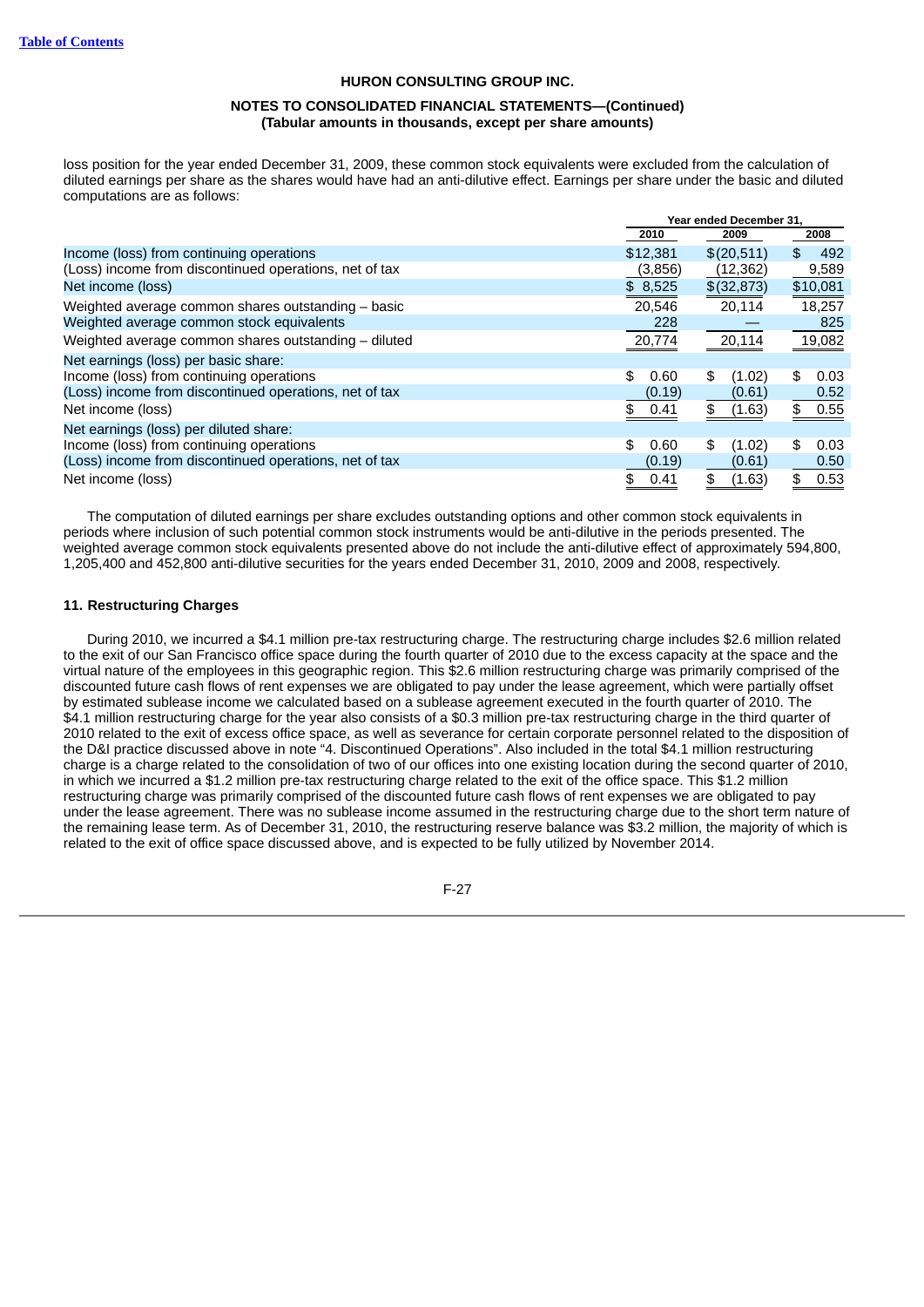loss position for the year ended December 31, 2009, these common stock equivalents were excluded from the calculation of diluted earnings per share as the shares would have had an anti-dilutive effect. Earnings per share under the basic and diluted computations are as follows:

| | Year ended December 31, | | |
|---|---|---|---|
| | 2010 | 2009 | 2008 |
| Income (loss) from continuing operations | $12,381 | $(20,511) | $ 492 |
| (Loss) income from discontinued operations, net of tax | (3,856) | (12,362) | 9,589 |
| Net income (loss) | $ 8,525 | $(32,873) | $10,081 |
| Weighted average common shares outstanding – basic | 20,546 | 20,114 | 18,257 |
| Weighted average common stock equivalents | 228 | — | 825 |
| Weighted average common shares outstanding – diluted | 20,774 | 20,114 | 19,082 |
| Net earnings (loss) per basic share: | | | |
| Income (loss) from continuing operations | $ 0.60 | $ (1.02) | $ 0.03 |
| (Loss) income from discontinued operations, net of tax | (0.19) | (0.61) | 0.52 |
| Net income (loss) | $ 0.41 | $ (1.63) | $ 0.55 |
| Net earnings (loss) per diluted share: | | | |
| Income (loss) from continuing operations | $ 0.60 | $ (1.02) | $ 0.03 |
| (Loss) income from discontinued operations, net of tax | (0.19) | (0.61) | 0.50 |
| Net income (loss) | $ 0.41 | $ (1.63) | $ 0.53 |

The computation of diluted earnings per share excludes outstanding options and other common stock equivalents in periods where inclusion of such potential common stock instruments would be anti-dilutive in the periods presented. The weighted average common stock equivalents presented above do not include the anti-dilutive effect of approximately 594,800, 1,205,400 and 452,800 anti-dilutive securities for the years ended December 31, 2010, 2009 and 2008, respectively.

## 11. Restructuring Charges

During 2010, we incurred a $4.1 million pre-tax restructuring charge. The restructuring charge includes $2.6 million related to the exit of our San Francisco office space during the fourth quarter of 2010 due to the excess capacity at the space and the virtual nature of the employees in this geographic region. This $2.6 million restructuring charge was primarily comprised of the discounted future cash flows of rent expenses we are obligated to pay under the lease agreement, which were partially offset by estimated sublease income we calculated based on a sublease agreement executed in the fourth quarter of 2010. The $4.1 million restructuring charge for the year also consists of a $0.3 million pre-tax restructuring charge in the third quarter of 2010 related to the exit of excess office space, as well as severance for certain corporate personnel related to the disposition of the D&I practice discussed above in note "4. Discontinued Operations". Also included in the total $4.1 million restructuring charge is a charge related to the consolidation of two of our offices into one existing location during the second quarter of 2010, in which we incurred a $1.2 million pre-tax restructuring charge related to the exit of the office space. This $1.2 million restructuring charge was primarily comprised of the discounted future cash flows of rent expenses we are obligated to pay under the lease agreement. There was no sublease income assumed in the restructuring charge due to the short term nature of the remaining lease term. As of December 31, 2010, the restructuring reserve balance was $3.2 million, the majority of which is related to the exit of office space discussed above, and is expected to be fully utilized by November 2014.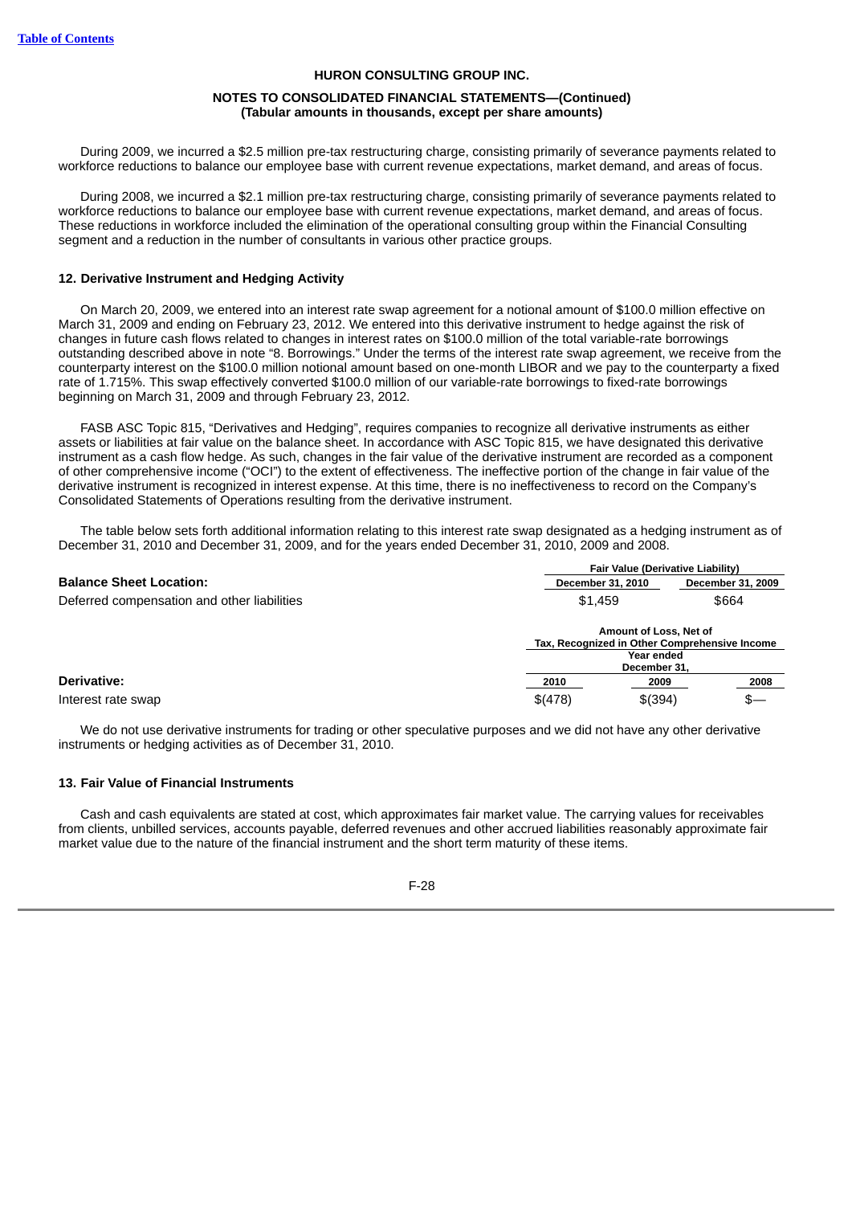HURON CONSULTING GROUP INC.

NOTES TO CONSOLIDATED FINANCIAL STATEMENTS—(Continued)
(Tabular amounts in thousands, except per share amounts)

During 2009, we incurred a $2.5 million pre-tax restructuring charge, consisting primarily of severance payments related to workforce reductions to balance our employee base with current revenue expectations, market demand, and areas of focus.

During 2008, we incurred a $2.1 million pre-tax restructuring charge, consisting primarily of severance payments related to workforce reductions to balance our employee base with current revenue expectations, market demand, and areas of focus. These reductions in workforce included the elimination of the operational consulting group within the Financial Consulting segment and a reduction in the number of consultants in various other practice groups.

### 12. Derivative Instrument and Hedging Activity

On March 20, 2009, we entered into an interest rate swap agreement for a notional amount of $100.0 million effective on March 31, 2009 and ending on February 23, 2012. We entered into this derivative instrument to hedge against the risk of changes in future cash flows related to changes in interest rates on $100.0 million of the total variable-rate borrowings outstanding described above in note "8. Borrowings." Under the terms of the interest rate swap agreement, we receive from the counterparty interest on the $100.0 million notional amount based on one-month LIBOR and we pay to the counterparty a fixed rate of 1.715%. This swap effectively converted $100.0 million of our variable-rate borrowings to fixed-rate borrowings beginning on March 31, 2009 and through February 23, 2012.

FASB ASC Topic 815, "Derivatives and Hedging", requires companies to recognize all derivative instruments as either assets or liabilities at fair value on the balance sheet. In accordance with ASC Topic 815, we have designated this derivative instrument as a cash flow hedge. As such, changes in the fair value of the derivative instrument are recorded as a component of other comprehensive income ("OCI") to the extent of effectiveness. The ineffective portion of the change in fair value of the derivative instrument is recognized in interest expense. At this time, there is no ineffectiveness to record on the Company's Consolidated Statements of Operations resulting from the derivative instrument.

The table below sets forth additional information relating to this interest rate swap designated as a hedging instrument as of December 31, 2010 and December 31, 2009, and for the years ended December 31, 2010, 2009 and 2008.

| | Fair Value (Derivative Liability) | |
|---|---|---|
| **Balance Sheet Location:** | December 31, 2010 | December 31, 2009 |
| Deferred compensation and other liabilities | $1,459 | $664 |

| | Amount of Loss, Net of Tax, Recognized in Other Comprehensive Income Year ended December 31, | | |
|---|---|---|---|
| **Derivative:** | 2010 | 2009 | 2008 |
| Interest rate swap | $(478) | $(394) | $— |

We do not use derivative instruments for trading or other speculative purposes and we did not have any other derivative instruments or hedging activities as of December 31, 2010.

### 13. Fair Value of Financial Instruments

Cash and cash equivalents are stated at cost, which approximates fair market value. The carrying values for receivables from clients, unbilled services, accounts payable, deferred revenues and other accrued liabilities reasonably approximate fair market value due to the nature of the financial instrument and the short term maturity of these items.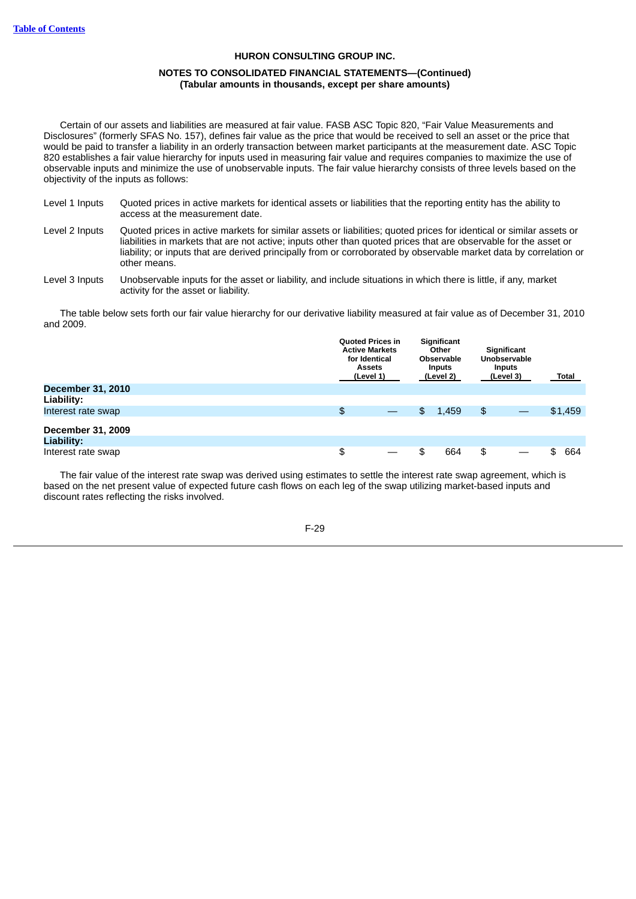**HURON CONSULTING GROUP INC.**

**NOTES TO CONSOLIDATED FINANCIAL STATEMENTS—(Continued)**
**(Tabular amounts in thousands, except per share amounts)**

Certain of our assets and liabilities are measured at fair value. FASB ASC Topic 820, "Fair Value Measurements and Disclosures" (formerly SFAS No. 157), defines fair value as the price that would be received to sell an asset or the price that would be paid to transfer a liability in an orderly transaction between market participants at the measurement date. ASC Topic 820 establishes a fair value hierarchy for inputs used in measuring fair value and requires companies to maximize the use of observable inputs and minimize the use of unobservable inputs. The fair value hierarchy consists of three levels based on the objectivity of the inputs as follows:

Level 1 Inputs — Quoted prices in active markets for identical assets or liabilities that the reporting entity has the ability to access at the measurement date.

Level 2 Inputs — Quoted prices in active markets for similar assets or liabilities; quoted prices for identical or similar assets or liabilities in markets that are not active; inputs other than quoted prices that are observable for the asset or liability; or inputs that are derived principally from or corroborated by observable market data by correlation or other means.

Level 3 Inputs — Unobservable inputs for the asset or liability, and include situations in which there is little, if any, market activity for the asset or liability.

The table below sets forth our fair value hierarchy for our derivative liability measured at fair value as of December 31, 2010 and 2009.

| | Quoted Prices in Active Markets for Identical Assets (Level 1) | Significant Other Observable Inputs (Level 2) | Significant Unobservable Inputs (Level 3) | Total |
|---|---|---|---|---|
| **December 31, 2010** | | | | |
| **Liability:** | | | | |
| Interest rate swap | $ — | $ 1,459 | $ — | $1,459 |
| **December 31, 2009** | | | | |
| **Liability:** | | | | |
| Interest rate swap | $ — | $ 664 | $ — | $ 664 |

The fair value of the interest rate swap was derived using estimates to settle the interest rate swap agreement, which is based on the net present value of expected future cash flows on each leg of the swap utilizing market-based inputs and discount rates reflecting the risks involved.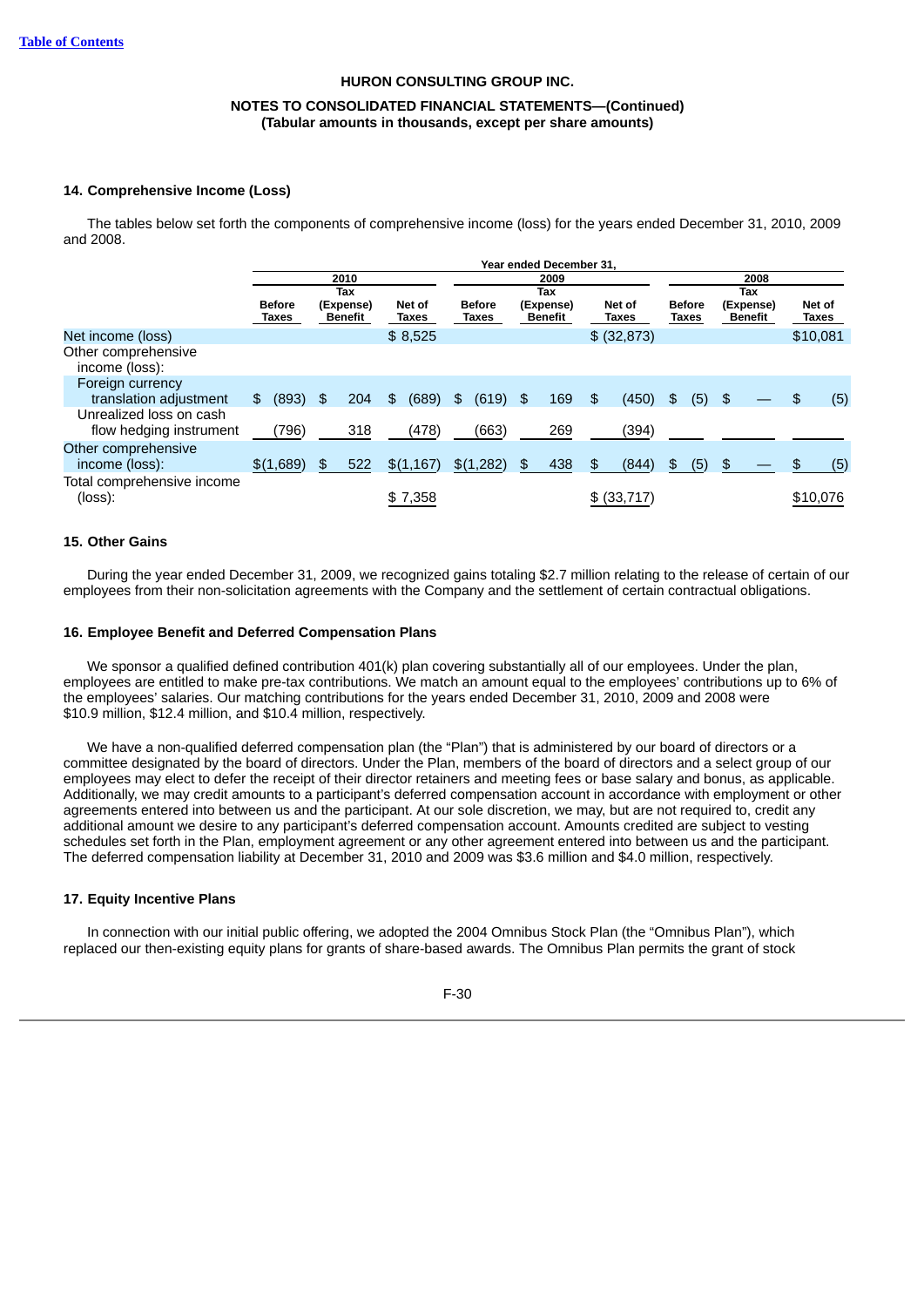HURON CONSULTING GROUP INC.

NOTES TO CONSOLIDATED FINANCIAL STATEMENTS—(Continued)
(Tabular amounts in thousands, except per share amounts)

### 14. Comprehensive Income (Loss)

The tables below set forth the components of comprehensive income (loss) for the years ended December 31, 2010, 2009 and 2008.

| | Year ended December 31, | | | | | | | | |
|---|---|---|---|---|---|---|---|---|---|
| | 2010 | | | 2009 | | | 2008 | | |
| | Before Taxes | Tax (Expense) Benefit | Net of Taxes | Before Taxes | Tax (Expense) Benefit | Net of Taxes | Before Taxes | Tax (Expense) Benefit | Net of Taxes |
| Net income (loss) | | | $ 8,525 | | | $ (32,873) | | | $10,081 |
| Other comprehensive income (loss): | | | | | | | | | |
| Foreign currency translation adjustment | $ (893) | $ 204 | $ (689) | $ (619) | $ 169 | $ (450) | $ (5) | $ — | $ (5) |
| Unrealized loss on cash flow hedging instrument | (796) | 318 | (478) | (663) | 269 | (394) | | | |
| Other comprehensive income (loss): | $(1,689) | $ 522 | $(1,167) | $(1,282) | $ 438 | $ (844) | $ (5) | $ — | $ (5) |
| Total comprehensive income (loss): | | | $ 7,358 | | | $ (33,717) | | | $10,076 |

### 15. Other Gains

During the year ended December 31, 2009, we recognized gains totaling $2.7 million relating to the release of certain of our employees from their non-solicitation agreements with the Company and the settlement of certain contractual obligations.

### 16. Employee Benefit and Deferred Compensation Plans

We sponsor a qualified defined contribution 401(k) plan covering substantially all of our employees. Under the plan, employees are entitled to make pre-tax contributions. We match an amount equal to the employees' contributions up to 6% of the employees' salaries. Our matching contributions for the years ended December 31, 2010, 2009 and 2008 were $10.9 million, $12.4 million, and $10.4 million, respectively.

We have a non-qualified deferred compensation plan (the "Plan") that is administered by our board of directors or a committee designated by the board of directors. Under the Plan, members of the board of directors and a select group of our employees may elect to defer the receipt of their director retainers and meeting fees or base salary and bonus, as applicable. Additionally, we may credit amounts to a participant's deferred compensation account in accordance with employment or other agreements entered into between us and the participant. At our sole discretion, we may, but are not required to, credit any additional amount we desire to any participant's deferred compensation account. Amounts credited are subject to vesting schedules set forth in the Plan, employment agreement or any other agreement entered into between us and the participant. The deferred compensation liability at December 31, 2010 and 2009 was $3.6 million and $4.0 million, respectively.

### 17. Equity Incentive Plans

In connection with our initial public offering, we adopted the 2004 Omnibus Stock Plan (the "Omnibus Plan"), which replaced our then-existing equity plans for grants of share-based awards. The Omnibus Plan permits the grant of stock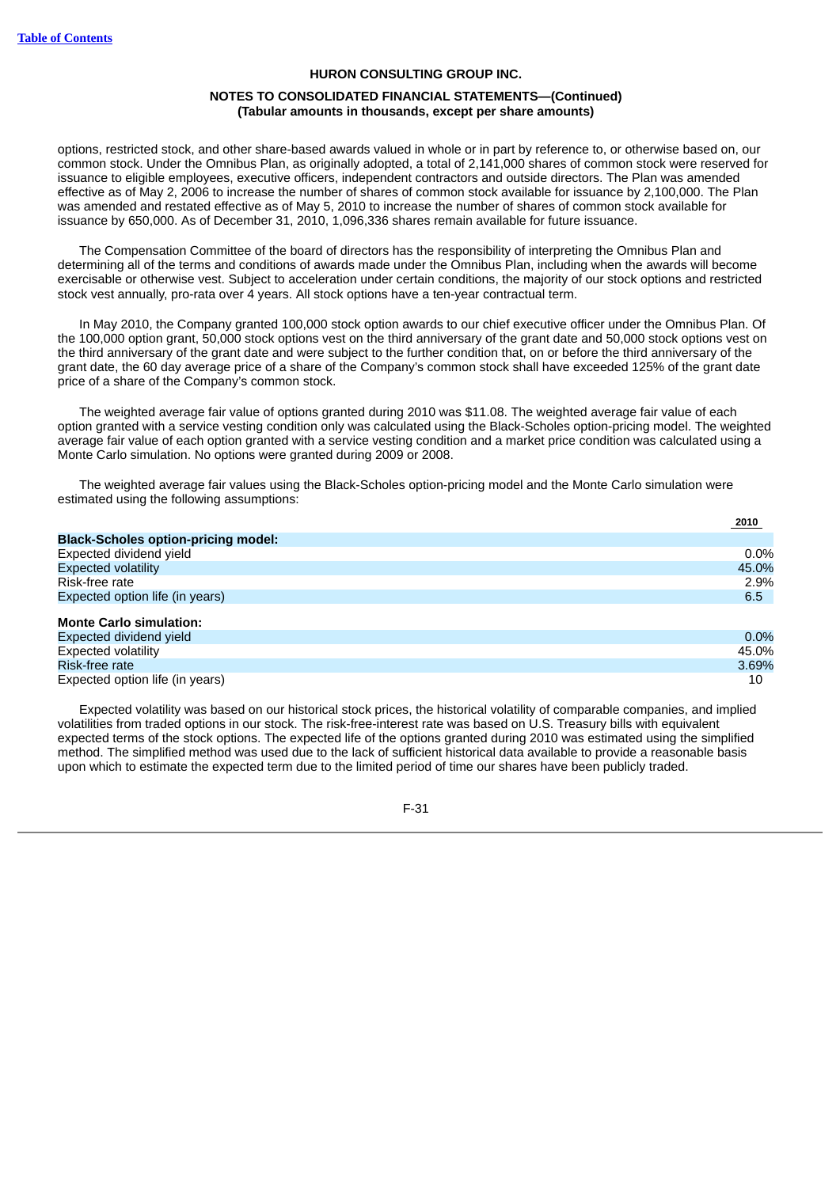options, restricted stock, and other share-based awards valued in whole or in part by reference to, or otherwise based on, our common stock. Under the Omnibus Plan, as originally adopted, a total of 2,141,000 shares of common stock were reserved for issuance to eligible employees, executive officers, independent contractors and outside directors. The Plan was amended effective as of May 2, 2006 to increase the number of shares of common stock available for issuance by 2,100,000. The Plan was amended and restated effective as of May 5, 2010 to increase the number of shares of common stock available for issuance by 650,000. As of December 31, 2010, 1,096,336 shares remain available for future issuance.

The Compensation Committee of the board of directors has the responsibility of interpreting the Omnibus Plan and determining all of the terms and conditions of awards made under the Omnibus Plan, including when the awards will become exercisable or otherwise vest. Subject to acceleration under certain conditions, the majority of our stock options and restricted stock vest annually, pro-rata over 4 years. All stock options have a ten-year contractual term.

In May 2010, the Company granted 100,000 stock option awards to our chief executive officer under the Omnibus Plan. Of the 100,000 option grant, 50,000 stock options vest on the third anniversary of the grant date and 50,000 stock options vest on the third anniversary of the grant date and were subject to the further condition that, on or before the third anniversary of the grant date, the 60 day average price of a share of the Company's common stock shall have exceeded 125% of the grant date price of a share of the Company's common stock.

The weighted average fair value of options granted during 2010 was $11.08. The weighted average fair value of each option granted with a service vesting condition only was calculated using the Black-Scholes option-pricing model. The weighted average fair value of each option granted with a service vesting condition and a market price condition was calculated using a Monte Carlo simulation. No options were granted during 2009 or 2008.

The weighted average fair values using the Black-Scholes option-pricing model and the Monte Carlo simulation were estimated using the following assumptions:

| | 2010 |
|---|---|
| **Black-Scholes option-pricing model:** | |
| Expected dividend yield | 0.0% |
| Expected volatility | 45.0% |
| Risk-free rate | 2.9% |
| Expected option life (in years) | 6.5 |
| **Monte Carlo simulation:** | |
| Expected dividend yield | 0.0% |
| Expected volatility | 45.0% |
| Risk-free rate | 3.69% |
| Expected option life (in years) | 10 |

Expected volatility was based on our historical stock prices, the historical volatility of comparable companies, and implied volatilities from traded options in our stock. The risk-free-interest rate was based on U.S. Treasury bills with equivalent expected terms of the stock options. The expected life of the options granted during 2010 was estimated using the simplified method. The simplified method was used due to the lack of sufficient historical data available to provide a reasonable basis upon which to estimate the expected term due to the limited period of time our shares have been publicly traded.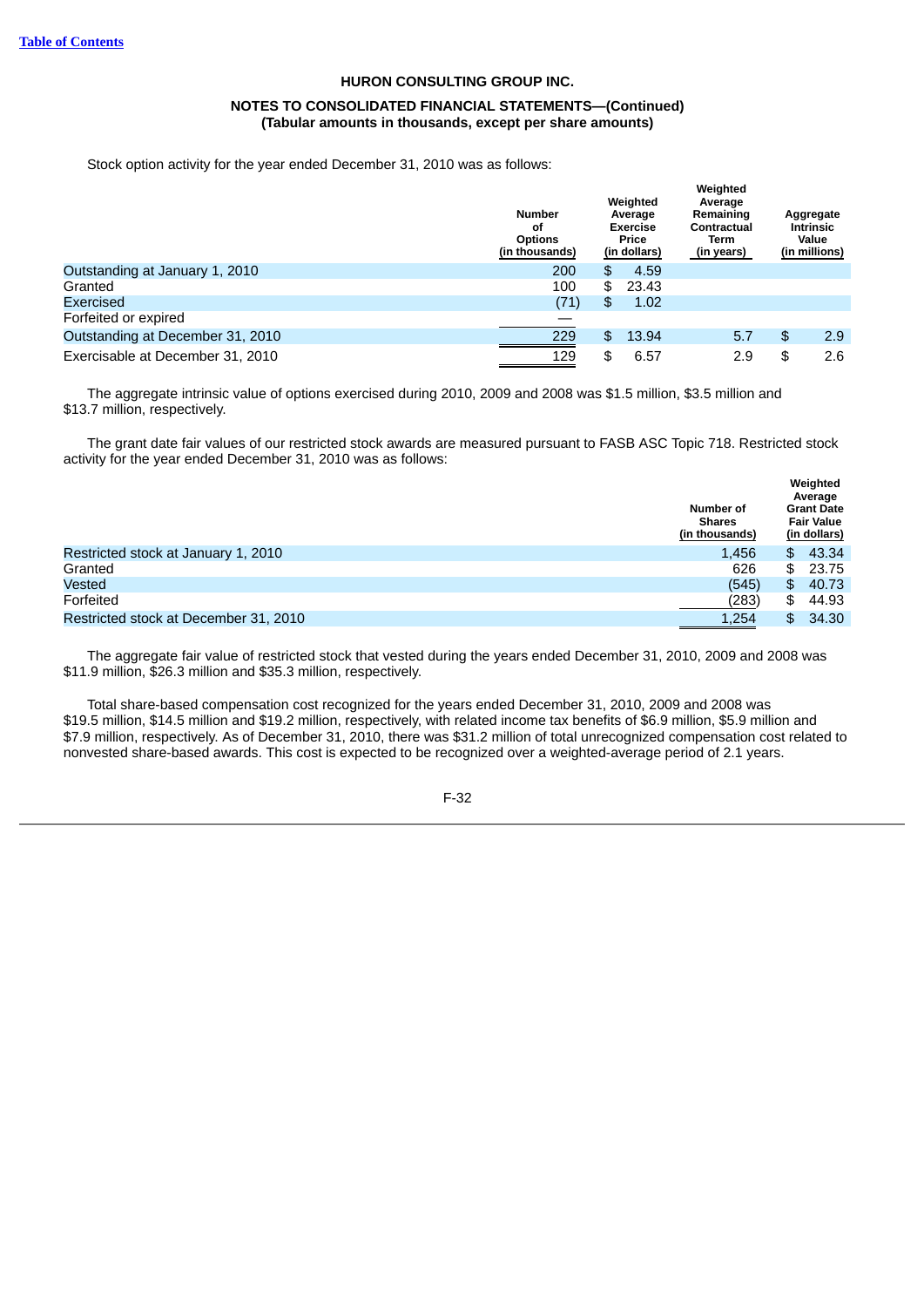Stock option activity for the year ended December 31, 2010 was as follows:

| | Number of Options (in thousands) | Weighted Average Exercise Price (in dollars) | Weighted Average Remaining Contractual Term (in years) | Aggregate Intrinsic Value (in millions) |
|---|---|---|---|---|
| Outstanding at January 1, 2010 | 200 | $ 4.59 | | |
| Granted | 100 | $ 23.43 | | |
| Exercised | (71) | $ 1.02 | | |
| Forfeited or expired | — | | | |
| Outstanding at December 31, 2010 | 229 | $ 13.94 | 5.7 | $ 2.9 |
| Exercisable at December 31, 2010 | 129 | $ 6.57 | 2.9 | $ 2.6 |

The aggregate intrinsic value of options exercised during 2010, 2009 and 2008 was $1.5 million, $3.5 million and $13.7 million, respectively.

The grant date fair values of our restricted stock awards are measured pursuant to FASB ASC Topic 718. Restricted stock activity for the year ended December 31, 2010 was as follows:

| | Number of Shares (in thousands) | Weighted Average Grant Date Fair Value (in dollars) |
|---|---|---|
| Restricted stock at January 1, 2010 | 1,456 | $ 43.34 |
| Granted | 626 | $ 23.75 |
| Vested | (545) | $ 40.73 |
| Forfeited | (283) | $ 44.93 |
| Restricted stock at December 31, 2010 | 1,254 | $ 34.30 |

The aggregate fair value of restricted stock that vested during the years ended December 31, 2010, 2009 and 2008 was $11.9 million, $26.3 million and $35.3 million, respectively.

Total share-based compensation cost recognized for the years ended December 31, 2010, 2009 and 2008 was $19.5 million, $14.5 million and $19.2 million, respectively, with related income tax benefits of $6.9 million, $5.9 million and $7.9 million, respectively. As of December 31, 2010, there was $31.2 million of total unrecognized compensation cost related to nonvested share-based awards. This cost is expected to be recognized over a weighted-average period of 2.1 years.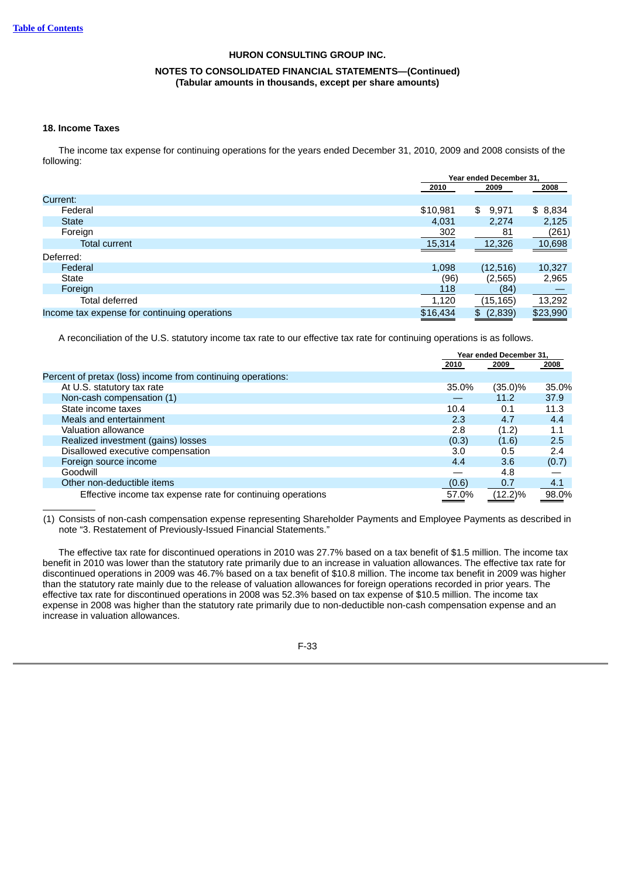HURON CONSULTING GROUP INC.

NOTES TO CONSOLIDATED FINANCIAL STATEMENTS—(Continued)
(Tabular amounts in thousands, except per share amounts)

## 18. Income Taxes

The income tax expense for continuing operations for the years ended December 31, 2010, 2009 and 2008 consists of the following:

| | Year ended December 31, | | |
|---|---|---|---|
| | 2010 | 2009 | 2008 |
| Current: | | | |
| Federal | $10,981 | $ 9,971 | $ 8,834 |
| State | 4,031 | 2,274 | 2,125 |
| Foreign | 302 | 81 | (261) |
| Total current | 15,314 | 12,326 | 10,698 |
| Deferred: | | | |
| Federal | 1,098 | (12,516) | 10,327 |
| State | (96) | (2,565) | 2,965 |
| Foreign | 118 | (84) | — |
| Total deferred | 1,120 | (15,165) | 13,292 |
| Income tax expense for continuing operations | $16,434 | $ (2,839) | $23,990 |

A reconciliation of the U.S. statutory income tax rate to our effective tax rate for continuing operations is as follows.

| | Year ended December 31, | | |
|---|---|---|---|
| | 2010 | 2009 | 2008 |
| Percent of pretax (loss) income from continuing operations: | | | |
| At U.S. statutory tax rate | 35.0% | (35.0)% | 35.0% |
| Non-cash compensation (1) | — | 11.2 | 37.9 |
| State income taxes | 10.4 | 0.1 | 11.3 |
| Meals and entertainment | 2.3 | 4.7 | 4.4 |
| Valuation allowance | 2.8 | (1.2) | 1.1 |
| Realized investment (gains) losses | (0.3) | (1.6) | 2.5 |
| Disallowed executive compensation | 3.0 | 0.5 | 2.4 |
| Foreign source income | 4.4 | 3.6 | (0.7) |
| Goodwill | — | 4.8 | — |
| Other non-deductible items | (0.6) | 0.7 | 4.1 |
| Effective income tax expense rate for continuing operations | 57.0% | (12.2)% | 98.0% |

(1) Consists of non-cash compensation expense representing Shareholder Payments and Employee Payments as described in note "3. Restatement of Previously-Issued Financial Statements."

The effective tax rate for discontinued operations in 2010 was 27.7% based on a tax benefit of $1.5 million. The income tax benefit in 2010 was lower than the statutory rate primarily due to an increase in valuation allowances. The effective tax rate for discontinued operations in 2009 was 46.7% based on a tax benefit of $10.8 million. The income tax benefit in 2009 was higher than the statutory rate mainly due to the release of valuation allowances for foreign operations recorded in prior years. The effective tax rate for discontinued operations in 2008 was 52.3% based on tax expense of $10.5 million. The income tax expense in 2008 was higher than the statutory rate primarily due to non-deductible non-cash compensation expense and an increase in valuation allowances.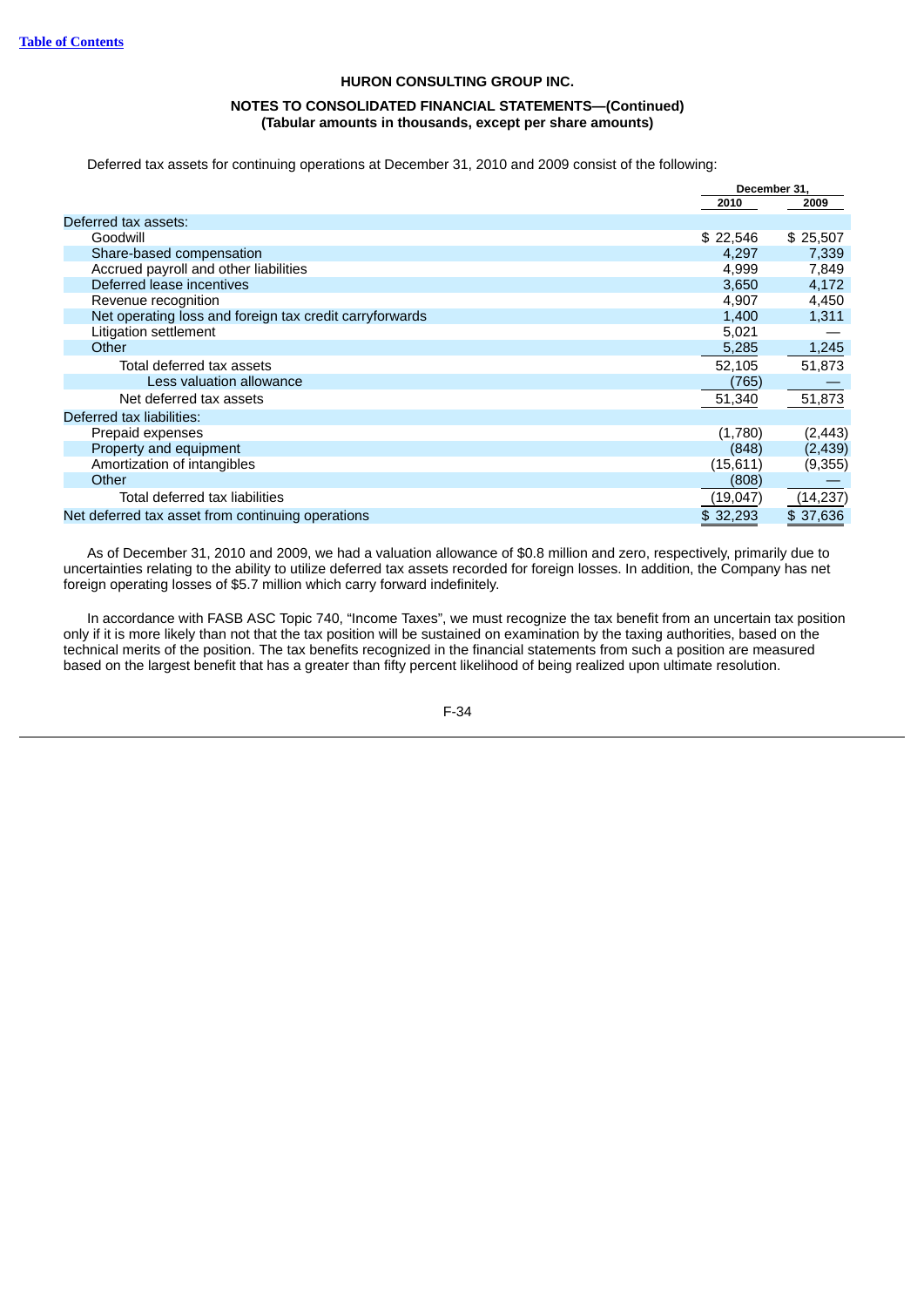## HURON CONSULTING GROUP INC.

### NOTES TO CONSOLIDATED FINANCIAL STATEMENTS—(Continued)
### (Tabular amounts in thousands, except per share amounts)

Deferred tax assets for continuing operations at December 31, 2010 and 2009 consist of the following:

| | December 31, | |
|---|---|---|
| | 2010 | 2009 |
| Deferred tax assets: | | |
| Goodwill | $ 22,546 | $ 25,507 |
| Share-based compensation | 4,297 | 7,339 |
| Accrued payroll and other liabilities | 4,999 | 7,849 |
| Deferred lease incentives | 3,650 | 4,172 |
| Revenue recognition | 4,907 | 4,450 |
| Net operating loss and foreign tax credit carryforwards | 1,400 | 1,311 |
| Litigation settlement | 5,021 | — |
| Other | 5,285 | 1,245 |
| Total deferred tax assets | 52,105 | 51,873 |
| Less valuation allowance | (765) | — |
| Net deferred tax assets | 51,340 | 51,873 |
| Deferred tax liabilities: | | |
| Prepaid expenses | (1,780) | (2,443) |
| Property and equipment | (848) | (2,439) |
| Amortization of intangibles | (15,611) | (9,355) |
| Other | (808) | — |
| Total deferred tax liabilities | (19,047) | (14,237) |
| Net deferred tax asset from continuing operations | $ 32,293 | $ 37,636 |

As of December 31, 2010 and 2009, we had a valuation allowance of $0.8 million and zero, respectively, primarily due to uncertainties relating to the ability to utilize deferred tax assets recorded for foreign losses. In addition, the Company has net foreign operating losses of $5.7 million which carry forward indefinitely.

In accordance with FASB ASC Topic 740, "Income Taxes", we must recognize the tax benefit from an uncertain tax position only if it is more likely than not that the tax position will be sustained on examination by the taxing authorities, based on the technical merits of the position. The tax benefits recognized in the financial statements from such a position are measured based on the largest benefit that has a greater than fifty percent likelihood of being realized upon ultimate resolution.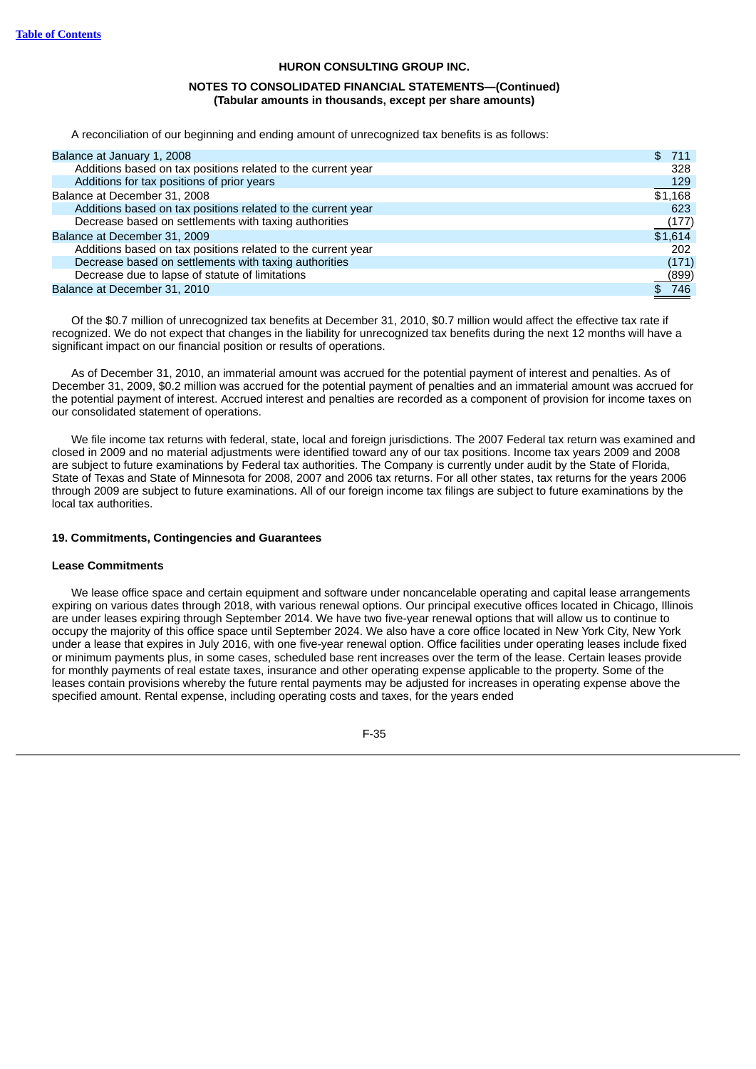**HURON CONSULTING GROUP INC.**

**NOTES TO CONSOLIDATED FINANCIAL STATEMENTS—(Continued)**
**(Tabular amounts in thousands, except per share amounts)**

A reconciliation of our beginning and ending amount of unrecognized tax benefits is as follows:

| | |
|---|---|
| Balance at January 1, 2008 | $ 711 |
| Additions based on tax positions related to the current year | 328 |
| Additions for tax positions of prior years | 129 |
| Balance at December 31, 2008 | $1,168 |
| Additions based on tax positions related to the current year | 623 |
| Decrease based on settlements with taxing authorities | (177) |
| Balance at December 31, 2009 | $1,614 |
| Additions based on tax positions related to the current year | 202 |
| Decrease based on settlements with taxing authorities | (171) |
| Decrease due to lapse of statute of limitations | (899) |
| Balance at December 31, 2010 | $ 746 |

Of the $0.7 million of unrecognized tax benefits at December 31, 2010, $0.7 million would affect the effective tax rate if recognized. We do not expect that changes in the liability for unrecognized tax benefits during the next 12 months will have a significant impact on our financial position or results of operations.

As of December 31, 2010, an immaterial amount was accrued for the potential payment of interest and penalties. As of December 31, 2009, $0.2 million was accrued for the potential payment of penalties and an immaterial amount was accrued for the potential payment of interest. Accrued interest and penalties are recorded as a component of provision for income taxes on our consolidated statement of operations.

We file income tax returns with federal, state, local and foreign jurisdictions. The 2007 Federal tax return was examined and closed in 2009 and no material adjustments were identified toward any of our tax positions. Income tax years 2009 and 2008 are subject to future examinations by Federal tax authorities. The Company is currently under audit by the State of Florida, State of Texas and State of Minnesota for 2008, 2007 and 2006 tax returns. For all other states, tax returns for the years 2006 through 2009 are subject to future examinations. All of our foreign income tax filings are subject to future examinations by the local tax authorities.

## 19. Commitments, Contingencies and Guarantees

### Lease Commitments

We lease office space and certain equipment and software under noncancelable operating and capital lease arrangements expiring on various dates through 2018, with various renewal options. Our principal executive offices located in Chicago, Illinois are under leases expiring through September 2014. We have two five-year renewal options that will allow us to continue to occupy the majority of this office space until September 2024. We also have a core office located in New York City, New York under a lease that expires in July 2016, with one five-year renewal option. Office facilities under operating leases include fixed or minimum payments plus, in some cases, scheduled base rent increases over the term of the lease. Certain leases provide for monthly payments of real estate taxes, insurance and other operating expense applicable to the property. Some of the leases contain provisions whereby the future rental payments may be adjusted for increases in operating expense above the specified amount. Rental expense, including operating costs and taxes, for the years ended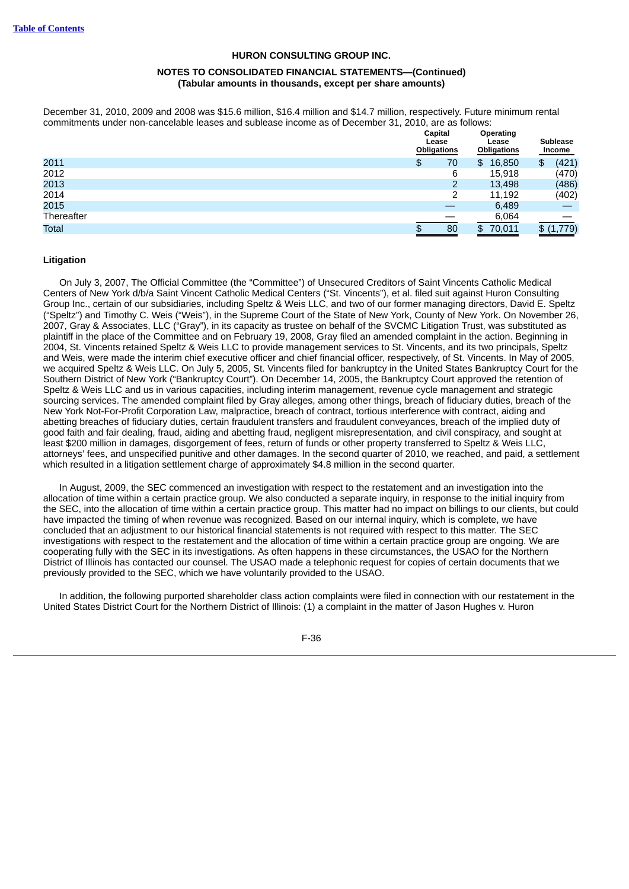December 31, 2010, 2009 and 2008 was $15.6 million, $16.4 million and $14.7 million, respectively. Future minimum rental commitments under non-cancelable leases and sublease income as of December 31, 2010, are as follows:

| | Capital Lease Obligations | Operating Lease Obligations | Sublease Income |
|---|---|---|---|
| 2011 | $ 70 | $ 16,850 | $ (421) |
| 2012 | 6 | 15,918 | (470) |
| 2013 | 2 | 13,498 | (486) |
| 2014 | 2 | 11,192 | (402) |
| 2015 | — | 6,489 | — |
| Thereafter | — | 6,064 | — |
| Total | $ 80 | $ 70,011 | $ (1,779) |

### Litigation

On July 3, 2007, The Official Committee (the "Committee") of Unsecured Creditors of Saint Vincents Catholic Medical Centers of New York d/b/a Saint Vincent Catholic Medical Centers ("St. Vincents"), et al. filed suit against Huron Consulting Group Inc., certain of our subsidiaries, including Speltz & Weis LLC, and two of our former managing directors, David E. Speltz ("Speltz") and Timothy C. Weis ("Weis"), in the Supreme Court of the State of New York, County of New York. On November 26, 2007, Gray & Associates, LLC ("Gray"), in its capacity as trustee on behalf of the SVCMC Litigation Trust, was substituted as plaintiff in the place of the Committee and on February 19, 2008, Gray filed an amended complaint in the action. Beginning in 2004, St. Vincents retained Speltz & Weis LLC to provide management services to St. Vincents, and its two principals, Speltz and Weis, were made the interim chief executive officer and chief financial officer, respectively, of St. Vincents. In May of 2005, we acquired Speltz & Weis LLC. On July 5, 2005, St. Vincents filed for bankruptcy in the United States Bankruptcy Court for the Southern District of New York ("Bankruptcy Court"). On December 14, 2005, the Bankruptcy Court approved the retention of Speltz & Weis LLC and us in various capacities, including interim management, revenue cycle management and strategic sourcing services. The amended complaint filed by Gray alleges, among other things, breach of fiduciary duties, breach of the New York Not-For-Profit Corporation Law, malpractice, breach of contract, tortious interference with contract, aiding and abetting breaches of fiduciary duties, certain fraudulent transfers and fraudulent conveyances, breach of the implied duty of good faith and fair dealing, fraud, aiding and abetting fraud, negligent misrepresentation, and civil conspiracy, and sought at least $200 million in damages, disgorgement of fees, return of funds or other property transferred to Speltz & Weis LLC, attorneys' fees, and unspecified punitive and other damages. In the second quarter of 2010, we reached, and paid, a settlement which resulted in a litigation settlement charge of approximately $4.8 million in the second quarter.

In August, 2009, the SEC commenced an investigation with respect to the restatement and an investigation into the allocation of time within a certain practice group. We also conducted a separate inquiry, in response to the initial inquiry from the SEC, into the allocation of time within a certain practice group. This matter had no impact on billings to our clients, but could have impacted the timing of when revenue was recognized. Based on our internal inquiry, which is complete, we have concluded that an adjustment to our historical financial statements is not required with respect to this matter. The SEC investigations with respect to the restatement and the allocation of time within a certain practice group are ongoing. We are cooperating fully with the SEC in its investigations. As often happens in these circumstances, the USAO for the Northern District of Illinois has contacted our counsel. The USAO made a telephonic request for copies of certain documents that we previously provided to the SEC, which we have voluntarily provided to the USAO.

In addition, the following purported shareholder class action complaints were filed in connection with our restatement in the United States District Court for the Northern District of Illinois: (1) a complaint in the matter of Jason Hughes v. Huron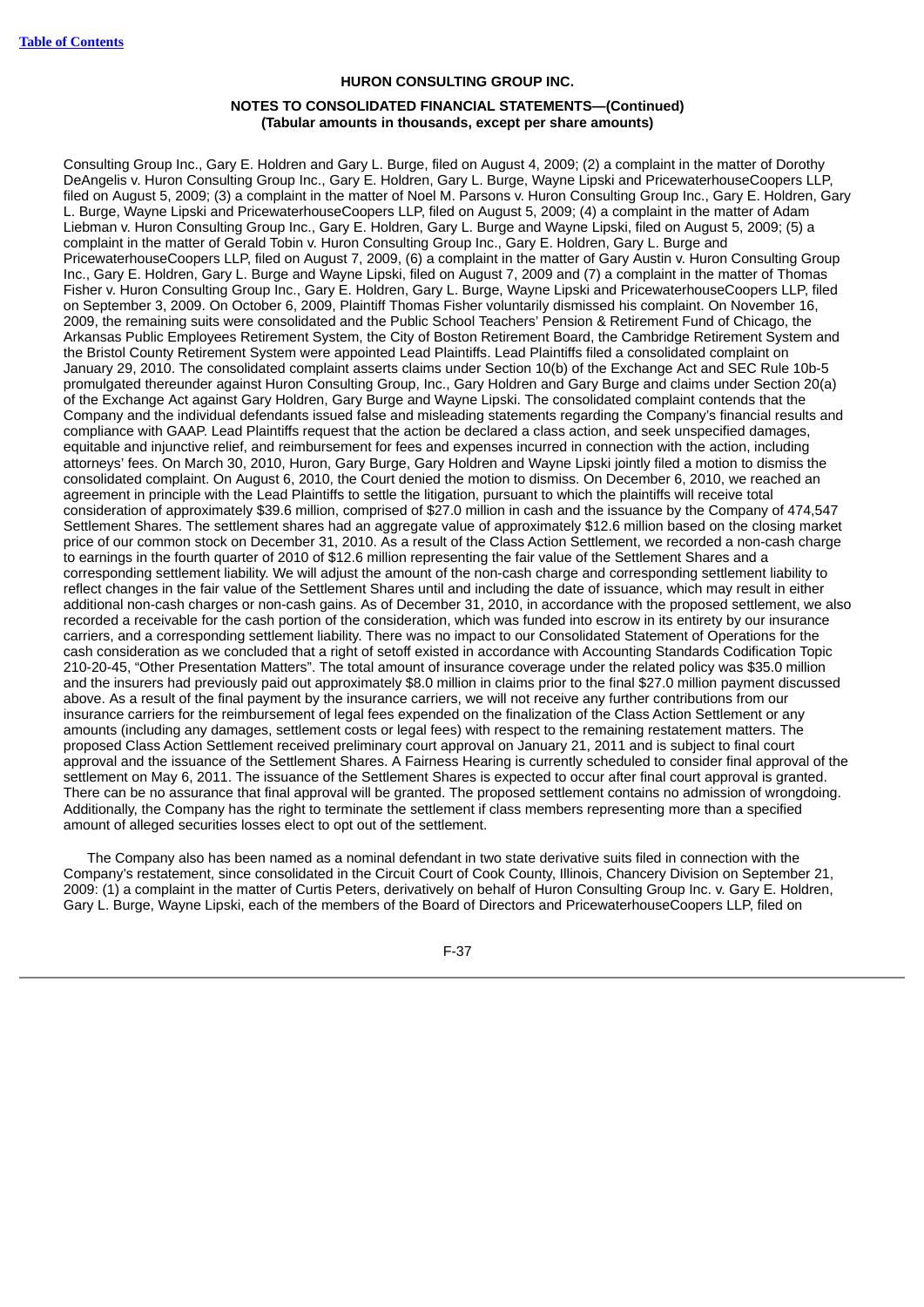Consulting Group Inc., Gary E. Holdren and Gary L. Burge, filed on August 4, 2009; (2) a complaint in the matter of Dorothy DeAngelis v. Huron Consulting Group Inc., Gary E. Holdren, Gary L. Burge, Wayne Lipski and PricewaterhouseCoopers LLP, filed on August 5, 2009; (3) a complaint in the matter of Noel M. Parsons v. Huron Consulting Group Inc., Gary E. Holdren, Gary L. Burge, Wayne Lipski and PricewaterhouseCoopers LLP, filed on August 5, 2009; (4) a complaint in the matter of Adam Liebman v. Huron Consulting Group Inc., Gary E. Holdren, Gary L. Burge and Wayne Lipski, filed on August 5, 2009; (5) a complaint in the matter of Gerald Tobin v. Huron Consulting Group Inc., Gary E. Holdren, Gary L. Burge and PricewaterhouseCoopers LLP, filed on August 7, 2009, (6) a complaint in the matter of Gary Austin v. Huron Consulting Group Inc., Gary E. Holdren, Gary L. Burge and Wayne Lipski, filed on August 7, 2009 and (7) a complaint in the matter of Thomas Fisher v. Huron Consulting Group Inc., Gary E. Holdren, Gary L. Burge, Wayne Lipski and PricewaterhouseCoopers LLP, filed on September 3, 2009. On October 6, 2009, Plaintiff Thomas Fisher voluntarily dismissed his complaint. On November 16, 2009, the remaining suits were consolidated and the Public School Teachers' Pension & Retirement Fund of Chicago, the Arkansas Public Employees Retirement System, the City of Boston Retirement Board, the Cambridge Retirement System and the Bristol County Retirement System were appointed Lead Plaintiffs. Lead Plaintiffs filed a consolidated complaint on January 29, 2010. The consolidated complaint asserts claims under Section 10(b) of the Exchange Act and SEC Rule 10b-5 promulgated thereunder against Huron Consulting Group, Inc., Gary Holdren and Gary Burge and claims under Section 20(a) of the Exchange Act against Gary Holdren, Gary Burge and Wayne Lipski. The consolidated complaint contends that the Company and the individual defendants issued false and misleading statements regarding the Company's financial results and compliance with GAAP. Lead Plaintiffs request that the action be declared a class action, and seek unspecified damages, equitable and injunctive relief, and reimbursement for fees and expenses incurred in connection with the action, including attorneys' fees. On March 30, 2010, Huron, Gary Burge, Gary Holdren and Wayne Lipski jointly filed a motion to dismiss the consolidated complaint. On August 6, 2010, the Court denied the motion to dismiss. On December 6, 2010, we reached an agreement in principle with the Lead Plaintiffs to settle the litigation, pursuant to which the plaintiffs will receive total consideration of approximately $39.6 million, comprised of $27.0 million in cash and the issuance by the Company of 474,547 Settlement Shares. The settlement shares had an aggregate value of approximately $12.6 million based on the closing market price of our common stock on December 31, 2010. As a result of the Class Action Settlement, we recorded a non-cash charge to earnings in the fourth quarter of 2010 of $12.6 million representing the fair value of the Settlement Shares and a corresponding settlement liability. We will adjust the amount of the non-cash charge and corresponding settlement liability to reflect changes in the fair value of the Settlement Shares until and including the date of issuance, which may result in either additional non-cash charges or non-cash gains. As of December 31, 2010, in accordance with the proposed settlement, we also recorded a receivable for the cash portion of the consideration, which was funded into escrow in its entirety by our insurance carriers, and a corresponding settlement liability. There was no impact to our Consolidated Statement of Operations for the cash consideration as we concluded that a right of setoff existed in accordance with Accounting Standards Codification Topic 210-20-45, "Other Presentation Matters". The total amount of insurance coverage under the related policy was $35.0 million and the insurers had previously paid out approximately $8.0 million in claims prior to the final $27.0 million payment discussed above. As a result of the final payment by the insurance carriers, we will not receive any further contributions from our insurance carriers for the reimbursement of legal fees expended on the finalization of the Class Action Settlement or any amounts (including any damages, settlement costs or legal fees) with respect to the remaining restatement matters. The proposed Class Action Settlement received preliminary court approval on January 21, 2011 and is subject to final court approval and the issuance of the Settlement Shares. A Fairness Hearing is currently scheduled to consider final approval of the settlement on May 6, 2011. The issuance of the Settlement Shares is expected to occur after final court approval is granted. There can be no assurance that final approval will be granted. The proposed settlement contains no admission of wrongdoing. Additionally, the Company has the right to terminate the settlement if class members representing more than a specified amount of alleged securities losses elect to opt out of the settlement.

The Company also has been named as a nominal defendant in two state derivative suits filed in connection with the Company's restatement, since consolidated in the Circuit Court of Cook County, Illinois, Chancery Division on September 21, 2009: (1) a complaint in the matter of Curtis Peters, derivatively on behalf of Huron Consulting Group Inc. v. Gary E. Holdren, Gary L. Burge, Wayne Lipski, each of the members of the Board of Directors and PricewaterhouseCoopers LLP, filed on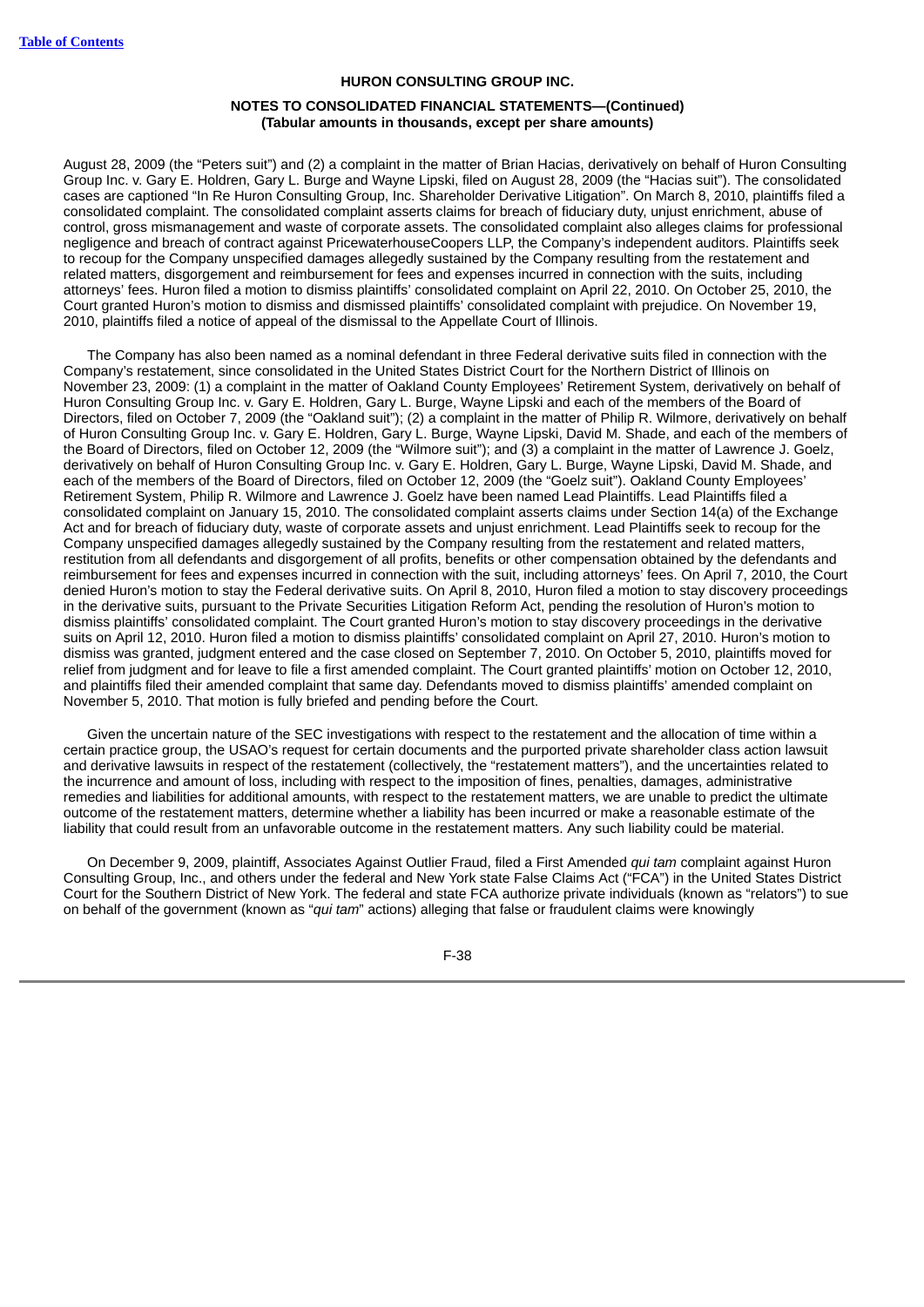August 28, 2009 (the "Peters suit") and (2) a complaint in the matter of Brian Hacias, derivatively on behalf of Huron Consulting Group Inc. v. Gary E. Holdren, Gary L. Burge and Wayne Lipski, filed on August 28, 2009 (the "Hacias suit"). The consolidated cases are captioned "In Re Huron Consulting Group, Inc. Shareholder Derivative Litigation". On March 8, 2010, plaintiffs filed a consolidated complaint. The consolidated complaint asserts claims for breach of fiduciary duty, unjust enrichment, abuse of control, gross mismanagement and waste of corporate assets. The consolidated complaint also alleges claims for professional negligence and breach of contract against PricewaterhouseCoopers LLP, the Company's independent auditors. Plaintiffs seek to recoup for the Company unspecified damages allegedly sustained by the Company resulting from the restatement and related matters, disgorgement and reimbursement for fees and expenses incurred in connection with the suits, including attorneys' fees. Huron filed a motion to dismiss plaintiffs' consolidated complaint on April 22, 2010. On October 25, 2010, the Court granted Huron's motion to dismiss and dismissed plaintiffs' consolidated complaint with prejudice. On November 19, 2010, plaintiffs filed a notice of appeal of the dismissal to the Appellate Court of Illinois.

The Company has also been named as a nominal defendant in three Federal derivative suits filed in connection with the Company's restatement, since consolidated in the United States District Court for the Northern District of Illinois on November 23, 2009: (1) a complaint in the matter of Oakland County Employees' Retirement System, derivatively on behalf of Huron Consulting Group Inc. v. Gary E. Holdren, Gary L. Burge, Wayne Lipski and each of the members of the Board of Directors, filed on October 7, 2009 (the "Oakland suit"); (2) a complaint in the matter of Philip R. Wilmore, derivatively on behalf of Huron Consulting Group Inc. v. Gary E. Holdren, Gary L. Burge, Wayne Lipski, David M. Shade, and each of the members of the Board of Directors, filed on October 12, 2009 (the "Wilmore suit"); and (3) a complaint in the matter of Lawrence J. Goelz, derivatively on behalf of Huron Consulting Group Inc. v. Gary E. Holdren, Gary L. Burge, Wayne Lipski, David M. Shade, and each of the members of the Board of Directors, filed on October 12, 2009 (the "Goelz suit"). Oakland County Employees' Retirement System, Philip R. Wilmore and Lawrence J. Goelz have been named Lead Plaintiffs. Lead Plaintiffs filed a consolidated complaint on January 15, 2010. The consolidated complaint asserts claims under Section 14(a) of the Exchange Act and for breach of fiduciary duty, waste of corporate assets and unjust enrichment. Lead Plaintiffs seek to recoup for the Company unspecified damages allegedly sustained by the Company resulting from the restatement and related matters, restitution from all defendants and disgorgement of all profits, benefits or other compensation obtained by the defendants and reimbursement for fees and expenses incurred in connection with the suit, including attorneys' fees. On April 7, 2010, the Court denied Huron's motion to stay the Federal derivative suits. On April 8, 2010, Huron filed a motion to stay discovery proceedings in the derivative suits, pursuant to the Private Securities Litigation Reform Act, pending the resolution of Huron's motion to dismiss plaintiffs' consolidated complaint. The Court granted Huron's motion to stay discovery proceedings in the derivative suits on April 12, 2010. Huron filed a motion to dismiss plaintiffs' consolidated complaint on April 27, 2010. Huron's motion to dismiss was granted, judgment entered and the case closed on September 7, 2010. On October 5, 2010, plaintiffs moved for relief from judgment and for leave to file a first amended complaint. The Court granted plaintiffs' motion on October 12, 2010, and plaintiffs filed their amended complaint that same day. Defendants moved to dismiss plaintiffs' amended complaint on November 5, 2010. That motion is fully briefed and pending before the Court.

Given the uncertain nature of the SEC investigations with respect to the restatement and the allocation of time within a certain practice group, the USAO's request for certain documents and the purported private shareholder class action lawsuit and derivative lawsuits in respect of the restatement (collectively, the "restatement matters"), and the uncertainties related to the incurrence and amount of loss, including with respect to the imposition of fines, penalties, damages, administrative remedies and liabilities for additional amounts, with respect to the restatement matters, we are unable to predict the ultimate outcome of the restatement matters, determine whether a liability has been incurred or make a reasonable estimate of the liability that could result from an unfavorable outcome in the restatement matters. Any such liability could be material.

On December 9, 2009, plaintiff, Associates Against Outlier Fraud, filed a First Amended *qui tam* complaint against Huron Consulting Group, Inc., and others under the federal and New York state False Claims Act ("FCA") in the United States District Court for the Southern District of New York. The federal and state FCA authorize private individuals (known as "relators") to sue on behalf of the government (known as "*qui tam*" actions) alleging that false or fraudulent claims were knowingly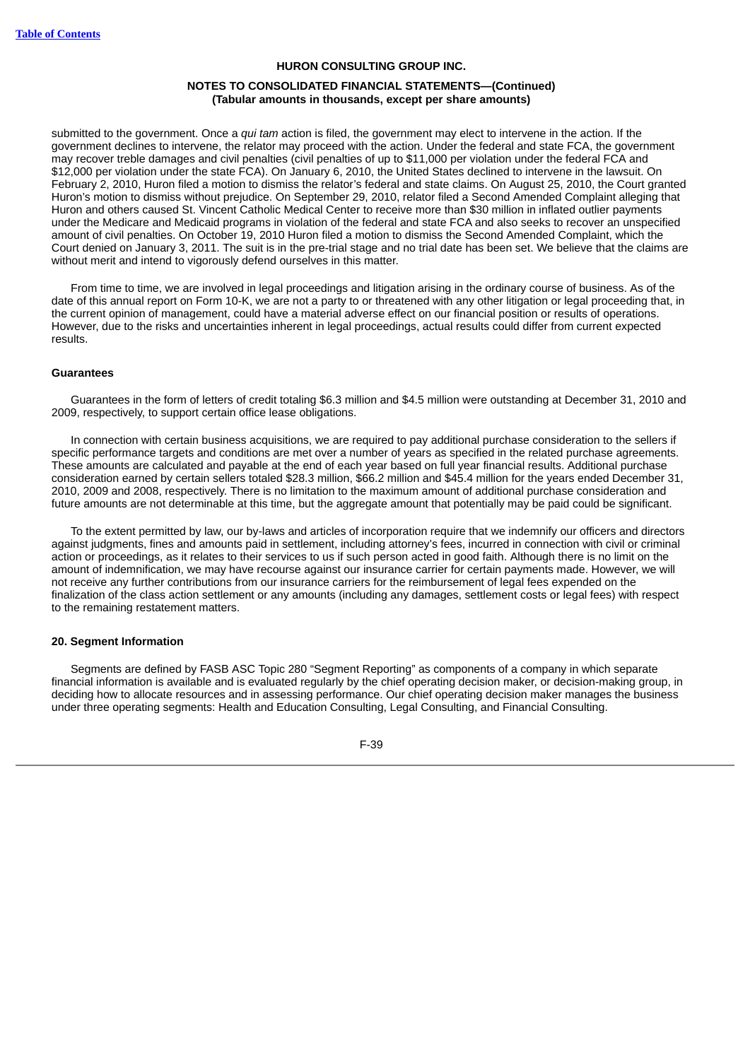submitted to the government. Once a *qui tam* action is filed, the government may elect to intervene in the action. If the government declines to intervene, the relator may proceed with the action. Under the federal and state FCA, the government may recover treble damages and civil penalties (civil penalties of up to $11,000 per violation under the federal FCA and $12,000 per violation under the state FCA). On January 6, 2010, the United States declined to intervene in the lawsuit. On February 2, 2010, Huron filed a motion to dismiss the relator's federal and state claims. On August 25, 2010, the Court granted Huron's motion to dismiss without prejudice. On September 29, 2010, relator filed a Second Amended Complaint alleging that Huron and others caused St. Vincent Catholic Medical Center to receive more than $30 million in inflated outlier payments under the Medicare and Medicaid programs in violation of the federal and state FCA and also seeks to recover an unspecified amount of civil penalties. On October 19, 2010 Huron filed a motion to dismiss the Second Amended Complaint, which the Court denied on January 3, 2011. The suit is in the pre-trial stage and no trial date has been set. We believe that the claims are without merit and intend to vigorously defend ourselves in this matter.

From time to time, we are involved in legal proceedings and litigation arising in the ordinary course of business. As of the date of this annual report on Form 10-K, we are not a party to or threatened with any other litigation or legal proceeding that, in the current opinion of management, could have a material adverse effect on our financial position or results of operations. However, due to the risks and uncertainties inherent in legal proceedings, actual results could differ from current expected results.

**Guarantees**

Guarantees in the form of letters of credit totaling $6.3 million and $4.5 million were outstanding at December 31, 2010 and 2009, respectively, to support certain office lease obligations.

In connection with certain business acquisitions, we are required to pay additional purchase consideration to the sellers if specific performance targets and conditions are met over a number of years as specified in the related purchase agreements. These amounts are calculated and payable at the end of each year based on full year financial results. Additional purchase consideration earned by certain sellers totaled $28.3 million, $66.2 million and $45.4 million for the years ended December 31, 2010, 2009 and 2008, respectively. There is no limitation to the maximum amount of additional purchase consideration and future amounts are not determinable at this time, but the aggregate amount that potentially may be paid could be significant.

To the extent permitted by law, our by-laws and articles of incorporation require that we indemnify our officers and directors against judgments, fines and amounts paid in settlement, including attorney's fees, incurred in connection with civil or criminal action or proceedings, as it relates to their services to us if such person acted in good faith. Although there is no limit on the amount of indemnification, we may have recourse against our insurance carrier for certain payments made. However, we will not receive any further contributions from our insurance carriers for the reimbursement of legal fees expended on the finalization of the class action settlement or any amounts (including any damages, settlement costs or legal fees) with respect to the remaining restatement matters.

**20. Segment Information**

Segments are defined by FASB ASC Topic 280 "Segment Reporting" as components of a company in which separate financial information is available and is evaluated regularly by the chief operating decision maker, or decision-making group, in deciding how to allocate resources and in assessing performance. Our chief operating decision maker manages the business under three operating segments: Health and Education Consulting, Legal Consulting, and Financial Consulting.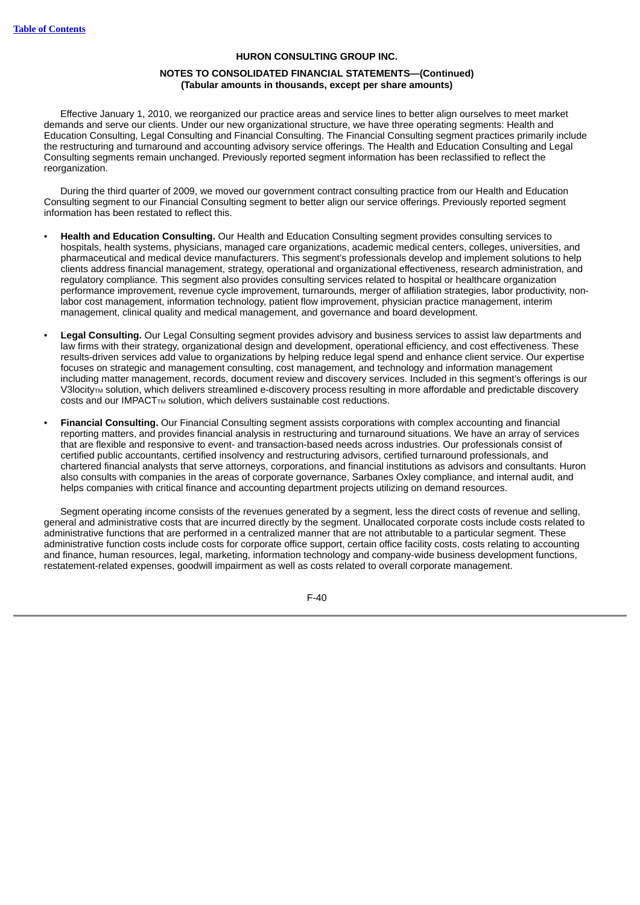**HURON CONSULTING GROUP INC.**

**NOTES TO CONSOLIDATED FINANCIAL STATEMENTS—(Continued)**
**(Tabular amounts in thousands, except per share amounts)**

Effective January 1, 2010, we reorganized our practice areas and service lines to better align ourselves to meet market demands and serve our clients. Under our new organizational structure, we have three operating segments: Health and Education Consulting, Legal Consulting and Financial Consulting. The Financial Consulting segment practices primarily include the restructuring and turnaround and accounting advisory service offerings. The Health and Education Consulting and Legal Consulting segments remain unchanged. Previously reported segment information has been reclassified to reflect the reorganization.

During the third quarter of 2009, we moved our government contract consulting practice from our Health and Education Consulting segment to our Financial Consulting segment to better align our service offerings. Previously reported segment information has been restated to reflect this.

- **Health and Education Consulting.** Our Health and Education Consulting segment provides consulting services to hospitals, health systems, physicians, managed care organizations, academic medical centers, colleges, universities, and pharmaceutical and medical device manufacturers. This segment's professionals develop and implement solutions to help clients address financial management, strategy, operational and organizational effectiveness, research administration, and regulatory compliance. This segment also provides consulting services related to hospital or healthcare organization performance improvement, revenue cycle improvement, turnarounds, merger of affiliation strategies, labor productivity, non-labor cost management, information technology, patient flow improvement, physician practice management, interim management, clinical quality and medical management, and governance and board development.
- **Legal Consulting.** Our Legal Consulting segment provides advisory and business services to assist law departments and law firms with their strategy, organizational design and development, operational efficiency, and cost effectiveness. These results-driven services add value to organizations by helping reduce legal spend and enhance client service. Our expertise focuses on strategic and management consulting, cost management, and technology and information management including matter management, records, document review and discovery services. Included in this segment's offerings is our V3locity™ solution, which delivers streamlined e-discovery process resulting in more affordable and predictable discovery costs and our IMPACT™ solution, which delivers sustainable cost reductions.
- **Financial Consulting.** Our Financial Consulting segment assists corporations with complex accounting and financial reporting matters, and provides financial analysis in restructuring and turnaround situations. We have an array of services that are flexible and responsive to event- and transaction-based needs across industries. Our professionals consist of certified public accountants, certified insolvency and restructuring advisors, certified turnaround professionals, and chartered financial analysts that serve attorneys, corporations, and financial institutions as advisors and consultants. Huron also consults with companies in the areas of corporate governance, Sarbanes Oxley compliance, and internal audit, and helps companies with critical finance and accounting department projects utilizing on demand resources.

Segment operating income consists of the revenues generated by a segment, less the direct costs of revenue and selling, general and administrative costs that are incurred directly by the segment. Unallocated corporate costs include costs related to administrative functions that are performed in a centralized manner that are not attributable to a particular segment. These administrative function costs include costs for corporate office support, certain office facility costs, costs relating to accounting and finance, human resources, legal, marketing, information technology and company-wide business development functions, restatement-related expenses, goodwill impairment as well as costs related to overall corporate management.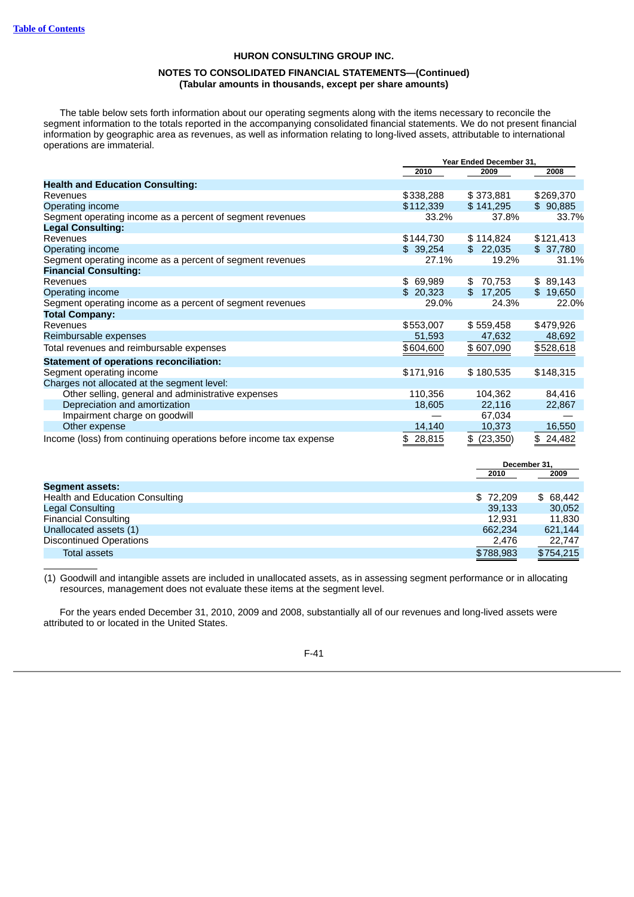**HURON CONSULTING GROUP INC.**

**NOTES TO CONSOLIDATED FINANCIAL STATEMENTS—(Continued)**
**(Tabular amounts in thousands, except per share amounts)**

The table below sets forth information about our operating segments along with the items necessary to reconcile the segment information to the totals reported in the accompanying consolidated financial statements. We do not present financial information by geographic area as revenues, as well as information relating to long-lived assets, attributable to international operations are immaterial.

| | Year Ended December 31, | | |
|---|---|---|---|
| | 2010 | 2009 | 2008 |
| **Health and Education Consulting:** | | | |
| Revenues | $338,288 | $ 373,881 | $269,370 |
| Operating income | $112,339 | $ 141,295 | $ 90,885 |
| Segment operating income as a percent of segment revenues | 33.2% | 37.8% | 33.7% |
| **Legal Consulting:** | | | |
| Revenues | $144,730 | $ 114,824 | $121,413 |
| Operating income | $ 39,254 | $ 22,035 | $ 37,780 |
| Segment operating income as a percent of segment revenues | 27.1% | 19.2% | 31.1% |
| **Financial Consulting:** | | | |
| Revenues | $ 69,989 | $ 70,753 | $ 89,143 |
| Operating income | $ 20,323 | $ 17,205 | $ 19,650 |
| Segment operating income as a percent of segment revenues | 29.0% | 24.3% | 22.0% |
| **Total Company:** | | | |
| Revenues | $553,007 | $ 559,458 | $479,926 |
| Reimbursable expenses | 51,593 | 47,632 | 48,692 |
| Total revenues and reimbursable expenses | $604,600 | $ 607,090 | $528,618 |
| **Statement of operations reconciliation:** | | | |
| Segment operating income | $171,916 | $ 180,535 | $148,315 |
| Charges not allocated at the segment level: | | | |
| Other selling, general and administrative expenses | 110,356 | 104,362 | 84,416 |
| Depreciation and amortization | 18,605 | 22,116 | 22,867 |
| Impairment charge on goodwill | — | 67,034 | — |
| Other expense | 14,140 | 10,373 | 16,550 |
| Income (loss) from continuing operations before income tax expense | $ 28,815 | $ (23,350) | $ 24,482 |

| | December 31, | |
|---|---|---|
| | 2010 | 2009 |
| **Segment assets:** | | |
| Health and Education Consulting | $ 72,209 | $ 68,442 |
| Legal Consulting | 39,133 | 30,052 |
| Financial Consulting | 12,931 | 11,830 |
| Unallocated assets (1) | 662,234 | 621,144 |
| Discontinued Operations | 2,476 | 22,747 |
| Total assets | $788,983 | $754,215 |

(1) Goodwill and intangible assets are included in unallocated assets, as in assessing segment performance or in allocating resources, management does not evaluate these items at the segment level.

For the years ended December 31, 2010, 2009 and 2008, substantially all of our revenues and long-lived assets were attributed to or located in the United States.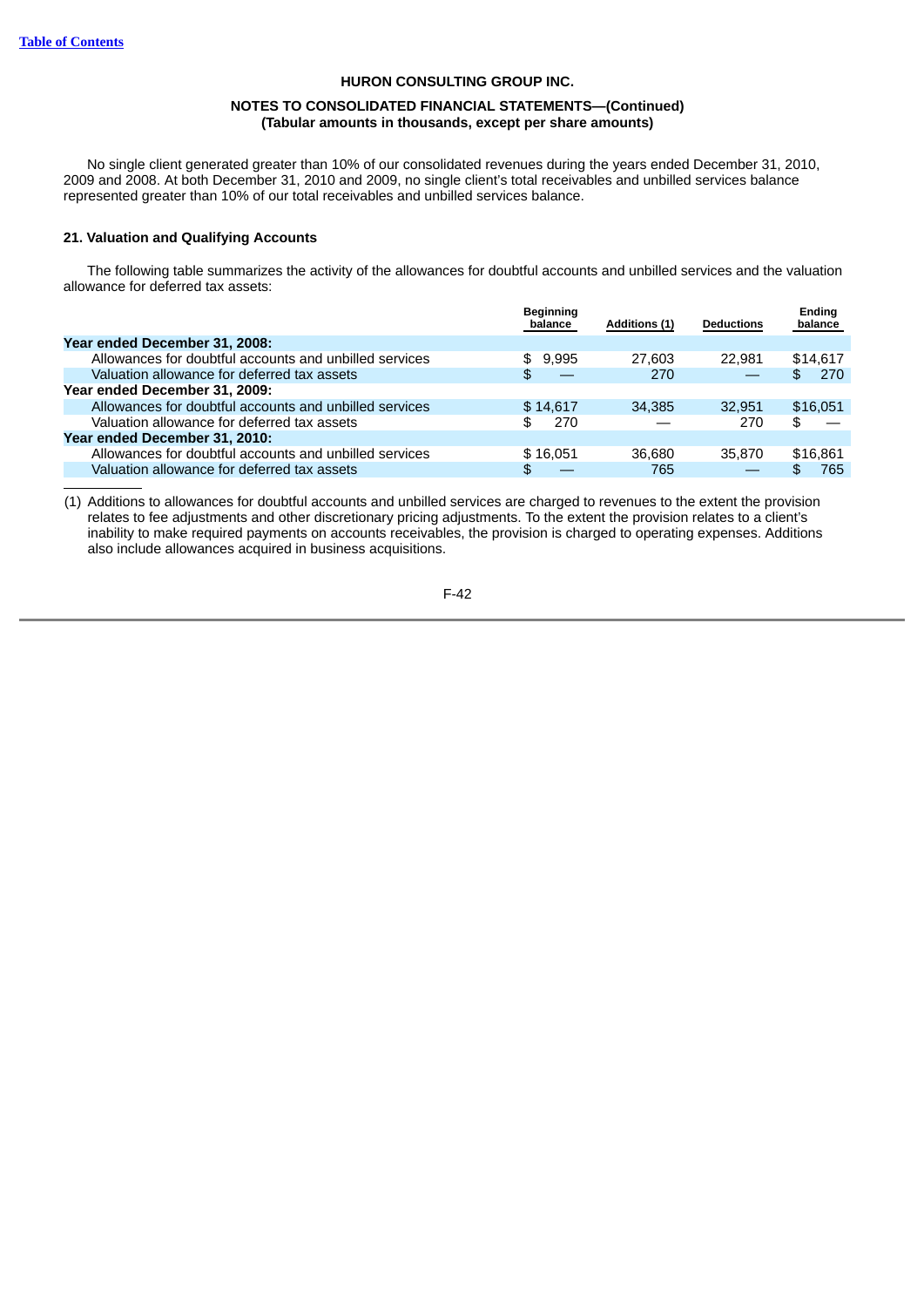No single client generated greater than 10% of our consolidated revenues during the years ended December 31, 2010, 2009 and 2008. At both December 31, 2010 and 2009, no single client's total receivables and unbilled services balance represented greater than 10% of our total receivables and unbilled services balance.

### 21. Valuation and Qualifying Accounts

The following table summarizes the activity of the allowances for doubtful accounts and unbilled services and the valuation allowance for deferred tax assets:

| | Beginning balance | Additions (1) | Deductions | Ending balance |
|---|---|---|---|---|
| **Year ended December 31, 2008:** | | | | |
| Allowances for doubtful accounts and unbilled services | $ 9,995 | 27,603 | 22,981 | $14,617 |
| Valuation allowance for deferred tax assets | $ — | 270 | — | $ 270 |
| **Year ended December 31, 2009:** | | | | |
| Allowances for doubtful accounts and unbilled services | $ 14,617 | 34,385 | 32,951 | $16,051 |
| Valuation allowance for deferred tax assets | $ 270 | — | 270 | $ — |
| **Year ended December 31, 2010:** | | | | |
| Allowances for doubtful accounts and unbilled services | $ 16,051 | 36,680 | 35,870 | $16,861 |
| Valuation allowance for deferred tax assets | $ — | 765 | — | $ 765 |

(1) Additions to allowances for doubtful accounts and unbilled services are charged to revenues to the extent the provision relates to fee adjustments and other discretionary pricing adjustments. To the extent the provision relates to a client's inability to make required payments on accounts receivables, the provision is charged to operating expenses. Additions also include allowances acquired in business acquisitions.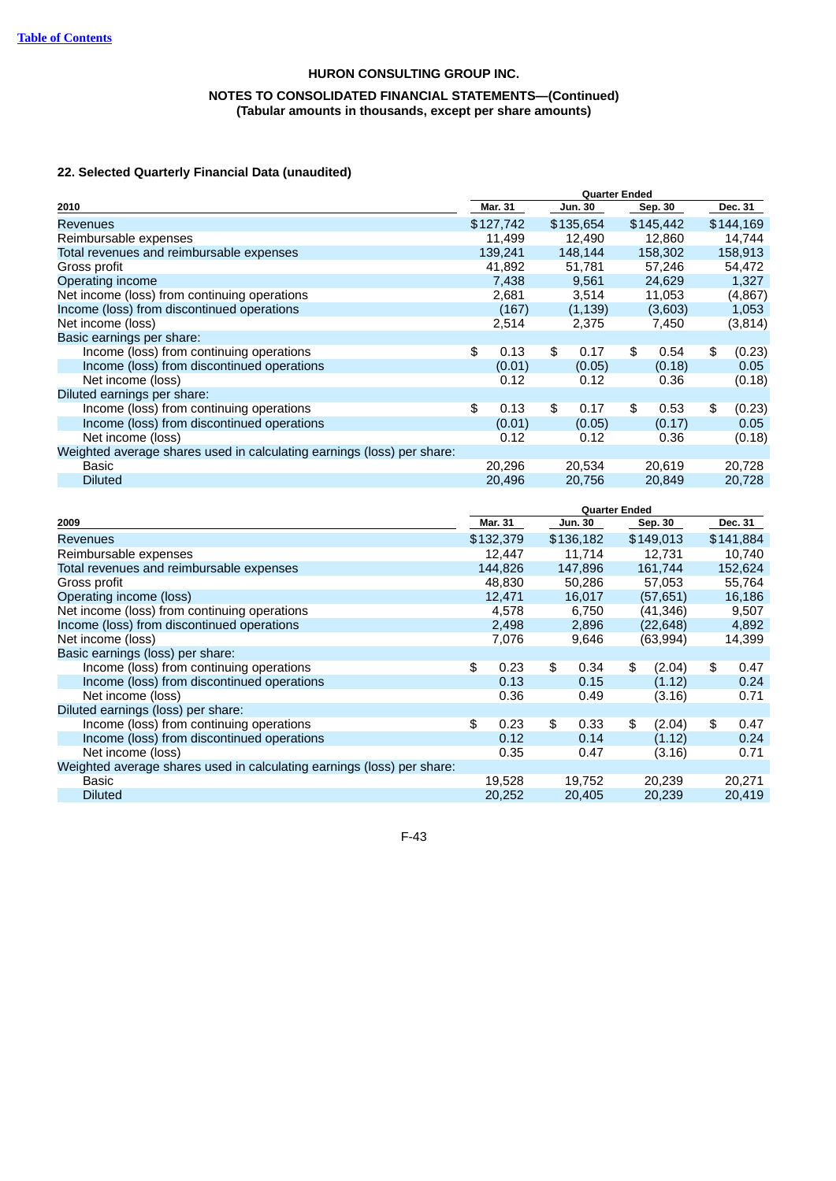[Table of Contents](#)

**HURON CONSULTING GROUP INC.**

**NOTES TO CONSOLIDATED FINANCIAL STATEMENTS—(Continued)**
**(Tabular amounts in thousands, except per share amounts)**

### 22. Selected Quarterly Financial Data (unaudited)

| | Quarter Ended | | | |
|---|---|---|---|---|
| **2010** | **Mar. 31** | **Jun. 30** | **Sep. 30** | **Dec. 31** |
| Revenues | $127,742 | $135,654 | $145,442 | $144,169 |
| Reimbursable expenses | 11,499 | 12,490 | 12,860 | 14,744 |
| Total revenues and reimbursable expenses | 139,241 | 148,144 | 158,302 | 158,913 |
| Gross profit | 41,892 | 51,781 | 57,246 | 54,472 |
| Operating income | 7,438 | 9,561 | 24,629 | 1,327 |
| Net income (loss) from continuing operations | 2,681 | 3,514 | 11,053 | (4,867) |
| Income (loss) from discontinued operations | (167) | (1,139) | (3,603) | 1,053 |
| Net income (loss) | 2,514 | 2,375 | 7,450 | (3,814) |
| Basic earnings per share: | | | | |
| Income (loss) from continuing operations | $ 0.13 | $ 0.17 | $ 0.54 | $ (0.23) |
| Income (loss) from discontinued operations | (0.01) | (0.05) | (0.18) | 0.05 |
| Net income (loss) | 0.12 | 0.12 | 0.36 | (0.18) |
| Diluted earnings per share: | | | | |
| Income (loss) from continuing operations | $ 0.13 | $ 0.17 | $ 0.53 | $ (0.23) |
| Income (loss) from discontinued operations | (0.01) | (0.05) | (0.17) | 0.05 |
| Net income (loss) | 0.12 | 0.12 | 0.36 | (0.18) |
| Weighted average shares used in calculating earnings (loss) per share: | | | | |
| Basic | 20,296 | 20,534 | 20,619 | 20,728 |
| Diluted | 20,496 | 20,756 | 20,849 | 20,728 |

| | Quarter Ended | | | |
|---|---|---|---|---|
| **2009** | **Mar. 31** | **Jun. 30** | **Sep. 30** | **Dec. 31** |
| Revenues | $132,379 | $136,182 | $149,013 | $141,884 |
| Reimbursable expenses | 12,447 | 11,714 | 12,731 | 10,740 |
| Total revenues and reimbursable expenses | 144,826 | 147,896 | 161,744 | 152,624 |
| Gross profit | 48,830 | 50,286 | 57,053 | 55,764 |
| Operating income (loss) | 12,471 | 16,017 | (57,651) | 16,186 |
| Net income (loss) from continuing operations | 4,578 | 6,750 | (41,346) | 9,507 |
| Income (loss) from discontinued operations | 2,498 | 2,896 | (22,648) | 4,892 |
| Net income (loss) | 7,076 | 9,646 | (63,994) | 14,399 |
| Basic earnings (loss) per share: | | | | |
| Income (loss) from continuing operations | $ 0.23 | $ 0.34 | $ (2.04) | $ 0.47 |
| Income (loss) from discontinued operations | 0.13 | 0.15 | (1.12) | 0.24 |
| Net income (loss) | 0.36 | 0.49 | (3.16) | 0.71 |
| Diluted earnings (loss) per share: | | | | |
| Income (loss) from continuing operations | $ 0.23 | $ 0.33 | $ (2.04) | $ 0.47 |
| Income (loss) from discontinued operations | 0.12 | 0.14 | (1.12) | 0.24 |
| Net income (loss) | 0.35 | 0.47 | (3.16) | 0.71 |
| Weighted average shares used in calculating earnings (loss) per share: | | | | |
| Basic | 19,528 | 19,752 | 20,239 | 20,271 |
| Diluted | 20,252 | 20,405 | 20,239 | 20,419 |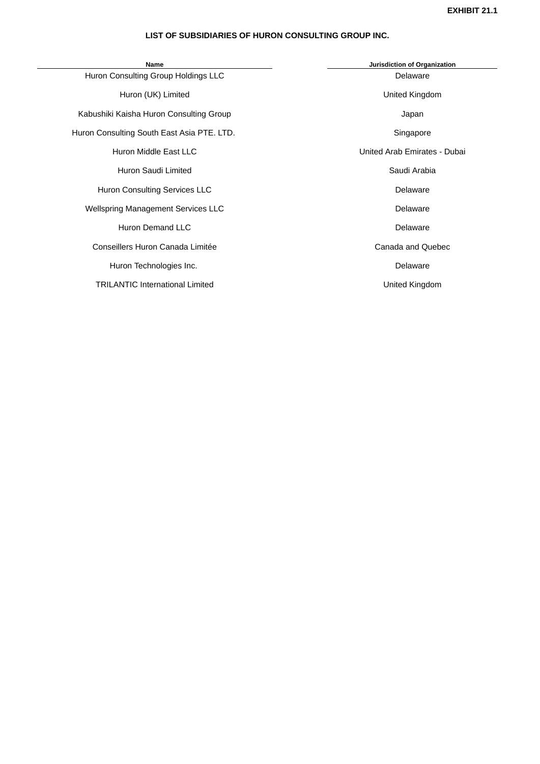**EXHIBIT 21.1**

# LIST OF SUBSIDIARIES OF HURON CONSULTING GROUP INC.

| Name | Jurisdiction of Organization |
|---|---|
| Huron Consulting Group Holdings LLC | Delaware |
| Huron (UK) Limited | United Kingdom |
| Kabushiki Kaisha Huron Consulting Group | Japan |
| Huron Consulting South East Asia PTE. LTD. | Singapore |
| Huron Middle East LLC | United Arab Emirates - Dubai |
| Huron Saudi Limited | Saudi Arabia |
| Huron Consulting Services LLC | Delaware |
| Wellspring Management Services LLC | Delaware |
| Huron Demand LLC | Delaware |
| Conseillers Huron Canada Limitée | Canada and Quebec |
| Huron Technologies Inc. | Delaware |
| TRILANTIC International Limited | United Kingdom |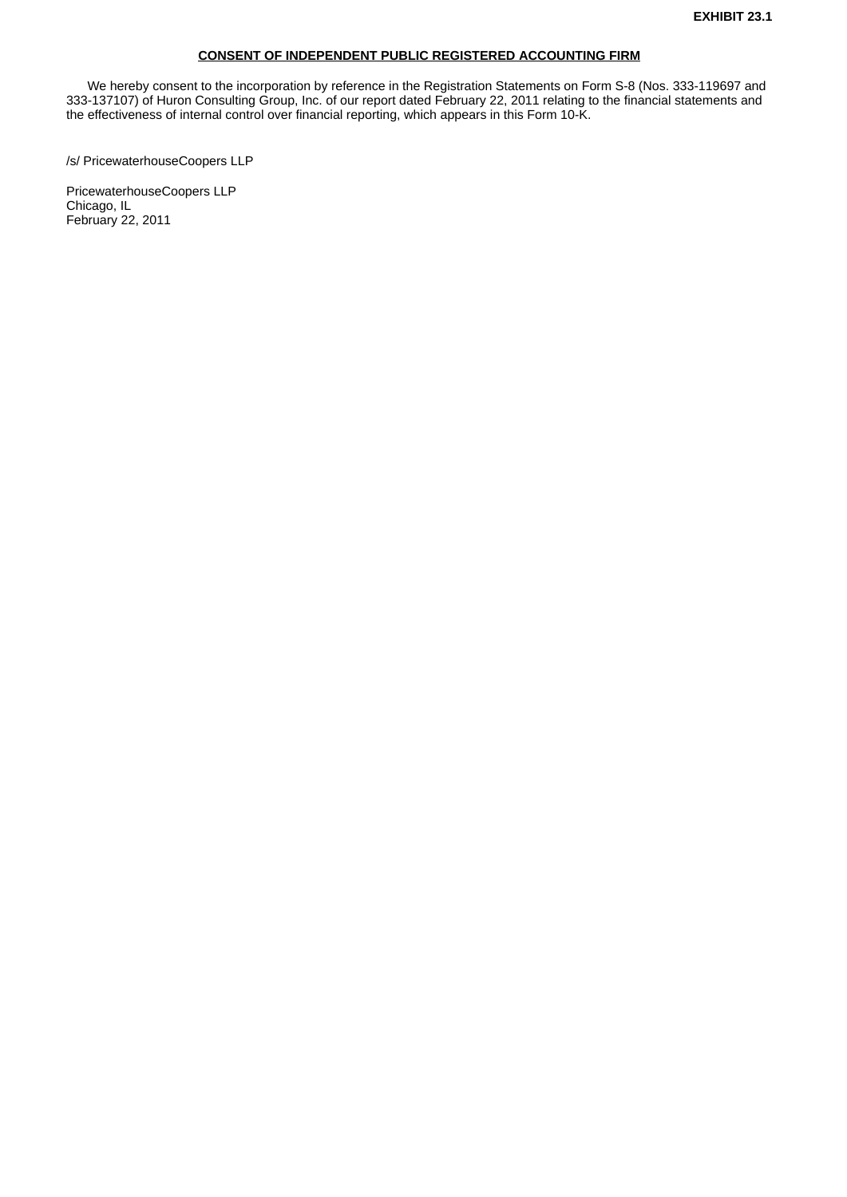**EXHIBIT 23.1**

## CONSENT OF INDEPENDENT PUBLIC REGISTERED ACCOUNTING FIRM

We hereby consent to the incorporation by reference in the Registration Statements on Form S-8 (Nos. 333-119697 and 333-137107) of Huron Consulting Group, Inc. of our report dated February 22, 2011 relating to the financial statements and the effectiveness of internal control over financial reporting, which appears in this Form 10-K.

/s/ PricewaterhouseCoopers LLP

PricewaterhouseCoopers LLP
Chicago, IL
February 22, 2011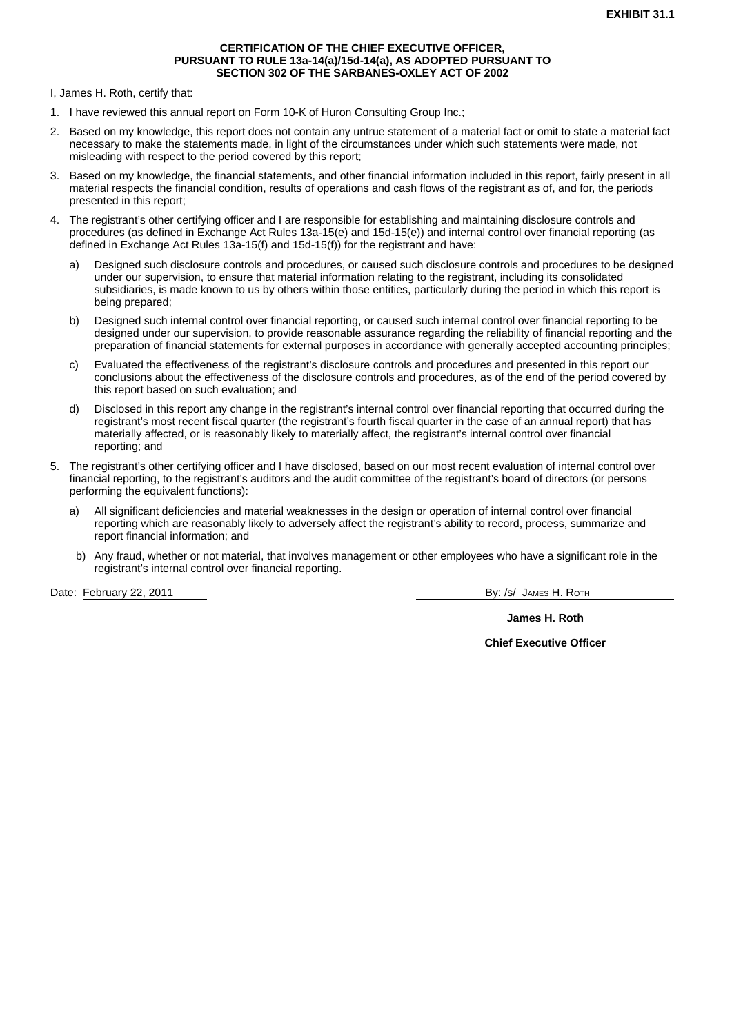**EXHIBIT 31.1**

**CERTIFICATION OF THE CHIEF EXECUTIVE OFFICER,**
**PURSUANT TO RULE 13a-14(a)/15d-14(a), AS ADOPTED PURSUANT TO**
**SECTION 302 OF THE SARBANES-OXLEY ACT OF 2002**

I, James H. Roth, certify that:

1. I have reviewed this annual report on Form 10-K of Huron Consulting Group Inc.;

2. Based on my knowledge, this report does not contain any untrue statement of a material fact or omit to state a material fact necessary to make the statements made, in light of the circumstances under which such statements were made, not misleading with respect to the period covered by this report;

3. Based on my knowledge, the financial statements, and other financial information included in this report, fairly present in all material respects the financial condition, results of operations and cash flows of the registrant as of, and for, the periods presented in this report;

4. The registrant's other certifying officer and I are responsible for establishing and maintaining disclosure controls and procedures (as defined in Exchange Act Rules 13a-15(e) and 15d-15(e)) and internal control over financial reporting (as defined in Exchange Act Rules 13a-15(f) and 15d-15(f)) for the registrant and have:

   a) Designed such disclosure controls and procedures, or caused such disclosure controls and procedures to be designed under our supervision, to ensure that material information relating to the registrant, including its consolidated subsidiaries, is made known to us by others within those entities, particularly during the period in which this report is being prepared;

   b) Designed such internal control over financial reporting, or caused such internal control over financial reporting to be designed under our supervision, to provide reasonable assurance regarding the reliability of financial reporting and the preparation of financial statements for external purposes in accordance with generally accepted accounting principles;

   c) Evaluated the effectiveness of the registrant's disclosure controls and procedures and presented in this report our conclusions about the effectiveness of the disclosure controls and procedures, as of the end of the period covered by this report based on such evaluation; and

   d) Disclosed in this report any change in the registrant's internal control over financial reporting that occurred during the registrant's most recent fiscal quarter (the registrant's fourth fiscal quarter in the case of an annual report) that has materially affected, or is reasonably likely to materially affect, the registrant's internal control over financial reporting; and

5. The registrant's other certifying officer and I have disclosed, based on our most recent evaluation of internal control over financial reporting, to the registrant's auditors and the audit committee of the registrant's board of directors (or persons performing the equivalent functions):

   a) All significant deficiencies and material weaknesses in the design or operation of internal control over financial reporting which are reasonably likely to adversely affect the registrant's ability to record, process, summarize and report financial information; and

   b) Any fraud, whether or not material, that involves management or other employees who have a significant role in the registrant's internal control over financial reporting.

Date: February 22, 2011

By: /s/ JAMES H. ROTH

**James H. Roth**

**Chief Executive Officer**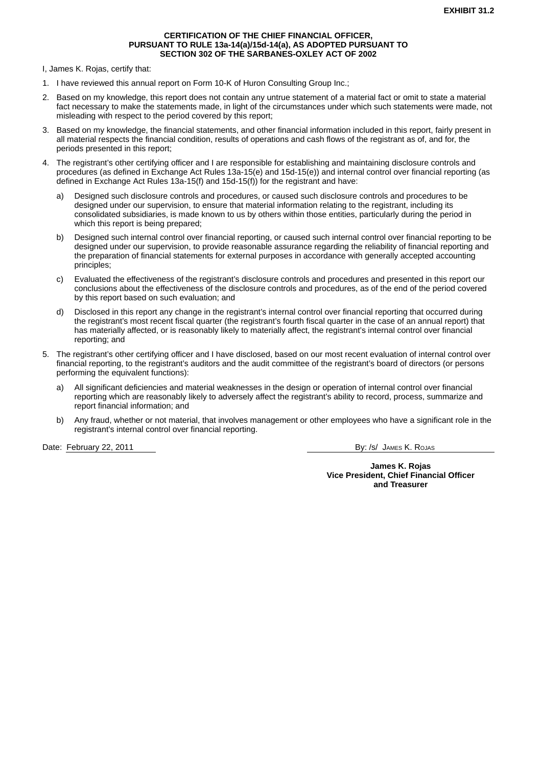**EXHIBIT 31.2**

**CERTIFICATION OF THE CHIEF FINANCIAL OFFICER,
PURSUANT TO RULE 13a-14(a)/15d-14(a), AS ADOPTED PURSUANT TO
SECTION 302 OF THE SARBANES-OXLEY ACT OF 2002**

I, James K. Rojas, certify that:

1. I have reviewed this annual report on Form 10-K of Huron Consulting Group Inc.;
2. Based on my knowledge, this report does not contain any untrue statement of a material fact or omit to state a material fact necessary to make the statements made, in light of the circumstances under which such statements were made, not misleading with respect to the period covered by this report;
3. Based on my knowledge, the financial statements, and other financial information included in this report, fairly present in all material respects the financial condition, results of operations and cash flows of the registrant as of, and for, the periods presented in this report;
4. The registrant's other certifying officer and I are responsible for establishing and maintaining disclosure controls and procedures (as defined in Exchange Act Rules 13a-15(e) and 15d-15(e)) and internal control over financial reporting (as defined in Exchange Act Rules 13a-15(f) and 15d-15(f)) for the registrant and have:
   a) Designed such disclosure controls and procedures, or caused such disclosure controls and procedures to be designed under our supervision, to ensure that material information relating to the registrant, including its consolidated subsidiaries, is made known to us by others within those entities, particularly during the period in which this report is being prepared;
   b) Designed such internal control over financial reporting, or caused such internal control over financial reporting to be designed under our supervision, to provide reasonable assurance regarding the reliability of financial reporting and the preparation of financial statements for external purposes in accordance with generally accepted accounting principles;
   c) Evaluated the effectiveness of the registrant's disclosure controls and procedures and presented in this report our conclusions about the effectiveness of the disclosure controls and procedures, as of the end of the period covered by this report based on such evaluation; and
   d) Disclosed in this report any change in the registrant's internal control over financial reporting that occurred during the registrant's most recent fiscal quarter (the registrant's fourth fiscal quarter in the case of an annual report) that has materially affected, or is reasonably likely to materially affect, the registrant's internal control over financial reporting; and
5. The registrant's other certifying officer and I have disclosed, based on our most recent evaluation of internal control over financial reporting, to the registrant's auditors and the audit committee of the registrant's board of directors (or persons performing the equivalent functions):
   a) All significant deficiencies and material weaknesses in the design or operation of internal control over financial reporting which are reasonably likely to adversely affect the registrant's ability to record, process, summarize and report financial information; and
   b) Any fraud, whether or not material, that involves management or other employees who have a significant role in the registrant's internal control over financial reporting.

Date: February 22, 2011

By: /s/ James K. Rojas

**James K. Rojas
Vice President, Chief Financial Officer
and Treasurer**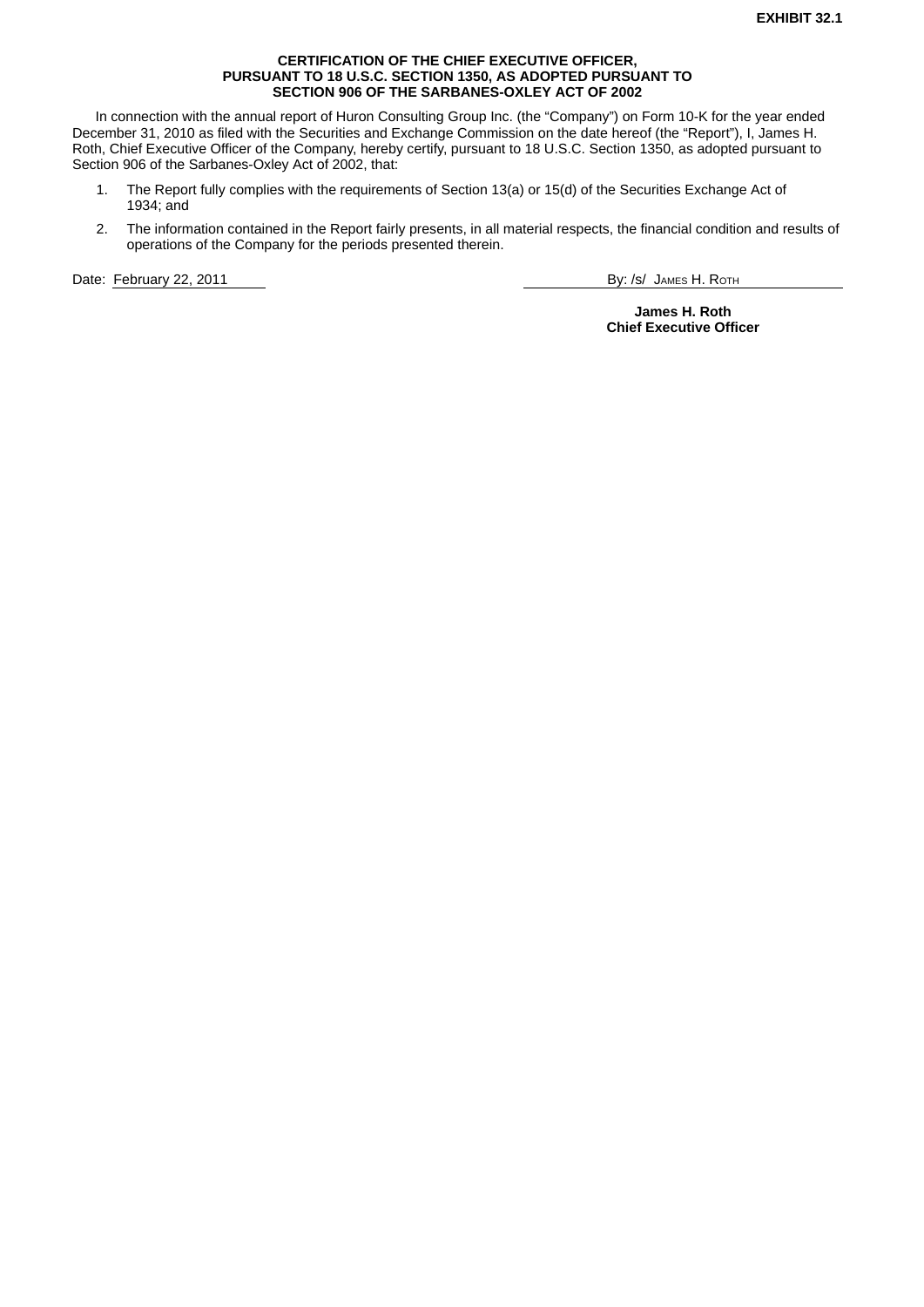**EXHIBIT 32.1**

**CERTIFICATION OF THE CHIEF EXECUTIVE OFFICER, PURSUANT TO 18 U.S.C. SECTION 1350, AS ADOPTED PURSUANT TO SECTION 906 OF THE SARBANES-OXLEY ACT OF 2002**

In connection with the annual report of Huron Consulting Group Inc. (the "Company") on Form 10-K for the year ended December 31, 2010 as filed with the Securities and Exchange Commission on the date hereof (the "Report"), I, James H. Roth, Chief Executive Officer of the Company, hereby certify, pursuant to 18 U.S.C. Section 1350, as adopted pursuant to Section 906 of the Sarbanes-Oxley Act of 2002, that:

1. The Report fully complies with the requirements of Section 13(a) or 15(d) of the Securities Exchange Act of 1934; and
2. The information contained in the Report fairly presents, in all material respects, the financial condition and results of operations of the Company for the periods presented therein.

Date: February 22, 2011

By: /s/ JAMES H. ROTH

**James H. Roth**
**Chief Executive Officer**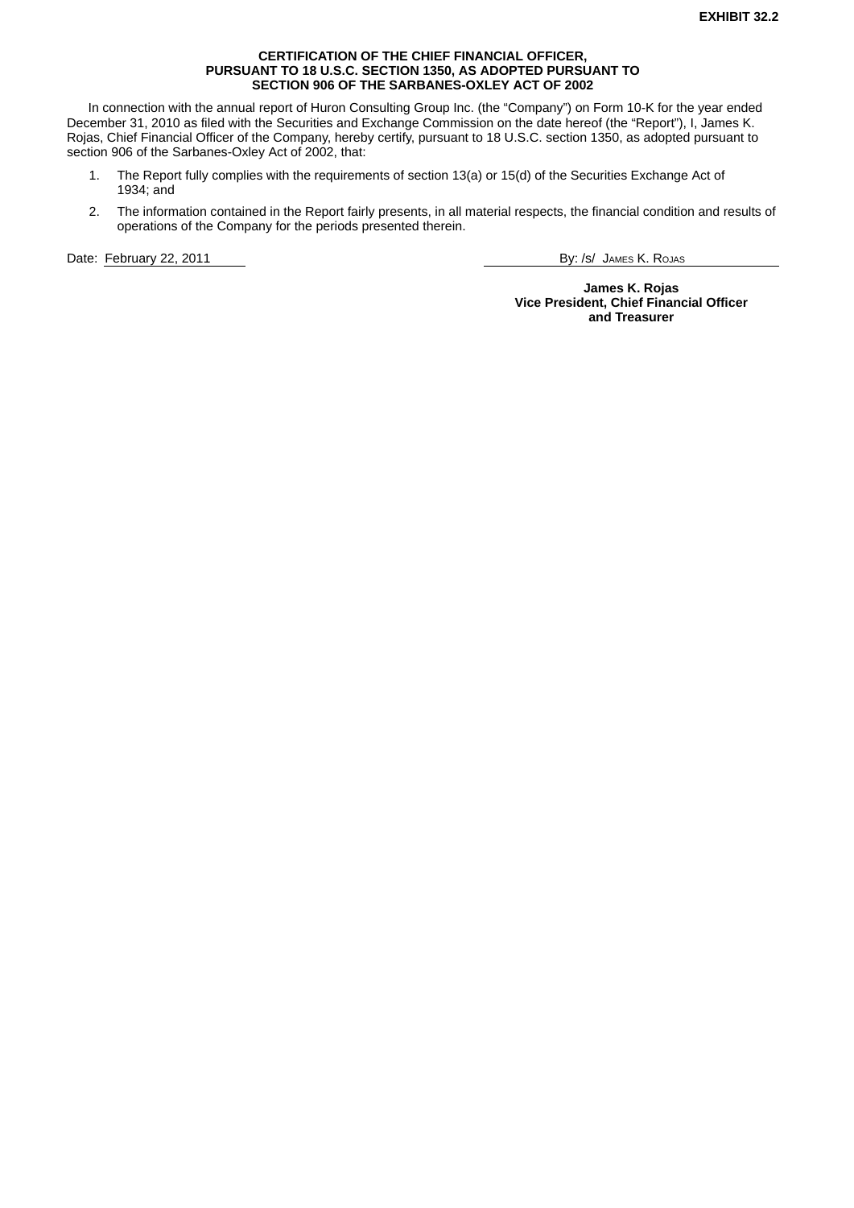**EXHIBIT 32.2**

**CERTIFICATION OF THE CHIEF FINANCIAL OFFICER,
PURSUANT TO 18 U.S.C. SECTION 1350, AS ADOPTED PURSUANT TO
SECTION 906 OF THE SARBANES-OXLEY ACT OF 2002**

In connection with the annual report of Huron Consulting Group Inc. (the "Company") on Form 10-K for the year ended December 31, 2010 as filed with the Securities and Exchange Commission on the date hereof (the "Report"), I, James K. Rojas, Chief Financial Officer of the Company, hereby certify, pursuant to 18 U.S.C. section 1350, as adopted pursuant to section 906 of the Sarbanes-Oxley Act of 2002, that:

1. The Report fully complies with the requirements of section 13(a) or 15(d) of the Securities Exchange Act of 1934; and
2. The information contained in the Report fairly presents, in all material respects, the financial condition and results of operations of the Company for the periods presented therein.

Date: February 22, 2011

By: /s/ JAMES K. ROJAS

**James K. Rojas**
**Vice President, Chief Financial Officer and Treasurer**